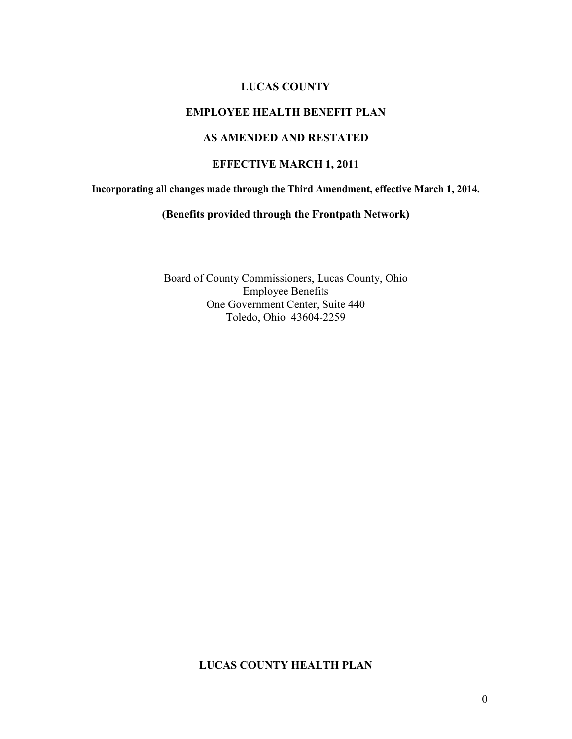# LUCAS COUNTY

# EMPLOYEE HEALTH BENEFIT PLAN

# AS AMENDED AND RESTATED

# EFFECTIVE MARCH 1, 2011

**Incorporating all changes made through the Third Amendment, effective March 1, 2014.**

**(Benefits provided through the Frontpath Network)**

Board of County Commissioners, Lucas County, Ohio
Employee Benefits
One Government Center, Suite 440
Toledo, Ohio 43604-2259

**LUCAS COUNTY HEALTH PLAN**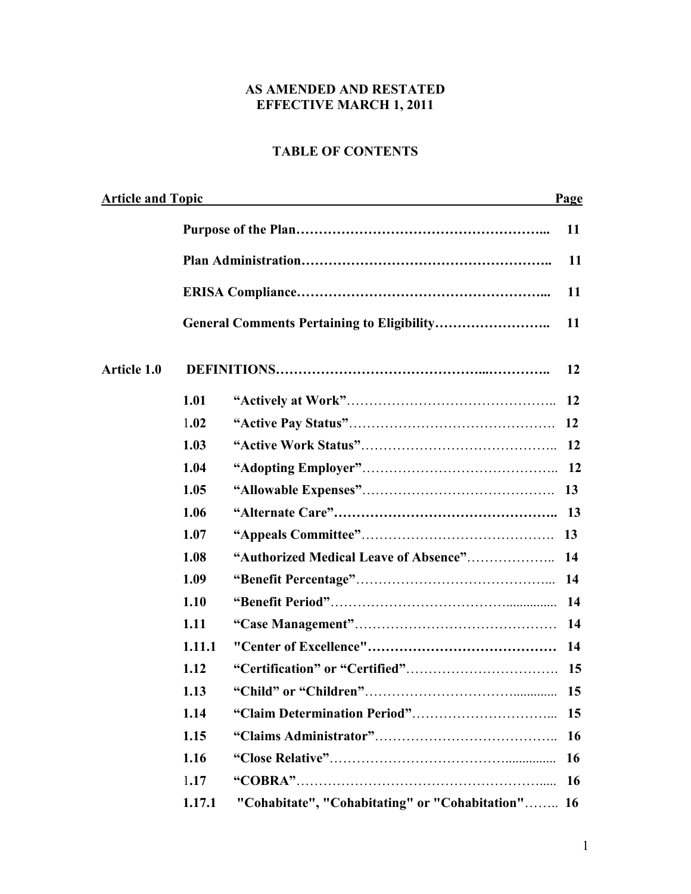**AS AMENDED AND RESTATED**
**EFFECTIVE MARCH 1, 2011**

## TABLE OF CONTENTS

| Article and Topic | | | Page |
|---|---|---|---|
| | **Purpose of the Plan** | | **11** |
| | **Plan Administration** | | **11** |
| | **ERISA Compliance** | | **11** |
| | **General Comments Pertaining to Eligibility** | | **11** |
| **Article 1.0** | **DEFINITIONS** | | **12** |
| | **1.01** | **"Actively at Work"** | **12** |
| | **1.02** | **"Active Pay Status"** | **12** |
| | **1.03** | **"Active Work Status"** | **12** |
| | **1.04** | **"Adopting Employer"** | **12** |
| | **1.05** | **"Allowable Expenses"** | **13** |
| | **1.06** | **"Alternate Care"** | **13** |
| | **1.07** | **"Appeals Committee"** | **13** |
| | **1.08** | **"Authorized Medical Leave of Absence"** | **14** |
| | **1.09** | **"Benefit Percentage"** | **14** |
| | **1.10** | **"Benefit Period"** | **14** |
| | **1.11** | **"Case Management"** | **14** |
| | **1.11.1** | **"Center of Excellence"** | **14** |
| | **1.12** | **"Certification" or "Certified"** | **15** |
| | **1.13** | **"Child" or "Children"** | **15** |
| | **1.14** | **"Claim Determination Period"** | **15** |
| | **1.15** | **"Claims Administrator"** | **16** |
| | **1.16** | **"Close Relative"** | **16** |
| | **1.17** | **"COBRA"** | **16** |
| | **1.17.1** | **"Cohabitate", "Cohabitating" or "Cohabitation"** | **16** |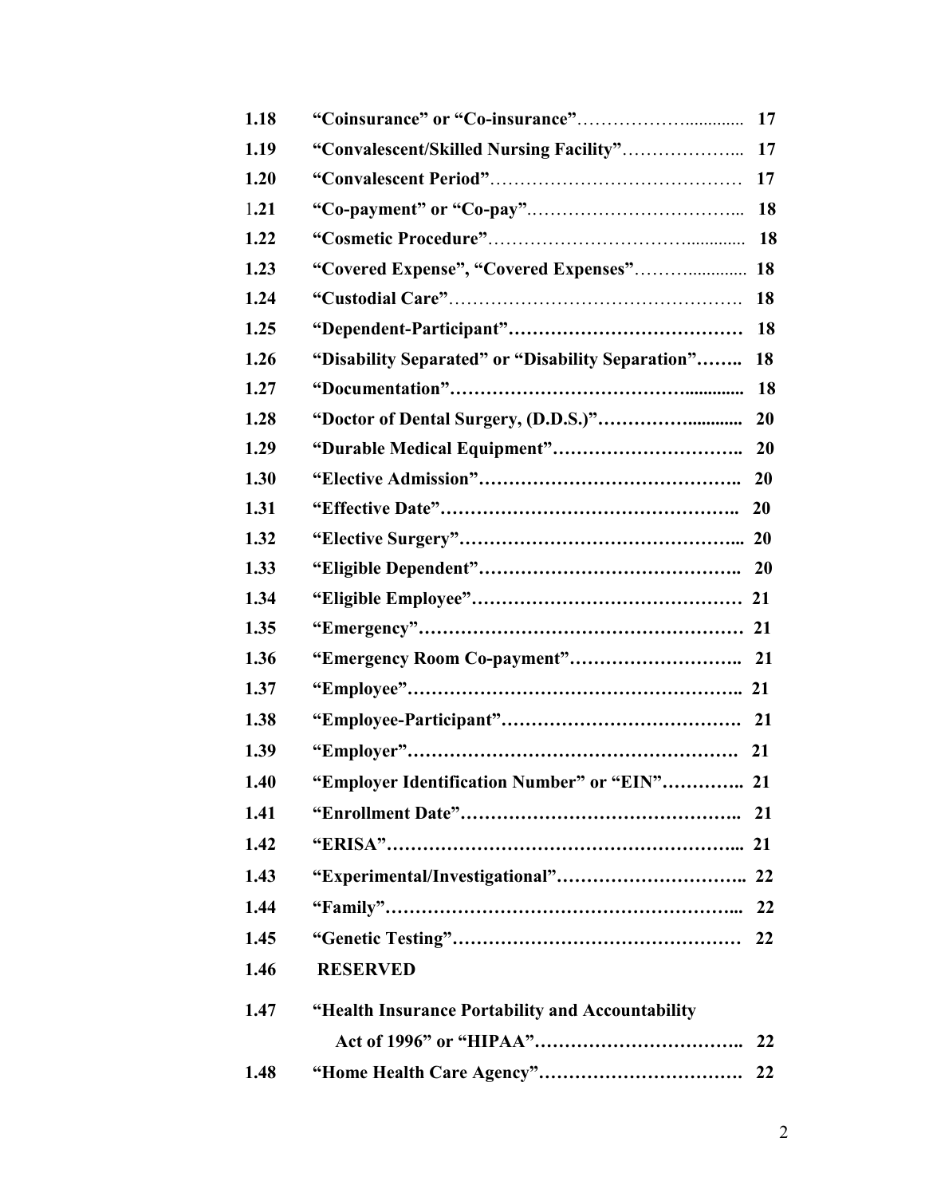| | | |
|---|---|---|
| 1.18 | "Coinsurance" or "Co-insurance" | 17 |
| 1.19 | "Convalescent/Skilled Nursing Facility" | 17 |
| 1.20 | "Convalescent Period" | 17 |
| 1.21 | "Co-payment" or "Co-pay" | 18 |
| 1.22 | "Cosmetic Procedure" | 18 |
| 1.23 | "Covered Expense", "Covered Expenses" | 18 |
| 1.24 | "Custodial Care" | 18 |
| 1.25 | "Dependent-Participant" | 18 |
| 1.26 | "Disability Separated" or "Disability Separation" | 18 |
| 1.27 | "Documentation" | 18 |
| 1.28 | "Doctor of Dental Surgery, (D.D.S.)" | 20 |
| 1.29 | "Durable Medical Equipment" | 20 |
| 1.30 | "Elective Admission" | 20 |
| 1.31 | "Effective Date" | 20 |
| 1.32 | "Elective Surgery" | 20 |
| 1.33 | "Eligible Dependent" | 20 |
| 1.34 | "Eligible Employee" | 21 |
| 1.35 | "Emergency" | 21 |
| 1.36 | "Emergency Room Co-payment" | 21 |
| 1.37 | "Employee" | 21 |
| 1.38 | "Employee-Participant" | 21 |
| 1.39 | "Employer" | 21 |
| 1.40 | "Employer Identification Number" or "EIN" | 21 |
| 1.41 | "Enrollment Date" | 21 |
| 1.42 | "ERISA" | 21 |
| 1.43 | "Experimental/Investigational" | 22 |
| 1.44 | "Family" | 22 |
| 1.45 | "Genetic Testing" | 22 |
| 1.46 | RESERVED | |
| 1.47 | "Health Insurance Portability and Accountability Act of 1996" or "HIPAA" | 22 |
| 1.48 | "Home Health Care Agency" | 22 |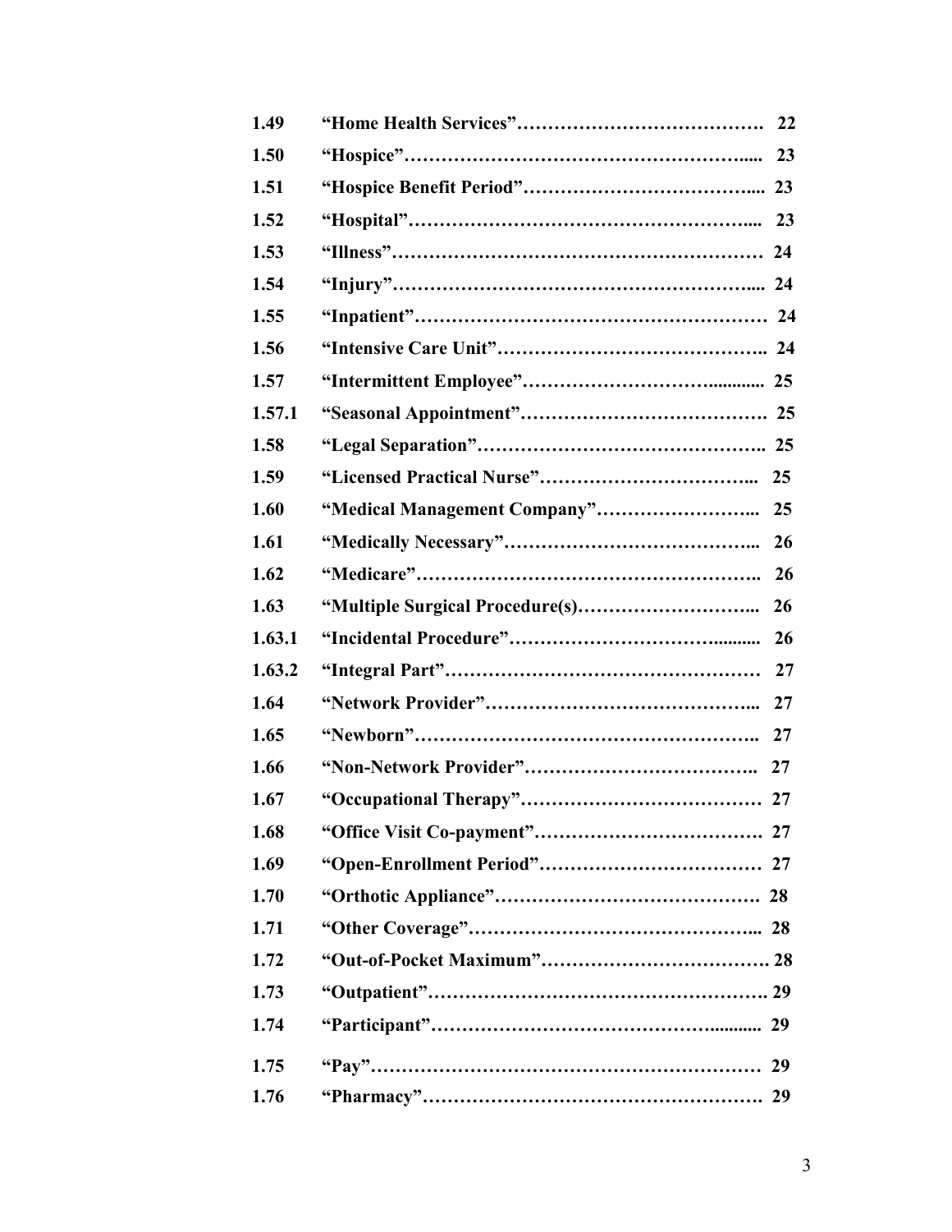| | | |
|---|---|---|
| **1.49** | **"Home Health Services"** | **22** |
| **1.50** | **"Hospice"** | **23** |
| **1.51** | **"Hospice Benefit Period"** | **23** |
| **1.52** | **"Hospital"** | **23** |
| **1.53** | **"Illness"** | **24** |
| **1.54** | **"Injury"** | **24** |
| **1.55** | **"Inpatient"** | **24** |
| **1.56** | **"Intensive Care Unit"** | **24** |
| **1.57** | **"Intermittent Employee"** | **25** |
| **1.57.1** | **"Seasonal Appointment"** | **25** |
| **1.58** | **"Legal Separation"** | **25** |
| **1.59** | **"Licensed Practical Nurse"** | **25** |
| **1.60** | **"Medical Management Company"** | **25** |
| **1.61** | **"Medically Necessary"** | **26** |
| **1.62** | **"Medicare"** | **26** |
| **1.63** | **"Multiple Surgical Procedure(s)** | **26** |
| **1.63.1** | **"Incidental Procedure"** | **26** |
| **1.63.2** | **"Integral Part"** | **27** |
| **1.64** | **"Network Provider"** | **27** |
| **1.65** | **"Newborn"** | **27** |
| **1.66** | **"Non-Network Provider"** | **27** |
| **1.67** | **"Occupational Therapy"** | **27** |
| **1.68** | **"Office Visit Co-payment"** | **27** |
| **1.69** | **"Open-Enrollment Period"** | **27** |
| **1.70** | **"Orthotic Appliance"** | **28** |
| **1.71** | **"Other Coverage"** | **28** |
| **1.72** | **"Out-of-Pocket Maximum"** | **28** |
| **1.73** | **"Outpatient"** | **29** |
| **1.74** | **"Participant"** | **29** |
| **1.75** | **"Pay"** | **29** |
| **1.76** | **"Pharmacy"** | **29** |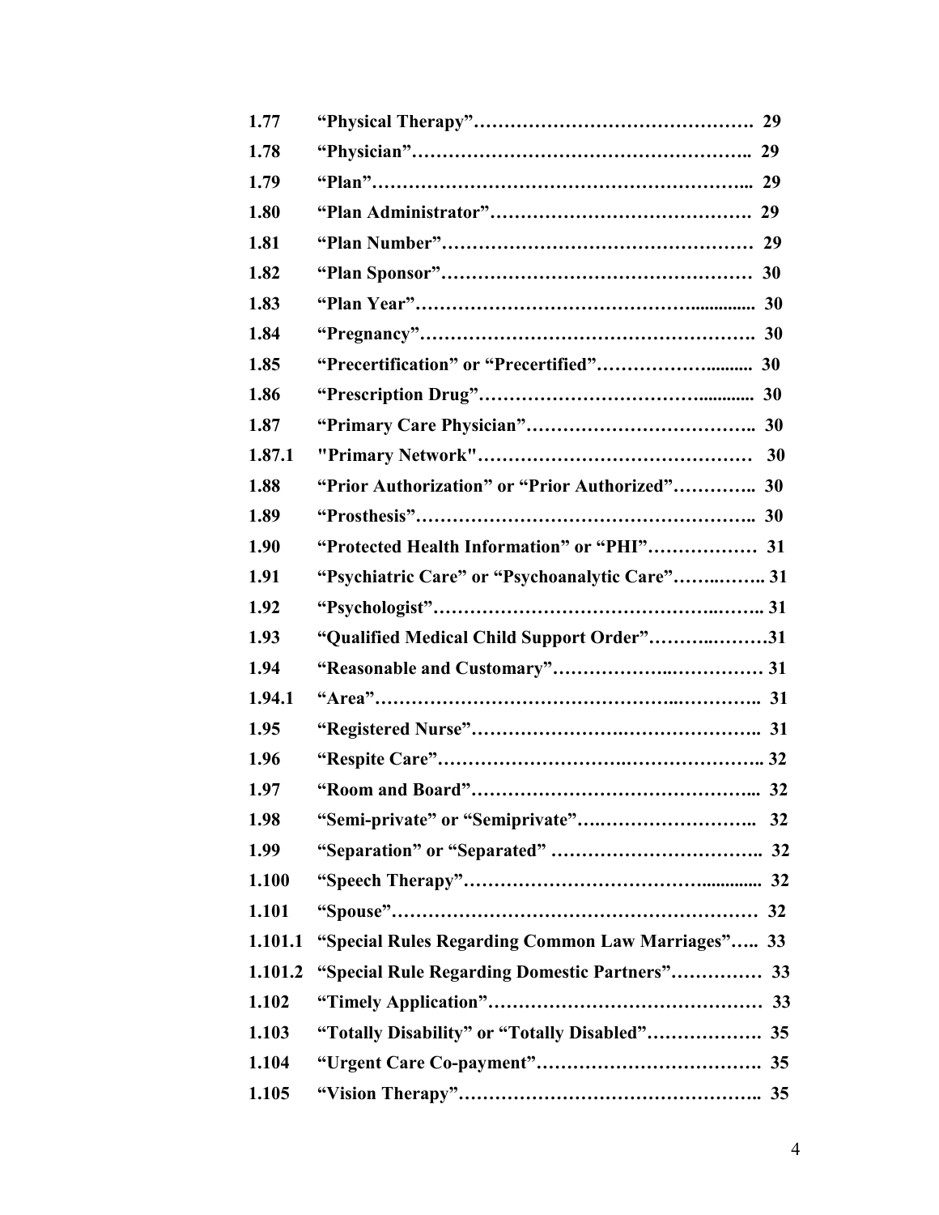| | | |
|---|---|---|
| **1.77** | **“Physical Therapy”** | **29** |
| **1.78** | **“Physician”** | **29** |
| **1.79** | **“Plan”** | **29** |
| **1.80** | **“Plan Administrator”** | **29** |
| **1.81** | **“Plan Number”** | **29** |
| **1.82** | **“Plan Sponsor”** | **30** |
| **1.83** | **“Plan Year”** | **30** |
| **1.84** | **“Pregnancy”** | **30** |
| **1.85** | **“Precertification” or “Precertified”** | **30** |
| **1.86** | **“Prescription Drug”** | **30** |
| **1.87** | **“Primary Care Physician”** | **30** |
| **1.87.1** | **"Primary Network"** | **30** |
| **1.88** | **“Prior Authorization” or “Prior Authorized”** | **30** |
| **1.89** | **“Prosthesis”** | **30** |
| **1.90** | **“Protected Health Information” or “PHI”** | **31** |
| **1.91** | **“Psychiatric Care” or “Psychoanalytic Care”** | **31** |
| **1.92** | **“Psychologist”** | **31** |
| **1.93** | **“Qualified Medical Child Support Order”** | **31** |
| **1.94** | **“Reasonable and Customary”** | **31** |
| **1.94.1** | **“Area”** | **31** |
| **1.95** | **“Registered Nurse”** | **31** |
| **1.96** | **“Respite Care”** | **32** |
| **1.97** | **“Room and Board”** | **32** |
| **1.98** | **“Semi-private” or “Semiprivate”** | **32** |
| **1.99** | **“Separation” or “Separated”** | **32** |
| **1.100** | **“Speech Therapy”** | **32** |
| **1.101** | **“Spouse”** | **32** |
| **1.101.1** | **“Special Rules Regarding Common Law Marriages”** | **33** |
| **1.101.2** | **“Special Rule Regarding Domestic Partners”** | **33** |
| **1.102** | **“Timely Application”** | **33** |
| **1.103** | **“Totally Disability” or “Totally Disabled”** | **35** |
| **1.104** | **“Urgent Care Co-payment”** | **35** |
| **1.105** | **“Vision Therapy”** | **35** |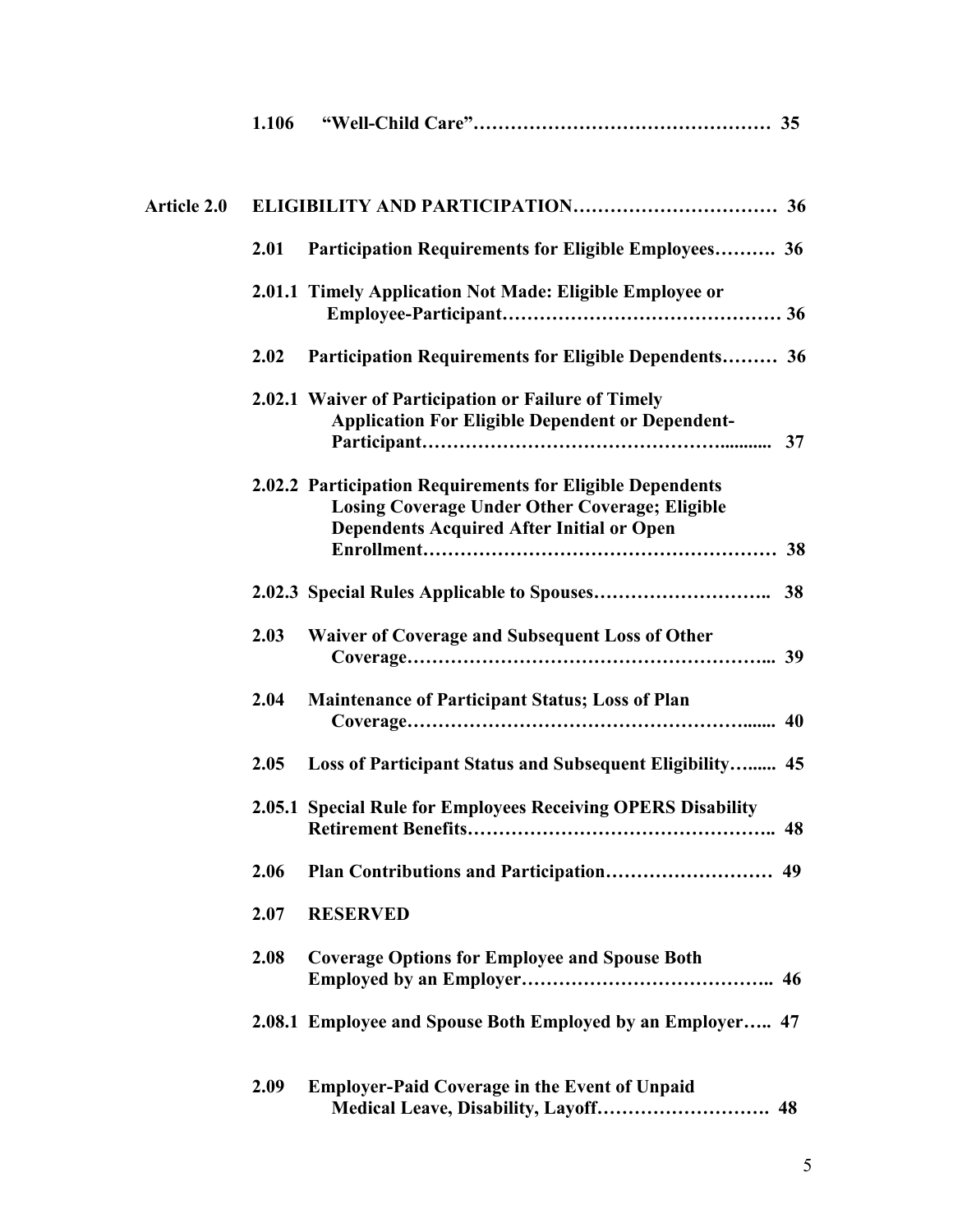| | | | |
|---|---|---|---|
| | **1.106** | **"Well-Child Care"…………………………………………** | **35** |
| **Article 2.0** | **ELIGIBILITY AND PARTICIPATION……………………………** | | **36** |
| | **2.01** | **Participation Requirements for Eligible Employees……….** | **36** |
| | **2.01.1** | **Timely Application Not Made: Eligible Employee or Employee-Participant………………………………………** | **36** |
| | **2.02** | **Participation Requirements for Eligible Dependents………** | **36** |
| | **2.02.1** | **Waiver of Participation or Failure of Timely Application For Eligible Dependent or Dependent-Participant……………………………………….........** | **37** |
| | **2.02.2** | **Participation Requirements for Eligible Dependents Losing Coverage Under Other Coverage; Eligible Dependents Acquired After Initial or Open Enrollment…………………………………………………** | **38** |
| | **2.02.3** | **Special Rules Applicable to Spouses………………………..** | **38** |
| | **2.03** | **Waiver of Coverage and Subsequent Loss of Other Coverage………………………………………………...** | **39** |
| | **2.04** | **Maintenance of Participant Status; Loss of Plan Coverage……………………………………………......** | **40** |
| | **2.05** | **Loss of Participant Status and Subsequent Eligibility…......** | **45** |
| | **2.05.1** | **Special Rule for Employees Receiving OPERS Disability Retirement Benefits…………………………………………..** | **48** |
| | **2.06** | **Plan Contributions and Participation………………………** | **49** |
| | **2.07** | **RESERVED** | |
| | **2.08** | **Coverage Options for Employee and Spouse Both Employed by an Employer…………………………………..** | **46** |
| | **2.08.1** | **Employee and Spouse Both Employed by an Employer…..** | **47** |
| | **2.09** | **Employer-Paid Coverage in the Event of Unpaid Medical Leave, Disability, Layoff……………………….** | **48** |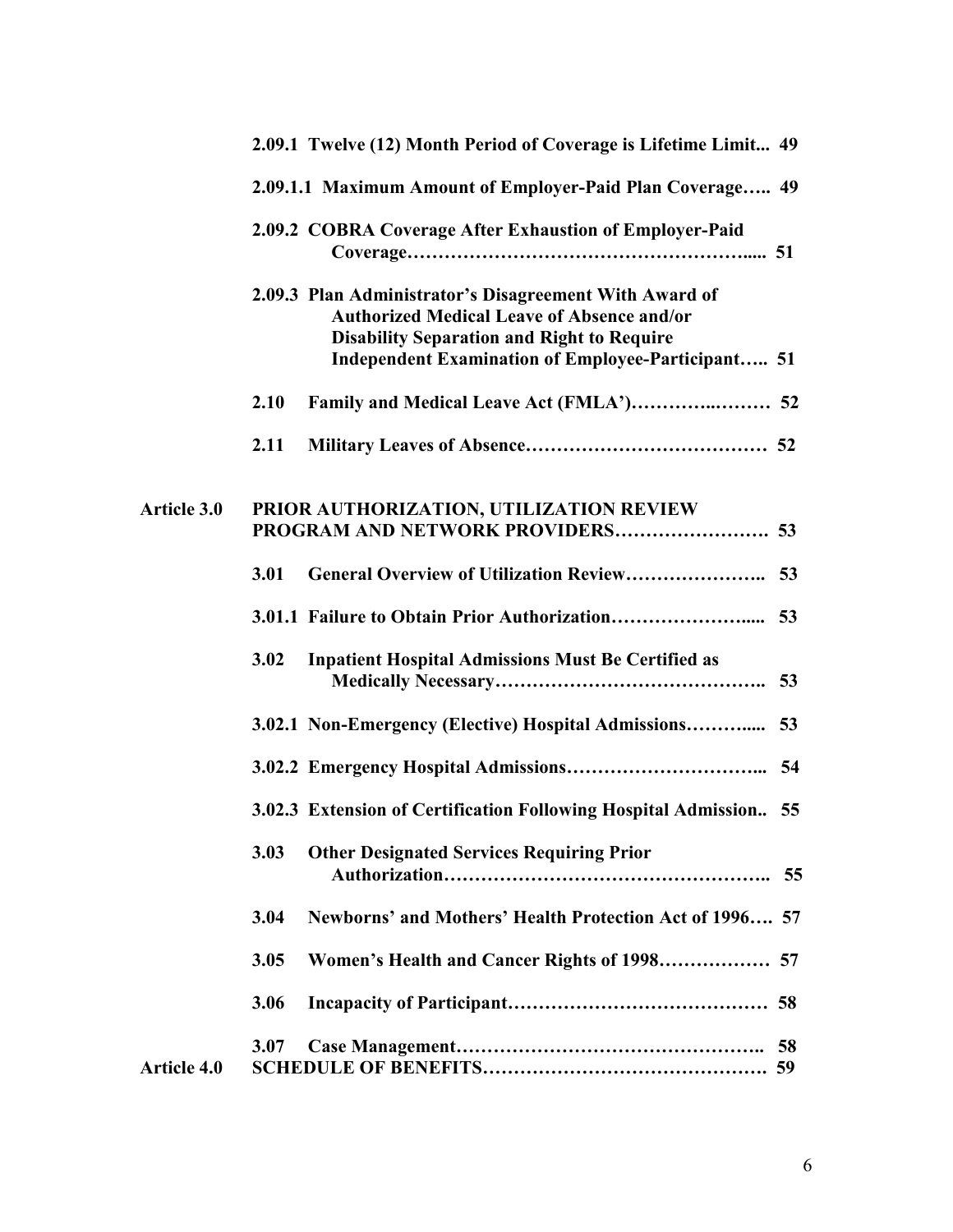**2.09.1 Twelve (12) Month Period of Coverage is Lifetime Limit... 49**

**2.09.1.1 Maximum Amount of Employer-Paid Plan Coverage….. 49**

**2.09.2 COBRA Coverage After Exhaustion of Employer-Paid Coverage……………………………………………….... 51**

**2.09.3 Plan Administrator's Disagreement With Award of Authorized Medical Leave of Absence and/or Disability Separation and Right to Require Independent Examination of Employee-Participant….. 51**

**2.10 Family and Medical Leave Act (FMLA')…………..……… 52**

**2.11 Military Leaves of Absence………………………………… 52**

**Article 3.0 PRIOR AUTHORIZATION, UTILIZATION REVIEW PROGRAM AND NETWORK PROVIDERS……………………. 53**

**3.01 General Overview of Utilization Review………………….. 53**

**3.01.1 Failure to Obtain Prior Authorization…………………..... 53**

**3.02 Inpatient Hospital Admissions Must Be Certified as Medically Necessary…………………………………….. 53**

**3.02.1 Non-Emergency (Elective) Hospital Admissions……….... 53**

**3.02.2 Emergency Hospital Admissions………………………….. 54**

**3.02.3 Extension of Certification Following Hospital Admission.. 55**

**3.03 Other Designated Services Requiring Prior Authorization…………………………………………….. 55**

**3.04 Newborns' and Mothers' Health Protection Act of 1996…. 57**

**3.05 Women's Health and Cancer Rights of 1998……………… 57**

**3.06 Incapacity of Participant…………………………………… 58**

**3.07 Case Management………………………………………….. 58**

**Article 4.0 SCHEDULE OF BENEFITS………………………………………. 59**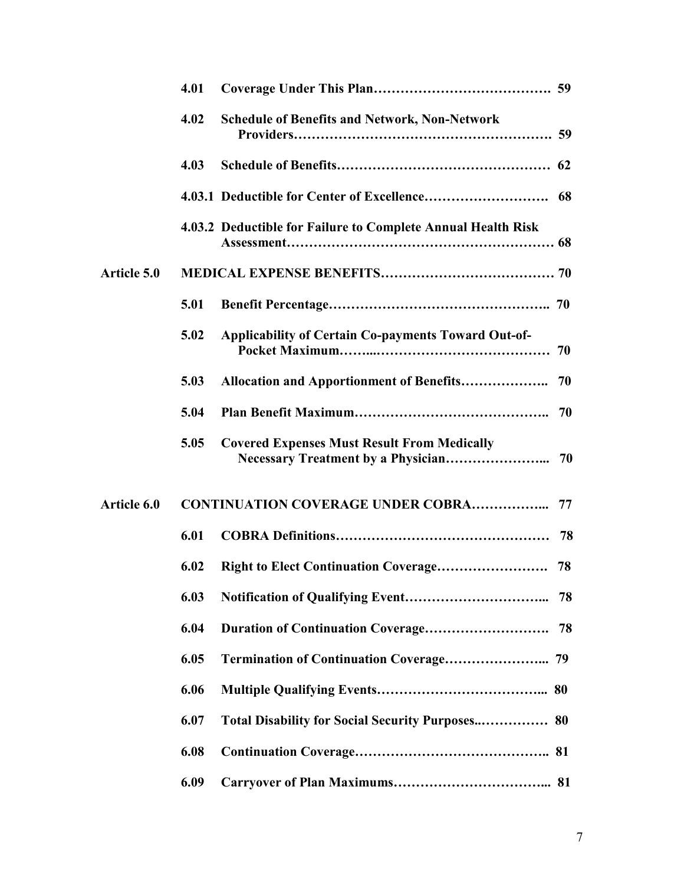| | | | |
|---|---|---|---|
| | **4.01** | **Coverage Under This Plan** | **59** |
| | **4.02** | **Schedule of Benefits and Network, Non-Network Providers** | **59** |
| | **4.03** | **Schedule of Benefits** | **62** |
| | **4.03.1** | **Deductible for Center of Excellence** | **68** |
| | **4.03.2** | **Deductible for Failure to Complete Annual Health Risk Assessment** | **68** |
| **Article 5.0** | | **MEDICAL EXPENSE BENEFITS** | **70** |
| | **5.01** | **Benefit Percentage** | **70** |
| | **5.02** | **Applicability of Certain Co-payments Toward Out-of-Pocket Maximum** | **70** |
| | **5.03** | **Allocation and Apportionment of Benefits** | **70** |
| | **5.04** | **Plan Benefit Maximum** | **70** |
| | **5.05** | **Covered Expenses Must Result From Medically Necessary Treatment by a Physician** | **70** |
| **Article 6.0** | | **CONTINUATION COVERAGE UNDER COBRA** | **77** |
| | **6.01** | **COBRA Definitions** | **78** |
| | **6.02** | **Right to Elect Continuation Coverage** | **78** |
| | **6.03** | **Notification of Qualifying Event** | **78** |
| | **6.04** | **Duration of Continuation Coverage** | **78** |
| | **6.05** | **Termination of Continuation Coverage** | **79** |
| | **6.06** | **Multiple Qualifying Events** | **80** |
| | **6.07** | **Total Disability for Social Security Purposes** | **80** |
| | **6.08** | **Continuation Coverage** | **81** |
| | **6.09** | **Carryover of Plan Maximums** | **81** |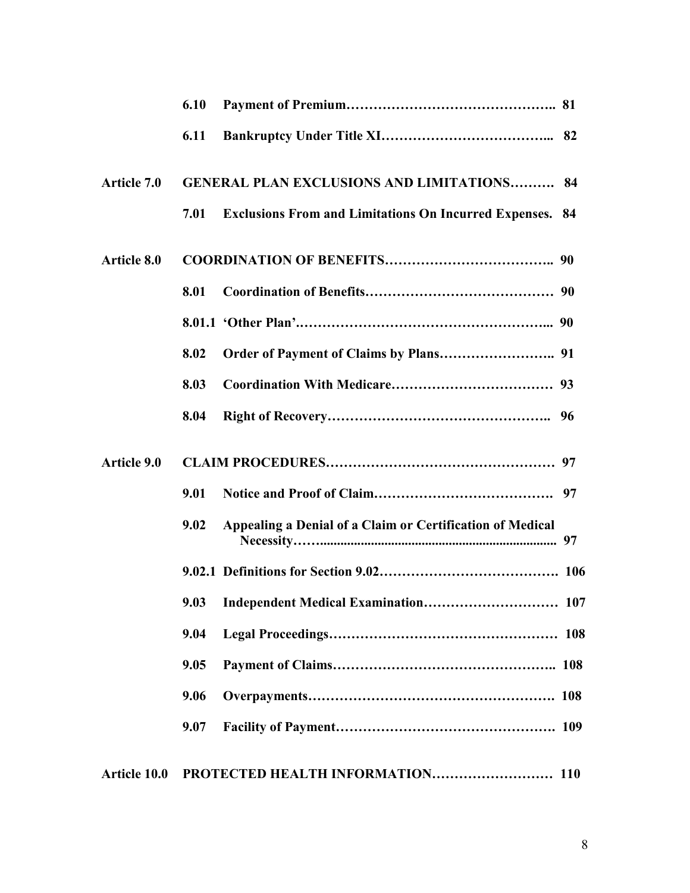| | | | |
|---|---|---|---|
| | **6.10** | **Payment of Premium………………………………………..** | **81** |
| | **6.11** | **Bankruptcy Under Title XI………………………………...** | **82** |
| **Article 7.0** | **GENERAL PLAN EXCLUSIONS AND LIMITATIONS……….** | | **84** |
| | **7.01** | **Exclusions From and Limitations On Incurred Expenses.** | **84** |
| **Article 8.0** | **COORDINATION OF BENEFITS………………………………..** | | **90** |
| | **8.01** | **Coordination of Benefits……………………………………** | **90** |
| | **8.01.1** | **'Other Plan'………………………………………………...** | **90** |
| | **8.02** | **Order of Payment of Claims by Plans……………………..** | **91** |
| | **8.03** | **Coordination With Medicare………………………………** | **93** |
| | **8.04** | **Right of Recovery…………………………………………..** | **96** |
| **Article 9.0** | **CLAIM PROCEDURES……………………………………………** | | **97** |
| | **9.01** | **Notice and Proof of Claim………………………………….** | **97** |
| | **9.02** | **Appealing a Denial of a Claim or Certification of Medical Necessity…..................................................................** | **97** |
| | **9.02.1** | **Definitions for Section 9.02………………………………….** | **106** |
| | **9.03** | **Independent Medical Examination…………………………** | **107** |
| | **9.04** | **Legal Proceedings……………………………………………** | **108** |
| | **9.05** | **Payment of Claims…………………………………………..** | **108** |
| | **9.06** | **Overpayments……………………………………………….** | **108** |
| | **9.07** | **Facility of Payment………………………………………….** | **109** |
| **Article 10.0** | **PROTECTED HEALTH INFORMATION………………………** | | **110** |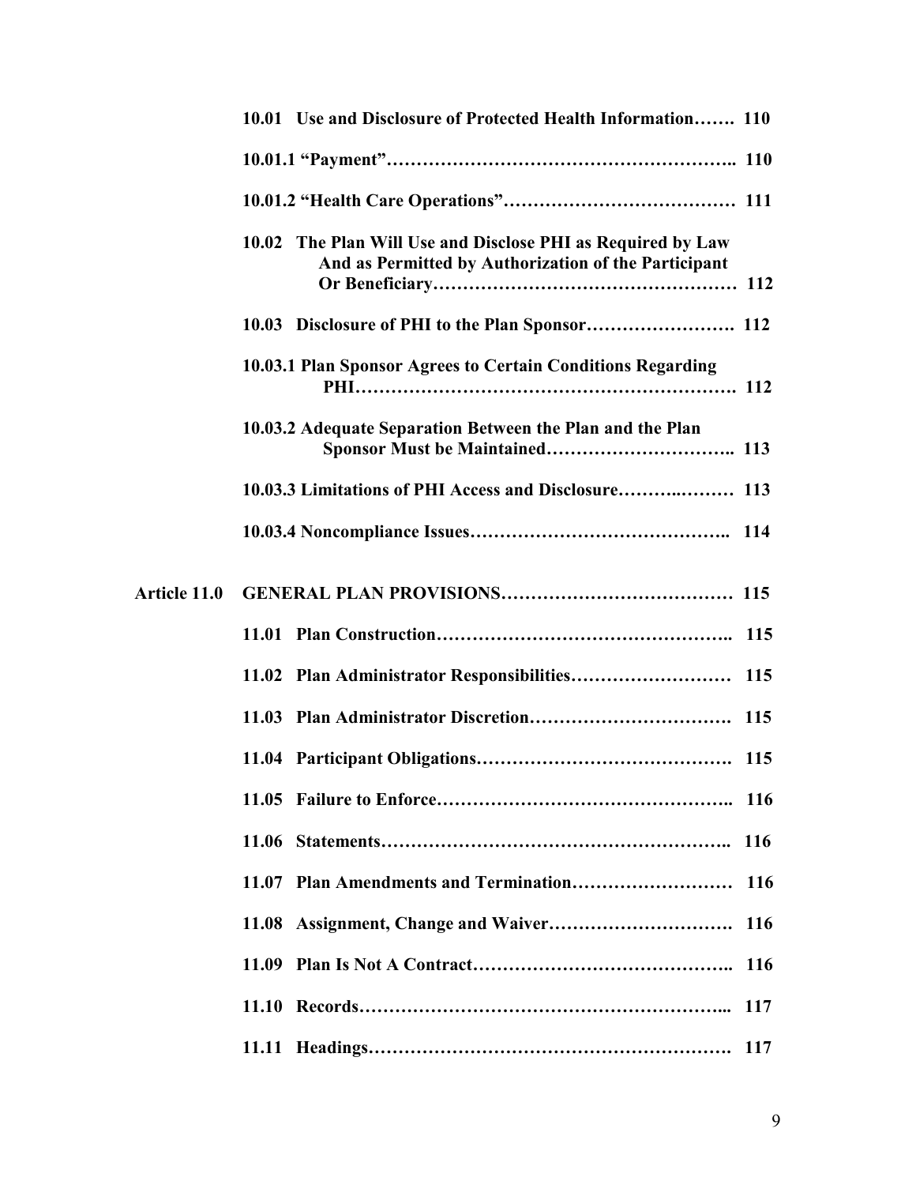| | | |
|---|---|---|
| | **10.01 Use and Disclosure of Protected Health Information…….** | **110** |
| | **10.01.1 "Payment"………………………………………………..** | **110** |
| | **10.01.2 "Health Care Operations"…………………………………** | **111** |
| | **10.02 The Plan Will Use and Disclose PHI as Required by Law And as Permitted by Authorization of the Participant Or Beneficiary……………………………………………** | **112** |
| | **10.03 Disclosure of PHI to the Plan Sponsor…………………….** | **112** |
| | **10.03.1 Plan Sponsor Agrees to Certain Conditions Regarding PHI…………………………………………………….** | **112** |
| | **10.03.2 Adequate Separation Between the Plan and the Plan Sponsor Must be Maintained…………………………..** | **113** |
| | **10.03.3 Limitations of PHI Access and Disclosure………..………** | **113** |
| | **10.03.4 Noncompliance Issues……………………………………..** | **114** |
| **Article 11.0** | **GENERAL PLAN PROVISIONS…………………………………** | **115** |
| | **11.01 Plan Construction…………………………………………..** | **115** |
| | **11.02 Plan Administrator Responsibilities………………………** | **115** |
| | **11.03 Plan Administrator Discretion…………………………….** | **115** |
| | **11.04 Participant Obligations…………………………………….** | **115** |
| | **11.05 Failure to Enforce…………………………………………..** | **116** |
| | **11.06 Statements…………………………………………………..** | **116** |
| | **11.07 Plan Amendments and Termination………………………** | **116** |
| | **11.08 Assignment, Change and Waiver………………………….** | **116** |
| | **11.09 Plan Is Not A Contract……………………………………..** | **116** |
| | **11.10 Records……………………………………………………...** | **117** |
| | **11.11 Headings…………………………………………………….** | **117** |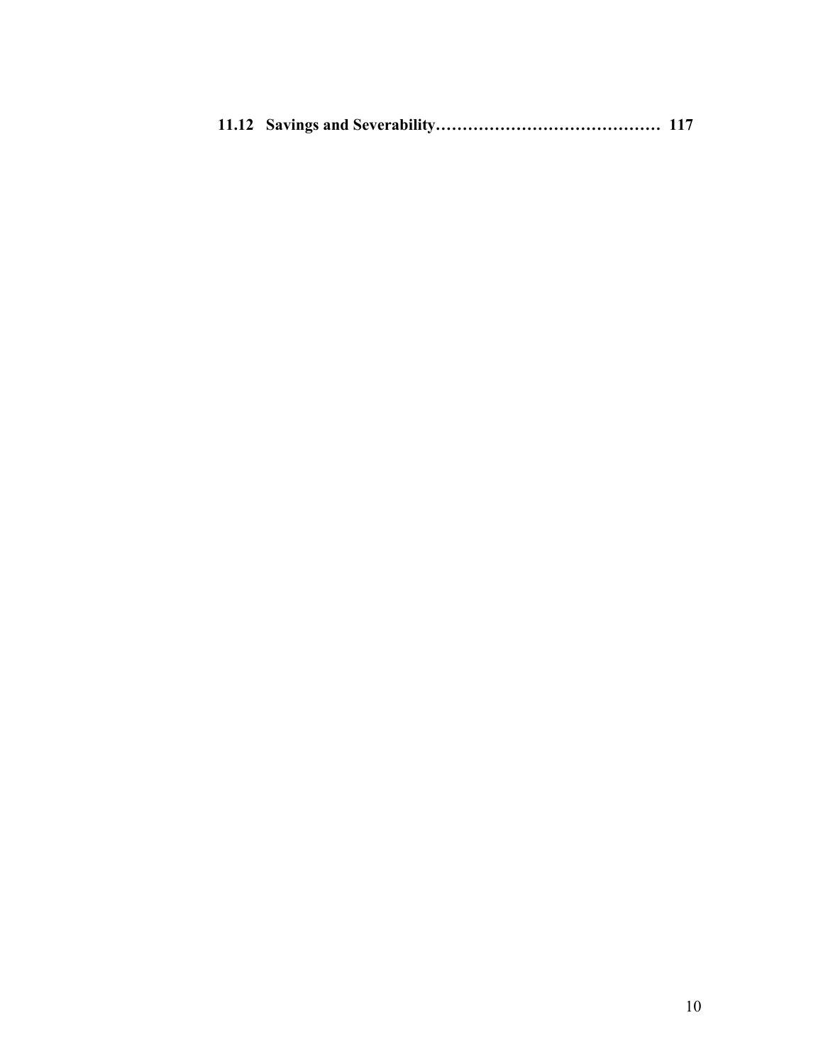**11.12 Savings and Severability……………………………………. 117**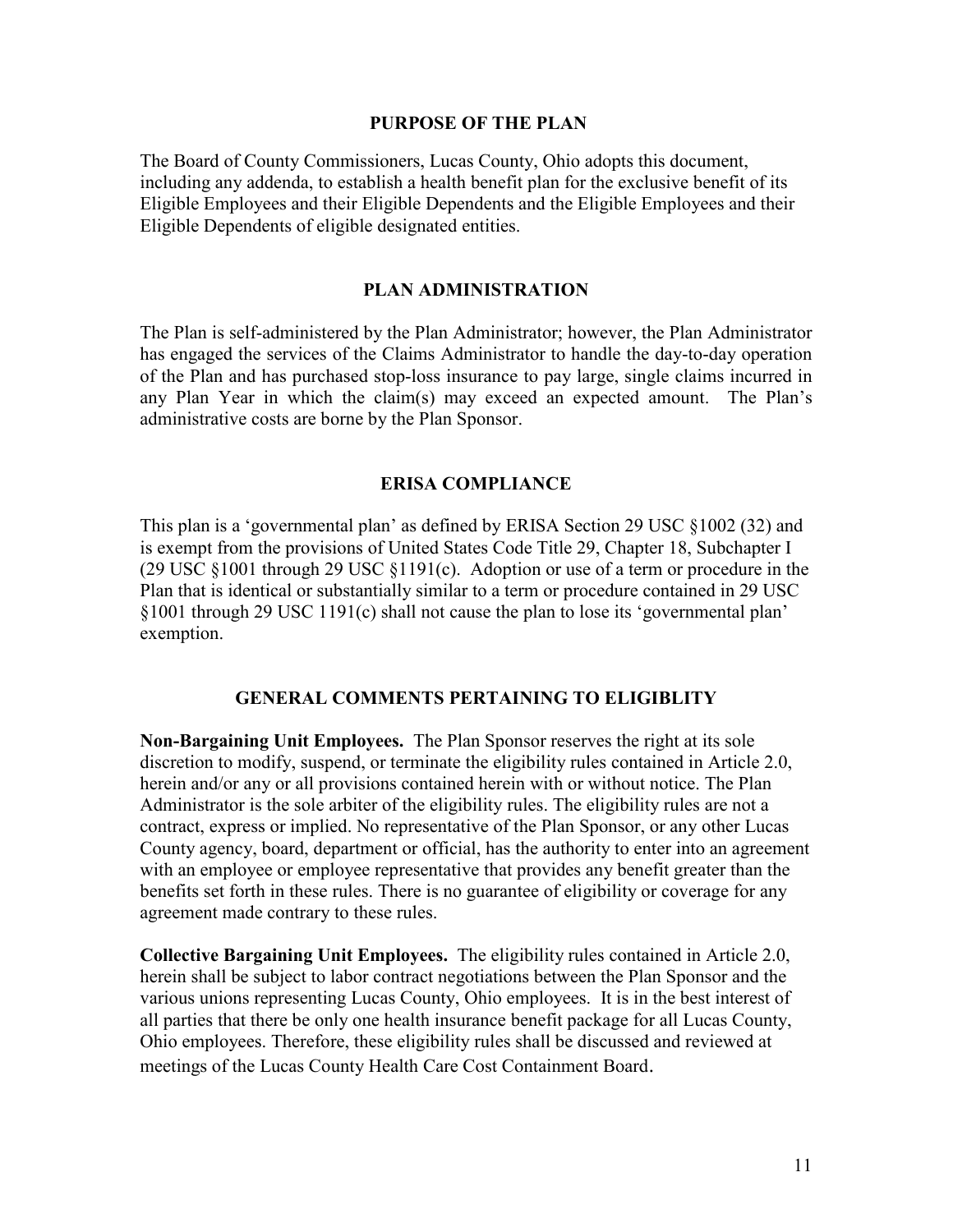## PURPOSE OF THE PLAN

The Board of County Commissioners, Lucas County, Ohio adopts this document, including any addenda, to establish a health benefit plan for the exclusive benefit of its Eligible Employees and their Eligible Dependents and the Eligible Employees and their Eligible Dependents of eligible designated entities.

## PLAN ADMINISTRATION

The Plan is self-administered by the Plan Administrator; however, the Plan Administrator has engaged the services of the Claims Administrator to handle the day-to-day operation of the Plan and has purchased stop-loss insurance to pay large, single claims incurred in any Plan Year in which the claim(s) may exceed an expected amount. The Plan's administrative costs are borne by the Plan Sponsor.

## ERISA COMPLIANCE

This plan is a 'governmental plan' as defined by ERISA Section 29 USC §1002 (32) and is exempt from the provisions of United States Code Title 29, Chapter 18, Subchapter I (29 USC §1001 through 29 USC §1191(c). Adoption or use of a term or procedure in the Plan that is identical or substantially similar to a term or procedure contained in 29 USC §1001 through 29 USC 1191(c) shall not cause the plan to lose its 'governmental plan' exemption.

## GENERAL COMMENTS PERTAINING TO ELIGIBLITY

**Non-Bargaining Unit Employees.** The Plan Sponsor reserves the right at its sole discretion to modify, suspend, or terminate the eligibility rules contained in Article 2.0, herein and/or any or all provisions contained herein with or without notice. The Plan Administrator is the sole arbiter of the eligibility rules. The eligibility rules are not a contract, express or implied. No representative of the Plan Sponsor, or any other Lucas County agency, board, department or official, has the authority to enter into an agreement with an employee or employee representative that provides any benefit greater than the benefits set forth in these rules. There is no guarantee of eligibility or coverage for any agreement made contrary to these rules.

**Collective Bargaining Unit Employees.** The eligibility rules contained in Article 2.0, herein shall be subject to labor contract negotiations between the Plan Sponsor and the various unions representing Lucas County, Ohio employees. It is in the best interest of all parties that there be only one health insurance benefit package for all Lucas County, Ohio employees. Therefore, these eligibility rules shall be discussed and reviewed at meetings of the Lucas County Health Care Cost Containment Board.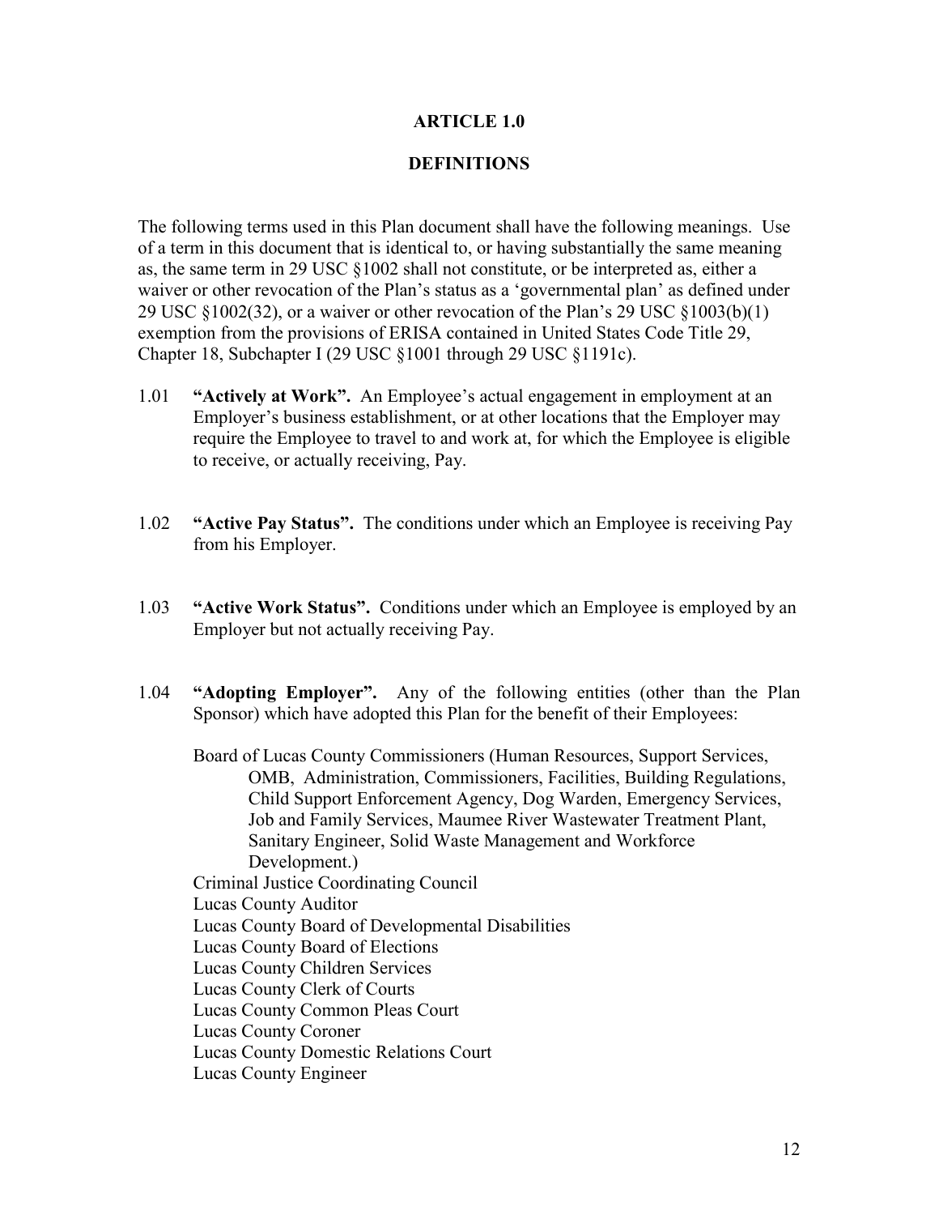# ARTICLE 1.0

## DEFINITIONS

The following terms used in this Plan document shall have the following meanings. Use of a term in this document that is identical to, or having substantially the same meaning as, the same term in 29 USC §1002 shall not constitute, or be interpreted as, either a waiver or other revocation of the Plan's status as a 'governmental plan' as defined under 29 USC §1002(32), or a waiver or other revocation of the Plan's 29 USC §1003(b)(1) exemption from the provisions of ERISA contained in United States Code Title 29, Chapter 18, Subchapter I (29 USC §1001 through 29 USC §1191c).

1.01 **"Actively at Work".** An Employee's actual engagement in employment at an Employer's business establishment, or at other locations that the Employer may require the Employee to travel to and work at, for which the Employee is eligible to receive, or actually receiving, Pay.

1.02 **"Active Pay Status".** The conditions under which an Employee is receiving Pay from his Employer.

1.03 **"Active Work Status".** Conditions under which an Employee is employed by an Employer but not actually receiving Pay.

1.04 **"Adopting Employer".** Any of the following entities (other than the Plan Sponsor) which have adopted this Plan for the benefit of their Employees:

Board of Lucas County Commissioners (Human Resources, Support Services, OMB, Administration, Commissioners, Facilities, Building Regulations, Child Support Enforcement Agency, Dog Warden, Emergency Services, Job and Family Services, Maumee River Wastewater Treatment Plant, Sanitary Engineer, Solid Waste Management and Workforce Development.)
Criminal Justice Coordinating Council
Lucas County Auditor
Lucas County Board of Developmental Disabilities
Lucas County Board of Elections
Lucas County Children Services
Lucas County Clerk of Courts
Lucas County Common Pleas Court
Lucas County Coroner
Lucas County Domestic Relations Court
Lucas County Engineer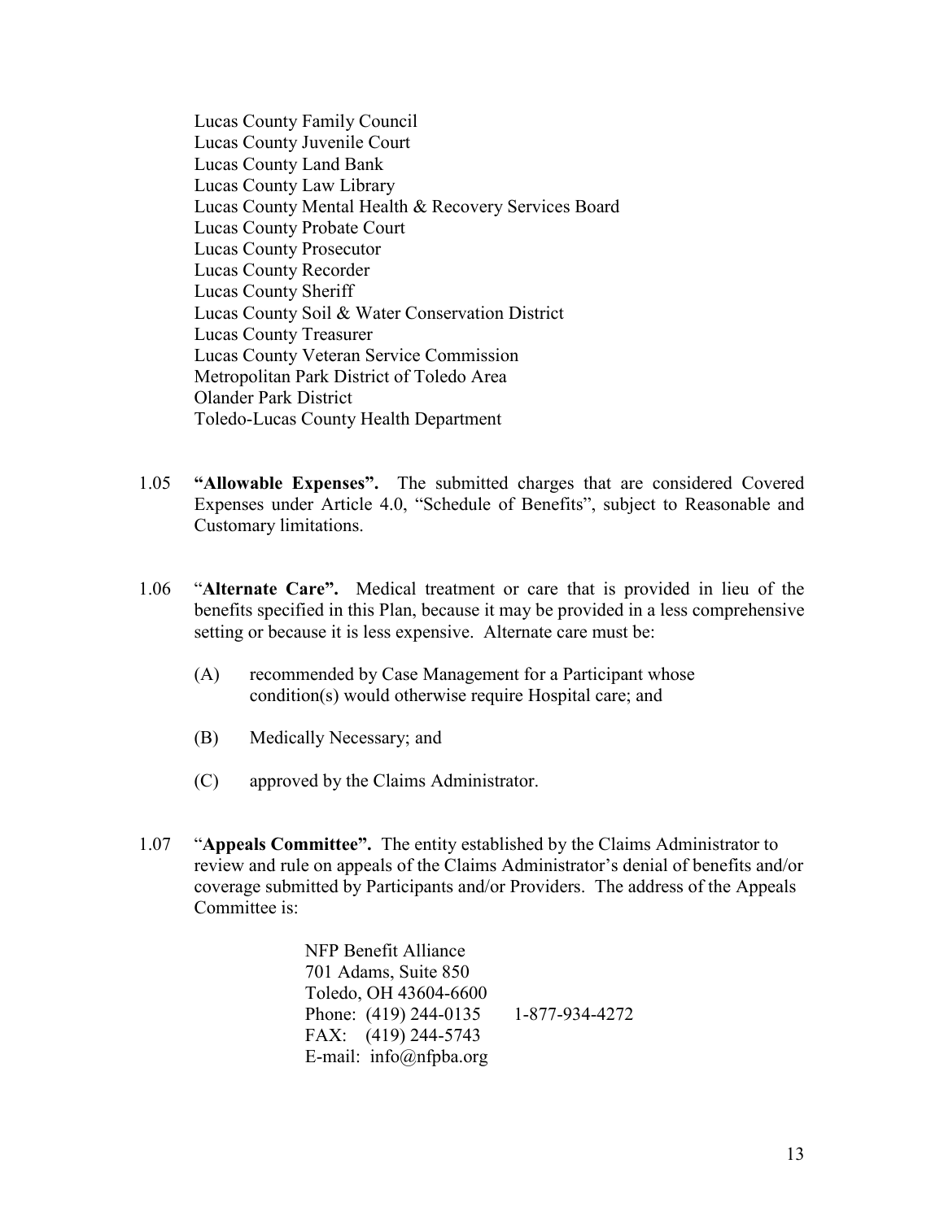Lucas County Family Council
Lucas County Juvenile Court
Lucas County Land Bank
Lucas County Law Library
Lucas County Mental Health & Recovery Services Board
Lucas County Probate Court
Lucas County Prosecutor
Lucas County Recorder
Lucas County Sheriff
Lucas County Soil & Water Conservation District
Lucas County Treasurer
Lucas County Veteran Service Commission
Metropolitan Park District of Toledo Area
Olander Park District
Toledo-Lucas County Health Department

1.05 **"Allowable Expenses".** The submitted charges that are considered Covered Expenses under Article 4.0, "Schedule of Benefits", subject to Reasonable and Customary limitations.

1.06 "**Alternate Care".** Medical treatment or care that is provided in lieu of the benefits specified in this Plan, because it may be provided in a less comprehensive setting or because it is less expensive. Alternate care must be:

(A) recommended by Case Management for a Participant whose condition(s) would otherwise require Hospital care; and

(B) Medically Necessary; and

(C) approved by the Claims Administrator.

1.07 "**Appeals Committee".** The entity established by the Claims Administrator to review and rule on appeals of the Claims Administrator's denial of benefits and/or coverage submitted by Participants and/or Providers. The address of the Appeals Committee is:

NFP Benefit Alliance
701 Adams, Suite 850
Toledo, OH 43604-6600
Phone: (419) 244-0135 1-877-934-4272
FAX: (419) 244-5743
E-mail: info@nfpba.org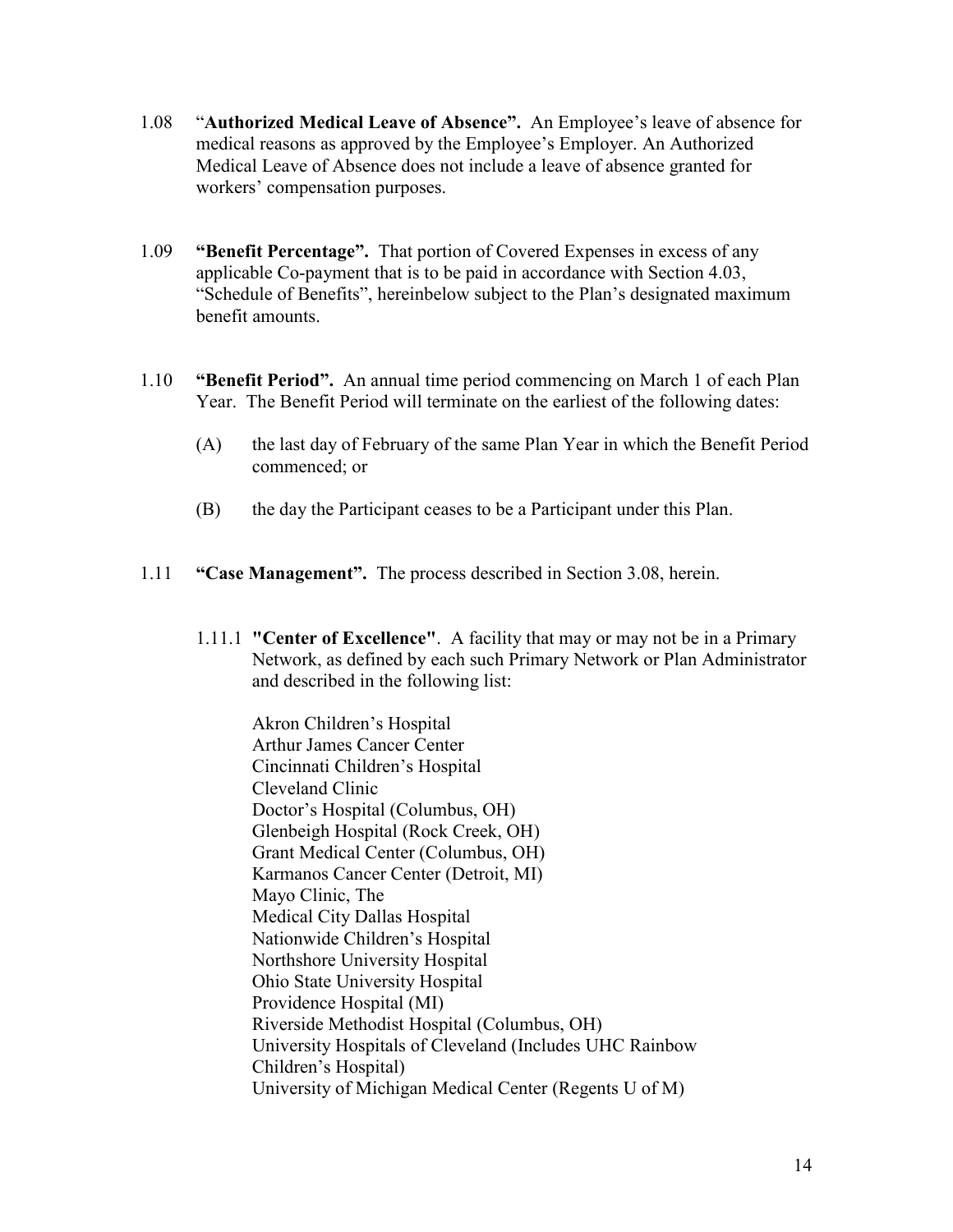1.08 "**Authorized Medical Leave of Absence".** An Employee's leave of absence for medical reasons as approved by the Employee's Employer. An Authorized Medical Leave of Absence does not include a leave of absence granted for workers' compensation purposes.

1.09 **"Benefit Percentage".** That portion of Covered Expenses in excess of any applicable Co-payment that is to be paid in accordance with Section 4.03, "Schedule of Benefits", hereinbelow subject to the Plan's designated maximum benefit amounts.

1.10 **"Benefit Period".** An annual time period commencing on March 1 of each Plan Year. The Benefit Period will terminate on the earliest of the following dates:

(A) the last day of February of the same Plan Year in which the Benefit Period commenced; or

(B) the day the Participant ceases to be a Participant under this Plan.

1.11 **"Case Management".** The process described in Section 3.08, herein.

1.11.1 **"Center of Excellence"**. A facility that may or may not be in a Primary Network, as defined by each such Primary Network or Plan Administrator and described in the following list:

Akron Children's Hospital
Arthur James Cancer Center
Cincinnati Children's Hospital
Cleveland Clinic
Doctor's Hospital (Columbus, OH)
Glenbeigh Hospital (Rock Creek, OH)
Grant Medical Center (Columbus, OH)
Karmanos Cancer Center (Detroit, MI)
Mayo Clinic, The
Medical City Dallas Hospital
Nationwide Children's Hospital
Northshore University Hospital
Ohio State University Hospital
Providence Hospital (MI)
Riverside Methodist Hospital (Columbus, OH)
University Hospitals of Cleveland (Includes UHC Rainbow Children's Hospital)
University of Michigan Medical Center (Regents U of M)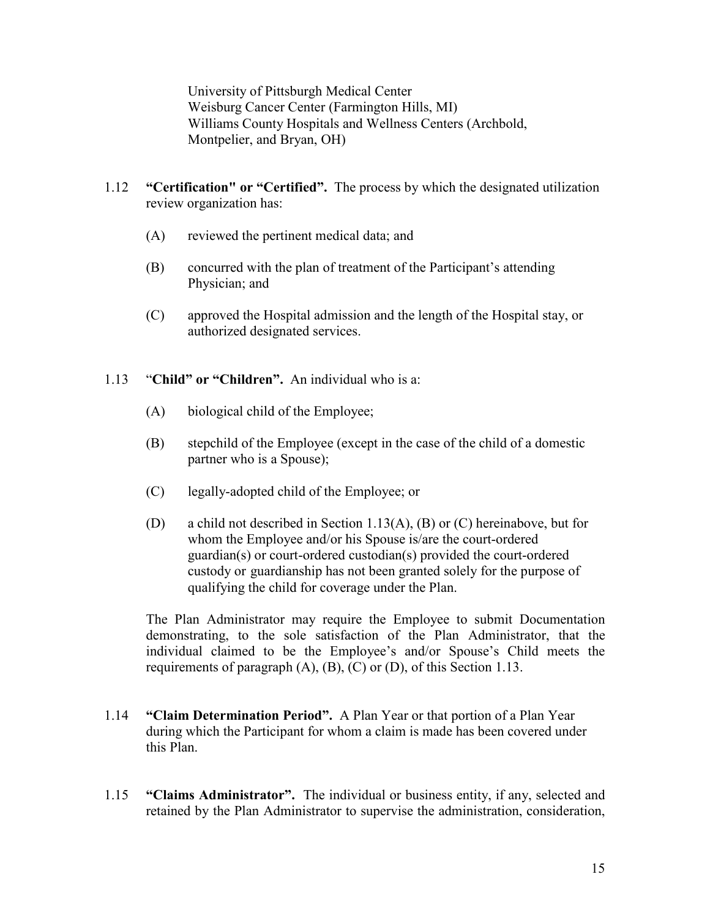University of Pittsburgh Medical Center
Weisburg Cancer Center (Farmington Hills, MI)
Williams County Hospitals and Wellness Centers (Archbold, Montpelier, and Bryan, OH)

1.12 **"Certification" or "Certified".** The process by which the designated utilization review organization has:

(A) reviewed the pertinent medical data; and

(B) concurred with the plan of treatment of the Participant's attending Physician; and

(C) approved the Hospital admission and the length of the Hospital stay, or authorized designated services.

1.13 "**Child" or "Children".** An individual who is a:

(A) biological child of the Employee;

(B) stepchild of the Employee (except in the case of the child of a domestic partner who is a Spouse);

(C) legally-adopted child of the Employee; or

(D) a child not described in Section 1.13(A), (B) or (C) hereinabove, but for whom the Employee and/or his Spouse is/are the court-ordered guardian(s) or court-ordered custodian(s) provided the court-ordered custody or guardianship has not been granted solely for the purpose of qualifying the child for coverage under the Plan.

The Plan Administrator may require the Employee to submit Documentation demonstrating, to the sole satisfaction of the Plan Administrator, that the individual claimed to be the Employee's and/or Spouse's Child meets the requirements of paragraph (A), (B), (C) or (D), of this Section 1.13.

1.14 **"Claim Determination Period".** A Plan Year or that portion of a Plan Year during which the Participant for whom a claim is made has been covered under this Plan.

1.15 **"Claims Administrator".** The individual or business entity, if any, selected and retained by the Plan Administrator to supervise the administration, consideration,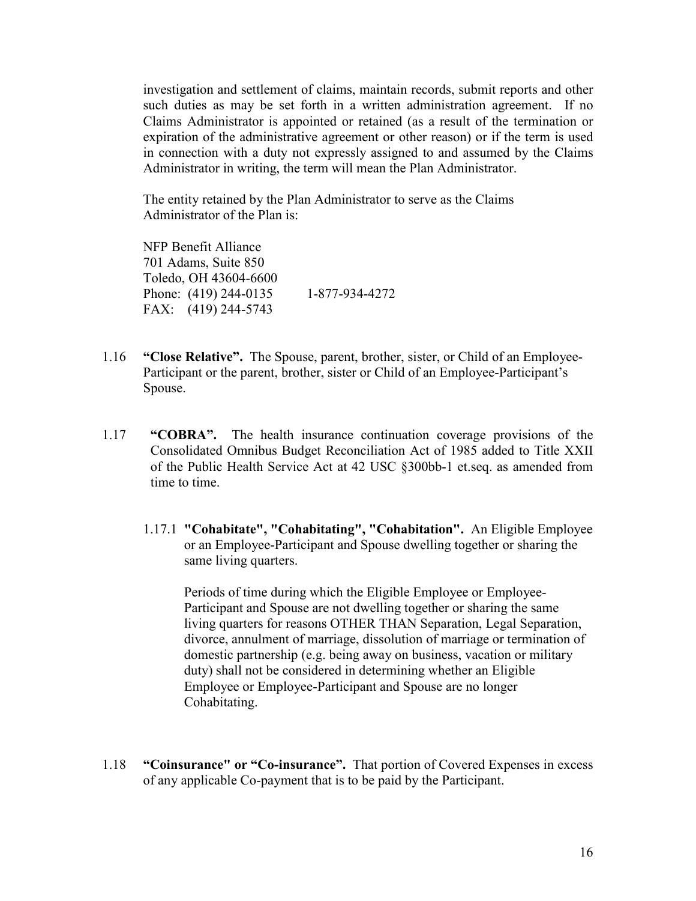investigation and settlement of claims, maintain records, submit reports and other such duties as may be set forth in a written administration agreement. If no Claims Administrator is appointed or retained (as a result of the termination or expiration of the administrative agreement or other reason) or if the term is used in connection with a duty not expressly assigned to and assumed by the Claims Administrator in writing, the term will mean the Plan Administrator.

The entity retained by the Plan Administrator to serve as the Claims Administrator of the Plan is:

NFP Benefit Alliance
701 Adams, Suite 850
Toledo, OH 43604-6600
Phone: (419) 244-0135    1-877-934-4272
FAX: (419) 244-5743

1.16 **"Close Relative".** The Spouse, parent, brother, sister, or Child of an Employee-Participant or the parent, brother, sister or Child of an Employee-Participant's Spouse.

1.17 **"COBRA".** The health insurance continuation coverage provisions of the Consolidated Omnibus Budget Reconciliation Act of 1985 added to Title XXII of the Public Health Service Act at 42 USC §300bb-1 et.seq. as amended from time to time.

1.17.1 **"Cohabitate", "Cohabitating", "Cohabitation".** An Eligible Employee or an Employee-Participant and Spouse dwelling together or sharing the same living quarters.

Periods of time during which the Eligible Employee or Employee-Participant and Spouse are not dwelling together or sharing the same living quarters for reasons OTHER THAN Separation, Legal Separation, divorce, annulment of marriage, dissolution of marriage or termination of domestic partnership (e.g. being away on business, vacation or military duty) shall not be considered in determining whether an Eligible Employee or Employee-Participant and Spouse are no longer Cohabitating.

1.18 **"Coinsurance" or "Co-insurance".** That portion of Covered Expenses in excess of any applicable Co-payment that is to be paid by the Participant.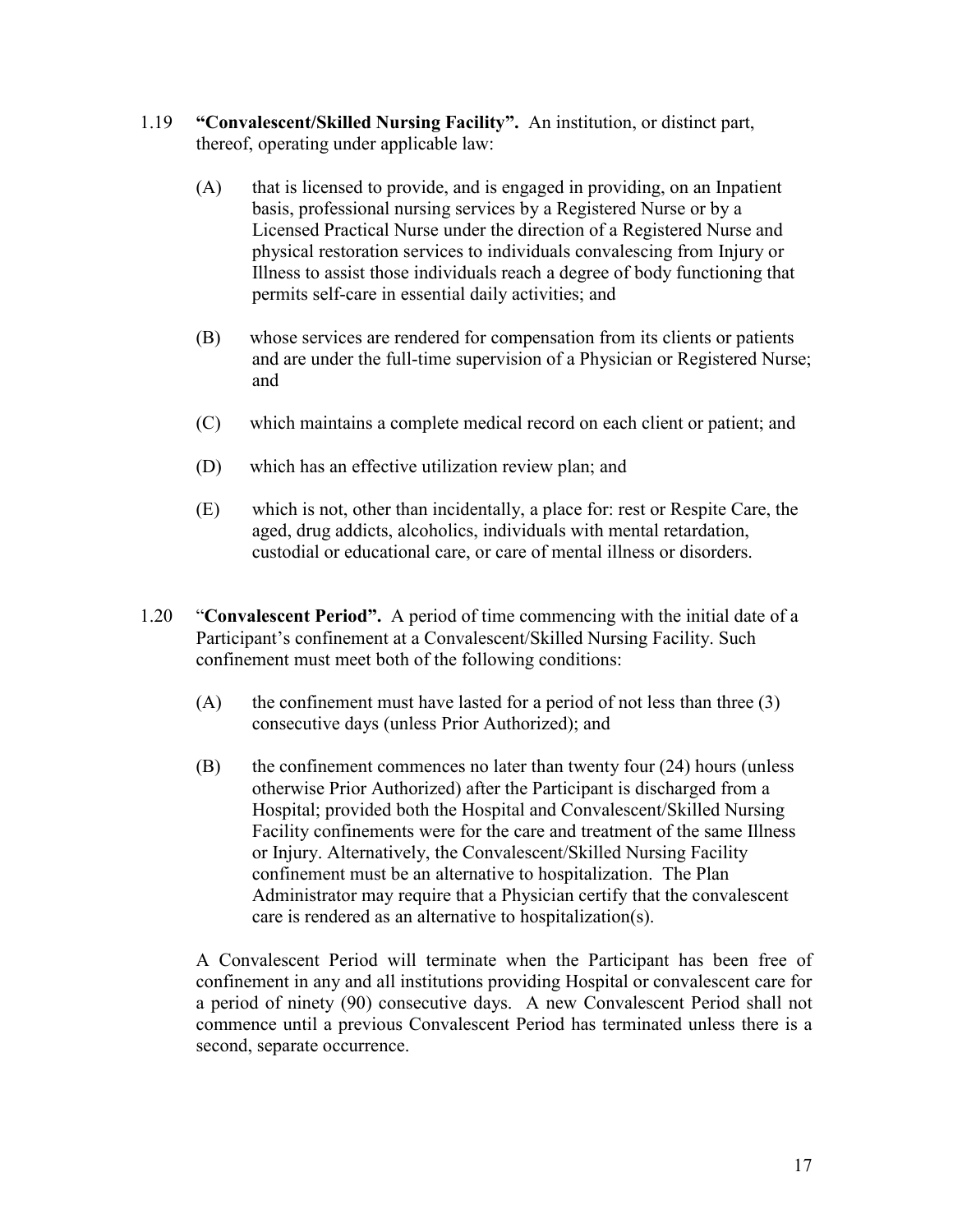1.19 **"Convalescent/Skilled Nursing Facility".** An institution, or distinct part, thereof, operating under applicable law:

(A) that is licensed to provide, and is engaged in providing, on an Inpatient basis, professional nursing services by a Registered Nurse or by a Licensed Practical Nurse under the direction of a Registered Nurse and physical restoration services to individuals convalescing from Injury or Illness to assist those individuals reach a degree of body functioning that permits self-care in essential daily activities; and

(B) whose services are rendered for compensation from its clients or patients and are under the full-time supervision of a Physician or Registered Nurse; and

(C) which maintains a complete medical record on each client or patient; and

(D) which has an effective utilization review plan; and

(E) which is not, other than incidentally, a place for: rest or Respite Care, the aged, drug addicts, alcoholics, individuals with mental retardation, custodial or educational care, or care of mental illness or disorders.

1.20 "**Convalescent Period".** A period of time commencing with the initial date of a Participant's confinement at a Convalescent/Skilled Nursing Facility. Such confinement must meet both of the following conditions:

(A) the confinement must have lasted for a period of not less than three (3) consecutive days (unless Prior Authorized); and

(B) the confinement commences no later than twenty four (24) hours (unless otherwise Prior Authorized) after the Participant is discharged from a Hospital; provided both the Hospital and Convalescent/Skilled Nursing Facility confinements were for the care and treatment of the same Illness or Injury. Alternatively, the Convalescent/Skilled Nursing Facility confinement must be an alternative to hospitalization. The Plan Administrator may require that a Physician certify that the convalescent care is rendered as an alternative to hospitalization(s).

A Convalescent Period will terminate when the Participant has been free of confinement in any and all institutions providing Hospital or convalescent care for a period of ninety (90) consecutive days. A new Convalescent Period shall not commence until a previous Convalescent Period has terminated unless there is a second, separate occurrence.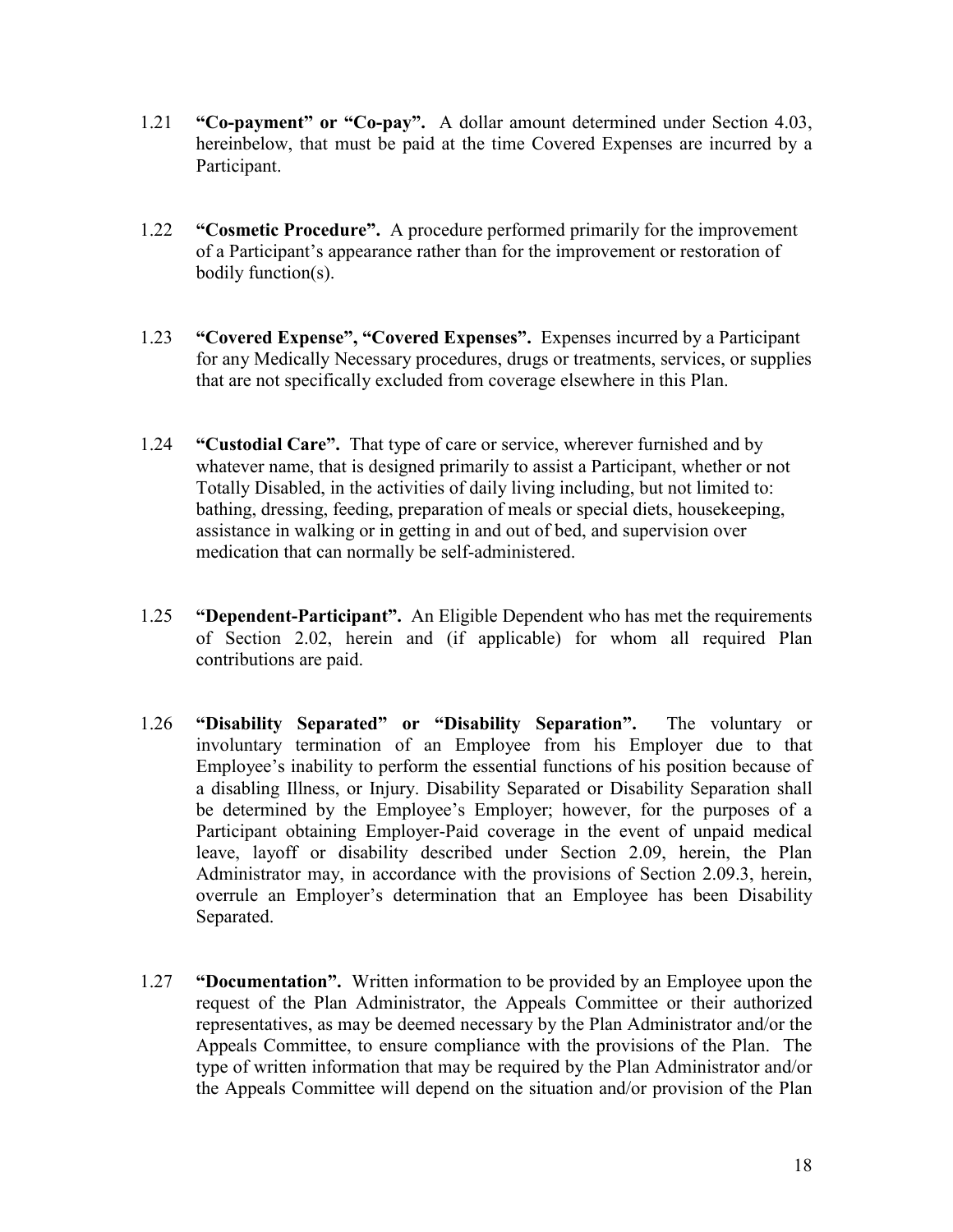1.21 **"Co-payment" or "Co-pay".** A dollar amount determined under Section 4.03, hereinbelow, that must be paid at the time Covered Expenses are incurred by a Participant.

1.22 **"Cosmetic Procedure".** A procedure performed primarily for the improvement of a Participant's appearance rather than for the improvement or restoration of bodily function(s).

1.23 **"Covered Expense", "Covered Expenses".** Expenses incurred by a Participant for any Medically Necessary procedures, drugs or treatments, services, or supplies that are not specifically excluded from coverage elsewhere in this Plan.

1.24 **"Custodial Care".** That type of care or service, wherever furnished and by whatever name, that is designed primarily to assist a Participant, whether or not Totally Disabled, in the activities of daily living including, but not limited to: bathing, dressing, feeding, preparation of meals or special diets, housekeeping, assistance in walking or in getting in and out of bed, and supervision over medication that can normally be self-administered.

1.25 **"Dependent-Participant".** An Eligible Dependent who has met the requirements of Section 2.02, herein and (if applicable) for whom all required Plan contributions are paid.

1.26 **"Disability Separated" or "Disability Separation".** The voluntary or involuntary termination of an Employee from his Employer due to that Employee's inability to perform the essential functions of his position because of a disabling Illness, or Injury. Disability Separated or Disability Separation shall be determined by the Employee's Employer; however, for the purposes of a Participant obtaining Employer-Paid coverage in the event of unpaid medical leave, layoff or disability described under Section 2.09, herein, the Plan Administrator may, in accordance with the provisions of Section 2.09.3, herein, overrule an Employer's determination that an Employee has been Disability Separated.

1.27 **"Documentation".** Written information to be provided by an Employee upon the request of the Plan Administrator, the Appeals Committee or their authorized representatives, as may be deemed necessary by the Plan Administrator and/or the Appeals Committee, to ensure compliance with the provisions of the Plan. The type of written information that may be required by the Plan Administrator and/or the Appeals Committee will depend on the situation and/or provision of the Plan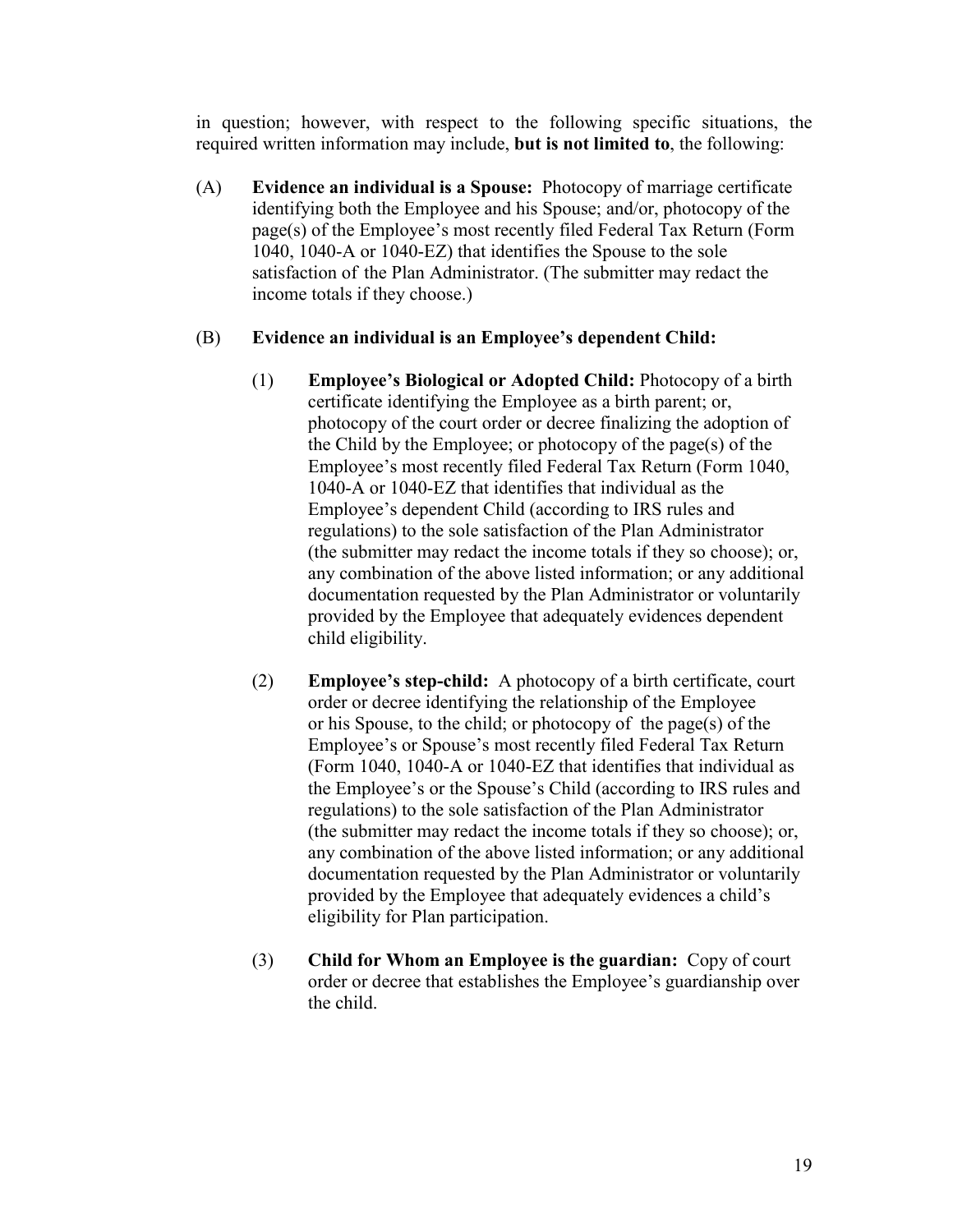in question; however, with respect to the following specific situations, the required written information may include, **but is not limited to**, the following:

(A) **Evidence an individual is a Spouse:** Photocopy of marriage certificate identifying both the Employee and his Spouse; and/or, photocopy of the page(s) of the Employee's most recently filed Federal Tax Return (Form 1040, 1040-A or 1040-EZ) that identifies the Spouse to the sole satisfaction of the Plan Administrator. (The submitter may redact the income totals if they choose.)

(B) **Evidence an individual is an Employee's dependent Child:**

(1) **Employee's Biological or Adopted Child:** Photocopy of a birth certificate identifying the Employee as a birth parent; or, photocopy of the court order or decree finalizing the adoption of the Child by the Employee; or photocopy of the page(s) of the Employee's most recently filed Federal Tax Return (Form 1040, 1040-A or 1040-EZ that identifies that individual as the Employee's dependent Child (according to IRS rules and regulations) to the sole satisfaction of the Plan Administrator (the submitter may redact the income totals if they so choose); or, any combination of the above listed information; or any additional documentation requested by the Plan Administrator or voluntarily provided by the Employee that adequately evidences dependent child eligibility.

(2) **Employee's step-child:** A photocopy of a birth certificate, court order or decree identifying the relationship of the Employee or his Spouse, to the child; or photocopy of the page(s) of the Employee's or Spouse's most recently filed Federal Tax Return (Form 1040, 1040-A or 1040-EZ that identifies that individual as the Employee's or the Spouse's Child (according to IRS rules and regulations) to the sole satisfaction of the Plan Administrator (the submitter may redact the income totals if they so choose); or, any combination of the above listed information; or any additional documentation requested by the Plan Administrator or voluntarily provided by the Employee that adequately evidences a child's eligibility for Plan participation.

(3) **Child for Whom an Employee is the guardian:** Copy of court order or decree that establishes the Employee's guardianship over the child.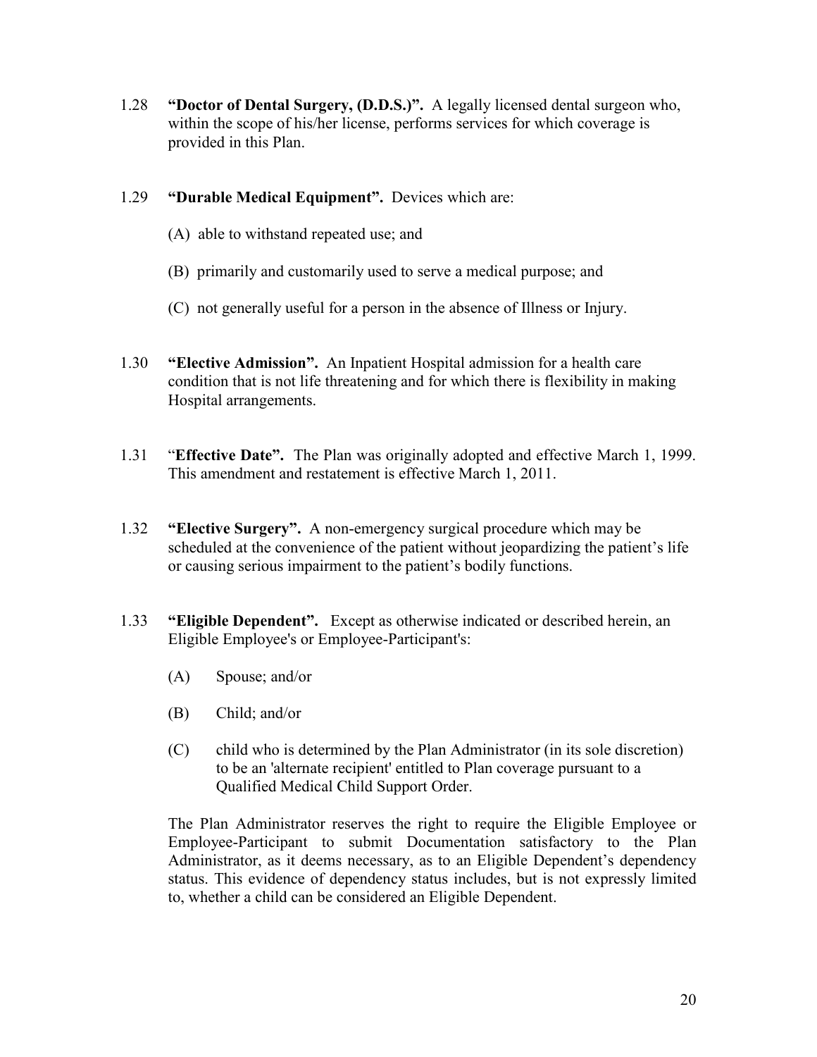1.28 **"Doctor of Dental Surgery, (D.D.S.)".** A legally licensed dental surgeon who, within the scope of his/her license, performs services for which coverage is provided in this Plan.

1.29 **"Durable Medical Equipment".** Devices which are:

(A) able to withstand repeated use; and

(B) primarily and customarily used to serve a medical purpose; and

(C) not generally useful for a person in the absence of Illness or Injury.

1.30 **"Elective Admission".** An Inpatient Hospital admission for a health care condition that is not life threatening and for which there is flexibility in making Hospital arrangements.

1.31 "**Effective Date".** The Plan was originally adopted and effective March 1, 1999. This amendment and restatement is effective March 1, 2011.

1.32 **"Elective Surgery".** A non-emergency surgical procedure which may be scheduled at the convenience of the patient without jeopardizing the patient's life or causing serious impairment to the patient's bodily functions.

1.33 **"Eligible Dependent".** Except as otherwise indicated or described herein, an Eligible Employee's or Employee-Participant's:

(A) Spouse; and/or

(B) Child; and/or

(C) child who is determined by the Plan Administrator (in its sole discretion) to be an 'alternate recipient' entitled to Plan coverage pursuant to a Qualified Medical Child Support Order.

The Plan Administrator reserves the right to require the Eligible Employee or Employee-Participant to submit Documentation satisfactory to the Plan Administrator, as it deems necessary, as to an Eligible Dependent's dependency status. This evidence of dependency status includes, but is not expressly limited to, whether a child can be considered an Eligible Dependent.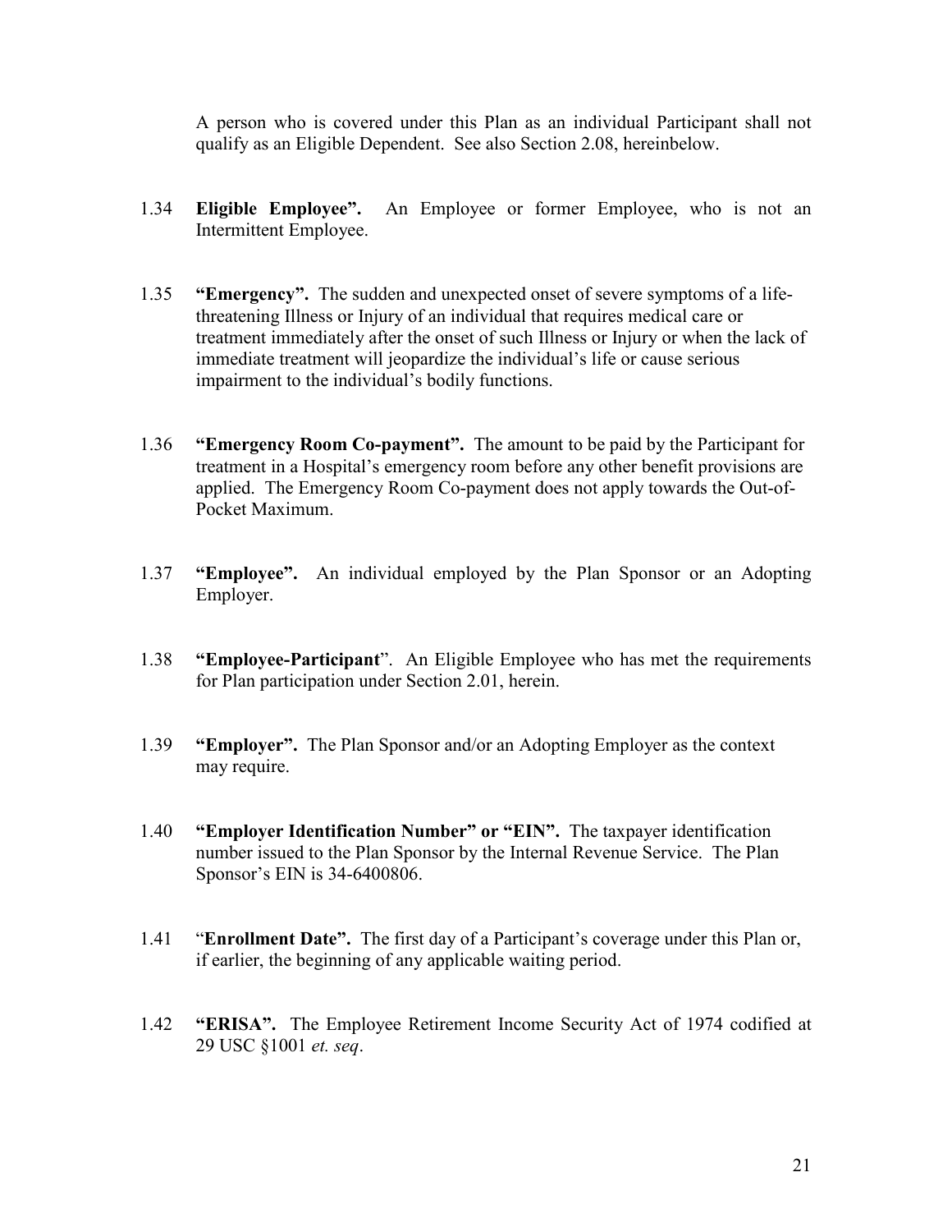A person who is covered under this Plan as an individual Participant shall not qualify as an Eligible Dependent. See also Section 2.08, hereinbelow.

1.34 **Eligible Employee".** An Employee or former Employee, who is not an Intermittent Employee.

1.35 **"Emergency".** The sudden and unexpected onset of severe symptoms of a life-threatening Illness or Injury of an individual that requires medical care or treatment immediately after the onset of such Illness or Injury or when the lack of immediate treatment will jeopardize the individual's life or cause serious impairment to the individual's bodily functions.

1.36 **"Emergency Room Co-payment".** The amount to be paid by the Participant for treatment in a Hospital's emergency room before any other benefit provisions are applied. The Emergency Room Co-payment does not apply towards the Out-of-Pocket Maximum.

1.37 **"Employee".** An individual employed by the Plan Sponsor or an Adopting Employer.

1.38 **"Employee-Participant**". An Eligible Employee who has met the requirements for Plan participation under Section 2.01, herein.

1.39 **"Employer".** The Plan Sponsor and/or an Adopting Employer as the context may require.

1.40 **"Employer Identification Number" or "EIN".** The taxpayer identification number issued to the Plan Sponsor by the Internal Revenue Service. The Plan Sponsor's EIN is 34-6400806.

1.41 "**Enrollment Date".** The first day of a Participant's coverage under this Plan or, if earlier, the beginning of any applicable waiting period.

1.42 **"ERISA".** The Employee Retirement Income Security Act of 1974 codified at 29 USC §1001 *et. seq*.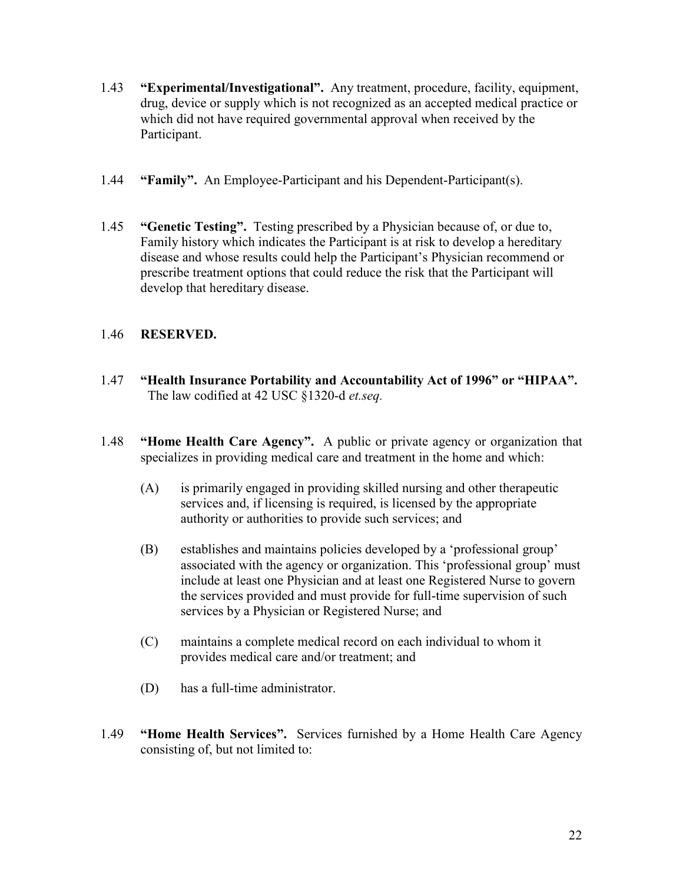1.43 **"Experimental/Investigational".** Any treatment, procedure, facility, equipment, drug, device or supply which is not recognized as an accepted medical practice or which did not have required governmental approval when received by the Participant.

1.44 **"Family".** An Employee-Participant and his Dependent-Participant(s).

1.45 **"Genetic Testing".** Testing prescribed by a Physician because of, or due to, Family history which indicates the Participant is at risk to develop a hereditary disease and whose results could help the Participant's Physician recommend or prescribe treatment options that could reduce the risk that the Participant will develop that hereditary disease.

1.46 **RESERVED.**

1.47 **"Health Insurance Portability and Accountability Act of 1996" or "HIPAA".** The law codified at 42 USC §1320-d *et.seq.*

1.48 **"Home Health Care Agency".** A public or private agency or organization that specializes in providing medical care and treatment in the home and which:

(A) is primarily engaged in providing skilled nursing and other therapeutic services and, if licensing is required, is licensed by the appropriate authority or authorities to provide such services; and

(B) establishes and maintains policies developed by a 'professional group' associated with the agency or organization. This 'professional group' must include at least one Physician and at least one Registered Nurse to govern the services provided and must provide for full-time supervision of such services by a Physician or Registered Nurse; and

(C) maintains a complete medical record on each individual to whom it provides medical care and/or treatment; and

(D) has a full-time administrator.

1.49 **"Home Health Services".** Services furnished by a Home Health Care Agency consisting of, but not limited to: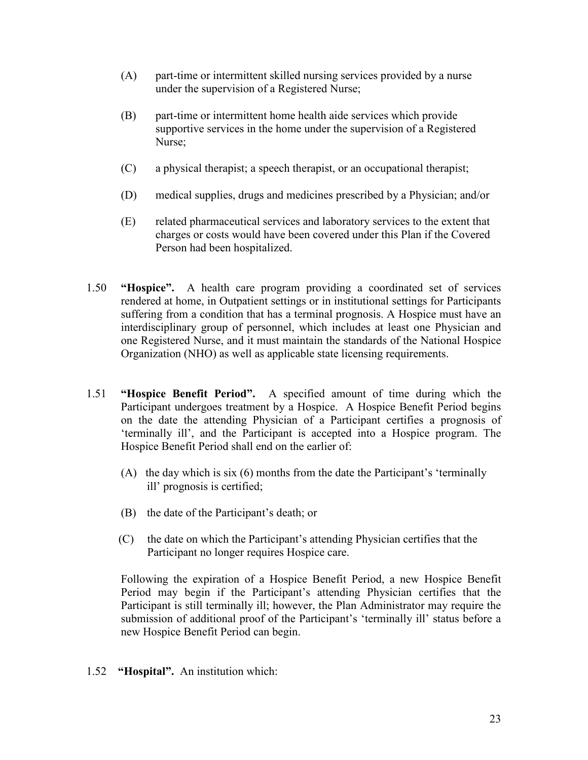(A) part-time or intermittent skilled nursing services provided by a nurse under the supervision of a Registered Nurse;

(B) part-time or intermittent home health aide services which provide supportive services in the home under the supervision of a Registered Nurse;

(C) a physical therapist; a speech therapist, or an occupational therapist;

(D) medical supplies, drugs and medicines prescribed by a Physician; and/or

(E) related pharmaceutical services and laboratory services to the extent that charges or costs would have been covered under this Plan if the Covered Person had been hospitalized.

1.50 **"Hospice".** A health care program providing a coordinated set of services rendered at home, in Outpatient settings or in institutional settings for Participants suffering from a condition that has a terminal prognosis. A Hospice must have an interdisciplinary group of personnel, which includes at least one Physician and one Registered Nurse, and it must maintain the standards of the National Hospice Organization (NHO) as well as applicable state licensing requirements.

1.51 **"Hospice Benefit Period".** A specified amount of time during which the Participant undergoes treatment by a Hospice. A Hospice Benefit Period begins on the date the attending Physician of a Participant certifies a prognosis of 'terminally ill', and the Participant is accepted into a Hospice program. The Hospice Benefit Period shall end on the earlier of:

(A) the day which is six (6) months from the date the Participant's 'terminally ill' prognosis is certified;

(B) the date of the Participant's death; or

(C) the date on which the Participant's attending Physician certifies that the Participant no longer requires Hospice care.

Following the expiration of a Hospice Benefit Period, a new Hospice Benefit Period may begin if the Participant's attending Physician certifies that the Participant is still terminally ill; however, the Plan Administrator may require the submission of additional proof of the Participant's 'terminally ill' status before a new Hospice Benefit Period can begin.

1.52 **"Hospital".** An institution which: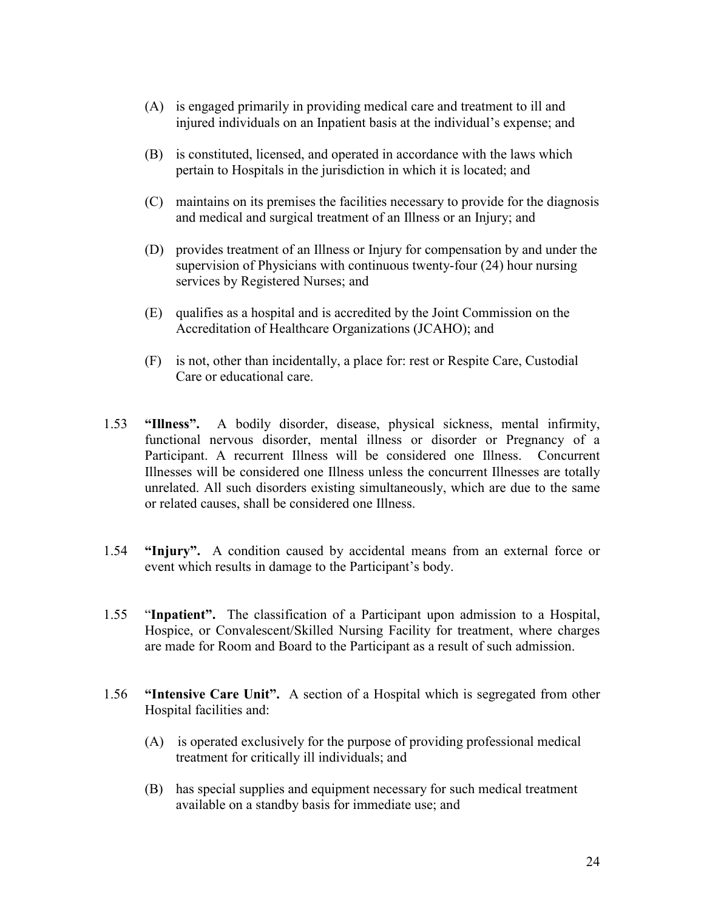(A) is engaged primarily in providing medical care and treatment to ill and injured individuals on an Inpatient basis at the individual's expense; and

(B) is constituted, licensed, and operated in accordance with the laws which pertain to Hospitals in the jurisdiction in which it is located; and

(C) maintains on its premises the facilities necessary to provide for the diagnosis and medical and surgical treatment of an Illness or an Injury; and

(D) provides treatment of an Illness or Injury for compensation by and under the supervision of Physicians with continuous twenty-four (24) hour nursing services by Registered Nurses; and

(E) qualifies as a hospital and is accredited by the Joint Commission on the Accreditation of Healthcare Organizations (JCAHO); and

(F) is not, other than incidentally, a place for: rest or Respite Care, Custodial Care or educational care.

1.53 **"Illness".** A bodily disorder, disease, physical sickness, mental infirmity, functional nervous disorder, mental illness or disorder or Pregnancy of a Participant. A recurrent Illness will be considered one Illness. Concurrent Illnesses will be considered one Illness unless the concurrent Illnesses are totally unrelated. All such disorders existing simultaneously, which are due to the same or related causes, shall be considered one Illness.

1.54 **"Injury".** A condition caused by accidental means from an external force or event which results in damage to the Participant's body.

1.55 "**Inpatient".** The classification of a Participant upon admission to a Hospital, Hospice, or Convalescent/Skilled Nursing Facility for treatment, where charges are made for Room and Board to the Participant as a result of such admission.

1.56 **"Intensive Care Unit".** A section of a Hospital which is segregated from other Hospital facilities and:

(A) is operated exclusively for the purpose of providing professional medical treatment for critically ill individuals; and

(B) has special supplies and equipment necessary for such medical treatment available on a standby basis for immediate use; and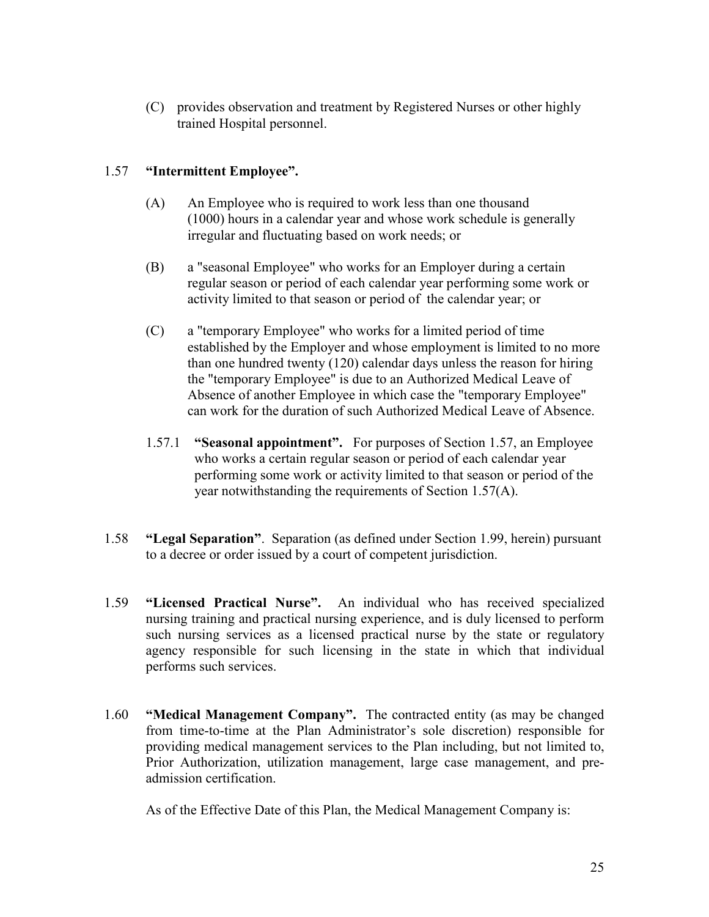(C) provides observation and treatment by Registered Nurses or other highly trained Hospital personnel.

1.57 **"Intermittent Employee".**

(A) An Employee who is required to work less than one thousand (1000) hours in a calendar year and whose work schedule is generally irregular and fluctuating based on work needs; or

(B) a "seasonal Employee" who works for an Employer during a certain regular season or period of each calendar year performing some work or activity limited to that season or period of the calendar year; or

(C) a "temporary Employee" who works for a limited period of time established by the Employer and whose employment is limited to no more than one hundred twenty (120) calendar days unless the reason for hiring the "temporary Employee" is due to an Authorized Medical Leave of Absence of another Employee in which case the "temporary Employee" can work for the duration of such Authorized Medical Leave of Absence.

1.57.1 **"Seasonal appointment".** For purposes of Section 1.57, an Employee who works a certain regular season or period of each calendar year performing some work or activity limited to that season or period of the year notwithstanding the requirements of Section 1.57(A).

1.58 **"Legal Separation"**. Separation (as defined under Section 1.99, herein) pursuant to a decree or order issued by a court of competent jurisdiction.

1.59 **"Licensed Practical Nurse".** An individual who has received specialized nursing training and practical nursing experience, and is duly licensed to perform such nursing services as a licensed practical nurse by the state or regulatory agency responsible for such licensing in the state in which that individual performs such services.

1.60 **"Medical Management Company".** The contracted entity (as may be changed from time-to-time at the Plan Administrator's sole discretion) responsible for providing medical management services to the Plan including, but not limited to, Prior Authorization, utilization management, large case management, and pre-admission certification.

As of the Effective Date of this Plan, the Medical Management Company is: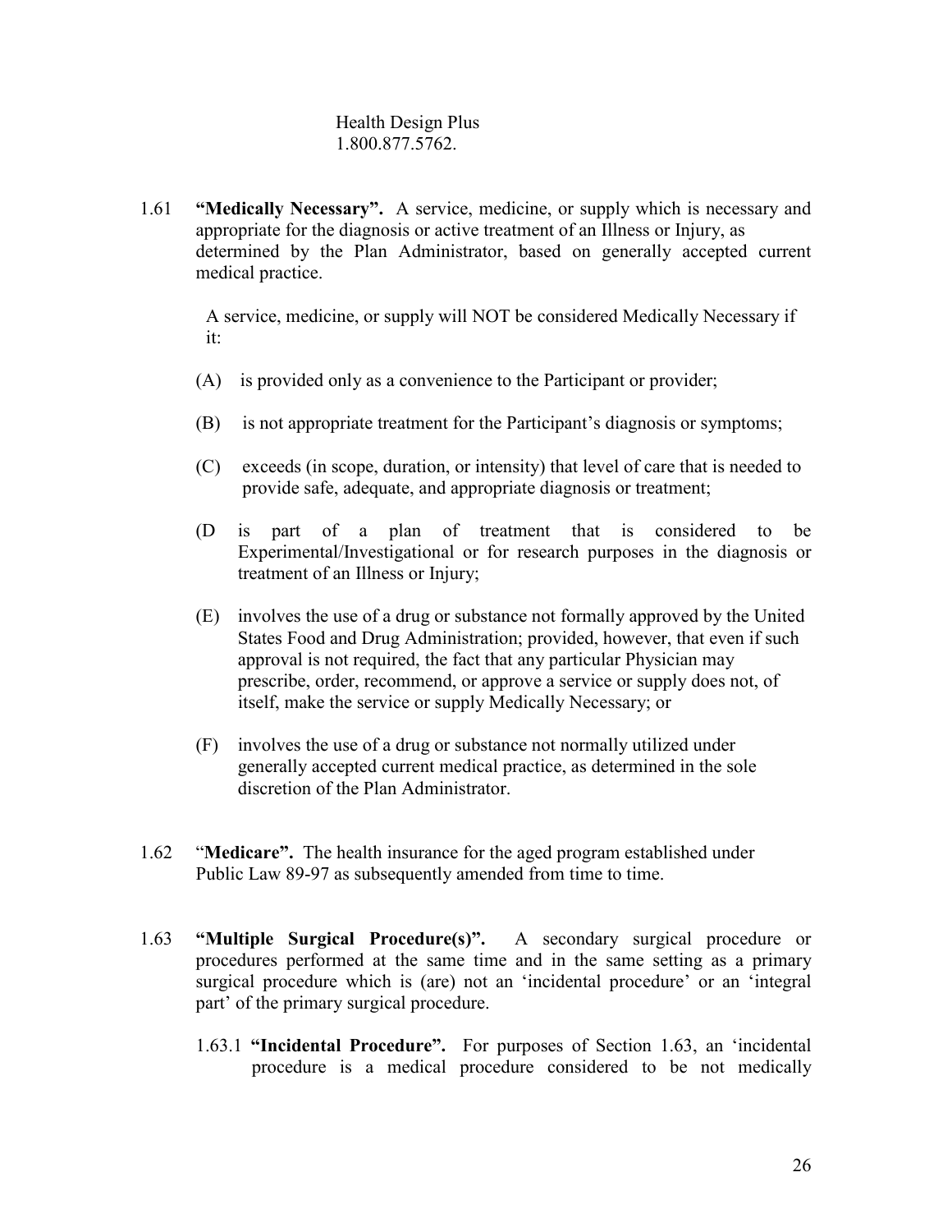Health Design Plus
1.800.877.5762.

1.61 **"Medically Necessary".** A service, medicine, or supply which is necessary and appropriate for the diagnosis or active treatment of an Illness or Injury, as determined by the Plan Administrator, based on generally accepted current medical practice.

A service, medicine, or supply will NOT be considered Medically Necessary if it:

(A) is provided only as a convenience to the Participant or provider;

(B) is not appropriate treatment for the Participant's diagnosis or symptoms;

(C) exceeds (in scope, duration, or intensity) that level of care that is needed to provide safe, adequate, and appropriate diagnosis or treatment;

(D is part of a plan of treatment that is considered to be Experimental/Investigational or for research purposes in the diagnosis or treatment of an Illness or Injury;

(E) involves the use of a drug or substance not formally approved by the United States Food and Drug Administration; provided, however, that even if such approval is not required, the fact that any particular Physician may prescribe, order, recommend, or approve a service or supply does not, of itself, make the service or supply Medically Necessary; or

(F) involves the use of a drug or substance not normally utilized under generally accepted current medical practice, as determined in the sole discretion of the Plan Administrator.

1.62 "**Medicare".** The health insurance for the aged program established under Public Law 89-97 as subsequently amended from time to time.

1.63 **"Multiple Surgical Procedure(s)".** A secondary surgical procedure or procedures performed at the same time and in the same setting as a primary surgical procedure which is (are) not an 'incidental procedure' or an 'integral part' of the primary surgical procedure.

1.63.1 **"Incidental Procedure".** For purposes of Section 1.63, an 'incidental procedure is a medical procedure considered to be not medically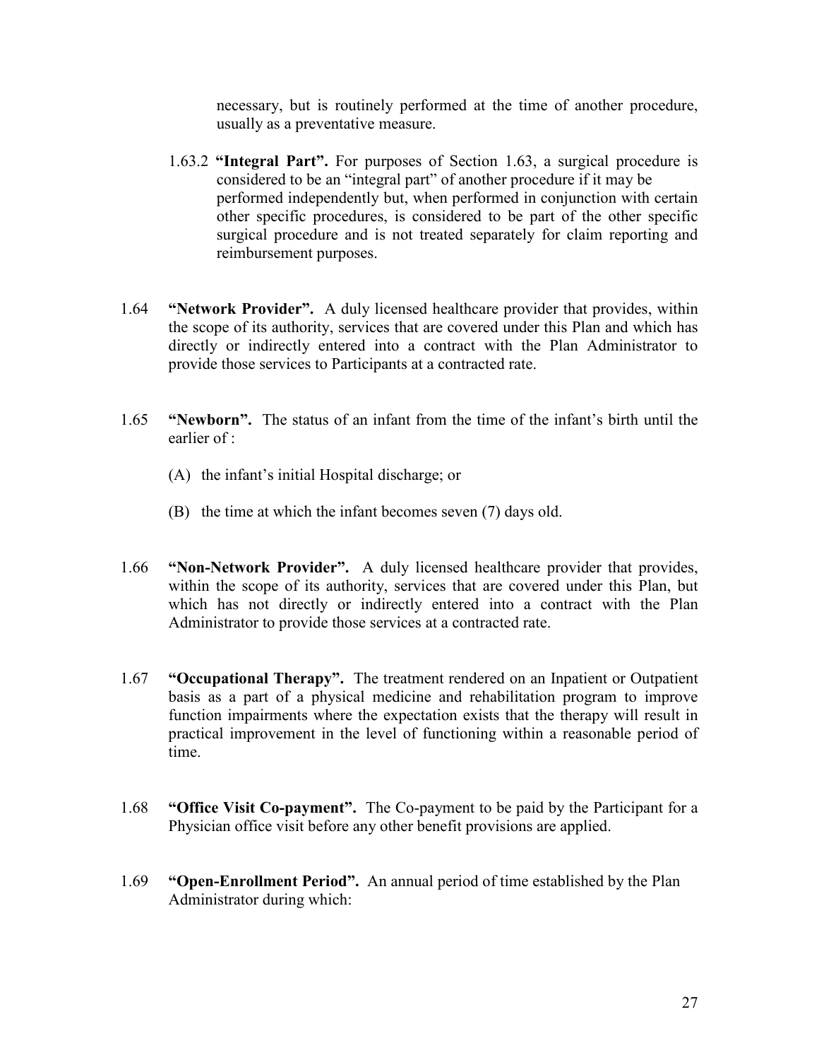necessary, but is routinely performed at the time of another procedure, usually as a preventative measure.

1.63.2 **"Integral Part".** For purposes of Section 1.63, a surgical procedure is considered to be an "integral part" of another procedure if it may be performed independently but, when performed in conjunction with certain other specific procedures, is considered to be part of the other specific surgical procedure and is not treated separately for claim reporting and reimbursement purposes.

1.64 **"Network Provider".** A duly licensed healthcare provider that provides, within the scope of its authority, services that are covered under this Plan and which has directly or indirectly entered into a contract with the Plan Administrator to provide those services to Participants at a contracted rate.

1.65 **"Newborn".** The status of an infant from the time of the infant's birth until the earlier of :

(A) the infant's initial Hospital discharge; or

(B) the time at which the infant becomes seven (7) days old.

1.66 **"Non-Network Provider".** A duly licensed healthcare provider that provides, within the scope of its authority, services that are covered under this Plan, but which has not directly or indirectly entered into a contract with the Plan Administrator to provide those services at a contracted rate.

1.67 **"Occupational Therapy".** The treatment rendered on an Inpatient or Outpatient basis as a part of a physical medicine and rehabilitation program to improve function impairments where the expectation exists that the therapy will result in practical improvement in the level of functioning within a reasonable period of time.

1.68 **"Office Visit Co-payment".** The Co-payment to be paid by the Participant for a Physician office visit before any other benefit provisions are applied.

1.69 **"Open-Enrollment Period".** An annual period of time established by the Plan Administrator during which: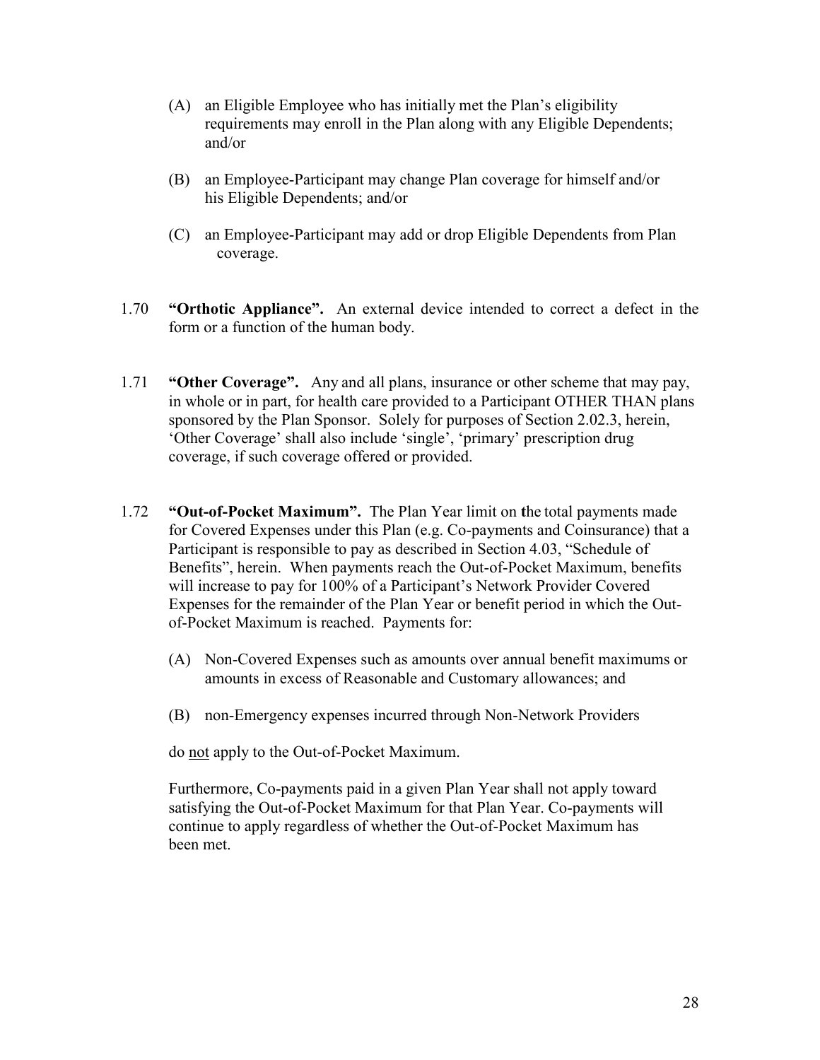(A) an Eligible Employee who has initially met the Plan's eligibility requirements may enroll in the Plan along with any Eligible Dependents; and/or

(B) an Employee-Participant may change Plan coverage for himself and/or his Eligible Dependents; and/or

(C) an Employee-Participant may add or drop Eligible Dependents from Plan coverage.

1.70 **"Orthotic Appliance".** An external device intended to correct a defect in the form or a function of the human body.

1.71 **"Other Coverage".** Any and all plans, insurance or other scheme that may pay, in whole or in part, for health care provided to a Participant OTHER THAN plans sponsored by the Plan Sponsor. Solely for purposes of Section 2.02.3, herein, 'Other Coverage' shall also include 'single', 'primary' prescription drug coverage, if such coverage offered or provided.

1.72 **"Out-of-Pocket Maximum".** The Plan Year limit on the total payments made for Covered Expenses under this Plan (e.g. Co-payments and Coinsurance) that a Participant is responsible to pay as described in Section 4.03, "Schedule of Benefits", herein. When payments reach the Out-of-Pocket Maximum, benefits will increase to pay for 100% of a Participant's Network Provider Covered Expenses for the remainder of the Plan Year or benefit period in which the Out-of-Pocket Maximum is reached. Payments for:

(A) Non-Covered Expenses such as amounts over annual benefit maximums or amounts in excess of Reasonable and Customary allowances; and

(B) non-Emergency expenses incurred through Non-Network Providers

do not apply to the Out-of-Pocket Maximum.

Furthermore, Co-payments paid in a given Plan Year shall not apply toward satisfying the Out-of-Pocket Maximum for that Plan Year. Co-payments will continue to apply regardless of whether the Out-of-Pocket Maximum has been met.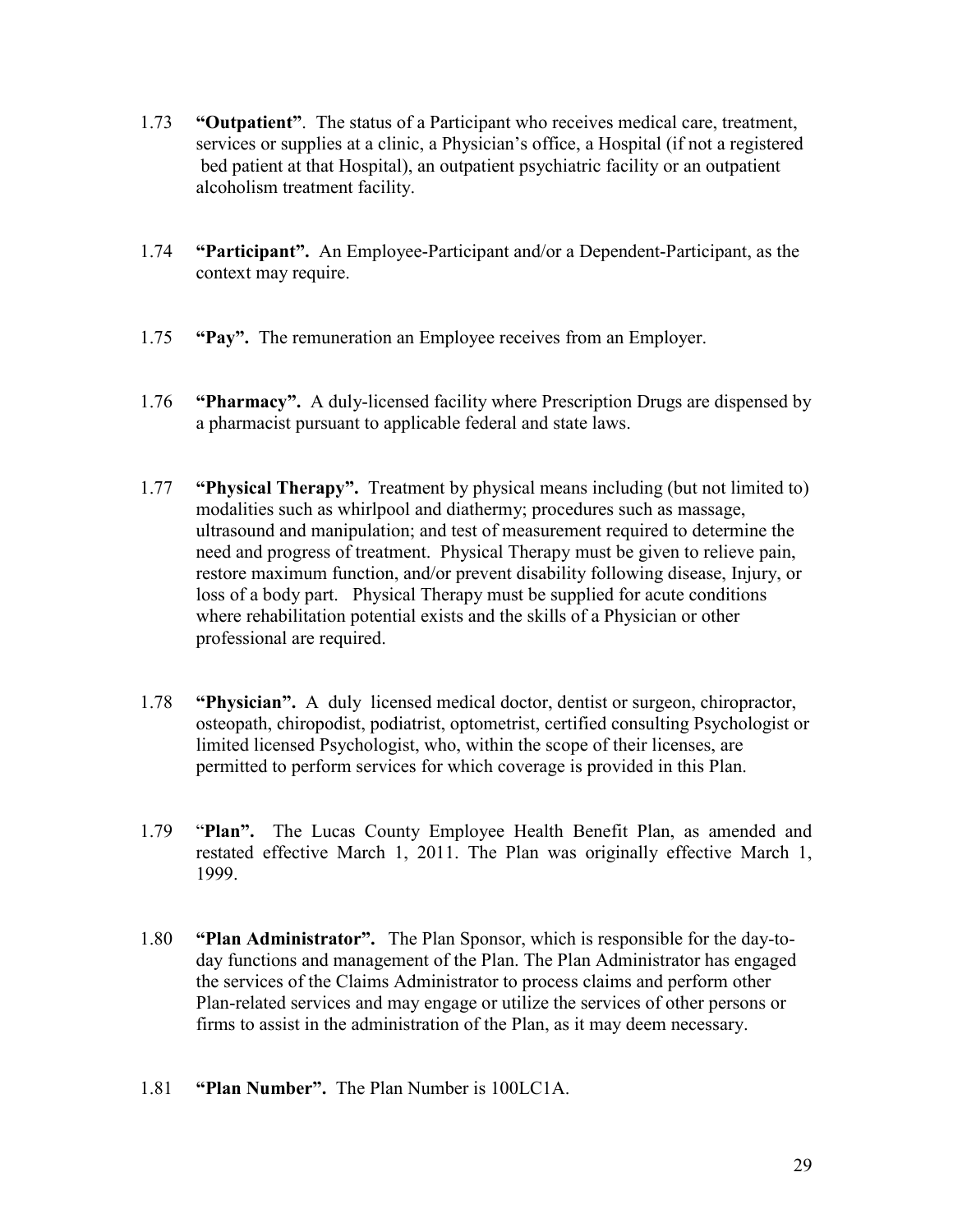1.73 **"Outpatient"**. The status of a Participant who receives medical care, treatment, services or supplies at a clinic, a Physician's office, a Hospital (if not a registered bed patient at that Hospital), an outpatient psychiatric facility or an outpatient alcoholism treatment facility.

1.74 **"Participant".** An Employee-Participant and/or a Dependent-Participant, as the context may require.

1.75 **"Pay".** The remuneration an Employee receives from an Employer.

1.76 **"Pharmacy".** A duly-licensed facility where Prescription Drugs are dispensed by a pharmacist pursuant to applicable federal and state laws.

1.77 **"Physical Therapy".** Treatment by physical means including (but not limited to) modalities such as whirlpool and diathermy; procedures such as massage, ultrasound and manipulation; and test of measurement required to determine the need and progress of treatment. Physical Therapy must be given to relieve pain, restore maximum function, and/or prevent disability following disease, Injury, or loss of a body part. Physical Therapy must be supplied for acute conditions where rehabilitation potential exists and the skills of a Physician or other professional are required.

1.78 **"Physician".** A duly licensed medical doctor, dentist or surgeon, chiropractor, osteopath, chiropodist, podiatrist, optometrist, certified consulting Psychologist or limited licensed Psychologist, who, within the scope of their licenses, are permitted to perform services for which coverage is provided in this Plan.

1.79 "**Plan".** The Lucas County Employee Health Benefit Plan, as amended and restated effective March 1, 2011. The Plan was originally effective March 1, 1999.

1.80 **"Plan Administrator".** The Plan Sponsor, which is responsible for the day-to-day functions and management of the Plan. The Plan Administrator has engaged the services of the Claims Administrator to process claims and perform other Plan-related services and may engage or utilize the services of other persons or firms to assist in the administration of the Plan, as it may deem necessary.

1.81 **"Plan Number".** The Plan Number is 100LC1A.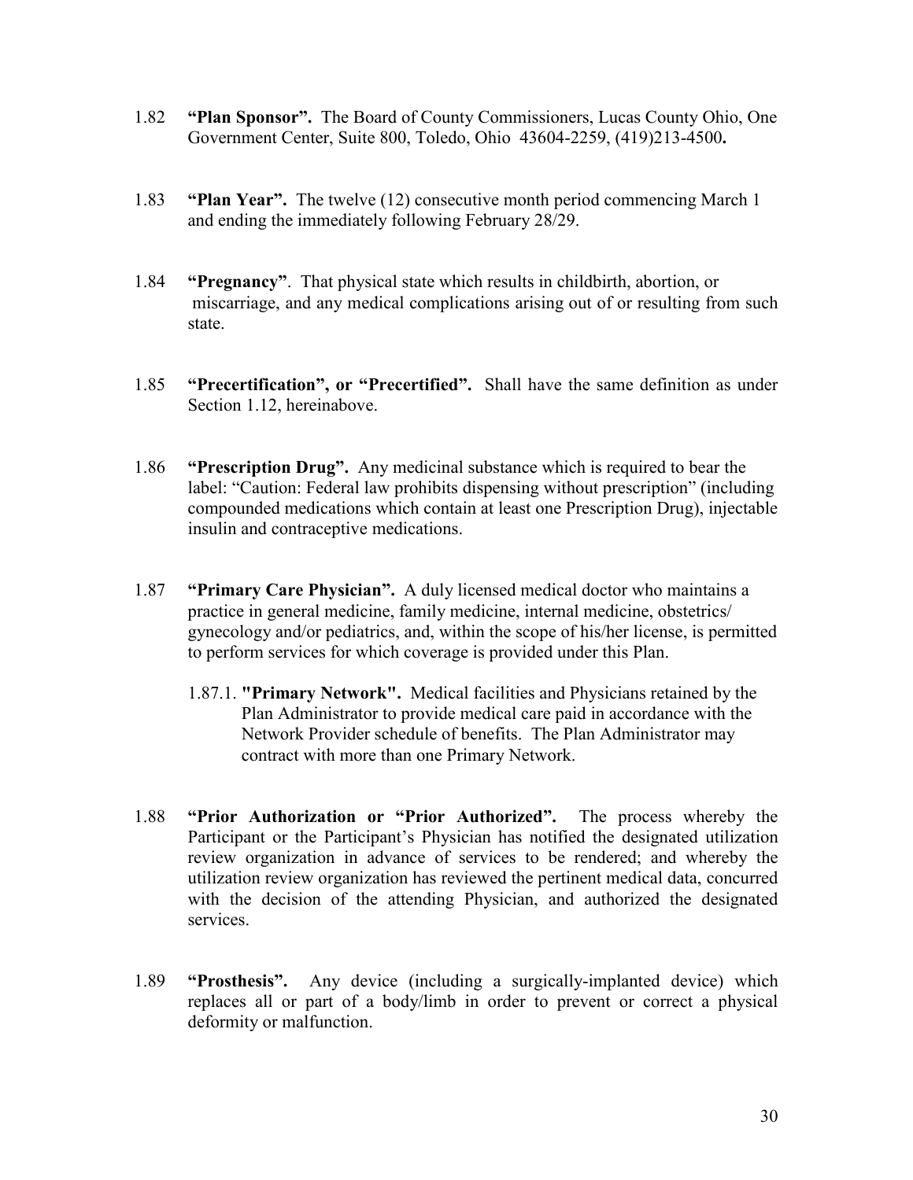1.82 **"Plan Sponsor".** The Board of County Commissioners, Lucas County Ohio, One Government Center, Suite 800, Toledo, Ohio 43604-2259, (419)213-4500**.**

1.83 **"Plan Year".** The twelve (12) consecutive month period commencing March 1 and ending the immediately following February 28/29.

1.84 **"Pregnancy"**. That physical state which results in childbirth, abortion, or miscarriage, and any medical complications arising out of or resulting from such state.

1.85 **"Precertification", or "Precertified".** Shall have the same definition as under Section 1.12, hereinabove.

1.86 **"Prescription Drug".** Any medicinal substance which is required to bear the label: "Caution: Federal law prohibits dispensing without prescription" (including compounded medications which contain at least one Prescription Drug), injectable insulin and contraceptive medications.

1.87 **"Primary Care Physician".** A duly licensed medical doctor who maintains a practice in general medicine, family medicine, internal medicine, obstetrics/gynecology and/or pediatrics, and, within the scope of his/her license, is permitted to perform services for which coverage is provided under this Plan.

1.87.1. **"Primary Network".** Medical facilities and Physicians retained by the Plan Administrator to provide medical care paid in accordance with the Network Provider schedule of benefits. The Plan Administrator may contract with more than one Primary Network.

1.88 **"Prior Authorization or "Prior Authorized".** The process whereby the Participant or the Participant's Physician has notified the designated utilization review organization in advance of services to be rendered; and whereby the utilization review organization has reviewed the pertinent medical data, concurred with the decision of the attending Physician, and authorized the designated services.

1.89 **"Prosthesis".** Any device (including a surgically-implanted device) which replaces all or part of a body/limb in order to prevent or correct a physical deformity or malfunction.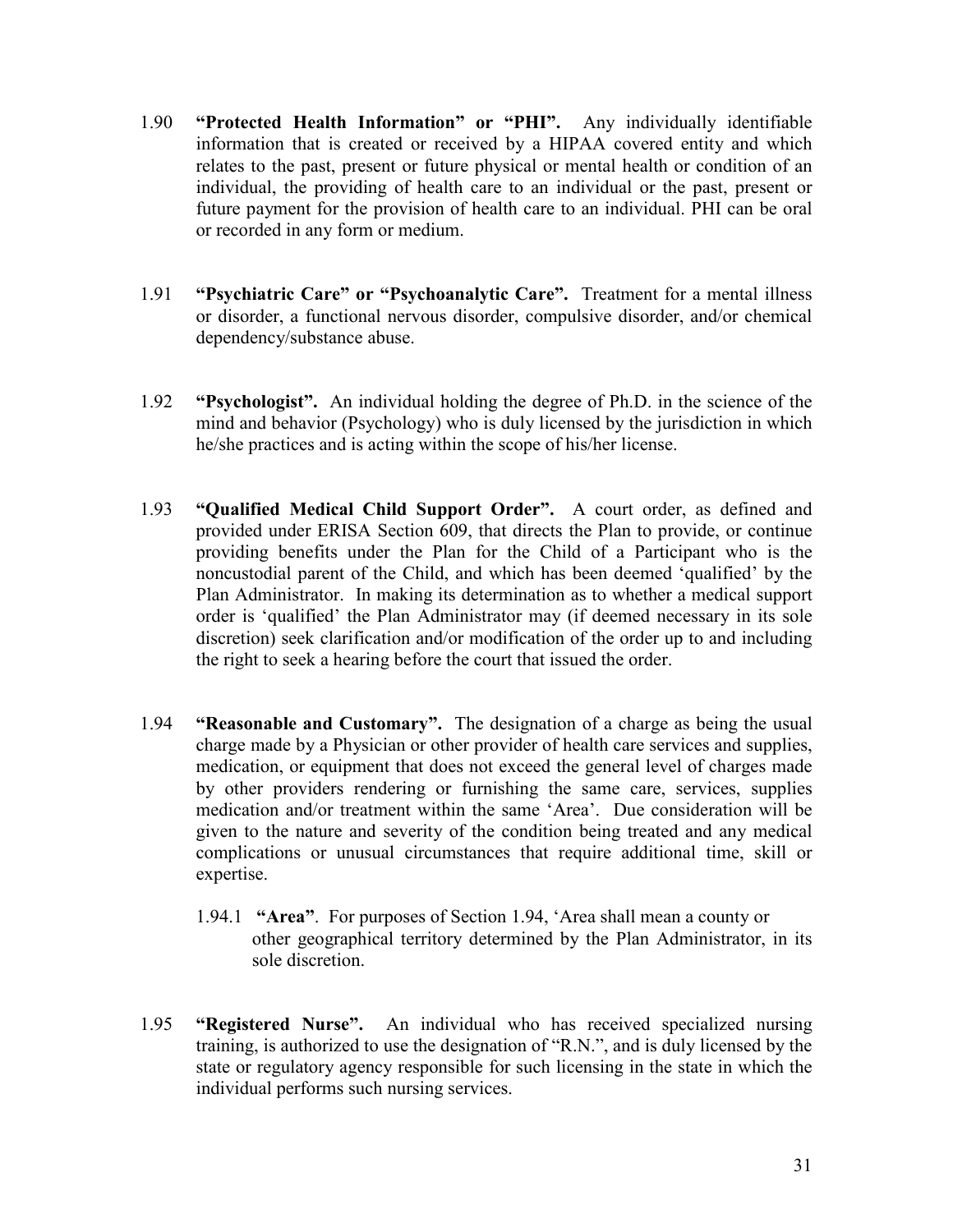1.90 **"Protected Health Information" or "PHI".** Any individually identifiable information that is created or received by a HIPAA covered entity and which relates to the past, present or future physical or mental health or condition of an individual, the providing of health care to an individual or the past, present or future payment for the provision of health care to an individual. PHI can be oral or recorded in any form or medium.

1.91 **"Psychiatric Care" or "Psychoanalytic Care".** Treatment for a mental illness or disorder, a functional nervous disorder, compulsive disorder, and/or chemical dependency/substance abuse.

1.92 **"Psychologist".** An individual holding the degree of Ph.D. in the science of the mind and behavior (Psychology) who is duly licensed by the jurisdiction in which he/she practices and is acting within the scope of his/her license.

1.93 **"Qualified Medical Child Support Order".** A court order, as defined and provided under ERISA Section 609, that directs the Plan to provide, or continue providing benefits under the Plan for the Child of a Participant who is the noncustodial parent of the Child, and which has been deemed 'qualified' by the Plan Administrator. In making its determination as to whether a medical support order is 'qualified' the Plan Administrator may (if deemed necessary in its sole discretion) seek clarification and/or modification of the order up to and including the right to seek a hearing before the court that issued the order.

1.94 **"Reasonable and Customary".** The designation of a charge as being the usual charge made by a Physician or other provider of health care services and supplies, medication, or equipment that does not exceed the general level of charges made by other providers rendering or furnishing the same care, services, supplies medication and/or treatment within the same 'Area'. Due consideration will be given to the nature and severity of the condition being treated and any medical complications or unusual circumstances that require additional time, skill or expertise.

1.94.1 **"Area"**. For purposes of Section 1.94, 'Area shall mean a county or other geographical territory determined by the Plan Administrator, in its sole discretion.

1.95 **"Registered Nurse".** An individual who has received specialized nursing training, is authorized to use the designation of "R.N.", and is duly licensed by the state or regulatory agency responsible for such licensing in the state in which the individual performs such nursing services.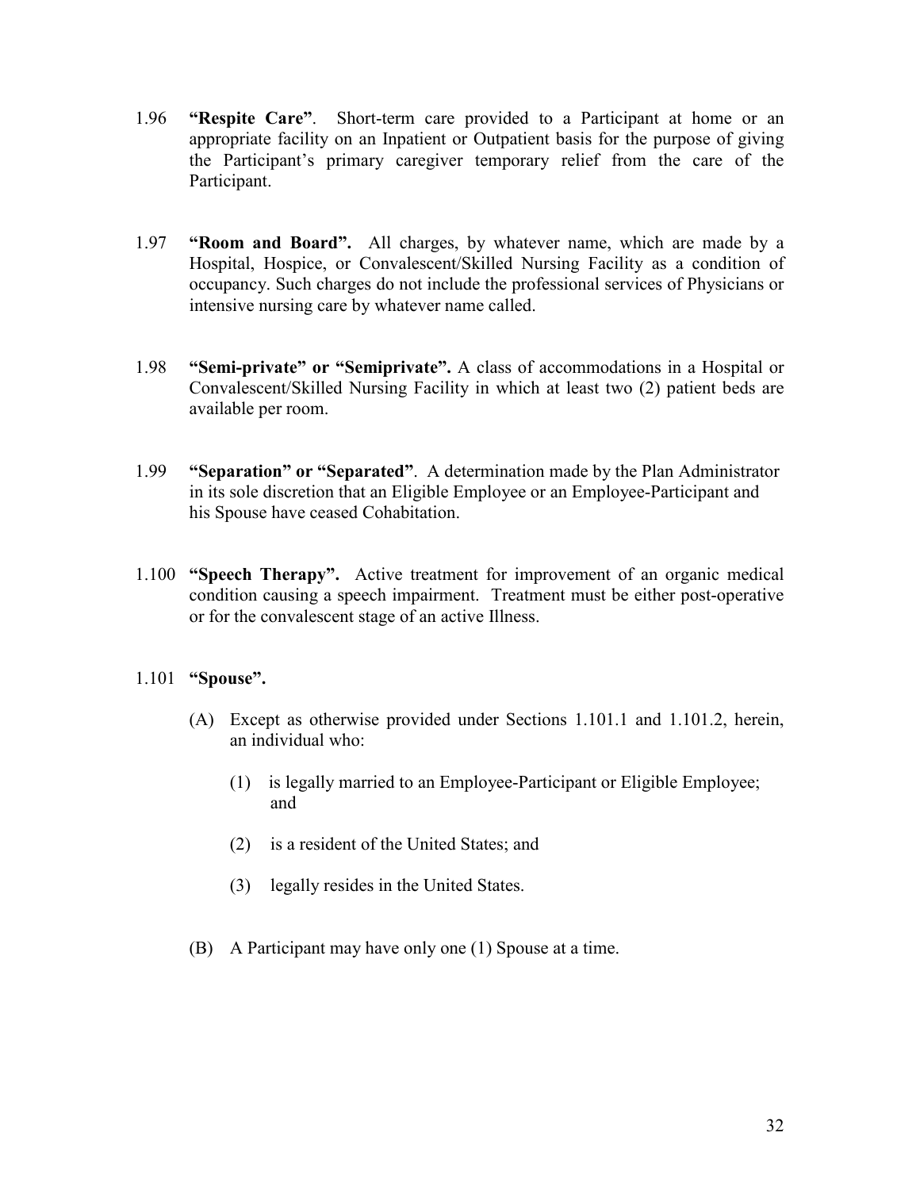1.96 **"Respite Care"**. Short-term care provided to a Participant at home or an appropriate facility on an Inpatient or Outpatient basis for the purpose of giving the Participant's primary caregiver temporary relief from the care of the Participant.

1.97 **"Room and Board".** All charges, by whatever name, which are made by a Hospital, Hospice, or Convalescent/Skilled Nursing Facility as a condition of occupancy. Such charges do not include the professional services of Physicians or intensive nursing care by whatever name called.

1.98 **"Semi-private" or "Semiprivate".** A class of accommodations in a Hospital or Convalescent/Skilled Nursing Facility in which at least two (2) patient beds are available per room.

1.99 **"Separation" or "Separated"**. A determination made by the Plan Administrator in its sole discretion that an Eligible Employee or an Employee-Participant and his Spouse have ceased Cohabitation.

1.100 **"Speech Therapy".** Active treatment for improvement of an organic medical condition causing a speech impairment. Treatment must be either post-operative or for the convalescent stage of an active Illness.

1.101 **"Spouse".**

(A) Except as otherwise provided under Sections 1.101.1 and 1.101.2, herein, an individual who:

(1) is legally married to an Employee-Participant or Eligible Employee; and

(2) is a resident of the United States; and

(3) legally resides in the United States.

(B) A Participant may have only one (1) Spouse at a time.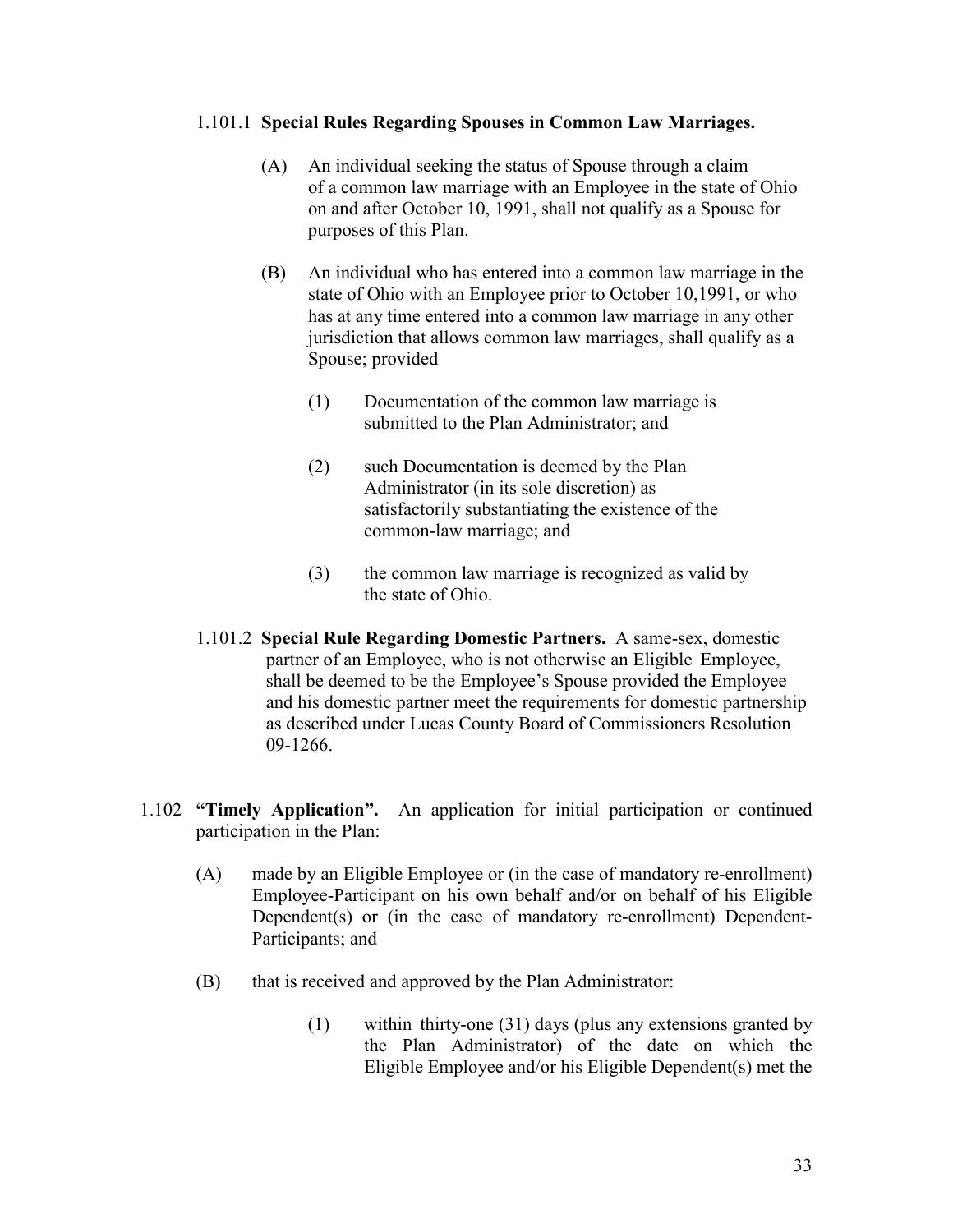1.101.1 **Special Rules Regarding Spouses in Common Law Marriages.**

(A) An individual seeking the status of Spouse through a claim of a common law marriage with an Employee in the state of Ohio on and after October 10, 1991, shall not qualify as a Spouse for purposes of this Plan.

(B) An individual who has entered into a common law marriage in the state of Ohio with an Employee prior to October 10,1991, or who has at any time entered into a common law marriage in any other jurisdiction that allows common law marriages, shall qualify as a Spouse; provided

(1) Documentation of the common law marriage is submitted to the Plan Administrator; and

(2) such Documentation is deemed by the Plan Administrator (in its sole discretion) as satisfactorily substantiating the existence of the common-law marriage; and

(3) the common law marriage is recognized as valid by the state of Ohio.

1.101.2 **Special Rule Regarding Domestic Partners.** A same-sex, domestic partner of an Employee, who is not otherwise an Eligible Employee, shall be deemed to be the Employee's Spouse provided the Employee and his domestic partner meet the requirements for domestic partnership as described under Lucas County Board of Commissioners Resolution 09-1266.

1.102 **"Timely Application".** An application for initial participation or continued participation in the Plan:

(A) made by an Eligible Employee or (in the case of mandatory re-enrollment) Employee-Participant on his own behalf and/or on behalf of his Eligible Dependent(s) or (in the case of mandatory re-enrollment) Dependent-Participants; and

(B) that is received and approved by the Plan Administrator:

(1) within thirty-one (31) days (plus any extensions granted by the Plan Administrator) of the date on which the Eligible Employee and/or his Eligible Dependent(s) met the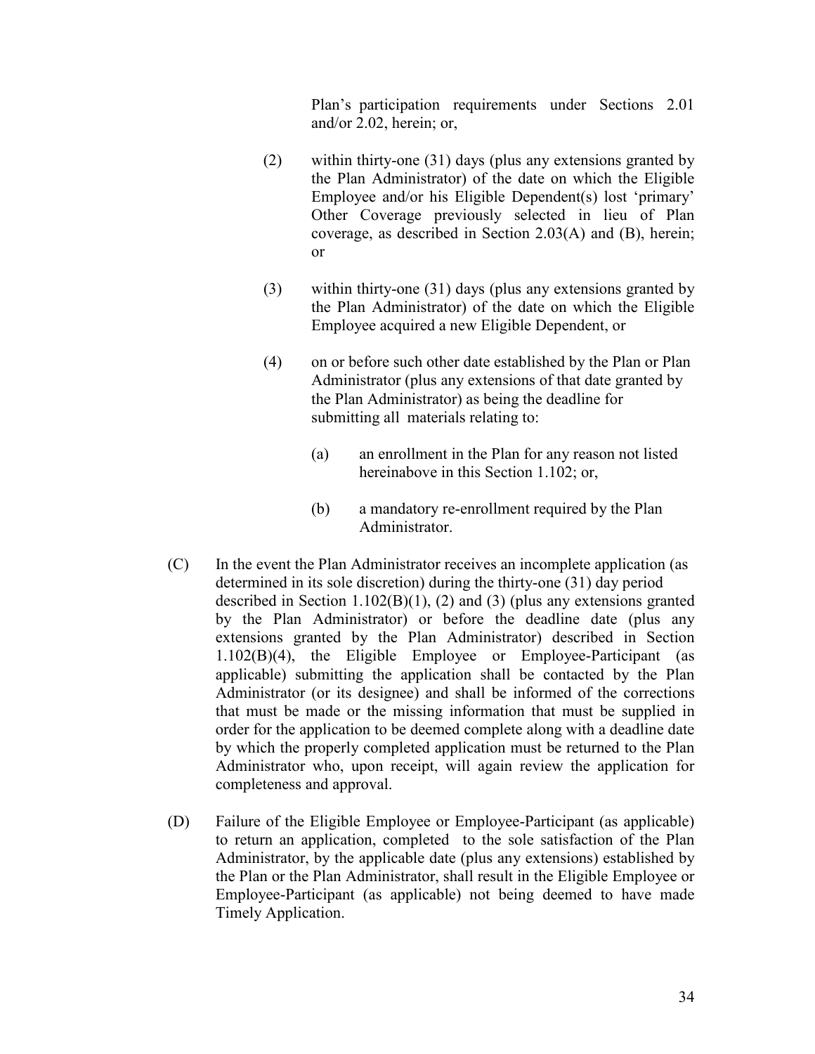Plan's participation requirements under Sections 2.01 and/or 2.02, herein; or,

(2) within thirty-one (31) days (plus any extensions granted by the Plan Administrator) of the date on which the Eligible Employee and/or his Eligible Dependent(s) lost 'primary' Other Coverage previously selected in lieu of Plan coverage, as described in Section 2.03(A) and (B), herein; or

(3) within thirty-one (31) days (plus any extensions granted by the Plan Administrator) of the date on which the Eligible Employee acquired a new Eligible Dependent, or

(4) on or before such other date established by the Plan or Plan Administrator (plus any extensions of that date granted by the Plan Administrator) as being the deadline for submitting all materials relating to:

  (a) an enrollment in the Plan for any reason not listed hereinabove in this Section 1.102; or,

  (b) a mandatory re-enrollment required by the Plan Administrator.

(C) In the event the Plan Administrator receives an incomplete application (as determined in its sole discretion) during the thirty-one (31) day period described in Section 1.102(B)(1), (2) and (3) (plus any extensions granted by the Plan Administrator) or before the deadline date (plus any extensions granted by the Plan Administrator) described in Section 1.102(B)(4), the Eligible Employee or Employee-Participant (as applicable) submitting the application shall be contacted by the Plan Administrator (or its designee) and shall be informed of the corrections that must be made or the missing information that must be supplied in order for the application to be deemed complete along with a deadline date by which the properly completed application must be returned to the Plan Administrator who, upon receipt, will again review the application for completeness and approval.

(D) Failure of the Eligible Employee or Employee-Participant (as applicable) to return an application, completed to the sole satisfaction of the Plan Administrator, by the applicable date (plus any extensions) established by the Plan or the Plan Administrator, shall result in the Eligible Employee or Employee-Participant (as applicable) not being deemed to have made Timely Application.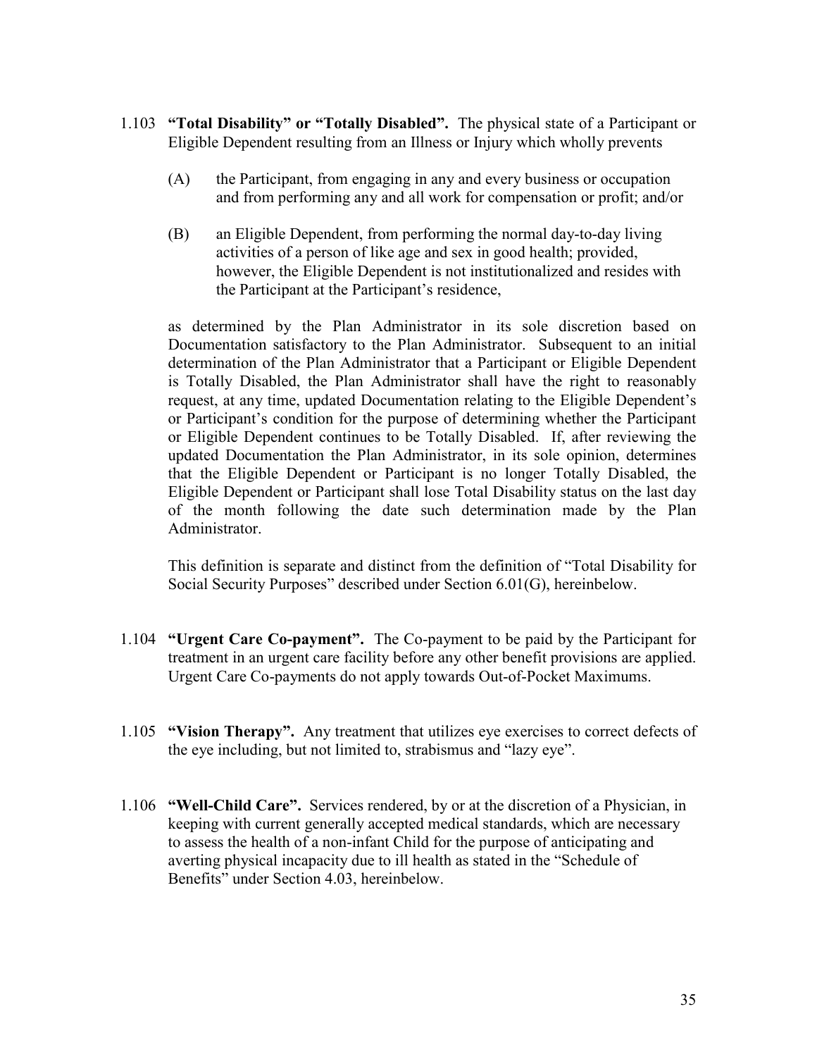1.103 **"Total Disability" or "Totally Disabled".** The physical state of a Participant or Eligible Dependent resulting from an Illness or Injury which wholly prevents

(A) the Participant, from engaging in any and every business or occupation and from performing any and all work for compensation or profit; and/or

(B) an Eligible Dependent, from performing the normal day-to-day living activities of a person of like age and sex in good health; provided, however, the Eligible Dependent is not institutionalized and resides with the Participant at the Participant's residence,

as determined by the Plan Administrator in its sole discretion based on Documentation satisfactory to the Plan Administrator. Subsequent to an initial determination of the Plan Administrator that a Participant or Eligible Dependent is Totally Disabled, the Plan Administrator shall have the right to reasonably request, at any time, updated Documentation relating to the Eligible Dependent's or Participant's condition for the purpose of determining whether the Participant or Eligible Dependent continues to be Totally Disabled. If, after reviewing the updated Documentation the Plan Administrator, in its sole opinion, determines that the Eligible Dependent or Participant is no longer Totally Disabled, the Eligible Dependent or Participant shall lose Total Disability status on the last day of the month following the date such determination made by the Plan Administrator.

This definition is separate and distinct from the definition of "Total Disability for Social Security Purposes" described under Section 6.01(G), hereinbelow.

1.104 **"Urgent Care Co-payment".** The Co-payment to be paid by the Participant for treatment in an urgent care facility before any other benefit provisions are applied. Urgent Care Co-payments do not apply towards Out-of-Pocket Maximums.

1.105 **"Vision Therapy".** Any treatment that utilizes eye exercises to correct defects of the eye including, but not limited to, strabismus and "lazy eye".

1.106 **"Well-Child Care".** Services rendered, by or at the discretion of a Physician, in keeping with current generally accepted medical standards, which are necessary to assess the health of a non-infant Child for the purpose of anticipating and averting physical incapacity due to ill health as stated in the "Schedule of Benefits" under Section 4.03, hereinbelow.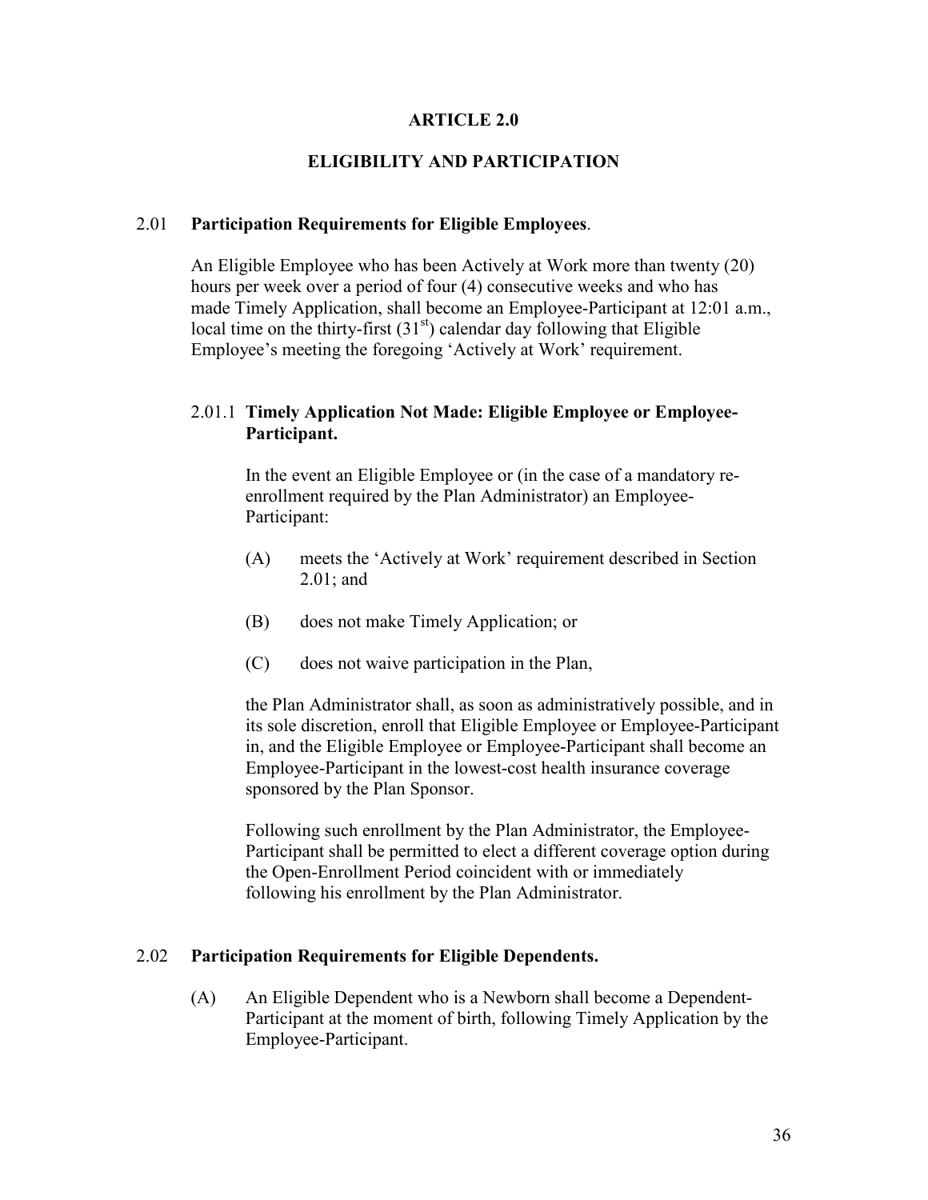# ARTICLE 2.0

## ELIGIBILITY AND PARTICIPATION

### 2.01 **Participation Requirements for Eligible Employees**.

An Eligible Employee who has been Actively at Work more than twenty (20) hours per week over a period of four (4) consecutive weeks and who has made Timely Application, shall become an Employee-Participant at 12:01 a.m., local time on the thirty-first ($31^{st}$) calendar day following that Eligible Employee's meeting the foregoing 'Actively at Work' requirement.

#### 2.01.1 **Timely Application Not Made: Eligible Employee or Employee-Participant.**

In the event an Eligible Employee or (in the case of a mandatory re-enrollment required by the Plan Administrator) an Employee-Participant:

(A) meets the 'Actively at Work' requirement described in Section 2.01; and

(B) does not make Timely Application; or

(C) does not waive participation in the Plan,

the Plan Administrator shall, as soon as administratively possible, and in its sole discretion, enroll that Eligible Employee or Employee-Participant in, and the Eligible Employee or Employee-Participant shall become an Employee-Participant in the lowest-cost health insurance coverage sponsored by the Plan Sponsor.

Following such enrollment by the Plan Administrator, the Employee-Participant shall be permitted to elect a different coverage option during the Open-Enrollment Period coincident with or immediately following his enrollment by the Plan Administrator.

### 2.02 **Participation Requirements for Eligible Dependents.**

(A) An Eligible Dependent who is a Newborn shall become a Dependent-Participant at the moment of birth, following Timely Application by the Employee-Participant.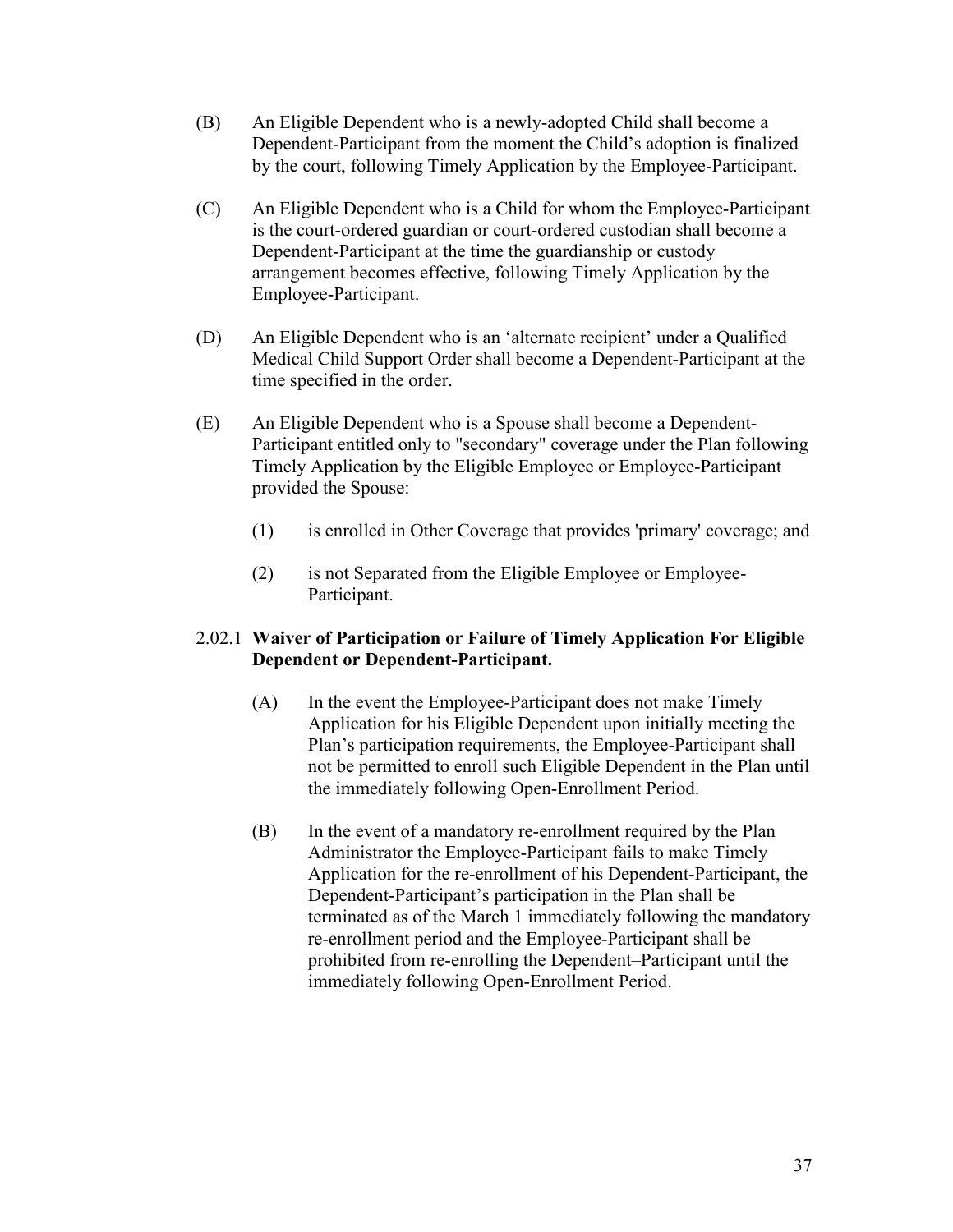(B) An Eligible Dependent who is a newly-adopted Child shall become a Dependent-Participant from the moment the Child's adoption is finalized by the court, following Timely Application by the Employee-Participant.

(C) An Eligible Dependent who is a Child for whom the Employee-Participant is the court-ordered guardian or court-ordered custodian shall become a Dependent-Participant at the time the guardianship or custody arrangement becomes effective, following Timely Application by the Employee-Participant.

(D) An Eligible Dependent who is an 'alternate recipient' under a Qualified Medical Child Support Order shall become a Dependent-Participant at the time specified in the order.

(E) An Eligible Dependent who is a Spouse shall become a Dependent-Participant entitled only to "secondary" coverage under the Plan following Timely Application by the Eligible Employee or Employee-Participant provided the Spouse:

(1) is enrolled in Other Coverage that provides 'primary' coverage; and

(2) is not Separated from the Eligible Employee or Employee-Participant.

2.02.1 **Waiver of Participation or Failure of Timely Application For Eligible Dependent or Dependent-Participant.**

(A) In the event the Employee-Participant does not make Timely Application for his Eligible Dependent upon initially meeting the Plan's participation requirements, the Employee-Participant shall not be permitted to enroll such Eligible Dependent in the Plan until the immediately following Open-Enrollment Period.

(B) In the event of a mandatory re-enrollment required by the Plan Administrator the Employee-Participant fails to make Timely Application for the re-enrollment of his Dependent-Participant, the Dependent-Participant's participation in the Plan shall be terminated as of the March 1 immediately following the mandatory re-enrollment period and the Employee-Participant shall be prohibited from re-enrolling the Dependent–Participant until the immediately following Open-Enrollment Period.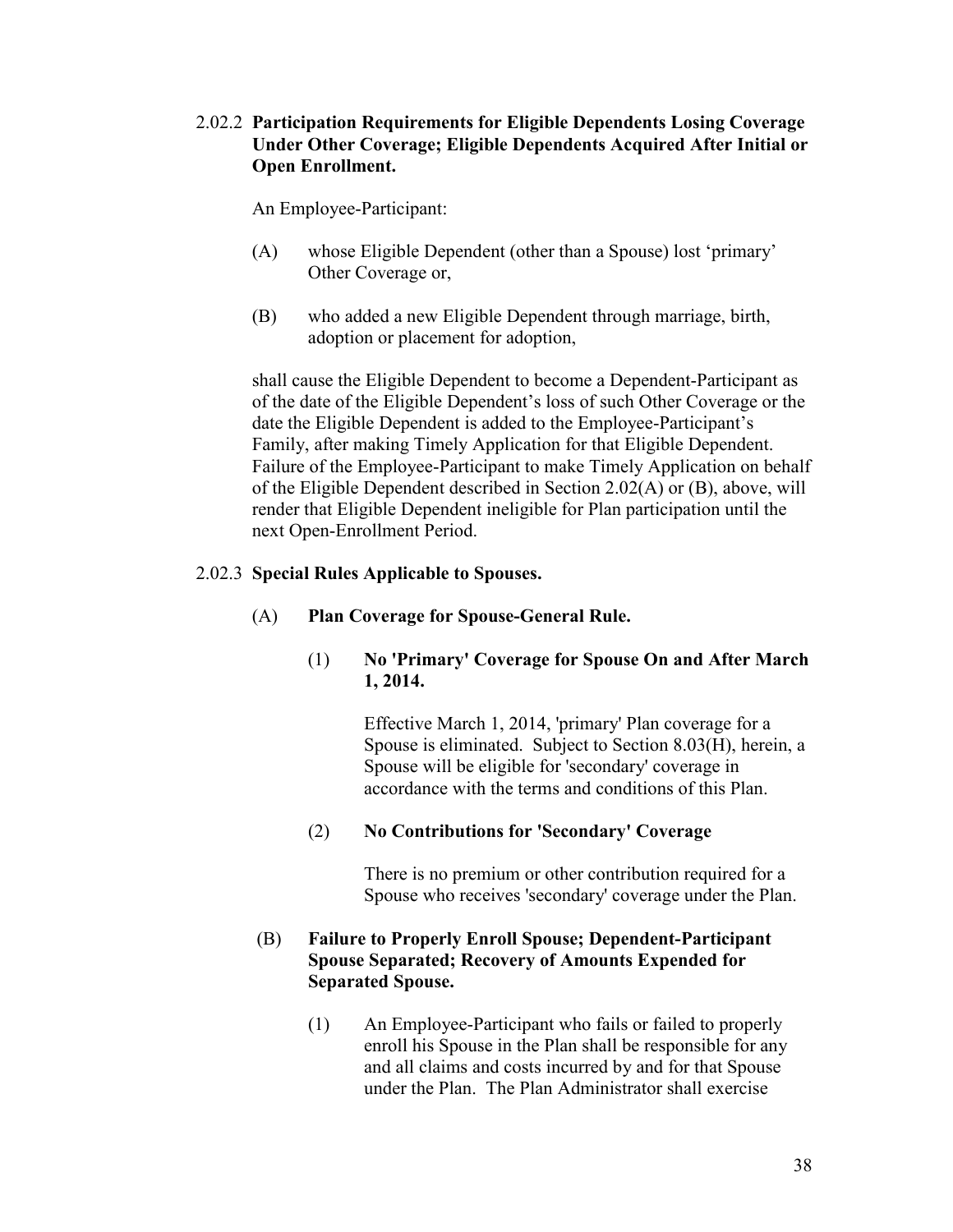### 2.02.2 **Participation Requirements for Eligible Dependents Losing Coverage Under Other Coverage; Eligible Dependents Acquired After Initial or Open Enrollment.**

An Employee-Participant:

(A) whose Eligible Dependent (other than a Spouse) lost 'primary' Other Coverage or,

(B) who added a new Eligible Dependent through marriage, birth, adoption or placement for adoption,

shall cause the Eligible Dependent to become a Dependent-Participant as of the date of the Eligible Dependent's loss of such Other Coverage or the date the Eligible Dependent is added to the Employee-Participant's Family, after making Timely Application for that Eligible Dependent. Failure of the Employee-Participant to make Timely Application on behalf of the Eligible Dependent described in Section 2.02(A) or (B), above, will render that Eligible Dependent ineligible for Plan participation until the next Open-Enrollment Period.

### 2.02.3 **Special Rules Applicable to Spouses.**

(A) **Plan Coverage for Spouse-General Rule.**

(1) **No 'Primary' Coverage for Spouse On and After March 1, 2014.**

Effective March 1, 2014, 'primary' Plan coverage for a Spouse is eliminated. Subject to Section 8.03(H), herein, a Spouse will be eligible for 'secondary' coverage in accordance with the terms and conditions of this Plan.

(2) **No Contributions for 'Secondary' Coverage**

There is no premium or other contribution required for a Spouse who receives 'secondary' coverage under the Plan.

(B) **Failure to Properly Enroll Spouse; Dependent-Participant Spouse Separated; Recovery of Amounts Expended for Separated Spouse.**

(1) An Employee-Participant who fails or failed to properly enroll his Spouse in the Plan shall be responsible for any and all claims and costs incurred by and for that Spouse under the Plan. The Plan Administrator shall exercise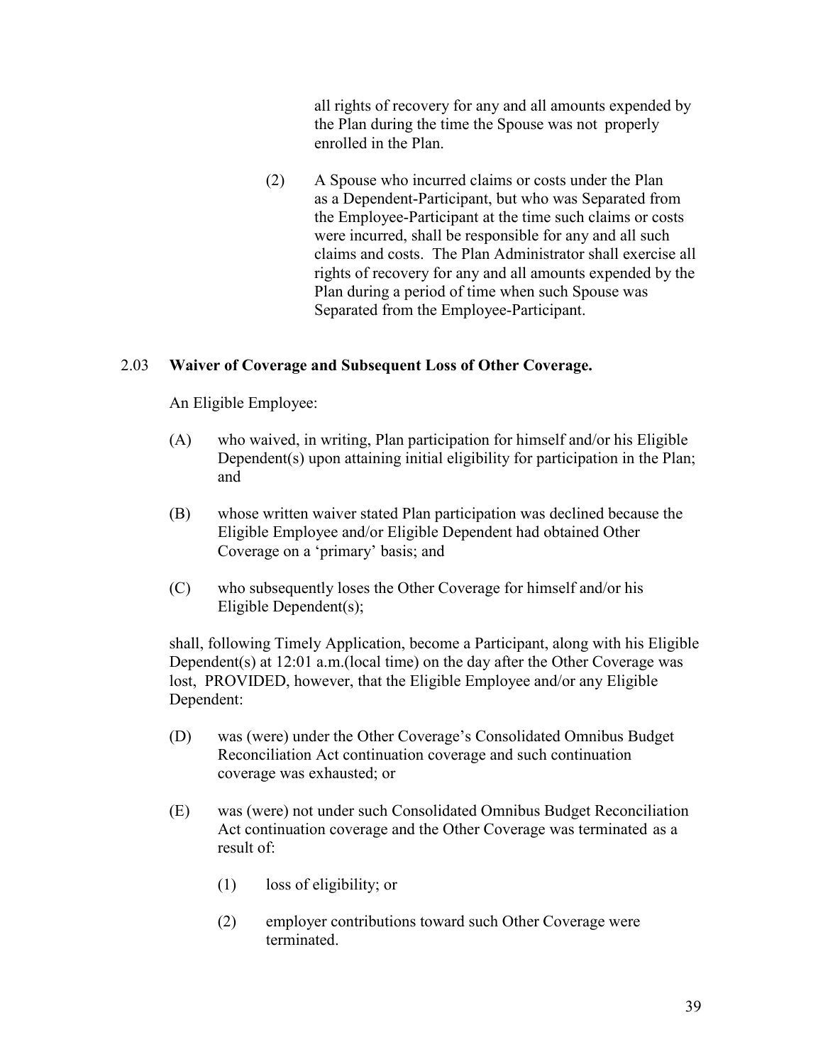all rights of recovery for any and all amounts expended by the Plan during the time the Spouse was not properly enrolled in the Plan.

(2) A Spouse who incurred claims or costs under the Plan as a Dependent-Participant, but who was Separated from the Employee-Participant at the time such claims or costs were incurred, shall be responsible for any and all such claims and costs. The Plan Administrator shall exercise all rights of recovery for any and all amounts expended by the Plan during a period of time when such Spouse was Separated from the Employee-Participant.

## 2.03 **Waiver of Coverage and Subsequent Loss of Other Coverage.**

An Eligible Employee:

(A) who waived, in writing, Plan participation for himself and/or his Eligible Dependent(s) upon attaining initial eligibility for participation in the Plan; and

(B) whose written waiver stated Plan participation was declined because the Eligible Employee and/or Eligible Dependent had obtained Other Coverage on a 'primary' basis; and

(C) who subsequently loses the Other Coverage for himself and/or his Eligible Dependent(s);

shall, following Timely Application, become a Participant, along with his Eligible Dependent(s) at 12:01 a.m.(local time) on the day after the Other Coverage was lost, PROVIDED, however, that the Eligible Employee and/or any Eligible Dependent:

(D) was (were) under the Other Coverage's Consolidated Omnibus Budget Reconciliation Act continuation coverage and such continuation coverage was exhausted; or

(E) was (were) not under such Consolidated Omnibus Budget Reconciliation Act continuation coverage and the Other Coverage was terminated as a result of:

(1) loss of eligibility; or

(2) employer contributions toward such Other Coverage were terminated.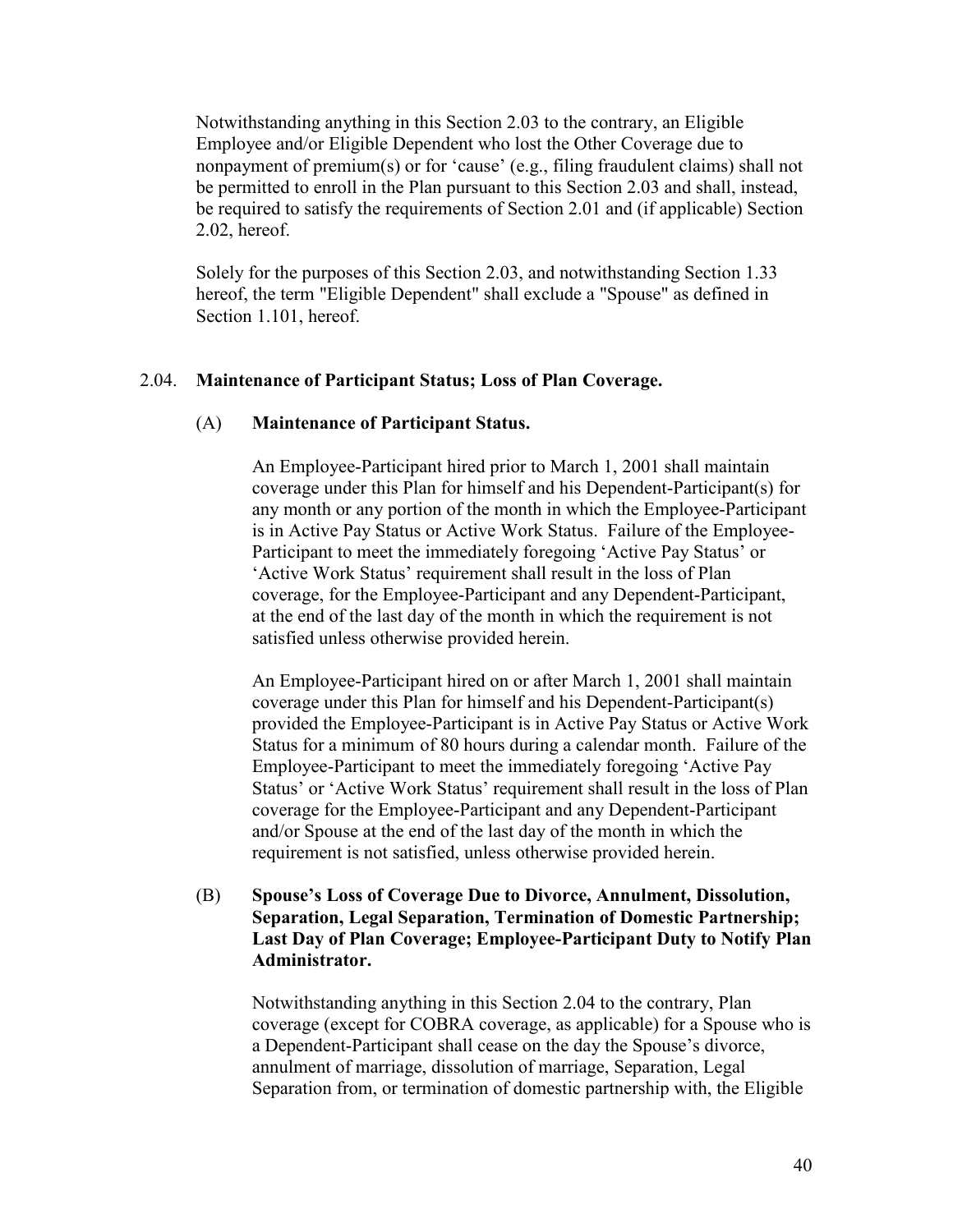Notwithstanding anything in this Section 2.03 to the contrary, an Eligible Employee and/or Eligible Dependent who lost the Other Coverage due to nonpayment of premium(s) or for 'cause' (e.g., filing fraudulent claims) shall not be permitted to enroll in the Plan pursuant to this Section 2.03 and shall, instead, be required to satisfy the requirements of Section 2.01 and (if applicable) Section 2.02, hereof.

Solely for the purposes of this Section 2.03, and notwithstanding Section 1.33 hereof, the term "Eligible Dependent" shall exclude a "Spouse" as defined in Section 1.101, hereof.

### 2.04. **Maintenance of Participant Status; Loss of Plan Coverage.**

#### (A) **Maintenance of Participant Status.**

An Employee-Participant hired prior to March 1, 2001 shall maintain coverage under this Plan for himself and his Dependent-Participant(s) for any month or any portion of the month in which the Employee-Participant is in Active Pay Status or Active Work Status. Failure of the Employee-Participant to meet the immediately foregoing 'Active Pay Status' or 'Active Work Status' requirement shall result in the loss of Plan coverage, for the Employee-Participant and any Dependent-Participant, at the end of the last day of the month in which the requirement is not satisfied unless otherwise provided herein.

An Employee-Participant hired on or after March 1, 2001 shall maintain coverage under this Plan for himself and his Dependent-Participant(s) provided the Employee-Participant is in Active Pay Status or Active Work Status for a minimum of 80 hours during a calendar month. Failure of the Employee-Participant to meet the immediately foregoing 'Active Pay Status' or 'Active Work Status' requirement shall result in the loss of Plan coverage for the Employee-Participant and any Dependent-Participant and/or Spouse at the end of the last day of the month in which the requirement is not satisfied, unless otherwise provided herein.

#### (B) **Spouse's Loss of Coverage Due to Divorce, Annulment, Dissolution, Separation, Legal Separation, Termination of Domestic Partnership; Last Day of Plan Coverage; Employee-Participant Duty to Notify Plan Administrator.**

Notwithstanding anything in this Section 2.04 to the contrary, Plan coverage (except for COBRA coverage, as applicable) for a Spouse who is a Dependent-Participant shall cease on the day the Spouse's divorce, annulment of marriage, dissolution of marriage, Separation, Legal Separation from, or termination of domestic partnership with, the Eligible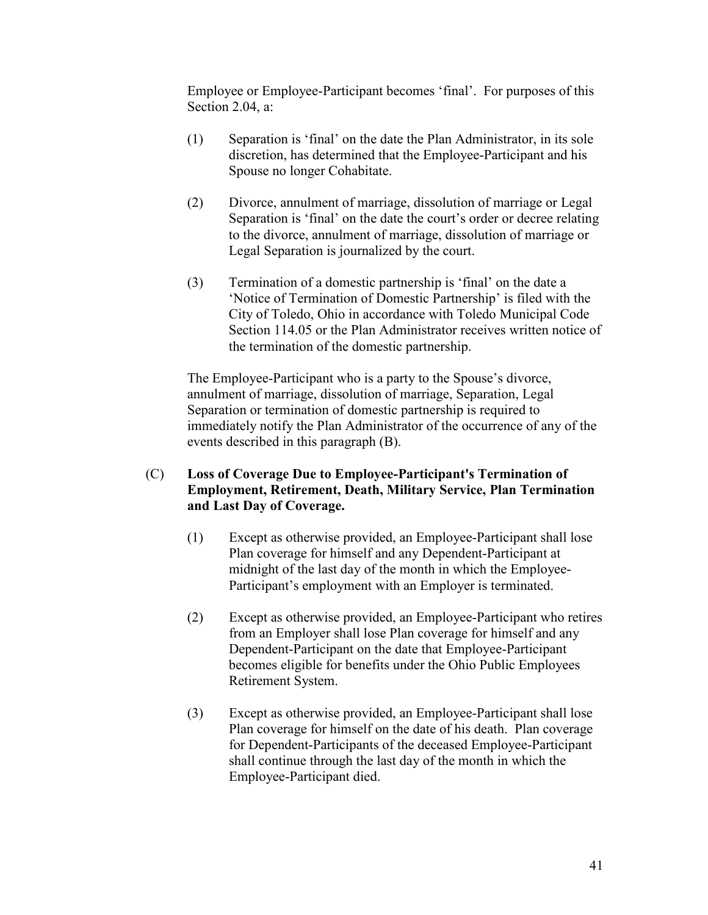Employee or Employee-Participant becomes 'final'. For purposes of this Section 2.04, a:

(1) Separation is 'final' on the date the Plan Administrator, in its sole discretion, has determined that the Employee-Participant and his Spouse no longer Cohabitate.

(2) Divorce, annulment of marriage, dissolution of marriage or Legal Separation is 'final' on the date the court's order or decree relating to the divorce, annulment of marriage, dissolution of marriage or Legal Separation is journalized by the court.

(3) Termination of a domestic partnership is 'final' on the date a 'Notice of Termination of Domestic Partnership' is filed with the City of Toledo, Ohio in accordance with Toledo Municipal Code Section 114.05 or the Plan Administrator receives written notice of the termination of the domestic partnership.

The Employee-Participant who is a party to the Spouse's divorce, annulment of marriage, dissolution of marriage, Separation, Legal Separation or termination of domestic partnership is required to immediately notify the Plan Administrator of the occurrence of any of the events described in this paragraph (B).

(C) **Loss of Coverage Due to Employee-Participant's Termination of Employment, Retirement, Death, Military Service, Plan Termination and Last Day of Coverage.**

(1) Except as otherwise provided, an Employee-Participant shall lose Plan coverage for himself and any Dependent-Participant at midnight of the last day of the month in which the Employee-Participant's employment with an Employer is terminated.

(2) Except as otherwise provided, an Employee-Participant who retires from an Employer shall lose Plan coverage for himself and any Dependent-Participant on the date that Employee-Participant becomes eligible for benefits under the Ohio Public Employees Retirement System.

(3) Except as otherwise provided, an Employee-Participant shall lose Plan coverage for himself on the date of his death. Plan coverage for Dependent-Participants of the deceased Employee-Participant shall continue through the last day of the month in which the Employee-Participant died.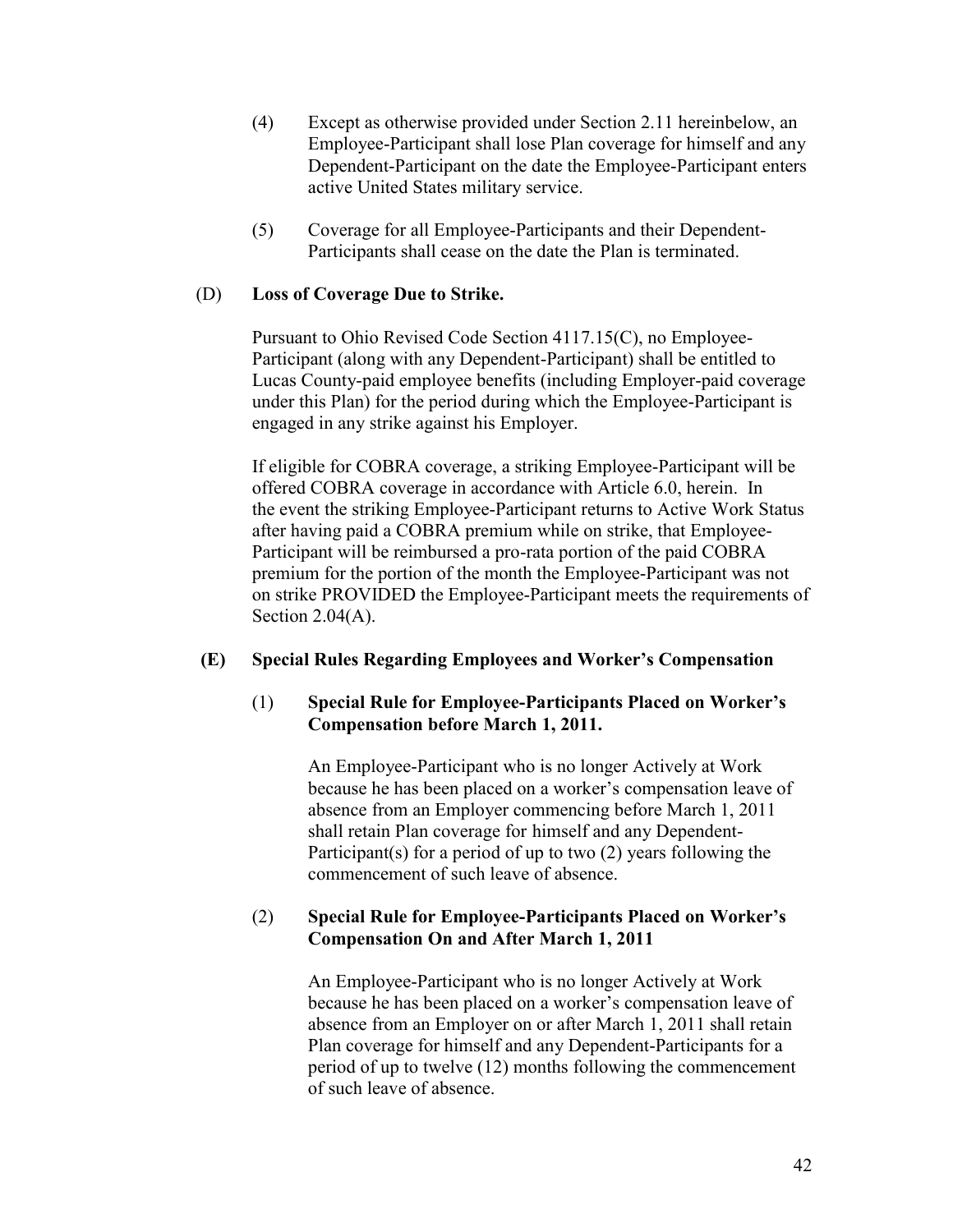(4) Except as otherwise provided under Section 2.11 hereinbelow, an Employee-Participant shall lose Plan coverage for himself and any Dependent-Participant on the date the Employee-Participant enters active United States military service.

(5) Coverage for all Employee-Participants and their Dependent-Participants shall cease on the date the Plan is terminated.

(D) **Loss of Coverage Due to Strike.**

Pursuant to Ohio Revised Code Section 4117.15(C), no Employee-Participant (along with any Dependent-Participant) shall be entitled to Lucas County-paid employee benefits (including Employer-paid coverage under this Plan) for the period during which the Employee-Participant is engaged in any strike against his Employer.

If eligible for COBRA coverage, a striking Employee-Participant will be offered COBRA coverage in accordance with Article 6.0, herein. In the event the striking Employee-Participant returns to Active Work Status after having paid a COBRA premium while on strike, that Employee-Participant will be reimbursed a pro-rata portion of the paid COBRA premium for the portion of the month the Employee-Participant was not on strike PROVIDED the Employee-Participant meets the requirements of Section 2.04(A).

**(E) Special Rules Regarding Employees and Worker's Compensation**

(1) **Special Rule for Employee-Participants Placed on Worker's Compensation before March 1, 2011.**

An Employee-Participant who is no longer Actively at Work because he has been placed on a worker's compensation leave of absence from an Employer commencing before March 1, 2011 shall retain Plan coverage for himself and any Dependent-Participant(s) for a period of up to two (2) years following the commencement of such leave of absence.

(2) **Special Rule for Employee-Participants Placed on Worker's Compensation On and After March 1, 2011**

An Employee-Participant who is no longer Actively at Work because he has been placed on a worker's compensation leave of absence from an Employer on or after March 1, 2011 shall retain Plan coverage for himself and any Dependent-Participants for a period of up to twelve (12) months following the commencement of such leave of absence.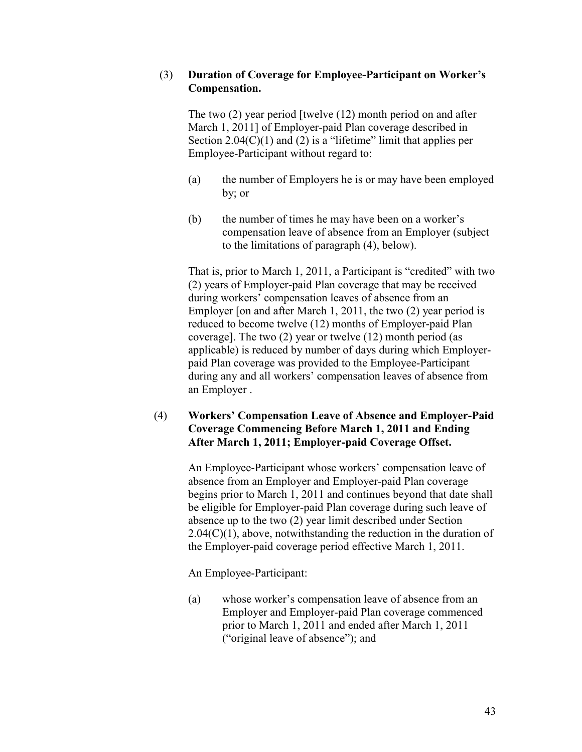(3) **Duration of Coverage for Employee-Participant on Worker's Compensation.**

The two (2) year period [twelve (12) month period on and after March 1, 2011] of Employer-paid Plan coverage described in Section 2.04(C)(1) and (2) is a "lifetime" limit that applies per Employee-Participant without regard to:

(a) the number of Employers he is or may have been employed by; or

(b) the number of times he may have been on a worker's compensation leave of absence from an Employer (subject to the limitations of paragraph (4), below).

That is, prior to March 1, 2011, a Participant is "credited" with two (2) years of Employer-paid Plan coverage that may be received during workers' compensation leaves of absence from an Employer [on and after March 1, 2011, the two (2) year period is reduced to become twelve (12) months of Employer-paid Plan coverage]. The two (2) year or twelve (12) month period (as applicable) is reduced by number of days during which Employer-paid Plan coverage was provided to the Employee-Participant during any and all workers' compensation leaves of absence from an Employer .

(4) **Workers' Compensation Leave of Absence and Employer-Paid Coverage Commencing Before March 1, 2011 and Ending After March 1, 2011; Employer-paid Coverage Offset.**

An Employee-Participant whose workers' compensation leave of absence from an Employer and Employer-paid Plan coverage begins prior to March 1, 2011 and continues beyond that date shall be eligible for Employer-paid Plan coverage during such leave of absence up to the two (2) year limit described under Section 2.04(C)(1), above, notwithstanding the reduction in the duration of the Employer-paid coverage period effective March 1, 2011.

An Employee-Participant:

(a) whose worker's compensation leave of absence from an Employer and Employer-paid Plan coverage commenced prior to March 1, 2011 and ended after March 1, 2011 ("original leave of absence"); and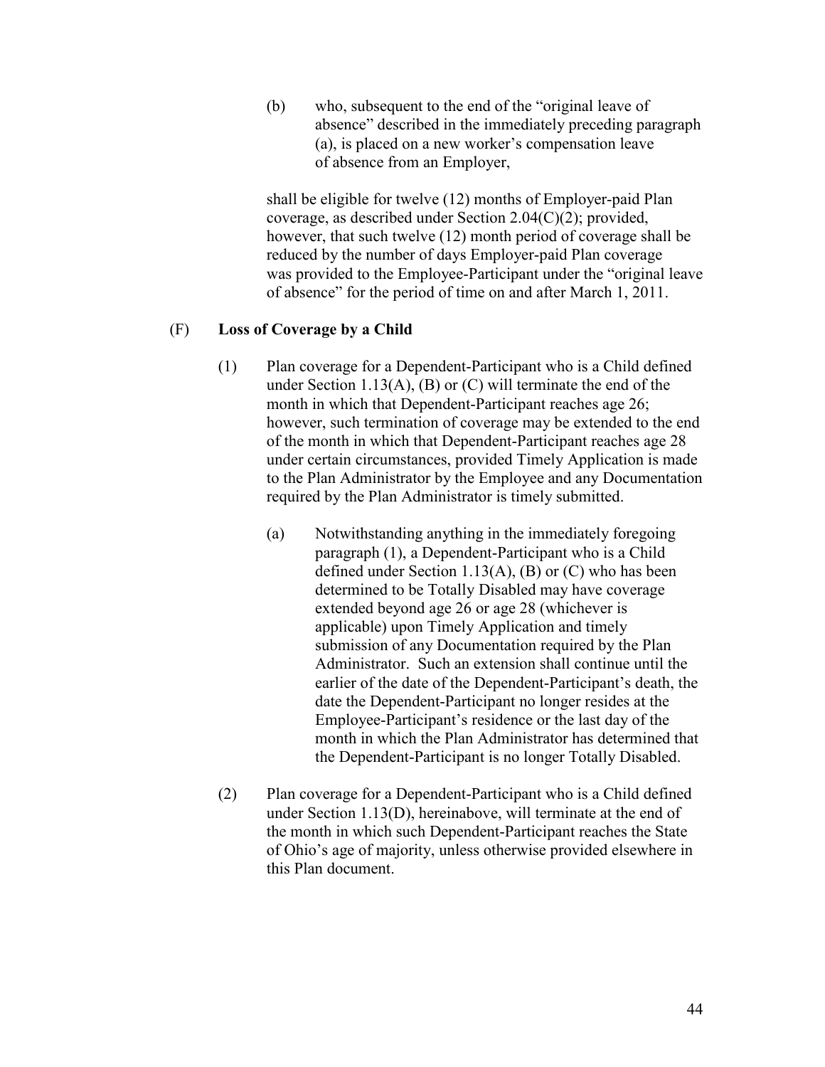(b) who, subsequent to the end of the "original leave of absence" described in the immediately preceding paragraph (a), is placed on a new worker's compensation leave of absence from an Employer,

shall be eligible for twelve (12) months of Employer-paid Plan coverage, as described under Section 2.04(C)(2); provided, however, that such twelve (12) month period of coverage shall be reduced by the number of days Employer-paid Plan coverage was provided to the Employee-Participant under the "original leave of absence" for the period of time on and after March 1, 2011.

(F) **Loss of Coverage by a Child**

(1) Plan coverage for a Dependent-Participant who is a Child defined under Section 1.13(A), (B) or (C) will terminate the end of the month in which that Dependent-Participant reaches age 26; however, such termination of coverage may be extended to the end of the month in which that Dependent-Participant reaches age 28 under certain circumstances, provided Timely Application is made to the Plan Administrator by the Employee and any Documentation required by the Plan Administrator is timely submitted.

(a) Notwithstanding anything in the immediately foregoing paragraph (1), a Dependent-Participant who is a Child defined under Section 1.13(A), (B) or (C) who has been determined to be Totally Disabled may have coverage extended beyond age 26 or age 28 (whichever is applicable) upon Timely Application and timely submission of any Documentation required by the Plan Administrator. Such an extension shall continue until the earlier of the date of the Dependent-Participant's death, the date the Dependent-Participant no longer resides at the Employee-Participant's residence or the last day of the month in which the Plan Administrator has determined that the Dependent-Participant is no longer Totally Disabled.

(2) Plan coverage for a Dependent-Participant who is a Child defined under Section 1.13(D), hereinabove, will terminate at the end of the month in which such Dependent-Participant reaches the State of Ohio's age of majority, unless otherwise provided elsewhere in this Plan document.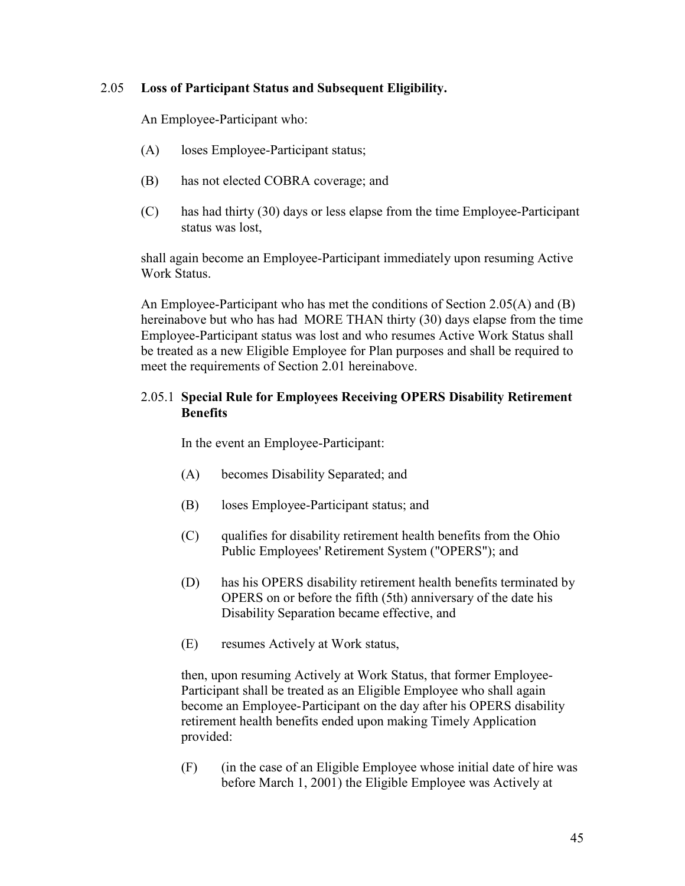## 2.05 **Loss of Participant Status and Subsequent Eligibility.**

An Employee-Participant who:

(A) loses Employee-Participant status;

(B) has not elected COBRA coverage; and

(C) has had thirty (30) days or less elapse from the time Employee-Participant status was lost,

shall again become an Employee-Participant immediately upon resuming Active Work Status.

An Employee-Participant who has met the conditions of Section 2.05(A) and (B) hereinabove but who has had MORE THAN thirty (30) days elapse from the time Employee-Participant status was lost and who resumes Active Work Status shall be treated as a new Eligible Employee for Plan purposes and shall be required to meet the requirements of Section 2.01 hereinabove.

### 2.05.1 **Special Rule for Employees Receiving OPERS Disability Retirement Benefits**

In the event an Employee-Participant:

(A) becomes Disability Separated; and

(B) loses Employee-Participant status; and

(C) qualifies for disability retirement health benefits from the Ohio Public Employees' Retirement System ("OPERS"); and

(D) has his OPERS disability retirement health benefits terminated by OPERS on or before the fifth (5th) anniversary of the date his Disability Separation became effective, and

(E) resumes Actively at Work status,

then, upon resuming Actively at Work Status, that former Employee-Participant shall be treated as an Eligible Employee who shall again become an Employee-Participant on the day after his OPERS disability retirement health benefits ended upon making Timely Application provided:

(F) (in the case of an Eligible Employee whose initial date of hire was before March 1, 2001) the Eligible Employee was Actively at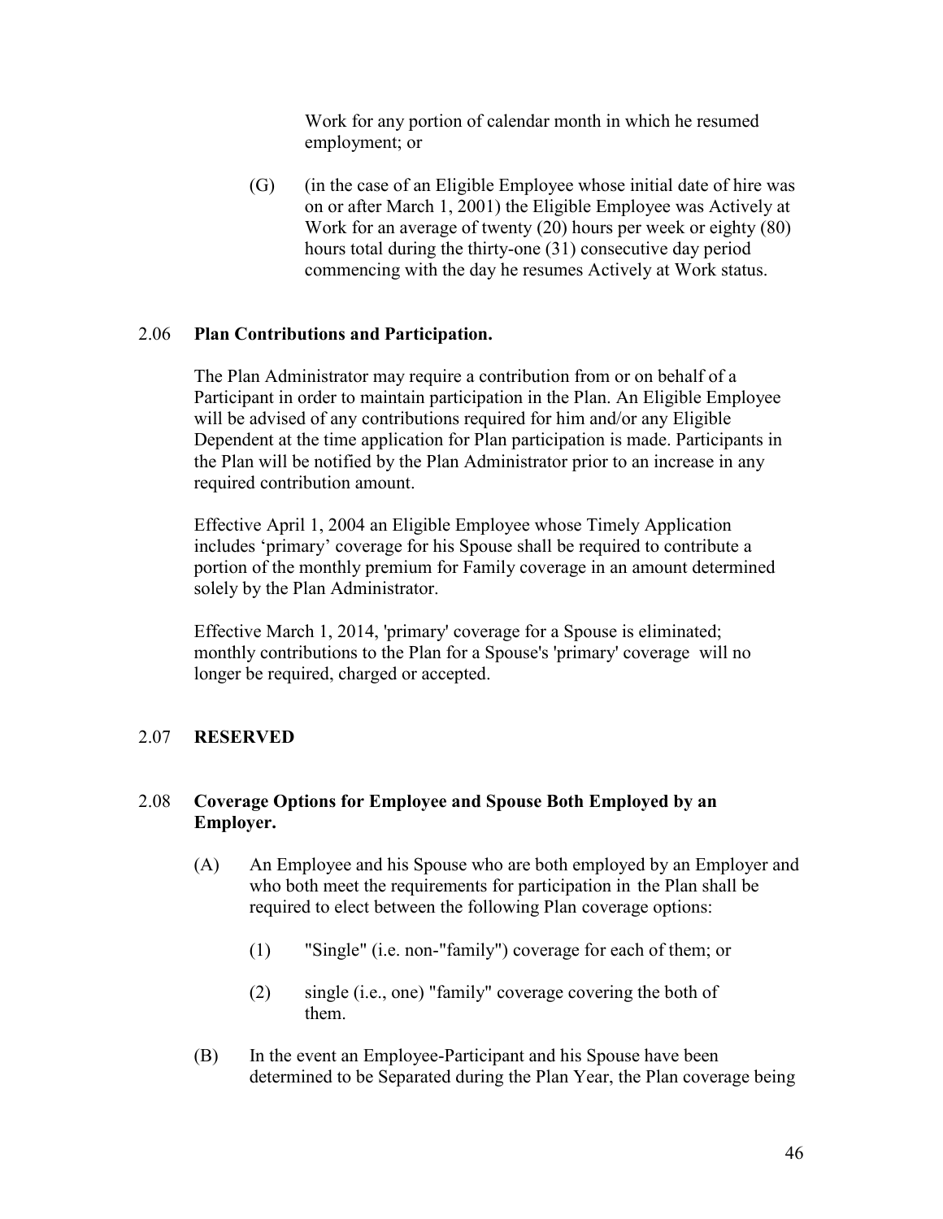Work for any portion of calendar month in which he resumed employment; or

(G) (in the case of an Eligible Employee whose initial date of hire was on or after March 1, 2001) the Eligible Employee was Actively at Work for an average of twenty (20) hours per week or eighty (80) hours total during the thirty-one (31) consecutive day period commencing with the day he resumes Actively at Work status.

2.06 **Plan Contributions and Participation.**

The Plan Administrator may require a contribution from or on behalf of a Participant in order to maintain participation in the Plan. An Eligible Employee will be advised of any contributions required for him and/or any Eligible Dependent at the time application for Plan participation is made. Participants in the Plan will be notified by the Plan Administrator prior to an increase in any required contribution amount.

Effective April 1, 2004 an Eligible Employee whose Timely Application includes 'primary' coverage for his Spouse shall be required to contribute a portion of the monthly premium for Family coverage in an amount determined solely by the Plan Administrator.

Effective March 1, 2014, 'primary' coverage for a Spouse is eliminated; monthly contributions to the Plan for a Spouse's 'primary' coverage will no longer be required, charged or accepted.

2.07 **RESERVED**

2.08 **Coverage Options for Employee and Spouse Both Employed by an Employer.**

(A) An Employee and his Spouse who are both employed by an Employer and who both meet the requirements for participation in the Plan shall be required to elect between the following Plan coverage options:

(1) "Single" (i.e. non-"family") coverage for each of them; or

(2) single (i.e., one) "family" coverage covering the both of them.

(B) In the event an Employee-Participant and his Spouse have been determined to be Separated during the Plan Year, the Plan coverage being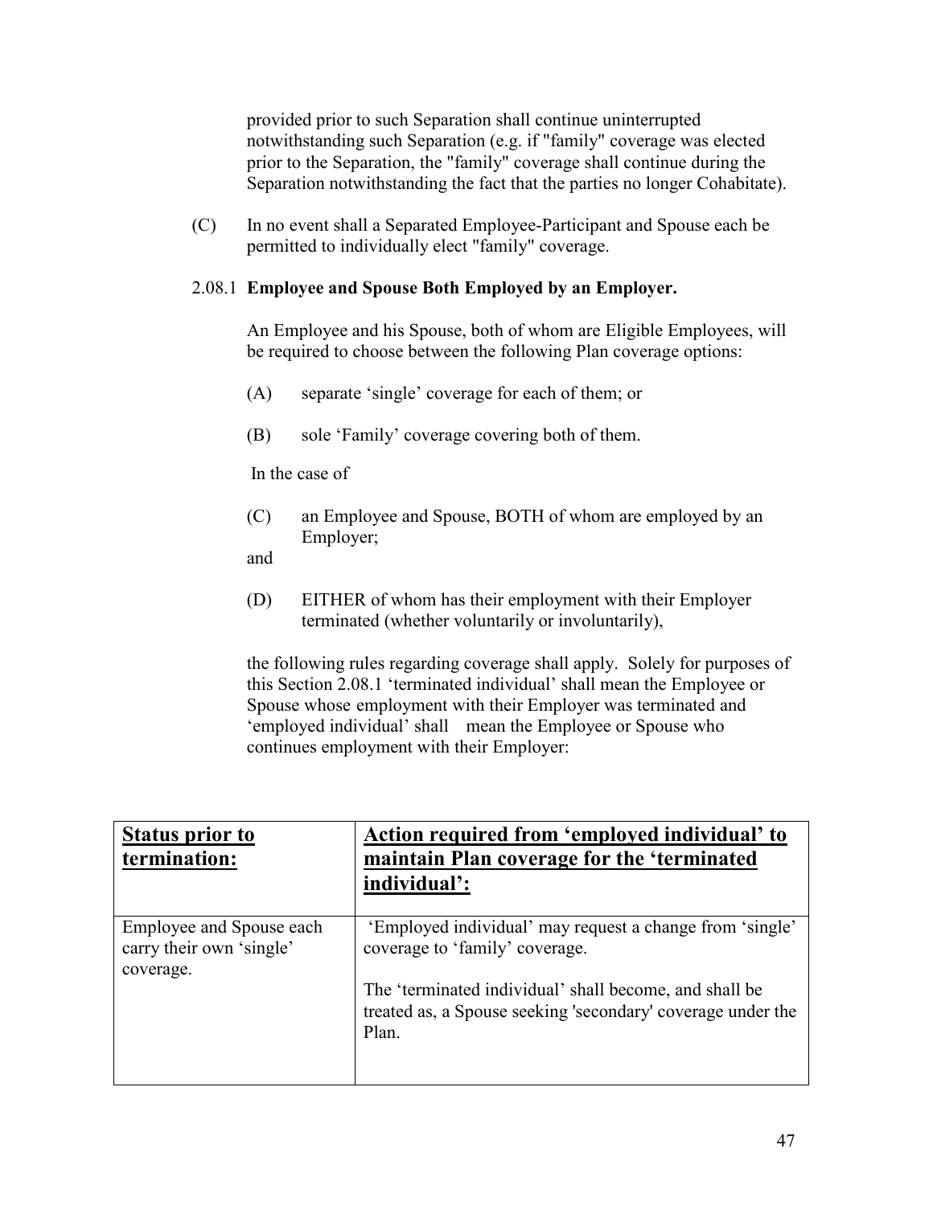provided prior to such Separation shall continue uninterrupted notwithstanding such Separation (e.g. if "family" coverage was elected prior to the Separation, the "family" coverage shall continue during the Separation notwithstanding the fact that the parties no longer Cohabitate).

(C) In no event shall a Separated Employee-Participant and Spouse each be permitted to individually elect "family" coverage.

2.08.1 **Employee and Spouse Both Employed by an Employer.**

An Employee and his Spouse, both of whom are Eligible Employees, will be required to choose between the following Plan coverage options:

(A) separate 'single' coverage for each of them; or

(B) sole 'Family' coverage covering both of them.

In the case of

(C) an Employee and Spouse, BOTH of whom are employed by an Employer;

and

(D) EITHER of whom has their employment with their Employer terminated (whether voluntarily or involuntarily),

the following rules regarding coverage shall apply. Solely for purposes of this Section 2.08.1 'terminated individual' shall mean the Employee or Spouse whose employment with their Employer was terminated and 'employed individual' shall mean the Employee or Spouse who continues employment with their Employer:

| **Status prior to termination:** | **Action required from 'employed individual' to maintain Plan coverage for the 'terminated individual':** |
|---|---|
| Employee and Spouse each carry their own 'single' coverage. | 'Employed individual' may request a change from 'single' coverage to 'family' coverage.<br><br>The 'terminated individual' shall become, and shall be treated as, a Spouse seeking 'secondary' coverage under the Plan. |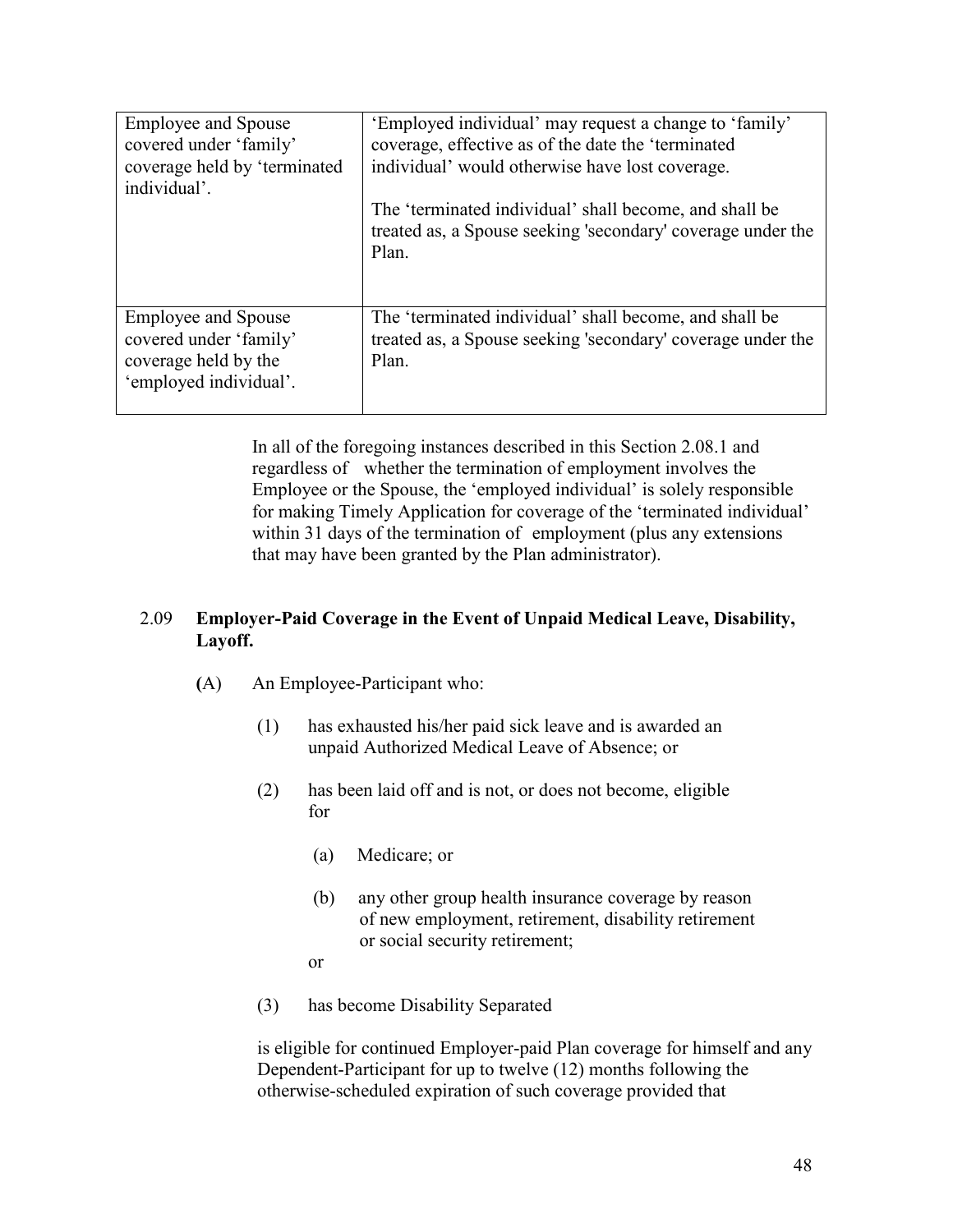| | |
|---|---|
| Employee and Spouse covered under 'family' coverage held by 'terminated individual'. | 'Employed individual' may request a change to 'family' coverage, effective as of the date the 'terminated individual' would otherwise have lost coverage.<br><br>The 'terminated individual' shall become, and shall be treated as, a Spouse seeking 'secondary' coverage under the Plan. |
| Employee and Spouse covered under 'family' coverage held by the 'employed individual'. | The 'terminated individual' shall become, and shall be treated as, a Spouse seeking 'secondary' coverage under the Plan. |

In all of the foregoing instances described in this Section 2.08.1 and regardless of whether the termination of employment involves the Employee or the Spouse, the 'employed individual' is solely responsible for making Timely Application for coverage of the 'terminated individual' within 31 days of the termination of employment (plus any extensions that may have been granted by the Plan administrator).

## 2.09 Employer-Paid Coverage in the Event of Unpaid Medical Leave, Disability, Layoff.

(A) An Employee-Participant who:

(1) has exhausted his/her paid sick leave and is awarded an unpaid Authorized Medical Leave of Absence; or

(2) has been laid off and is not, or does not become, eligible for

(a) Medicare; or

(b) any other group health insurance coverage by reason of new employment, retirement, disability retirement or social security retirement;

or

(3) has become Disability Separated

is eligible for continued Employer-paid Plan coverage for himself and any Dependent-Participant for up to twelve (12) months following the otherwise-scheduled expiration of such coverage provided that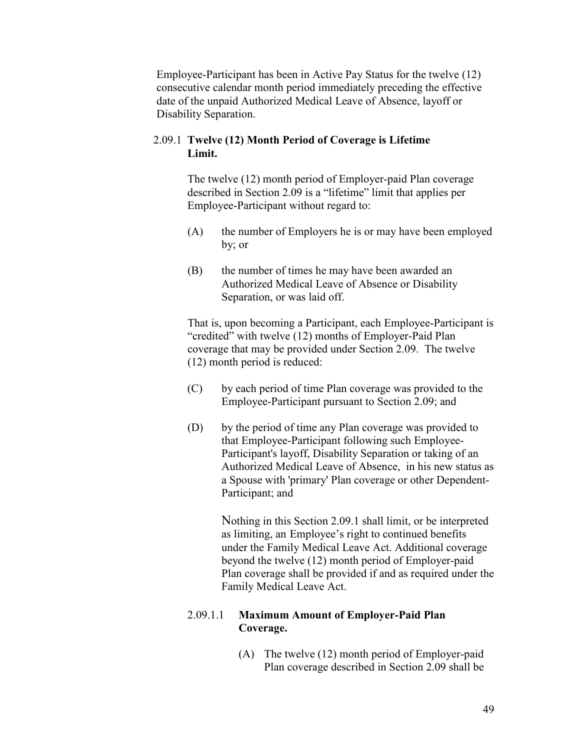Employee-Participant has been in Active Pay Status for the twelve (12) consecutive calendar month period immediately preceding the effective date of the unpaid Authorized Medical Leave of Absence, layoff or Disability Separation.

2.09.1 **Twelve (12) Month Period of Coverage is Lifetime Limit.**

The twelve (12) month period of Employer-paid Plan coverage described in Section 2.09 is a "lifetime" limit that applies per Employee-Participant without regard to:

(A) the number of Employers he is or may have been employed by; or

(B) the number of times he may have been awarded an Authorized Medical Leave of Absence or Disability Separation, or was laid off.

That is, upon becoming a Participant, each Employee-Participant is "credited" with twelve (12) months of Employer-Paid Plan coverage that may be provided under Section 2.09. The twelve (12) month period is reduced:

(C) by each period of time Plan coverage was provided to the Employee-Participant pursuant to Section 2.09; and

(D) by the period of time any Plan coverage was provided to that Employee-Participant following such Employee-Participant's layoff, Disability Separation or taking of an Authorized Medical Leave of Absence, in his new status as a Spouse with 'primary' Plan coverage or other Dependent-Participant; and

Nothing in this Section 2.09.1 shall limit, or be interpreted as limiting, an Employee's right to continued benefits under the Family Medical Leave Act. Additional coverage beyond the twelve (12) month period of Employer-paid Plan coverage shall be provided if and as required under the Family Medical Leave Act.

2.09.1.1 **Maximum Amount of Employer-Paid Plan Coverage.**

(A) The twelve (12) month period of Employer-paid Plan coverage described in Section 2.09 shall be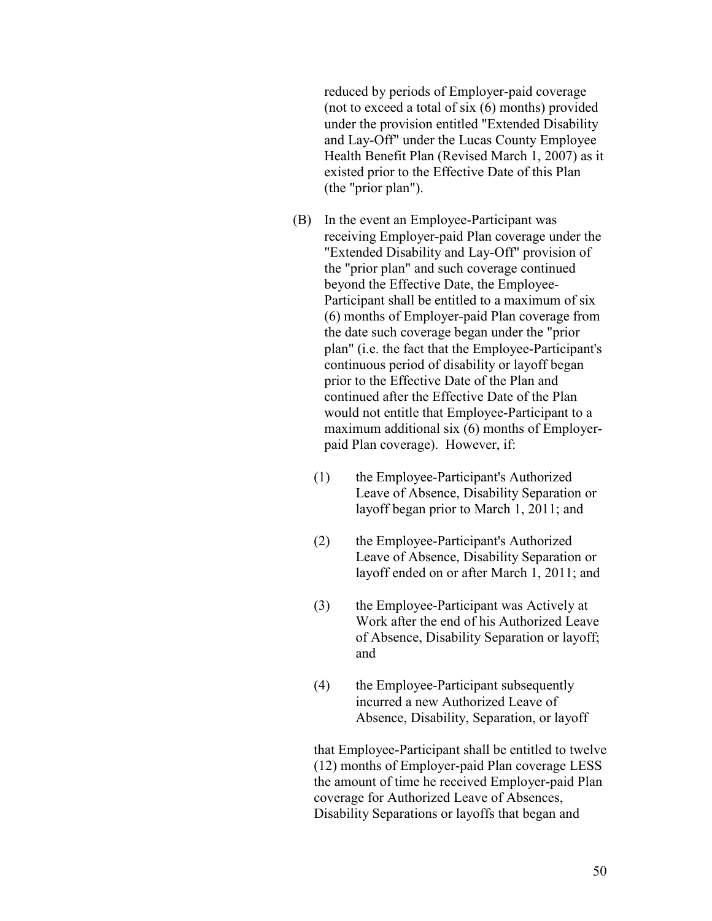reduced by periods of Employer-paid coverage (not to exceed a total of six (6) months) provided under the provision entitled "Extended Disability and Lay-Off" under the Lucas County Employee Health Benefit Plan (Revised March 1, 2007) as it existed prior to the Effective Date of this Plan (the "prior plan").

(B) In the event an Employee-Participant was receiving Employer-paid Plan coverage under the "Extended Disability and Lay-Off" provision of the "prior plan" and such coverage continued beyond the Effective Date, the Employee-Participant shall be entitled to a maximum of six (6) months of Employer-paid Plan coverage from the date such coverage began under the "prior plan" (i.e. the fact that the Employee-Participant's continuous period of disability or layoff began prior to the Effective Date of the Plan and continued after the Effective Date of the Plan would not entitle that Employee-Participant to a maximum additional six (6) months of Employer-paid Plan coverage). However, if:

(1) the Employee-Participant's Authorized Leave of Absence, Disability Separation or layoff began prior to March 1, 2011; and

(2) the Employee-Participant's Authorized Leave of Absence, Disability Separation or layoff ended on or after March 1, 2011; and

(3) the Employee-Participant was Actively at Work after the end of his Authorized Leave of Absence, Disability Separation or layoff; and

(4) the Employee-Participant subsequently incurred a new Authorized Leave of Absence, Disability, Separation, or layoff

that Employee-Participant shall be entitled to twelve (12) months of Employer-paid Plan coverage LESS the amount of time he received Employer-paid Plan coverage for Authorized Leave of Absences, Disability Separations or layoffs that began and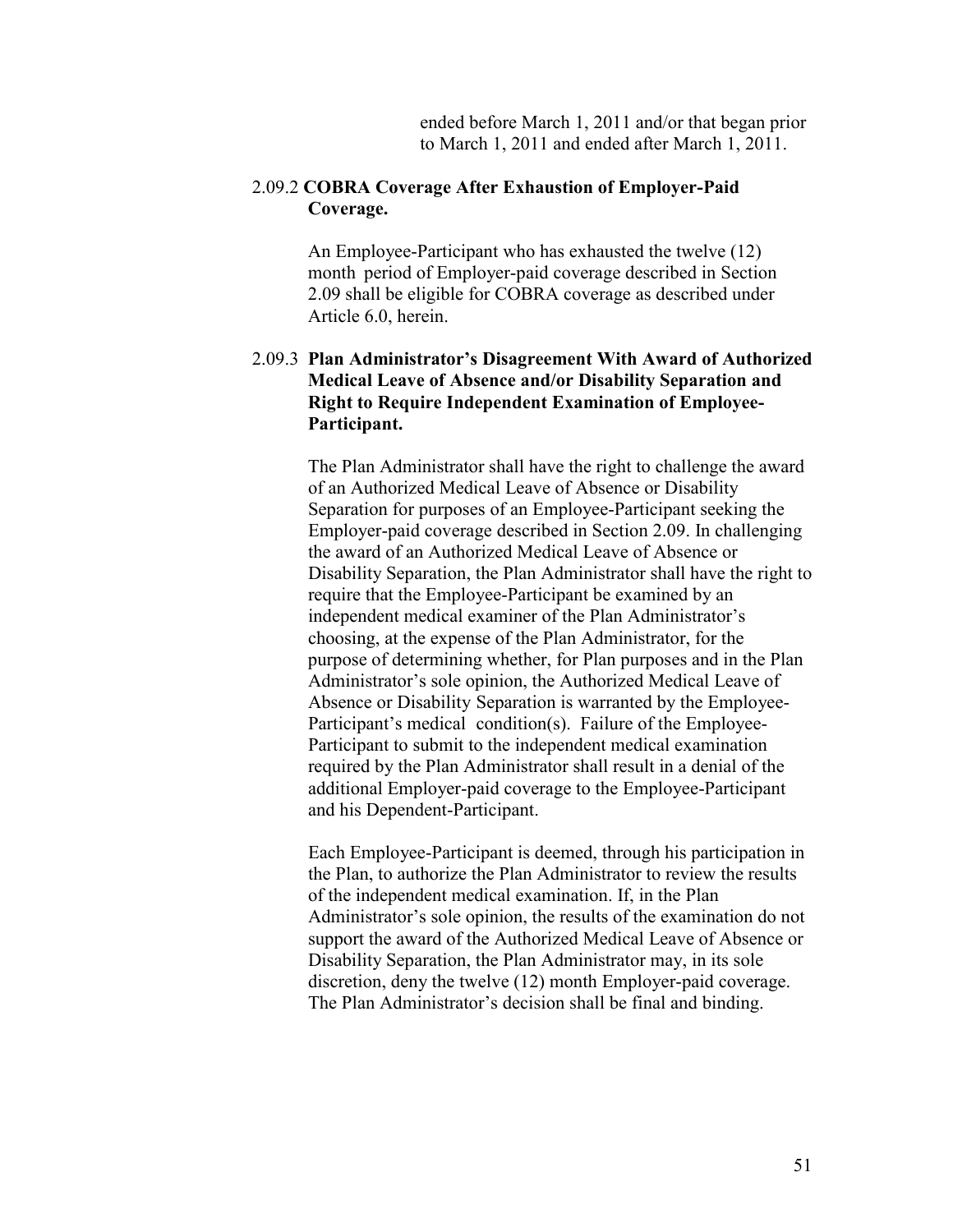ended before March 1, 2011 and/or that began prior to March 1, 2011 and ended after March 1, 2011.

### 2.09.2 **COBRA Coverage After Exhaustion of Employer-Paid Coverage.**

An Employee-Participant who has exhausted the twelve (12) month period of Employer-paid coverage described in Section 2.09 shall be eligible for COBRA coverage as described under Article 6.0, herein.

### 2.09.3 **Plan Administrator's Disagreement With Award of Authorized Medical Leave of Absence and/or Disability Separation and Right to Require Independent Examination of Employee-Participant.**

The Plan Administrator shall have the right to challenge the award of an Authorized Medical Leave of Absence or Disability Separation for purposes of an Employee-Participant seeking the Employer-paid coverage described in Section 2.09. In challenging the award of an Authorized Medical Leave of Absence or Disability Separation, the Plan Administrator shall have the right to require that the Employee-Participant be examined by an independent medical examiner of the Plan Administrator's choosing, at the expense of the Plan Administrator, for the purpose of determining whether, for Plan purposes and in the Plan Administrator's sole opinion, the Authorized Medical Leave of Absence or Disability Separation is warranted by the Employee-Participant's medical condition(s). Failure of the Employee-Participant to submit to the independent medical examination required by the Plan Administrator shall result in a denial of the additional Employer-paid coverage to the Employee-Participant and his Dependent-Participant.

Each Employee-Participant is deemed, through his participation in the Plan, to authorize the Plan Administrator to review the results of the independent medical examination. If, in the Plan Administrator's sole opinion, the results of the examination do not support the award of the Authorized Medical Leave of Absence or Disability Separation, the Plan Administrator may, in its sole discretion, deny the twelve (12) month Employer-paid coverage. The Plan Administrator's decision shall be final and binding.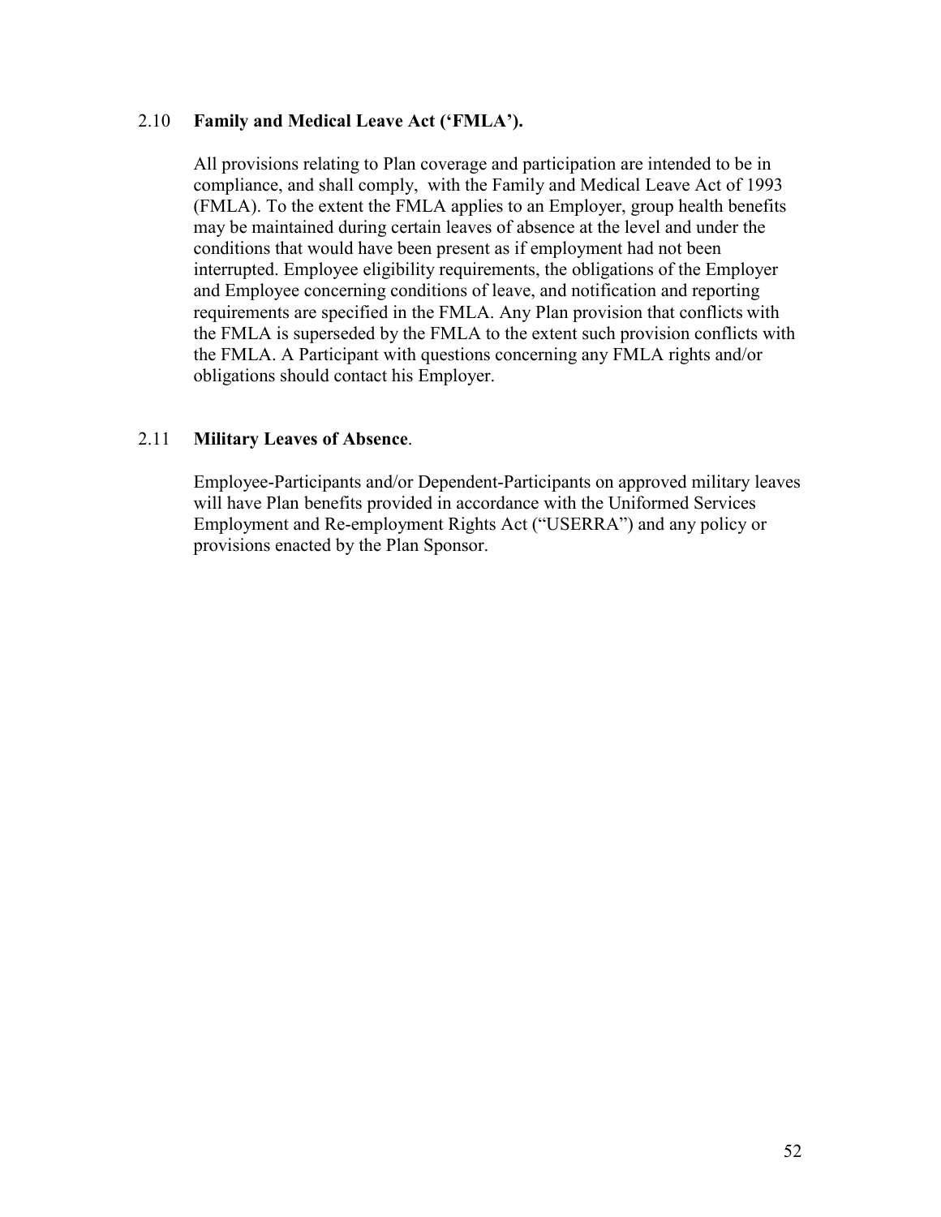### 2.10 Family and Medical Leave Act ('FMLA').

All provisions relating to Plan coverage and participation are intended to be in compliance, and shall comply, with the Family and Medical Leave Act of 1993 (FMLA). To the extent the FMLA applies to an Employer, group health benefits may be maintained during certain leaves of absence at the level and under the conditions that would have been present as if employment had not been interrupted. Employee eligibility requirements, the obligations of the Employer and Employee concerning conditions of leave, and notification and reporting requirements are specified in the FMLA. Any Plan provision that conflicts with the FMLA is superseded by the FMLA to the extent such provision conflicts with the FMLA. A Participant with questions concerning any FMLA rights and/or obligations should contact his Employer.

### 2.11 Military Leaves of Absence.

Employee-Participants and/or Dependent-Participants on approved military leaves will have Plan benefits provided in accordance with the Uniformed Services Employment and Re-employment Rights Act ("USERRA") and any policy or provisions enacted by the Plan Sponsor.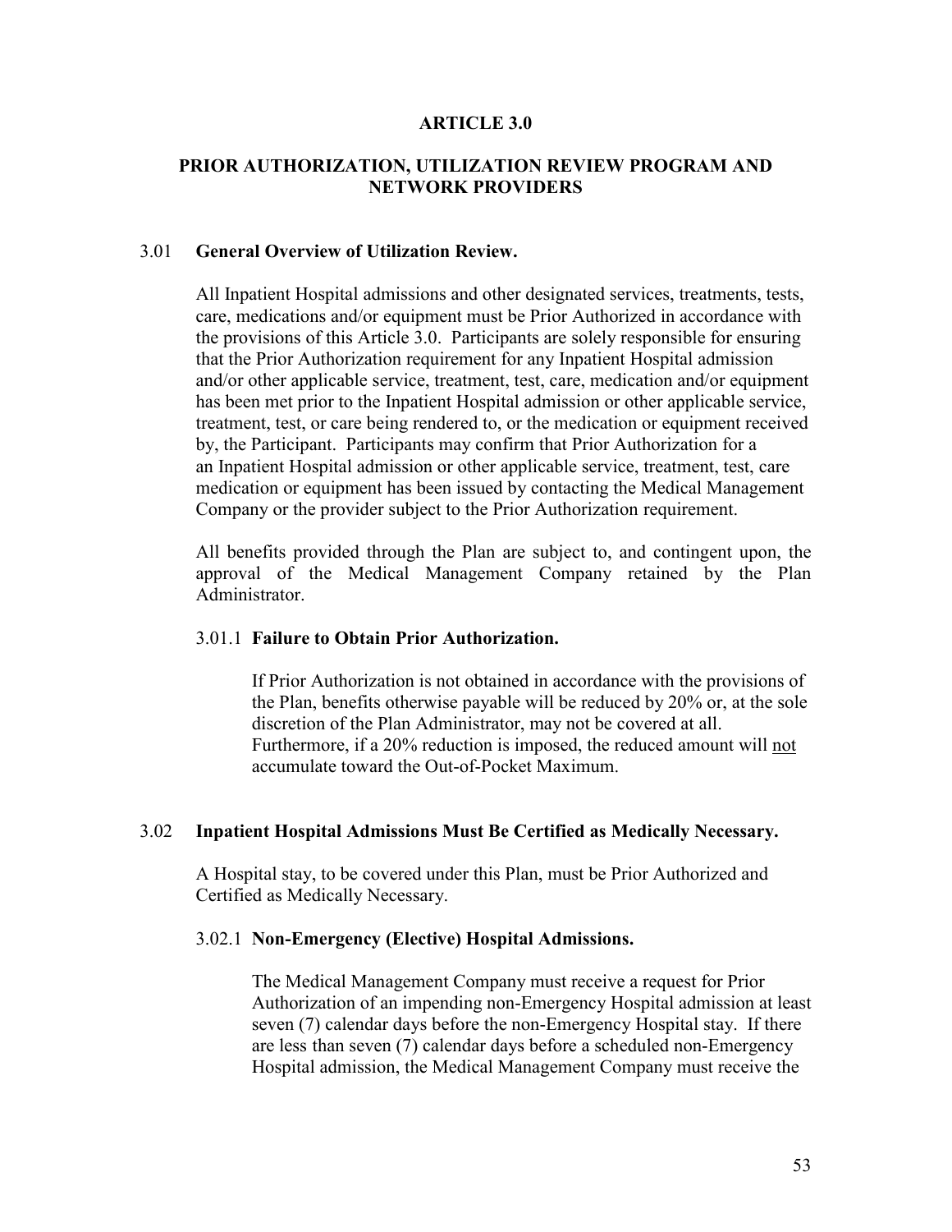# ARTICLE 3.0

## PRIOR AUTHORIZATION, UTILIZATION REVIEW PROGRAM AND NETWORK PROVIDERS

### 3.01 General Overview of Utilization Review.

All Inpatient Hospital admissions and other designated services, treatments, tests, care, medications and/or equipment must be Prior Authorized in accordance with the provisions of this Article 3.0. Participants are solely responsible for ensuring that the Prior Authorization requirement for any Inpatient Hospital admission and/or other applicable service, treatment, test, care, medication and/or equipment has been met prior to the Inpatient Hospital admission or other applicable service, treatment, test, or care being rendered to, or the medication or equipment received by, the Participant. Participants may confirm that Prior Authorization for a an Inpatient Hospital admission or other applicable service, treatment, test, care medication or equipment has been issued by contacting the Medical Management Company or the provider subject to the Prior Authorization requirement.

All benefits provided through the Plan are subject to, and contingent upon, the approval of the Medical Management Company retained by the Plan Administrator.

#### 3.01.1 Failure to Obtain Prior Authorization.

If Prior Authorization is not obtained in accordance with the provisions of the Plan, benefits otherwise payable will be reduced by 20% or, at the sole discretion of the Plan Administrator, may not be covered at all. Furthermore, if a 20% reduction is imposed, the reduced amount will <u>not</u> accumulate toward the Out-of-Pocket Maximum.

### 3.02 Inpatient Hospital Admissions Must Be Certified as Medically Necessary.

A Hospital stay, to be covered under this Plan, must be Prior Authorized and Certified as Medically Necessary.

#### 3.02.1 Non-Emergency (Elective) Hospital Admissions.

The Medical Management Company must receive a request for Prior Authorization of an impending non-Emergency Hospital admission at least seven (7) calendar days before the non-Emergency Hospital stay. If there are less than seven (7) calendar days before a scheduled non-Emergency Hospital admission, the Medical Management Company must receive the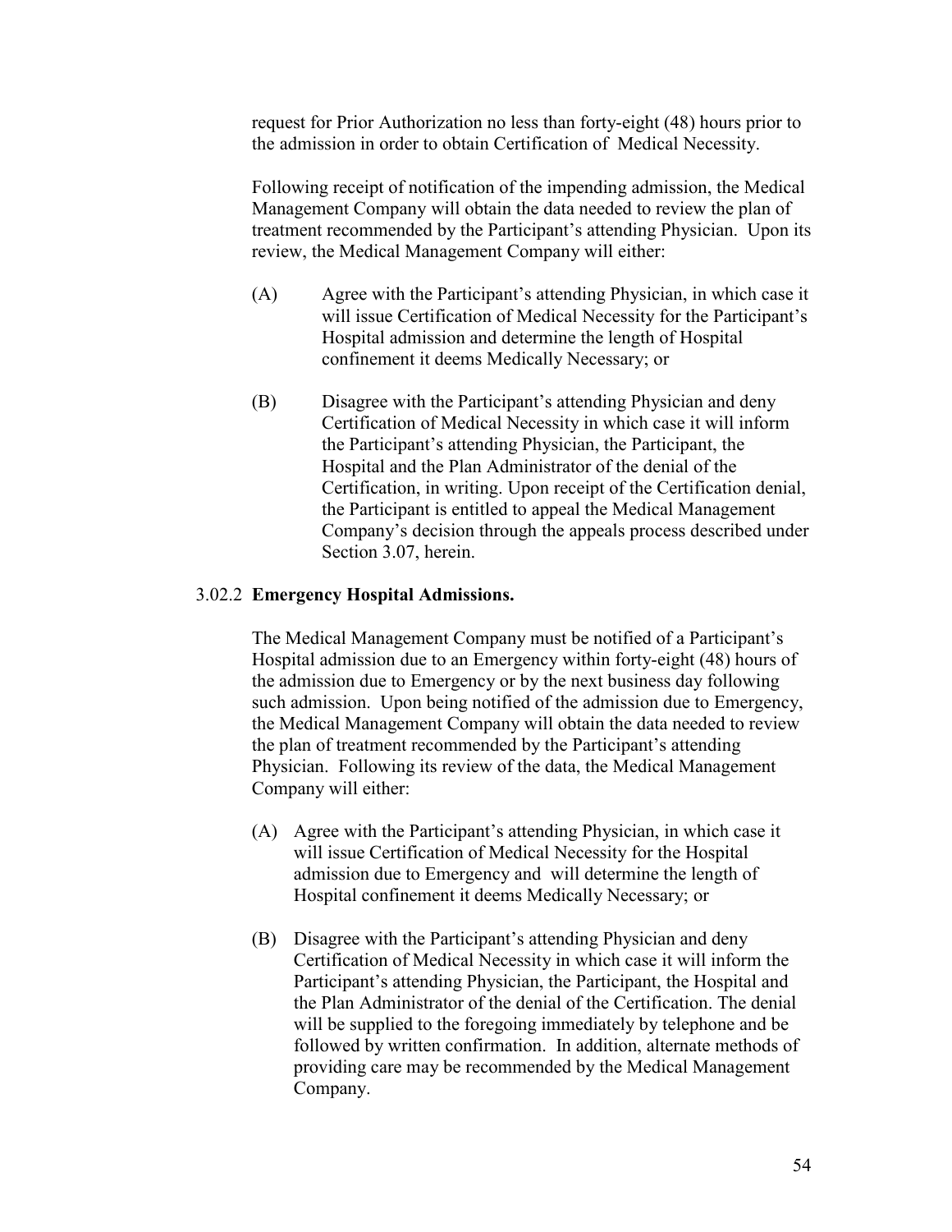request for Prior Authorization no less than forty-eight (48) hours prior to the admission in order to obtain Certification of Medical Necessity.

Following receipt of notification of the impending admission, the Medical Management Company will obtain the data needed to review the plan of treatment recommended by the Participant's attending Physician. Upon its review, the Medical Management Company will either:

(A) Agree with the Participant's attending Physician, in which case it will issue Certification of Medical Necessity for the Participant's Hospital admission and determine the length of Hospital confinement it deems Medically Necessary; or

(B) Disagree with the Participant's attending Physician and deny Certification of Medical Necessity in which case it will inform the Participant's attending Physician, the Participant, the Hospital and the Plan Administrator of the denial of the Certification, in writing. Upon receipt of the Certification denial, the Participant is entitled to appeal the Medical Management Company's decision through the appeals process described under Section 3.07, herein.

3.02.2 **Emergency Hospital Admissions.**

The Medical Management Company must be notified of a Participant's Hospital admission due to an Emergency within forty-eight (48) hours of the admission due to Emergency or by the next business day following such admission. Upon being notified of the admission due to Emergency, the Medical Management Company will obtain the data needed to review the plan of treatment recommended by the Participant's attending Physician. Following its review of the data, the Medical Management Company will either:

(A) Agree with the Participant's attending Physician, in which case it will issue Certification of Medical Necessity for the Hospital admission due to Emergency and will determine the length of Hospital confinement it deems Medically Necessary; or

(B) Disagree with the Participant's attending Physician and deny Certification of Medical Necessity in which case it will inform the Participant's attending Physician, the Participant, the Hospital and the Plan Administrator of the denial of the Certification. The denial will be supplied to the foregoing immediately by telephone and be followed by written confirmation. In addition, alternate methods of providing care may be recommended by the Medical Management Company.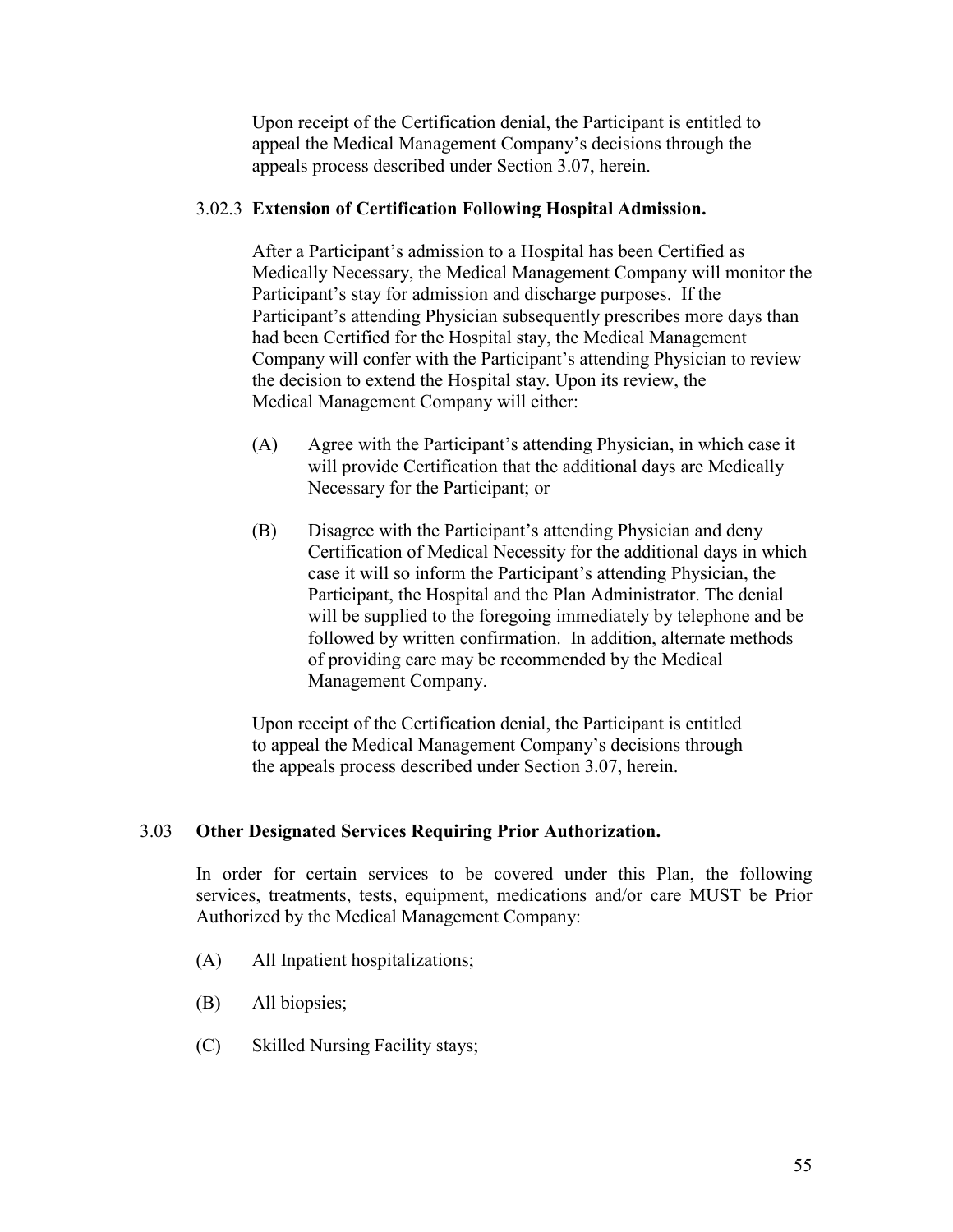Upon receipt of the Certification denial, the Participant is entitled to appeal the Medical Management Company's decisions through the appeals process described under Section 3.07, herein.

### 3.02.3 **Extension of Certification Following Hospital Admission.**

After a Participant's admission to a Hospital has been Certified as Medically Necessary, the Medical Management Company will monitor the Participant's stay for admission and discharge purposes. If the Participant's attending Physician subsequently prescribes more days than had been Certified for the Hospital stay, the Medical Management Company will confer with the Participant's attending Physician to review the decision to extend the Hospital stay. Upon its review, the Medical Management Company will either:

(A) Agree with the Participant's attending Physician, in which case it will provide Certification that the additional days are Medically Necessary for the Participant; or

(B) Disagree with the Participant's attending Physician and deny Certification of Medical Necessity for the additional days in which case it will so inform the Participant's attending Physician, the Participant, the Hospital and the Plan Administrator. The denial will be supplied to the foregoing immediately by telephone and be followed by written confirmation. In addition, alternate methods of providing care may be recommended by the Medical Management Company.

Upon receipt of the Certification denial, the Participant is entitled to appeal the Medical Management Company's decisions through the appeals process described under Section 3.07, herein.

## 3.03 **Other Designated Services Requiring Prior Authorization.**

In order for certain services to be covered under this Plan, the following services, treatments, tests, equipment, medications and/or care MUST be Prior Authorized by the Medical Management Company:

(A) All Inpatient hospitalizations;

(B) All biopsies;

(C) Skilled Nursing Facility stays;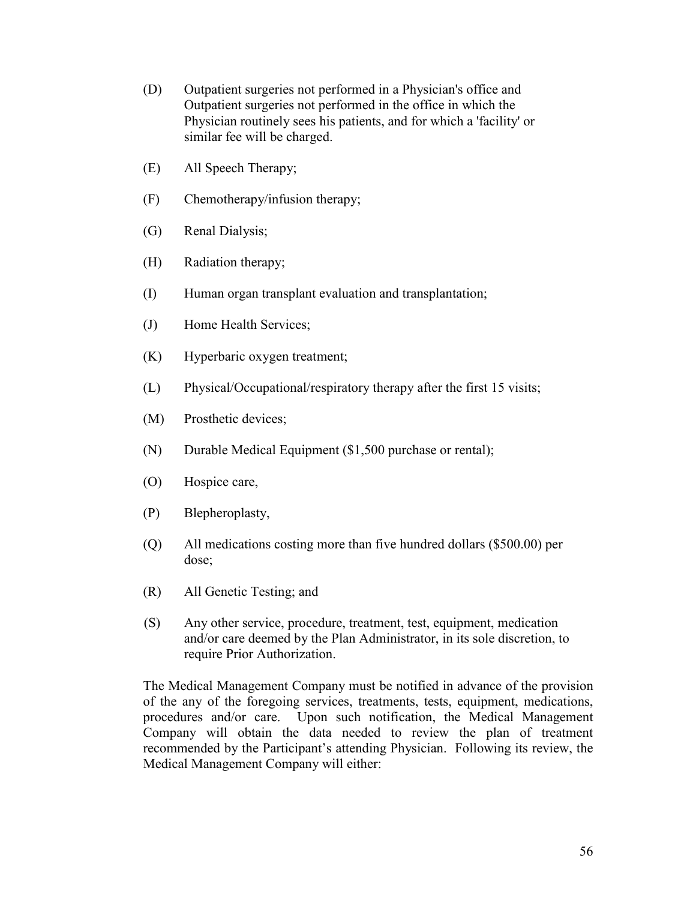(D) Outpatient surgeries not performed in a Physician's office and Outpatient surgeries not performed in the office in which the Physician routinely sees his patients, and for which a 'facility' or similar fee will be charged.

(E) All Speech Therapy;

(F) Chemotherapy/infusion therapy;

(G) Renal Dialysis;

(H) Radiation therapy;

(I) Human organ transplant evaluation and transplantation;

(J) Home Health Services;

(K) Hyperbaric oxygen treatment;

(L) Physical/Occupational/respiratory therapy after the first 15 visits;

(M) Prosthetic devices;

(N) Durable Medical Equipment ($1,500 purchase or rental);

(O) Hospice care,

(P) Blepheroplasty,

(Q) All medications costing more than five hundred dollars ($500.00) per dose;

(R) All Genetic Testing; and

(S) Any other service, procedure, treatment, test, equipment, medication and/or care deemed by the Plan Administrator, in its sole discretion, to require Prior Authorization.

The Medical Management Company must be notified in advance of the provision of the any of the foregoing services, treatments, tests, equipment, medications, procedures and/or care. Upon such notification, the Medical Management Company will obtain the data needed to review the plan of treatment recommended by the Participant's attending Physician. Following its review, the Medical Management Company will either: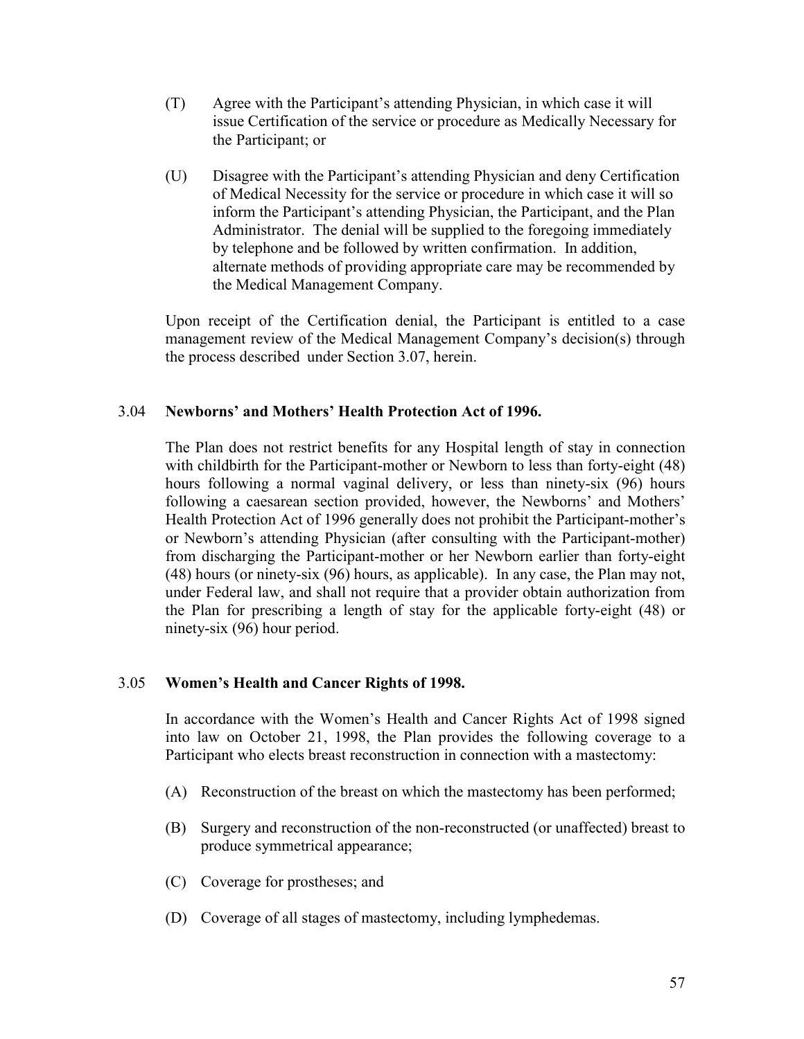(T) Agree with the Participant's attending Physician, in which case it will issue Certification of the service or procedure as Medically Necessary for the Participant; or

(U) Disagree with the Participant's attending Physician and deny Certification of Medical Necessity for the service or procedure in which case it will so inform the Participant's attending Physician, the Participant, and the Plan Administrator. The denial will be supplied to the foregoing immediately by telephone and be followed by written confirmation. In addition, alternate methods of providing appropriate care may be recommended by the Medical Management Company.

Upon receipt of the Certification denial, the Participant is entitled to a case management review of the Medical Management Company's decision(s) through the process described under Section 3.07, herein.

### 3.04 Newborns' and Mothers' Health Protection Act of 1996.

The Plan does not restrict benefits for any Hospital length of stay in connection with childbirth for the Participant-mother or Newborn to less than forty-eight (48) hours following a normal vaginal delivery, or less than ninety-six (96) hours following a caesarean section provided, however, the Newborns' and Mothers' Health Protection Act of 1996 generally does not prohibit the Participant-mother's or Newborn's attending Physician (after consulting with the Participant-mother) from discharging the Participant-mother or her Newborn earlier than forty-eight (48) hours (or ninety-six (96) hours, as applicable). In any case, the Plan may not, under Federal law, and shall not require that a provider obtain authorization from the Plan for prescribing a length of stay for the applicable forty-eight (48) or ninety-six (96) hour period.

### 3.05 Women's Health and Cancer Rights of 1998.

In accordance with the Women's Health and Cancer Rights Act of 1998 signed into law on October 21, 1998, the Plan provides the following coverage to a Participant who elects breast reconstruction in connection with a mastectomy:

(A) Reconstruction of the breast on which the mastectomy has been performed;

(B) Surgery and reconstruction of the non-reconstructed (or unaffected) breast to produce symmetrical appearance;

(C) Coverage for prostheses; and

(D) Coverage of all stages of mastectomy, including lymphedemas.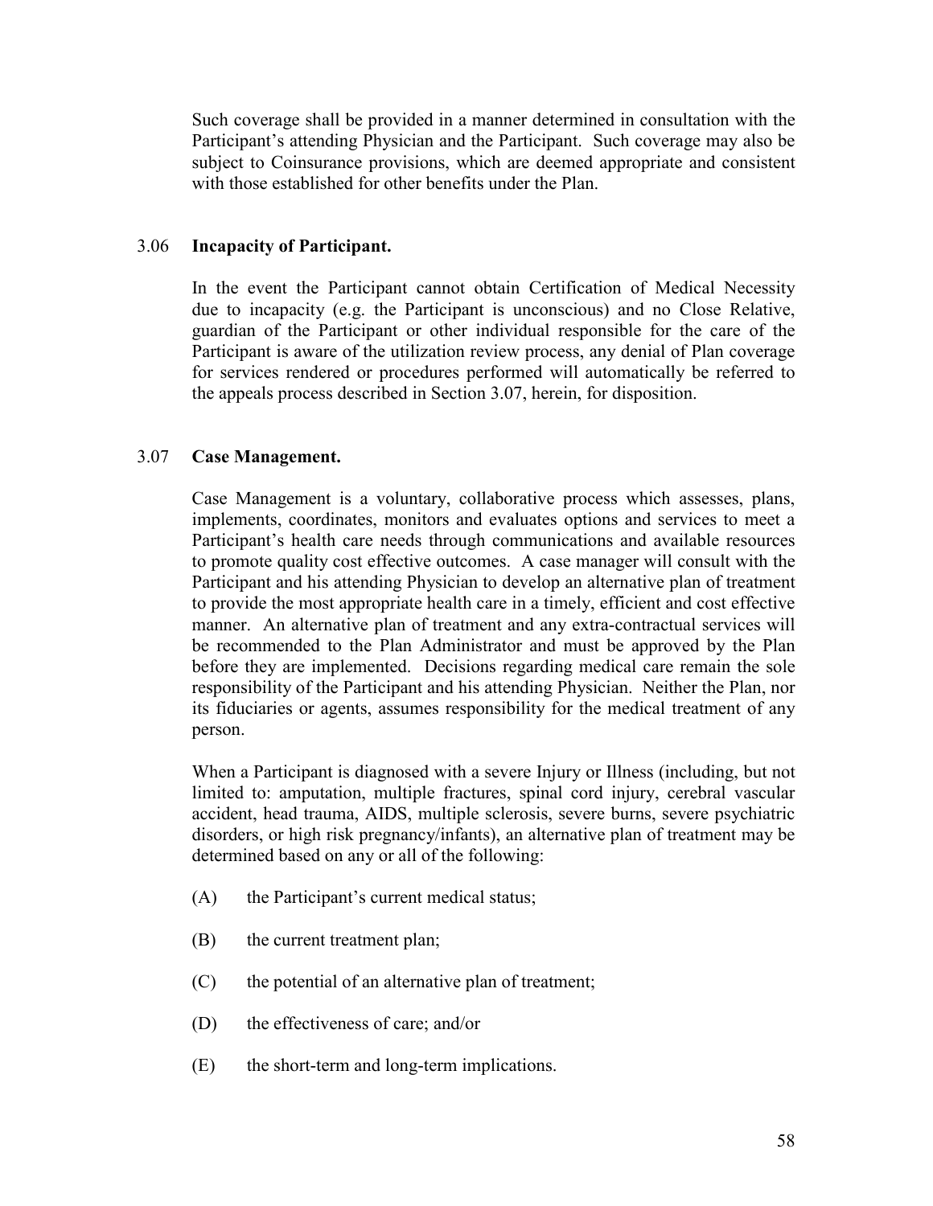Such coverage shall be provided in a manner determined in consultation with the Participant's attending Physician and the Participant. Such coverage may also be subject to Coinsurance provisions, which are deemed appropriate and consistent with those established for other benefits under the Plan.

### 3.06 **Incapacity of Participant.**

In the event the Participant cannot obtain Certification of Medical Necessity due to incapacity (e.g. the Participant is unconscious) and no Close Relative, guardian of the Participant or other individual responsible for the care of the Participant is aware of the utilization review process, any denial of Plan coverage for services rendered or procedures performed will automatically be referred to the appeals process described in Section 3.07, herein, for disposition.

### 3.07 **Case Management.**

Case Management is a voluntary, collaborative process which assesses, plans, implements, coordinates, monitors and evaluates options and services to meet a Participant's health care needs through communications and available resources to promote quality cost effective outcomes. A case manager will consult with the Participant and his attending Physician to develop an alternative plan of treatment to provide the most appropriate health care in a timely, efficient and cost effective manner. An alternative plan of treatment and any extra-contractual services will be recommended to the Plan Administrator and must be approved by the Plan before they are implemented. Decisions regarding medical care remain the sole responsibility of the Participant and his attending Physician. Neither the Plan, nor its fiduciaries or agents, assumes responsibility for the medical treatment of any person.

When a Participant is diagnosed with a severe Injury or Illness (including, but not limited to: amputation, multiple fractures, spinal cord injury, cerebral vascular accident, head trauma, AIDS, multiple sclerosis, severe burns, severe psychiatric disorders, or high risk pregnancy/infants), an alternative plan of treatment may be determined based on any or all of the following:

(A) the Participant's current medical status;

(B) the current treatment plan;

(C) the potential of an alternative plan of treatment;

(D) the effectiveness of care; and/or

(E) the short-term and long-term implications.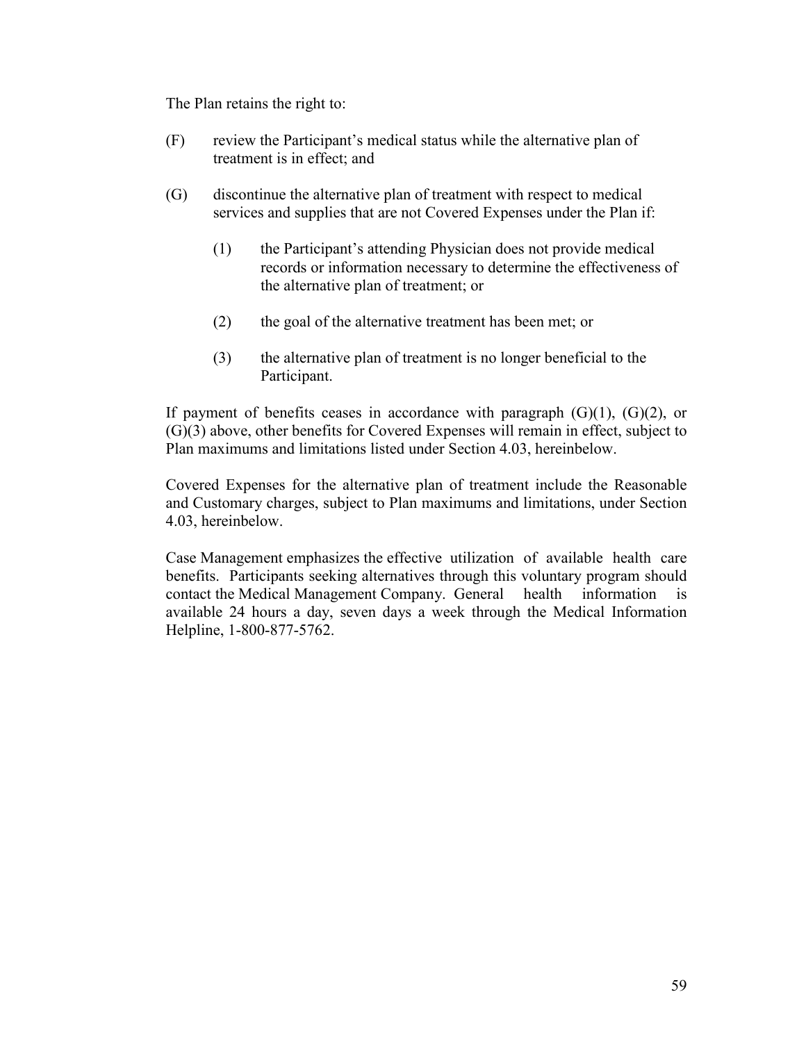The Plan retains the right to:

(F) review the Participant's medical status while the alternative plan of treatment is in effect; and

(G) discontinue the alternative plan of treatment with respect to medical services and supplies that are not Covered Expenses under the Plan if:

(1) the Participant's attending Physician does not provide medical records or information necessary to determine the effectiveness of the alternative plan of treatment; or

(2) the goal of the alternative treatment has been met; or

(3) the alternative plan of treatment is no longer beneficial to the Participant.

If payment of benefits ceases in accordance with paragraph (G)(1), (G)(2), or (G)(3) above, other benefits for Covered Expenses will remain in effect, subject to Plan maximums and limitations listed under Section 4.03, hereinbelow.

Covered Expenses for the alternative plan of treatment include the Reasonable and Customary charges, subject to Plan maximums and limitations, under Section 4.03, hereinbelow.

Case Management emphasizes the effective utilization of available health care benefits. Participants seeking alternatives through this voluntary program should contact the Medical Management Company. General health information is available 24 hours a day, seven days a week through the Medical Information Helpline, 1-800-877-5762.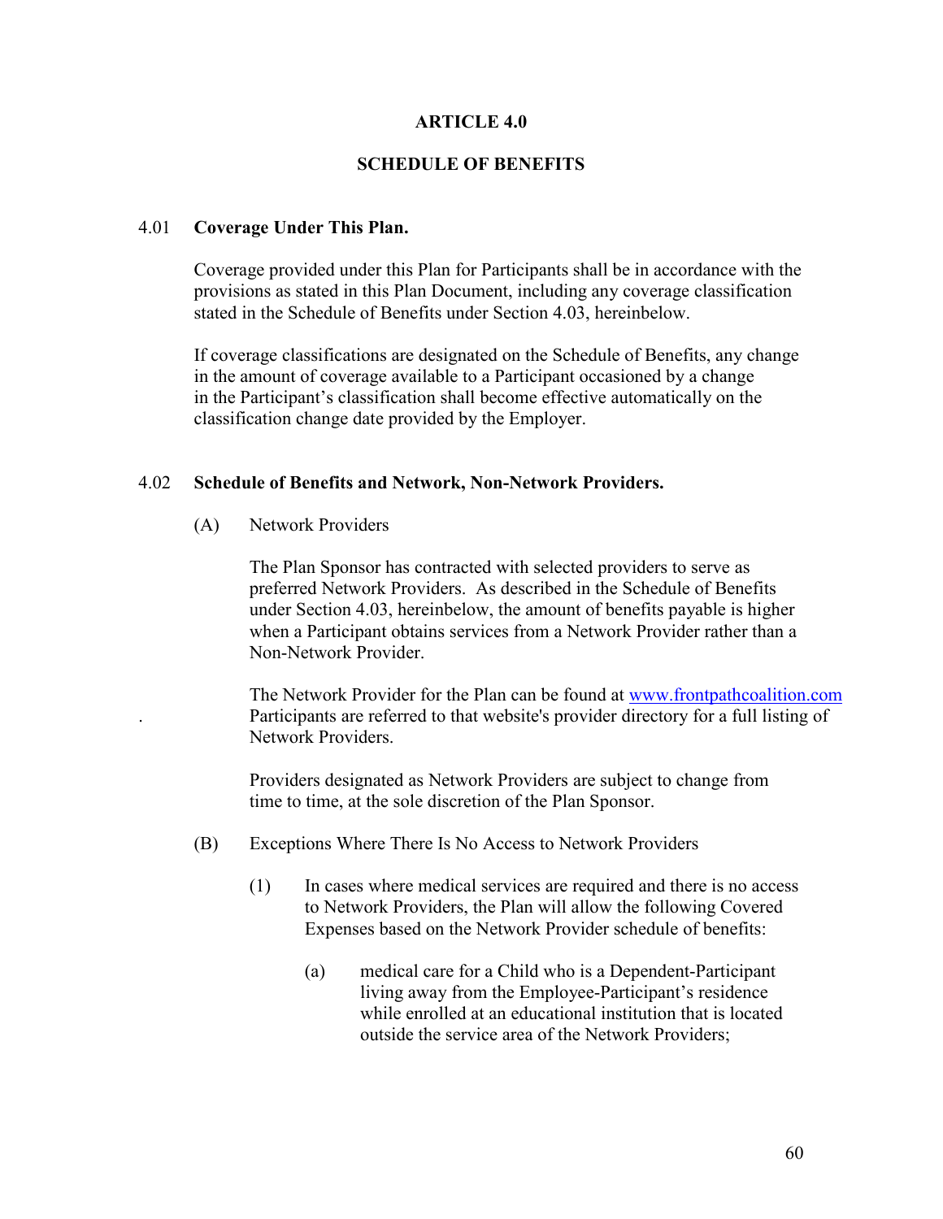# ARTICLE 4.0

## SCHEDULE OF BENEFITS

### 4.01 Coverage Under This Plan.

Coverage provided under this Plan for Participants shall be in accordance with the provisions as stated in this Plan Document, including any coverage classification stated in the Schedule of Benefits under Section 4.03, hereinbelow.

If coverage classifications are designated on the Schedule of Benefits, any change in the amount of coverage available to a Participant occasioned by a change in the Participant's classification shall become effective automatically on the classification change date provided by the Employer.

### 4.02 Schedule of Benefits and Network, Non-Network Providers.

(A) Network Providers

The Plan Sponsor has contracted with selected providers to serve as preferred Network Providers. As described in the Schedule of Benefits under Section 4.03, hereinbelow, the amount of benefits payable is higher when a Participant obtains services from a Network Provider rather than a Non-Network Provider.

The Network Provider for the Plan can be found at www.frontpathcoalition.com. Participants are referred to that website's provider directory for a full listing of Network Providers.

Providers designated as Network Providers are subject to change from time to time, at the sole discretion of the Plan Sponsor.

(B) Exceptions Where There Is No Access to Network Providers

(1) In cases where medical services are required and there is no access to Network Providers, the Plan will allow the following Covered Expenses based on the Network Provider schedule of benefits:

(a) medical care for a Child who is a Dependent-Participant living away from the Employee-Participant's residence while enrolled at an educational institution that is located outside the service area of the Network Providers;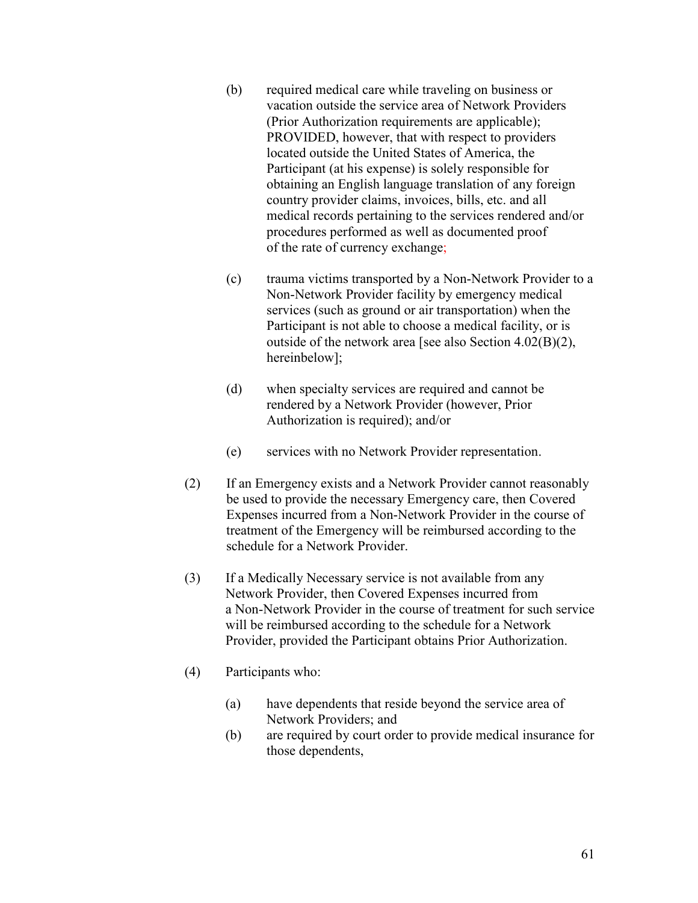(b) required medical care while traveling on business or vacation outside the service area of Network Providers (Prior Authorization requirements are applicable); PROVIDED, however, that with respect to providers located outside the United States of America, the Participant (at his expense) is solely responsible for obtaining an English language translation of any foreign country provider claims, invoices, bills, etc. and all medical records pertaining to the services rendered and/or procedures performed as well as documented proof of the rate of currency exchange;

(c) trauma victims transported by a Non-Network Provider to a Non-Network Provider facility by emergency medical services (such as ground or air transportation) when the Participant is not able to choose a medical facility, or is outside of the network area [see also Section 4.02(B)(2), hereinbelow];

(d) when specialty services are required and cannot be rendered by a Network Provider (however, Prior Authorization is required); and/or

(e) services with no Network Provider representation.

(2) If an Emergency exists and a Network Provider cannot reasonably be used to provide the necessary Emergency care, then Covered Expenses incurred from a Non-Network Provider in the course of treatment of the Emergency will be reimbursed according to the schedule for a Network Provider.

(3) If a Medically Necessary service is not available from any Network Provider, then Covered Expenses incurred from a Non-Network Provider in the course of treatment for such service will be reimbursed according to the schedule for a Network Provider, provided the Participant obtains Prior Authorization.

(4) Participants who:

(a) have dependents that reside beyond the service area of Network Providers; and
(b) are required by court order to provide medical insurance for those dependents,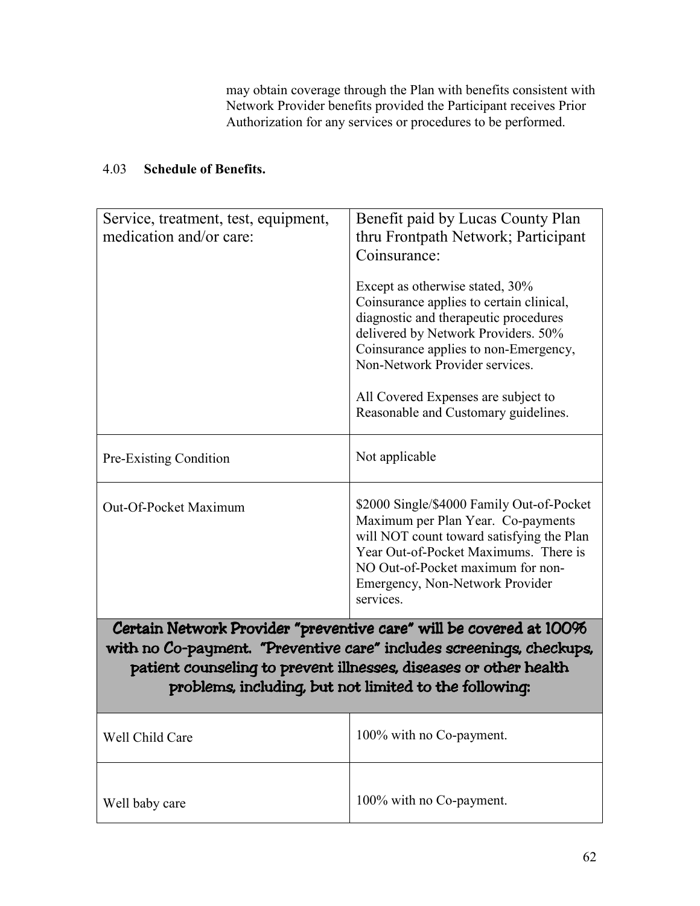may obtain coverage through the Plan with benefits consistent with Network Provider benefits provided the Participant receives Prior Authorization for any services or procedures to be performed.

4.03 **Schedule of Benefits.**

| Service, treatment, test, equipment, medication and/or care: | Benefit paid by Lucas County Plan thru Frontpath Network; Participant Coinsurance:<br><br>Except as otherwise stated, 30% Coinsurance applies to certain clinical, diagnostic and therapeutic procedures delivered by Network Providers. 50% Coinsurance applies to non-Emergency, Non-Network Provider services.<br><br>All Covered Expenses are subject to Reasonable and Customary guidelines. |
|---|---|
| Pre-Existing Condition | Not applicable |
| Out-Of-Pocket Maximum | $2000 Single/$4000 Family Out-of-Pocket Maximum per Plan Year. Co-payments will NOT count toward satisfying the Plan Year Out-of-Pocket Maximums. There is NO Out-of-Pocket maximum for non-Emergency, Non-Network Provider services. |
| **Certain Network Provider "preventive care" will be covered at 100% with no Co-payment. "Preventive care" includes screenings, checkups, patient counseling to prevent illnesses, diseases or other health problems, including, but not limited to the following:** | |
| Well Child Care | 100% with no Co-payment. |
| Well baby care | 100% with no Co-payment. |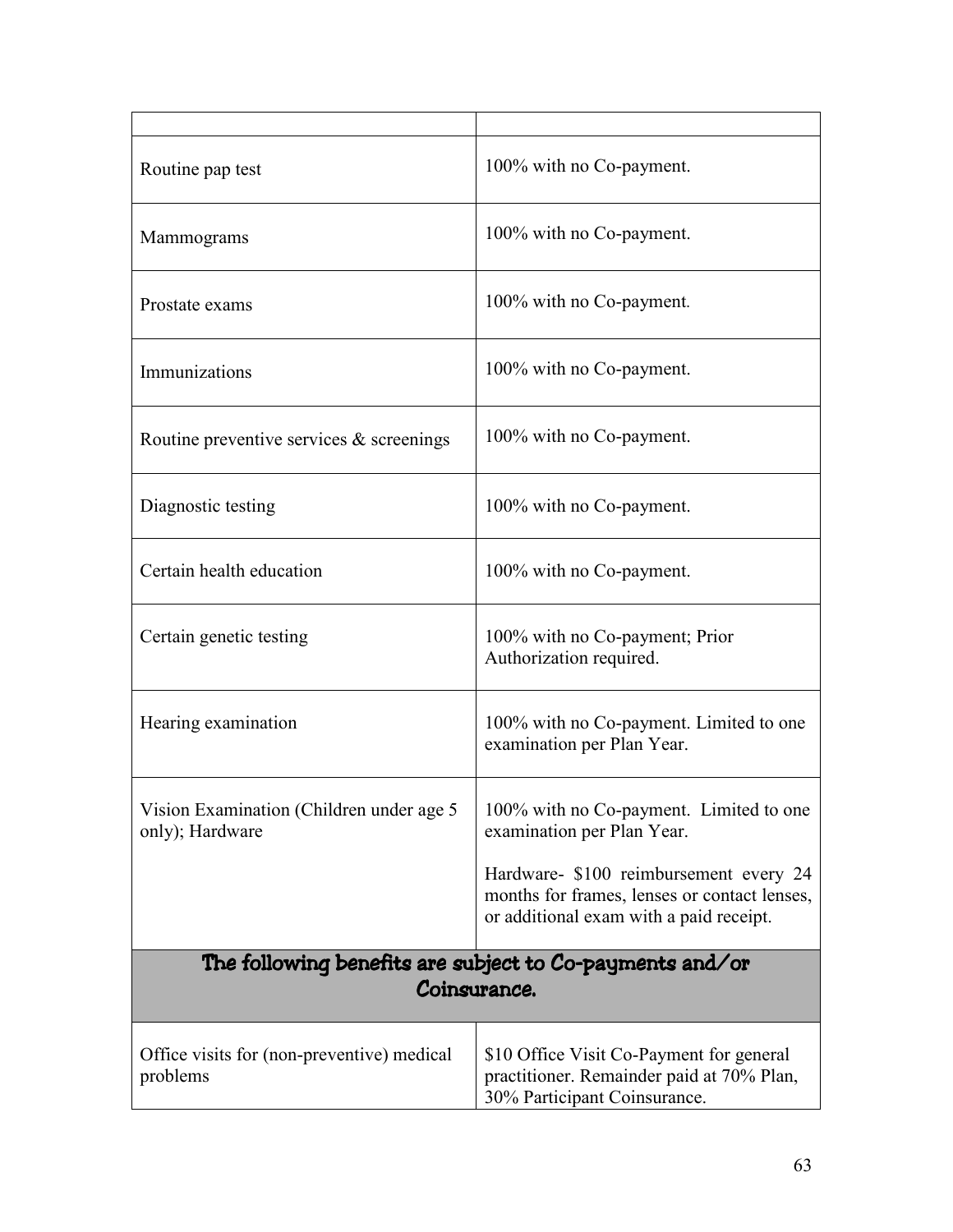| | |
|---|---|
| Routine pap test | 100% with no Co-payment. |
| Mammograms | 100% with no Co-payment. |
| Prostate exams | 100% with no Co-payment. |
| Immunizations | 100% with no Co-payment. |
| Routine preventive services & screenings | 100% with no Co-payment. |
| Diagnostic testing | 100% with no Co-payment. |
| Certain health education | 100% with no Co-payment. |
| Certain genetic testing | 100% with no Co-payment; Prior Authorization required. |
| Hearing examination | 100% with no Co-payment. Limited to one examination per Plan Year. |
| Vision Examination (Children under age 5 only); Hardware | 100% with no Co-payment. Limited to one examination per Plan Year.<br><br>Hardware- $100 reimbursement every 24 months for frames, lenses or contact lenses, or additional exam with a paid receipt. |
| **The following benefits are subject to Co-payments and/or Coinsurance.** | |
| Office visits for (non-preventive) medical problems | $10 Office Visit Co-Payment for general practitioner. Remainder paid at 70% Plan, 30% Participant Coinsurance. |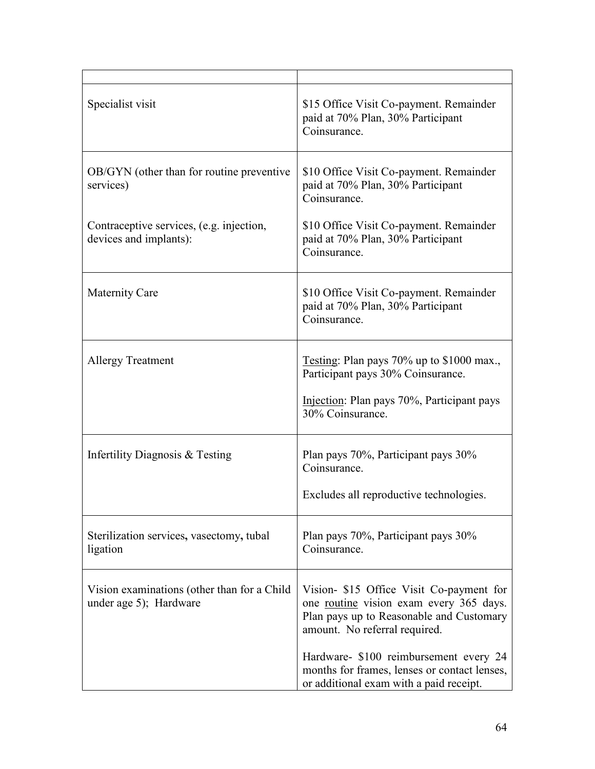| | |
|---|---|
| Specialist visit | \$15 Office Visit Co-payment. Remainder paid at 70% Plan, 30% Participant Coinsurance. |
| OB/GYN (other than for routine preventive services)<br><br>Contraceptive services, (e.g. injection, devices and implants): | \$10 Office Visit Co-payment. Remainder paid at 70% Plan, 30% Participant Coinsurance.<br><br>\$10 Office Visit Co-payment. Remainder paid at 70% Plan, 30% Participant Coinsurance. |
| Maternity Care | \$10 Office Visit Co-payment. Remainder paid at 70% Plan, 30% Participant Coinsurance. |
| Allergy Treatment | <u>Testing</u>: Plan pays 70% up to \$1000 max., Participant pays 30% Coinsurance.<br><br><u>Injection</u>: Plan pays 70%, Participant pays 30% Coinsurance. |
| Infertility Diagnosis & Testing | Plan pays 70%, Participant pays 30% Coinsurance.<br><br>Excludes all reproductive technologies. |
| Sterilization services**,** vasectomy**,** tubal ligation | Plan pays 70%, Participant pays 30% Coinsurance. |
| Vision examinations (other than for a Child under age 5); Hardware | Vision- \$15 Office Visit Co-payment for one <u>routine</u> vision exam every 365 days. Plan pays up to Reasonable and Customary amount. No referral required.<br><br>Hardware- \$100 reimbursement every 24 months for frames, lenses or contact lenses, or additional exam with a paid receipt. |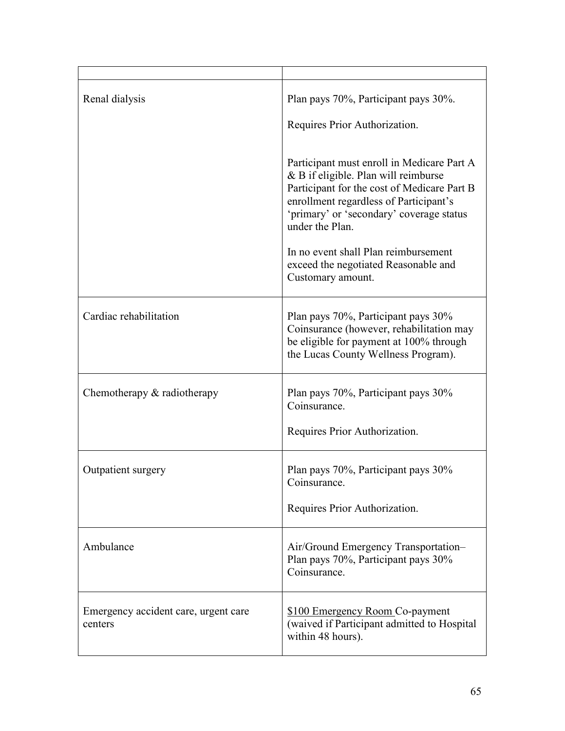| | |
|---|---|
| Renal dialysis | Plan pays 70%, Participant pays 30%.<br><br>Requires Prior Authorization.<br><br>Participant must enroll in Medicare Part A & B if eligible. Plan will reimburse Participant for the cost of Medicare Part B enrollment regardless of Participant's 'primary' or 'secondary' coverage status under the Plan.<br><br>In no event shall Plan reimbursement exceed the negotiated Reasonable and Customary amount. |
| Cardiac rehabilitation | Plan pays 70%, Participant pays 30% Coinsurance (however, rehabilitation may be eligible for payment at 100% through the Lucas County Wellness Program). |
| Chemotherapy & radiotherapy | Plan pays 70%, Participant pays 30% Coinsurance.<br><br>Requires Prior Authorization. |
| Outpatient surgery | Plan pays 70%, Participant pays 30% Coinsurance.<br><br>Requires Prior Authorization. |
| Ambulance | Air/Ground Emergency Transportation– Plan pays 70%, Participant pays 30% Coinsurance. |
| Emergency accident care, urgent care centers | <u>$100 Emergency Room</u> Co-payment (waived if Participant admitted to Hospital within 48 hours). |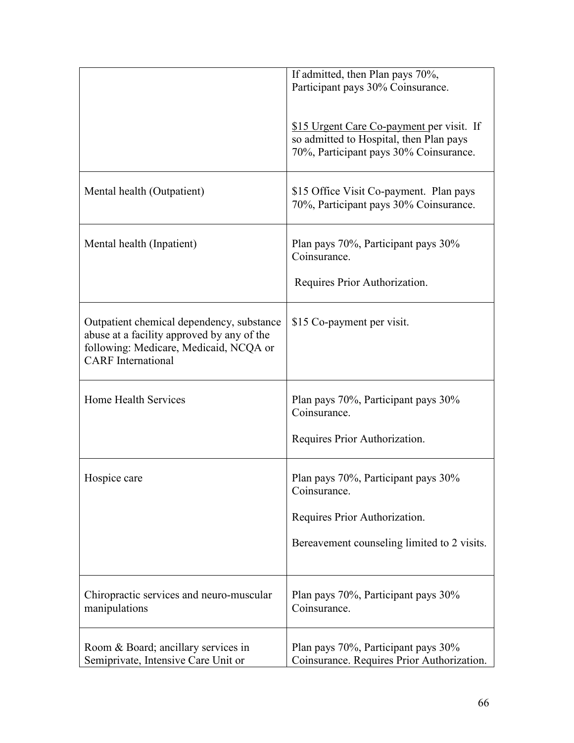| | |
|---|---|
| | If admitted, then Plan pays 70%, Participant pays 30% Coinsurance.<br><br>\$15 Urgent Care Co-payment per visit. If so admitted to Hospital, then Plan pays 70%, Participant pays 30% Coinsurance. |
| Mental health (Outpatient) | \$15 Office Visit Co-payment. Plan pays 70%, Participant pays 30% Coinsurance. |
| Mental health (Inpatient) | Plan pays 70%, Participant pays 30% Coinsurance.<br><br>Requires Prior Authorization. |
| Outpatient chemical dependency, substance abuse at a facility approved by any of the following: Medicare, Medicaid, NCQA or CARF International | \$15 Co-payment per visit. |
| Home Health Services | Plan pays 70%, Participant pays 30% Coinsurance.<br><br>Requires Prior Authorization. |
| Hospice care | Plan pays 70%, Participant pays 30% Coinsurance.<br><br>Requires Prior Authorization.<br><br>Bereavement counseling limited to 2 visits. |
| Chiropractic services and neuro-muscular manipulations | Plan pays 70%, Participant pays 30% Coinsurance. |
| Room & Board; ancillary services in Semiprivate, Intensive Care Unit or | Plan pays 70%, Participant pays 30% Coinsurance. Requires Prior Authorization. |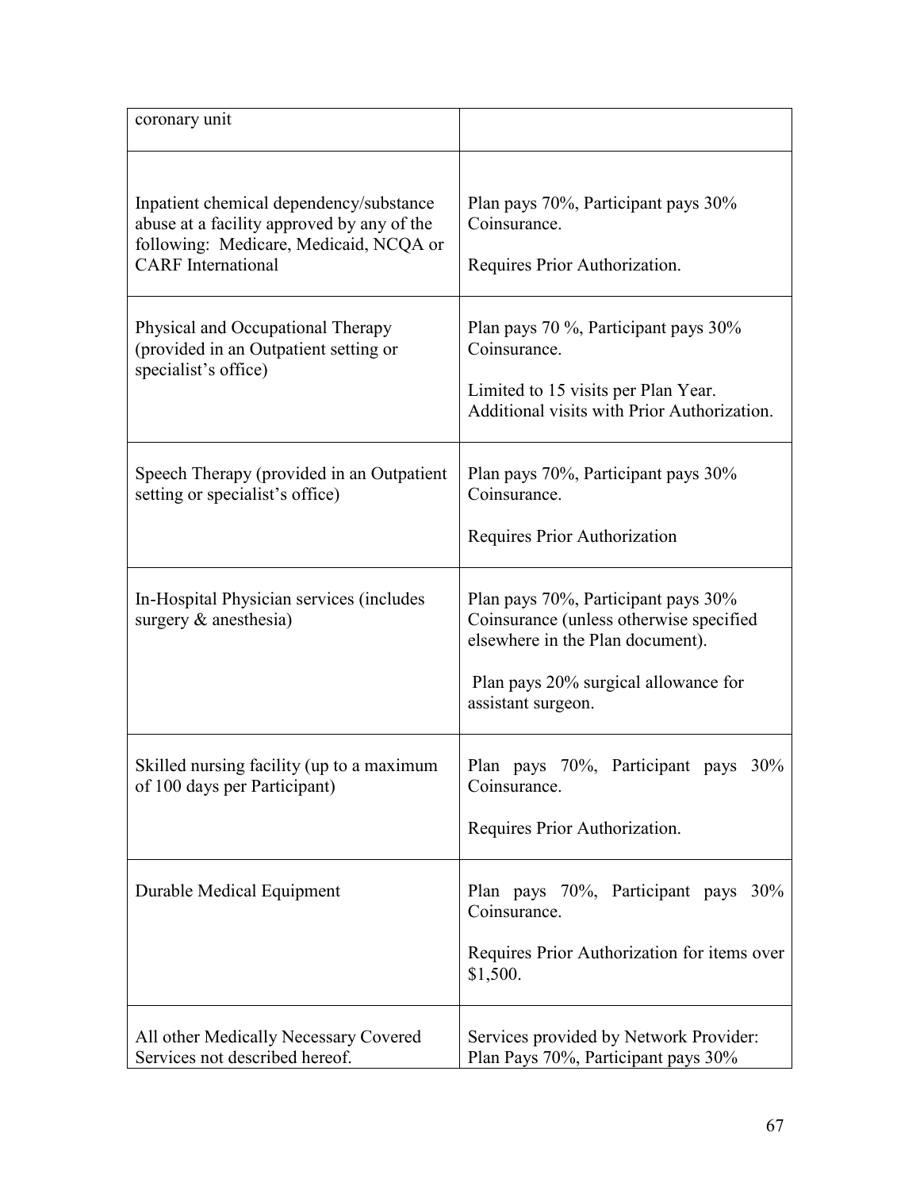| | |
|---|---|
| coronary unit | |
| Inpatient chemical dependency/substance abuse at a facility approved by any of the following: Medicare, Medicaid, NCQA or CARF International | Plan pays 70%, Participant pays 30% Coinsurance.<br><br>Requires Prior Authorization. |
| Physical and Occupational Therapy (provided in an Outpatient setting or specialist's office) | Plan pays 70 %, Participant pays 30% Coinsurance.<br><br>Limited to 15 visits per Plan Year. Additional visits with Prior Authorization. |
| Speech Therapy (provided in an Outpatient setting or specialist's office) | Plan pays 70%, Participant pays 30% Coinsurance.<br><br>Requires Prior Authorization |
| In-Hospital Physician services (includes surgery & anesthesia) | Plan pays 70%, Participant pays 30% Coinsurance (unless otherwise specified elsewhere in the Plan document).<br><br>Plan pays 20% surgical allowance for assistant surgeon. |
| Skilled nursing facility (up to a maximum of 100 days per Participant) | Plan pays 70%, Participant pays 30% Coinsurance.<br><br>Requires Prior Authorization. |
| Durable Medical Equipment | Plan pays 70%, Participant pays 30% Coinsurance.<br><br>Requires Prior Authorization for items over $1,500. |
| All other Medically Necessary Covered Services not described hereof. | Services provided by Network Provider: Plan Pays 70%, Participant pays 30% |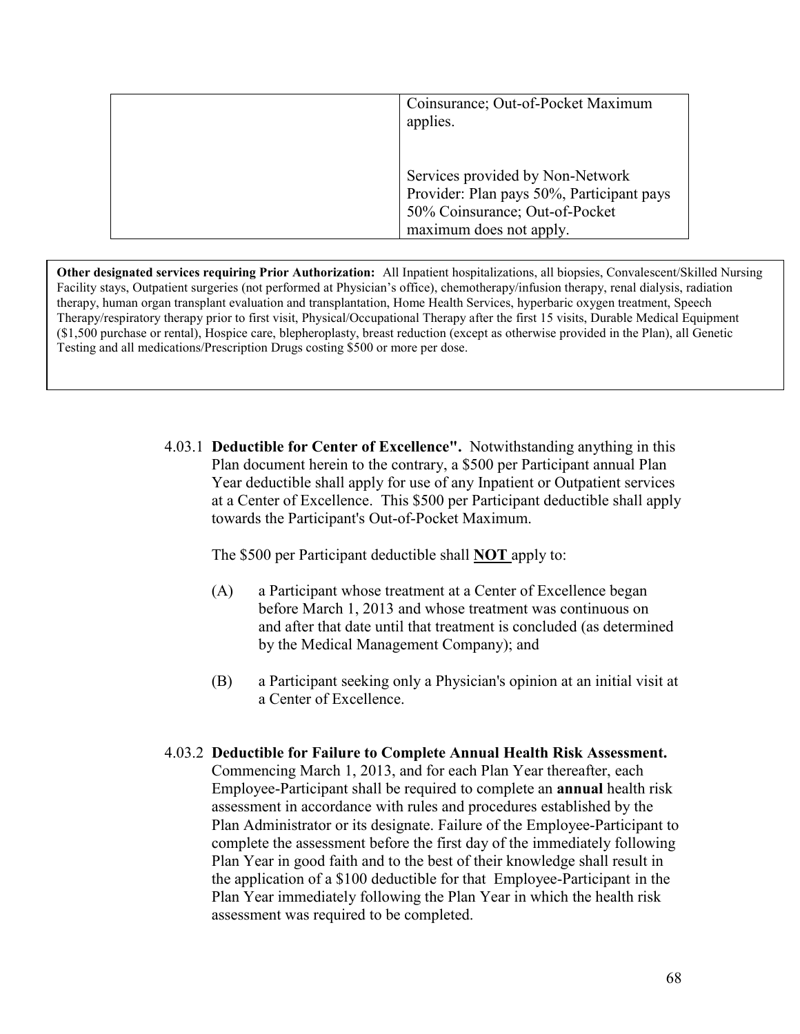| | |
|---|---|
| | Coinsurance; Out-of-Pocket Maximum applies.<br><br>Services provided by Non-Network Provider: Plan pays 50%, Participant pays 50% Coinsurance; Out-of-Pocket maximum does not apply. |

**Other designated services requiring Prior Authorization:** All Inpatient hospitalizations, all biopsies, Convalescent/Skilled Nursing Facility stays, Outpatient surgeries (not performed at Physician's office), chemotherapy/infusion therapy, renal dialysis, radiation therapy, human organ transplant evaluation and transplantation, Home Health Services, hyperbaric oxygen treatment, Speech Therapy/respiratory therapy prior to first visit, Physical/Occupational Therapy after the first 15 visits, Durable Medical Equipment ($1,500 purchase or rental), Hospice care, blepheroplasty, breast reduction (except as otherwise provided in the Plan), all Genetic Testing and all medications/Prescription Drugs costing $500 or more per dose.

4.03.1 **Deductible for Center of Excellence".** Notwithstanding anything in this Plan document herein to the contrary, a $500 per Participant annual Plan Year deductible shall apply for use of any Inpatient or Outpatient services at a Center of Excellence. This $500 per Participant deductible shall apply towards the Participant's Out-of-Pocket Maximum.

The $500 per Participant deductible shall **NOT** apply to:

(A) a Participant whose treatment at a Center of Excellence began before March 1, 2013 and whose treatment was continuous on and after that date until that treatment is concluded (as determined by the Medical Management Company); and

(B) a Participant seeking only a Physician's opinion at an initial visit at a Center of Excellence.

4.03.2 **Deductible for Failure to Complete Annual Health Risk Assessment.** Commencing March 1, 2013, and for each Plan Year thereafter, each Employee-Participant shall be required to complete an **annual** health risk assessment in accordance with rules and procedures established by the Plan Administrator or its designate. Failure of the Employee-Participant to complete the assessment before the first day of the immediately following Plan Year in good faith and to the best of their knowledge shall result in the application of a $100 deductible for that Employee-Participant in the Plan Year immediately following the Plan Year in which the health risk assessment was required to be completed.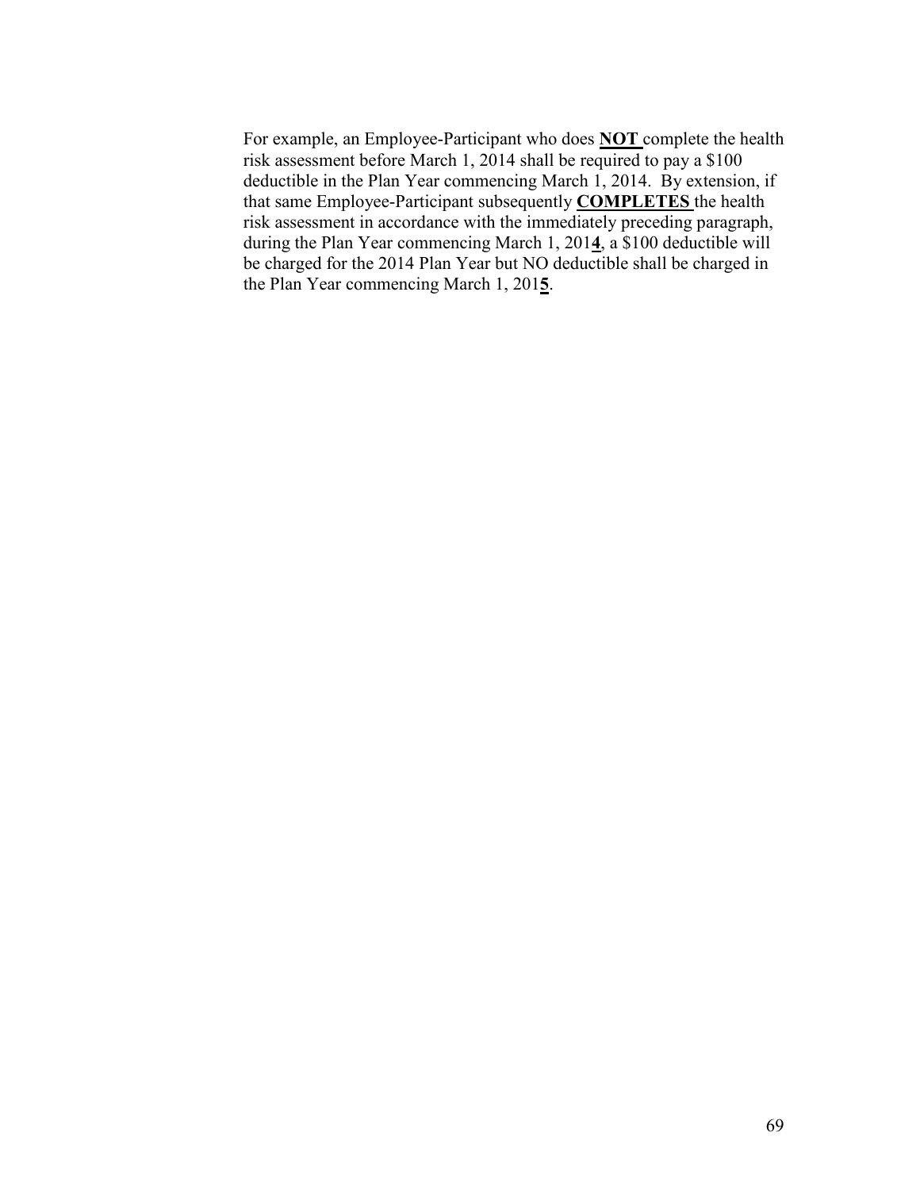For example, an Employee-Participant who does **NOT** complete the health risk assessment before March 1, 2014 shall be required to pay a $100 deductible in the Plan Year commencing March 1, 2014. By extension, if that same Employee-Participant subsequently **COMPLETES** the health risk assessment in accordance with the immediately preceding paragraph, during the Plan Year commencing March 1, 201**4**, a $100 deductible will be charged for the 2014 Plan Year but NO deductible shall be charged in the Plan Year commencing March 1, 201**5**.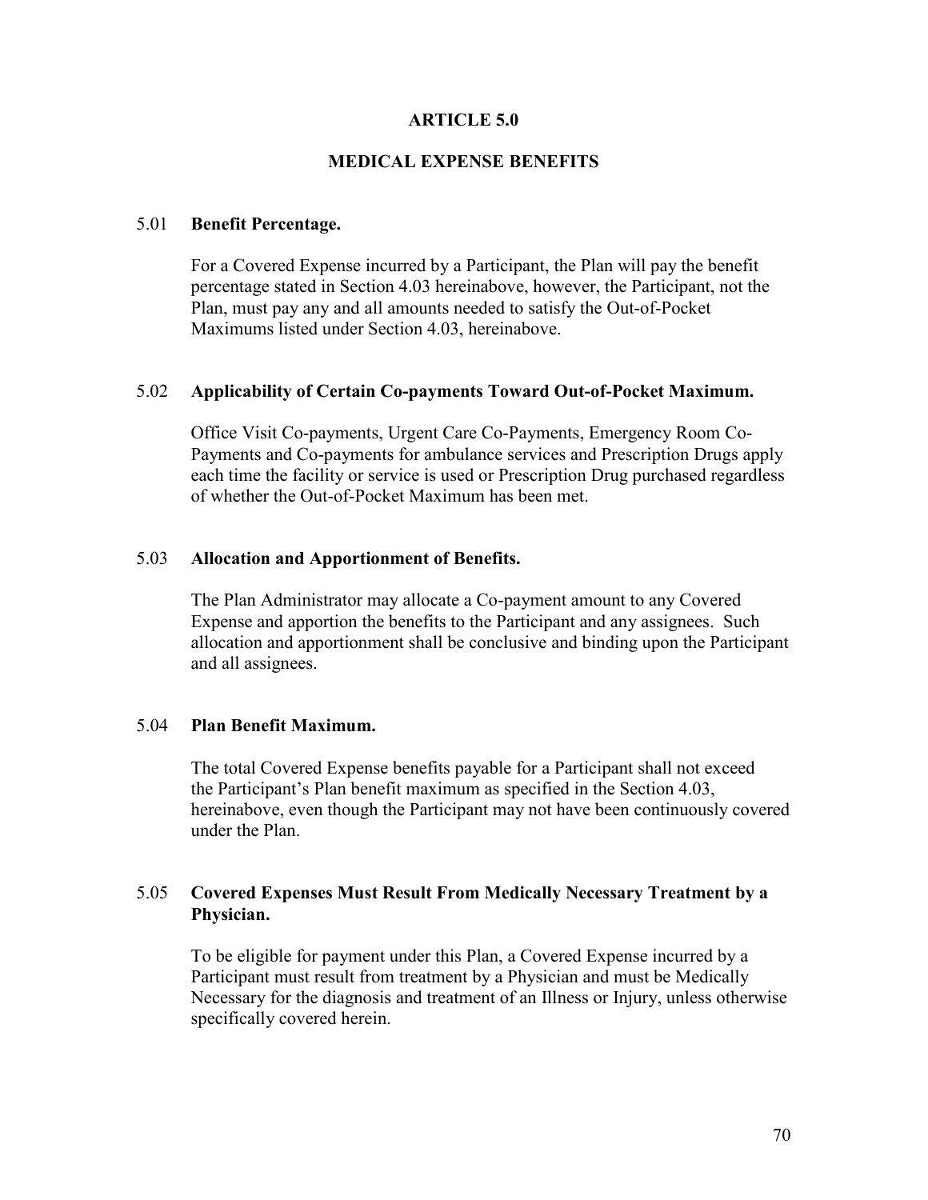# ARTICLE 5.0

## MEDICAL EXPENSE BENEFITS

5.01 **Benefit Percentage.**

For a Covered Expense incurred by a Participant, the Plan will pay the benefit percentage stated in Section 4.03 hereinabove, however, the Participant, not the Plan, must pay any and all amounts needed to satisfy the Out-of-Pocket Maximums listed under Section 4.03, hereinabove.

5.02 **Applicability of Certain Co-payments Toward Out-of-Pocket Maximum.**

Office Visit Co-payments, Urgent Care Co-Payments, Emergency Room Co-Payments and Co-payments for ambulance services and Prescription Drugs apply each time the facility or service is used or Prescription Drug purchased regardless of whether the Out-of-Pocket Maximum has been met.

5.03 **Allocation and Apportionment of Benefits.**

The Plan Administrator may allocate a Co-payment amount to any Covered Expense and apportion the benefits to the Participant and any assignees. Such allocation and apportionment shall be conclusive and binding upon the Participant and all assignees.

5.04 **Plan Benefit Maximum.**

The total Covered Expense benefits payable for a Participant shall not exceed the Participant's Plan benefit maximum as specified in the Section 4.03, hereinabove, even though the Participant may not have been continuously covered under the Plan.

5.05 **Covered Expenses Must Result From Medically Necessary Treatment by a Physician.**

To be eligible for payment under this Plan, a Covered Expense incurred by a Participant must result from treatment by a Physician and must be Medically Necessary for the diagnosis and treatment of an Illness or Injury, unless otherwise specifically covered herein.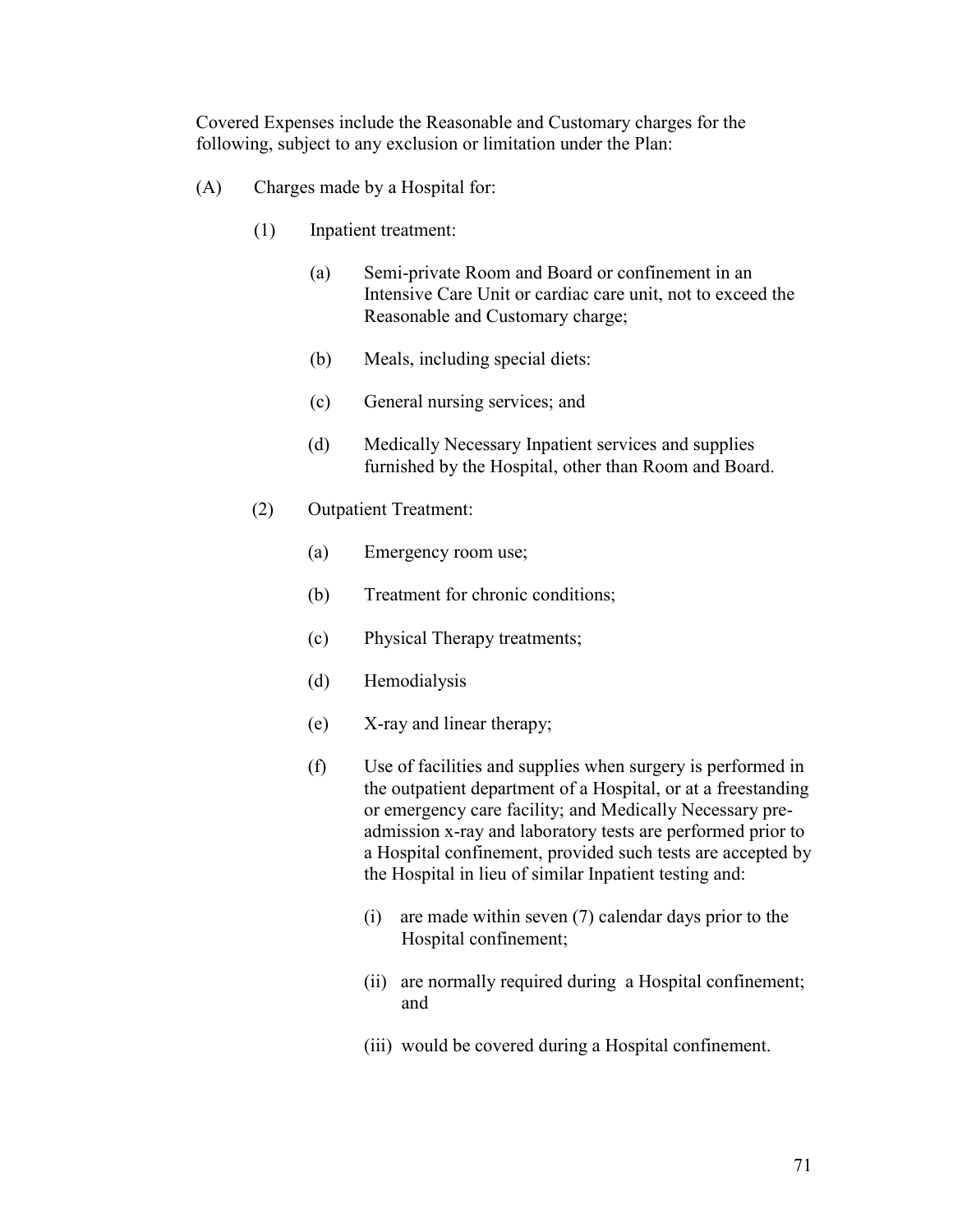Covered Expenses include the Reasonable and Customary charges for the following, subject to any exclusion or limitation under the Plan:

(A) Charges made by a Hospital for:

(1) Inpatient treatment:

(a) Semi-private Room and Board or confinement in an Intensive Care Unit or cardiac care unit, not to exceed the Reasonable and Customary charge;

(b) Meals, including special diets:

(c) General nursing services; and

(d) Medically Necessary Inpatient services and supplies furnished by the Hospital, other than Room and Board.

(2) Outpatient Treatment:

(a) Emergency room use;

(b) Treatment for chronic conditions;

(c) Physical Therapy treatments;

(d) Hemodialysis

(e) X-ray and linear therapy;

(f) Use of facilities and supplies when surgery is performed in the outpatient department of a Hospital, or at a freestanding or emergency care facility; and Medically Necessary pre-admission x-ray and laboratory tests are performed prior to a Hospital confinement, provided such tests are accepted by the Hospital in lieu of similar Inpatient testing and:

(i) are made within seven (7) calendar days prior to the Hospital confinement;

(ii) are normally required during a Hospital confinement; and

(iii) would be covered during a Hospital confinement.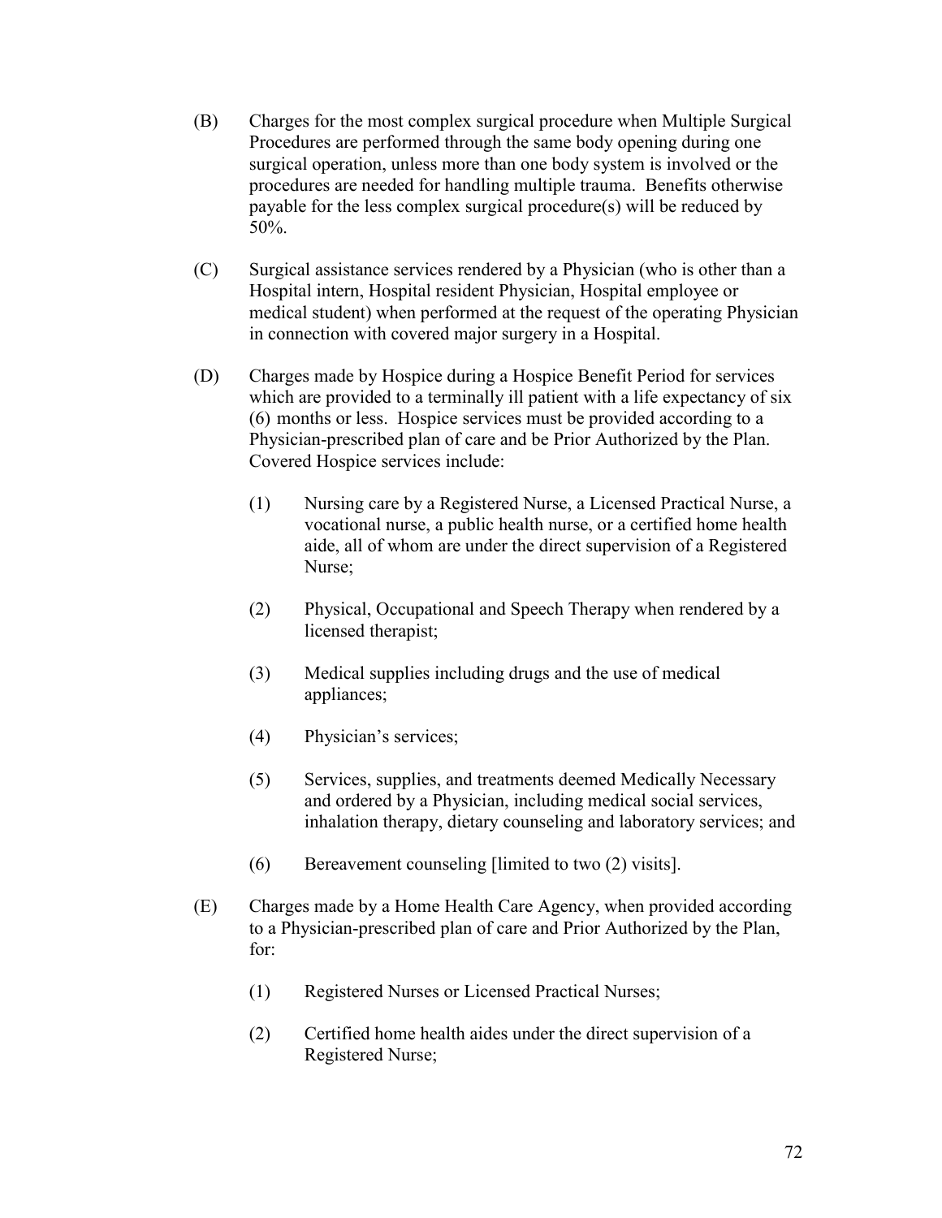(B) Charges for the most complex surgical procedure when Multiple Surgical Procedures are performed through the same body opening during one surgical operation, unless more than one body system is involved or the procedures are needed for handling multiple trauma. Benefits otherwise payable for the less complex surgical procedure(s) will be reduced by 50%.

(C) Surgical assistance services rendered by a Physician (who is other than a Hospital intern, Hospital resident Physician, Hospital employee or medical student) when performed at the request of the operating Physician in connection with covered major surgery in a Hospital.

(D) Charges made by Hospice during a Hospice Benefit Period for services which are provided to a terminally ill patient with a life expectancy of six (6) months or less. Hospice services must be provided according to a Physician-prescribed plan of care and be Prior Authorized by the Plan. Covered Hospice services include:

> (1) Nursing care by a Registered Nurse, a Licensed Practical Nurse, a vocational nurse, a public health nurse, or a certified home health aide, all of whom are under the direct supervision of a Registered Nurse;
>
> (2) Physical, Occupational and Speech Therapy when rendered by a licensed therapist;
>
> (3) Medical supplies including drugs and the use of medical appliances;
>
> (4) Physician's services;
>
> (5) Services, supplies, and treatments deemed Medically Necessary and ordered by a Physician, including medical social services, inhalation therapy, dietary counseling and laboratory services; and
>
> (6) Bereavement counseling [limited to two (2) visits].

(E) Charges made by a Home Health Care Agency, when provided according to a Physician-prescribed plan of care and Prior Authorized by the Plan, for:

> (1) Registered Nurses or Licensed Practical Nurses;
>
> (2) Certified home health aides under the direct supervision of a Registered Nurse;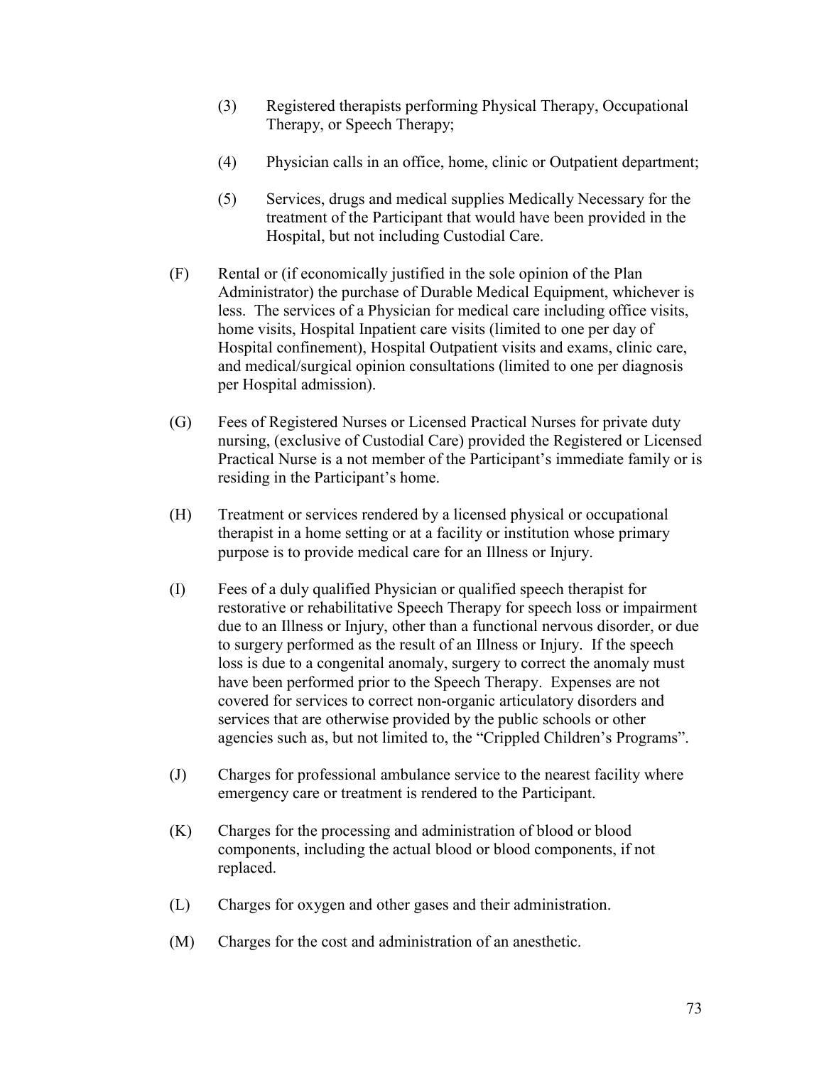(3) Registered therapists performing Physical Therapy, Occupational Therapy, or Speech Therapy;

(4) Physician calls in an office, home, clinic or Outpatient department;

(5) Services, drugs and medical supplies Medically Necessary for the treatment of the Participant that would have been provided in the Hospital, but not including Custodial Care.

(F) Rental or (if economically justified in the sole opinion of the Plan Administrator) the purchase of Durable Medical Equipment, whichever is less. The services of a Physician for medical care including office visits, home visits, Hospital Inpatient care visits (limited to one per day of Hospital confinement), Hospital Outpatient visits and exams, clinic care, and medical/surgical opinion consultations (limited to one per diagnosis per Hospital admission).

(G) Fees of Registered Nurses or Licensed Practical Nurses for private duty nursing, (exclusive of Custodial Care) provided the Registered or Licensed Practical Nurse is a not member of the Participant's immediate family or is residing in the Participant's home.

(H) Treatment or services rendered by a licensed physical or occupational therapist in a home setting or at a facility or institution whose primary purpose is to provide medical care for an Illness or Injury.

(I) Fees of a duly qualified Physician or qualified speech therapist for restorative or rehabilitative Speech Therapy for speech loss or impairment due to an Illness or Injury, other than a functional nervous disorder, or due to surgery performed as the result of an Illness or Injury. If the speech loss is due to a congenital anomaly, surgery to correct the anomaly must have been performed prior to the Speech Therapy. Expenses are not covered for services to correct non-organic articulatory disorders and services that are otherwise provided by the public schools or other agencies such as, but not limited to, the "Crippled Children's Programs".

(J) Charges for professional ambulance service to the nearest facility where emergency care or treatment is rendered to the Participant.

(K) Charges for the processing and administration of blood or blood components, including the actual blood or blood components, if not replaced.

(L) Charges for oxygen and other gases and their administration.

(M) Charges for the cost and administration of an anesthetic.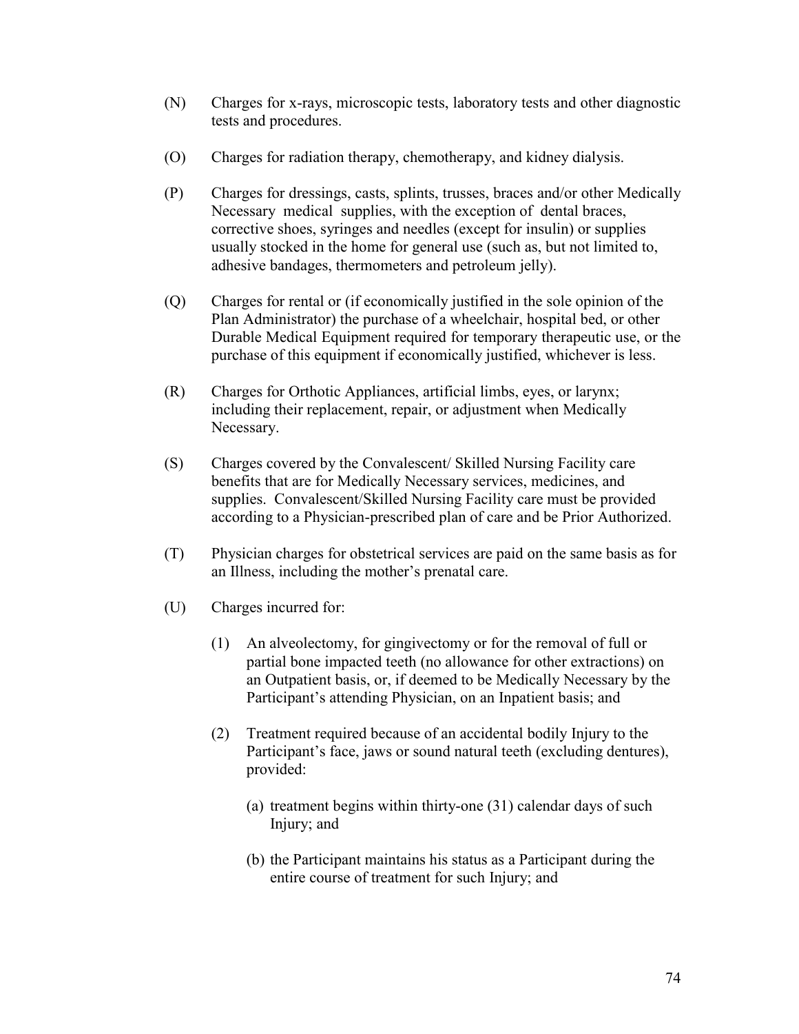(N) Charges for x-rays, microscopic tests, laboratory tests and other diagnostic tests and procedures.

(O) Charges for radiation therapy, chemotherapy, and kidney dialysis.

(P) Charges for dressings, casts, splints, trusses, braces and/or other Medically Necessary medical supplies, with the exception of dental braces, corrective shoes, syringes and needles (except for insulin) or supplies usually stocked in the home for general use (such as, but not limited to, adhesive bandages, thermometers and petroleum jelly).

(Q) Charges for rental or (if economically justified in the sole opinion of the Plan Administrator) the purchase of a wheelchair, hospital bed, or other Durable Medical Equipment required for temporary therapeutic use, or the purchase of this equipment if economically justified, whichever is less.

(R) Charges for Orthotic Appliances, artificial limbs, eyes, or larynx; including their replacement, repair, or adjustment when Medically Necessary.

(S) Charges covered by the Convalescent/ Skilled Nursing Facility care benefits that are for Medically Necessary services, medicines, and supplies. Convalescent/Skilled Nursing Facility care must be provided according to a Physician-prescribed plan of care and be Prior Authorized.

(T) Physician charges for obstetrical services are paid on the same basis as for an Illness, including the mother's prenatal care.

(U) Charges incurred for:

   (1) An alveolectomy, for gingivectomy or for the removal of full or partial bone impacted teeth (no allowance for other extractions) on an Outpatient basis, or, if deemed to be Medically Necessary by the Participant's attending Physician, on an Inpatient basis; and

   (2) Treatment required because of an accidental bodily Injury to the Participant's face, jaws or sound natural teeth (excluding dentures), provided:

      (a) treatment begins within thirty-one (31) calendar days of such Injury; and

      (b) the Participant maintains his status as a Participant during the entire course of treatment for such Injury; and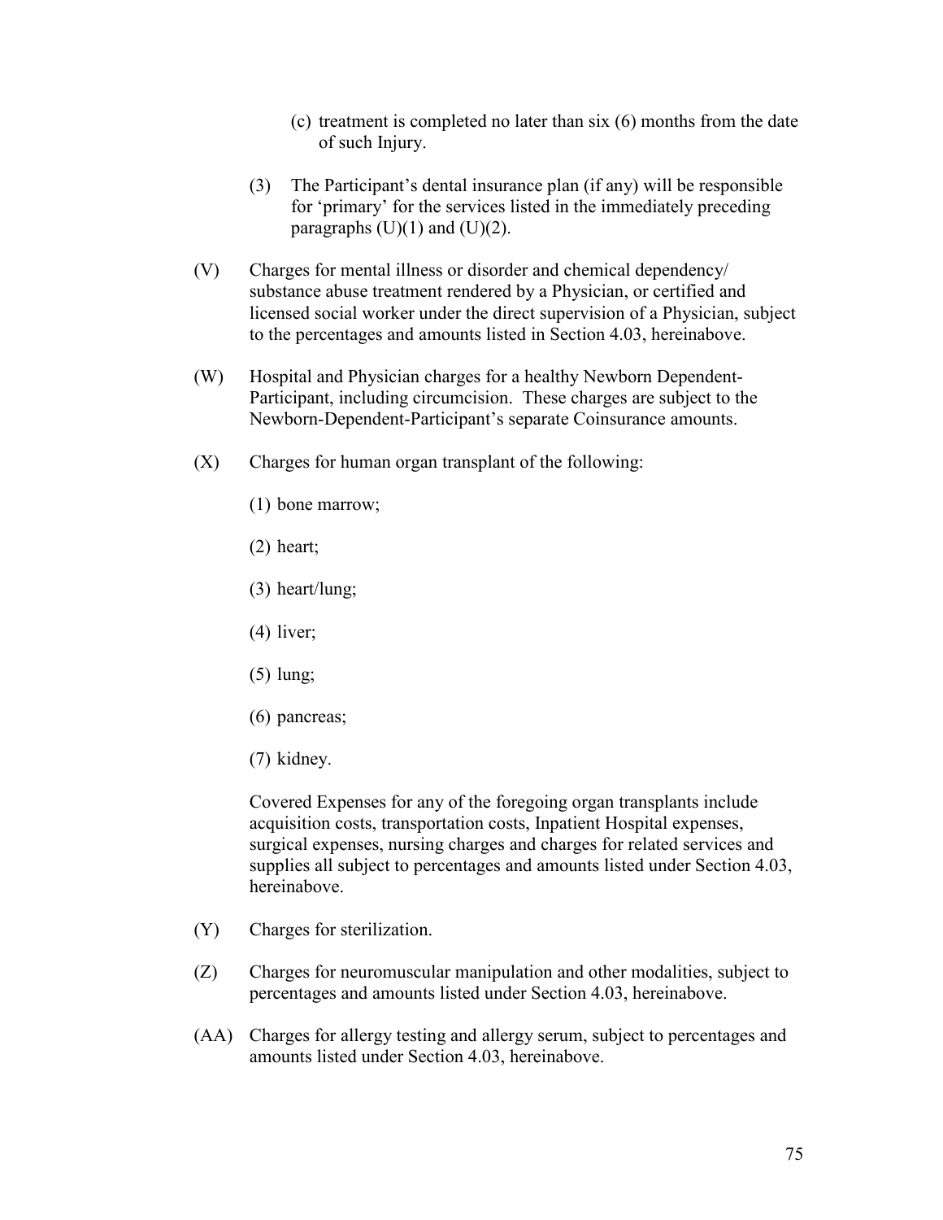(c) treatment is completed no later than six (6) months from the date of such Injury.

(3) The Participant's dental insurance plan (if any) will be responsible for 'primary' for the services listed in the immediately preceding paragraphs (U)(1) and (U)(2).

(V) Charges for mental illness or disorder and chemical dependency/ substance abuse treatment rendered by a Physician, or certified and licensed social worker under the direct supervision of a Physician, subject to the percentages and amounts listed in Section 4.03, hereinabove.

(W) Hospital and Physician charges for a healthy Newborn Dependent-Participant, including circumcision. These charges are subject to the Newborn-Dependent-Participant's separate Coinsurance amounts.

(X) Charges for human organ transplant of the following:

(1) bone marrow;

(2) heart;

(3) heart/lung;

(4) liver;

(5) lung;

(6) pancreas;

(7) kidney.

Covered Expenses for any of the foregoing organ transplants include acquisition costs, transportation costs, Inpatient Hospital expenses, surgical expenses, nursing charges and charges for related services and supplies all subject to percentages and amounts listed under Section 4.03, hereinabove.

(Y) Charges for sterilization.

(Z) Charges for neuromuscular manipulation and other modalities, subject to percentages and amounts listed under Section 4.03, hereinabove.

(AA) Charges for allergy testing and allergy serum, subject to percentages and amounts listed under Section 4.03, hereinabove.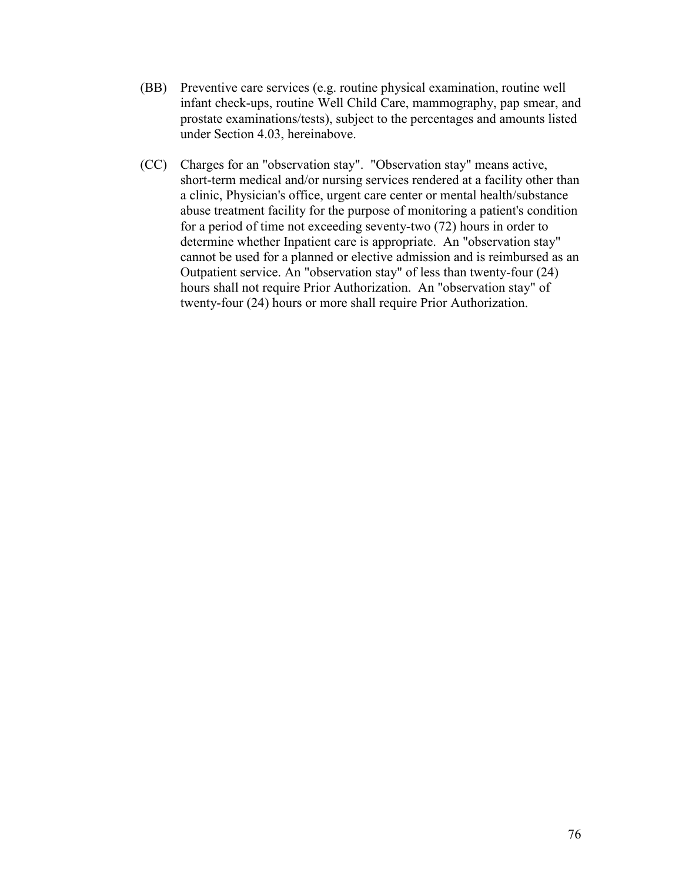(BB) Preventive care services (e.g. routine physical examination, routine well infant check-ups, routine Well Child Care, mammography, pap smear, and prostate examinations/tests), subject to the percentages and amounts listed under Section 4.03, hereinabove.

(CC) Charges for an "observation stay". "Observation stay" means active, short-term medical and/or nursing services rendered at a facility other than a clinic, Physician's office, urgent care center or mental health/substance abuse treatment facility for the purpose of monitoring a patient's condition for a period of time not exceeding seventy-two (72) hours in order to determine whether Inpatient care is appropriate. An "observation stay" cannot be used for a planned or elective admission and is reimbursed as an Outpatient service. An "observation stay" of less than twenty-four (24) hours shall not require Prior Authorization. An "observation stay" of twenty-four (24) hours or more shall require Prior Authorization.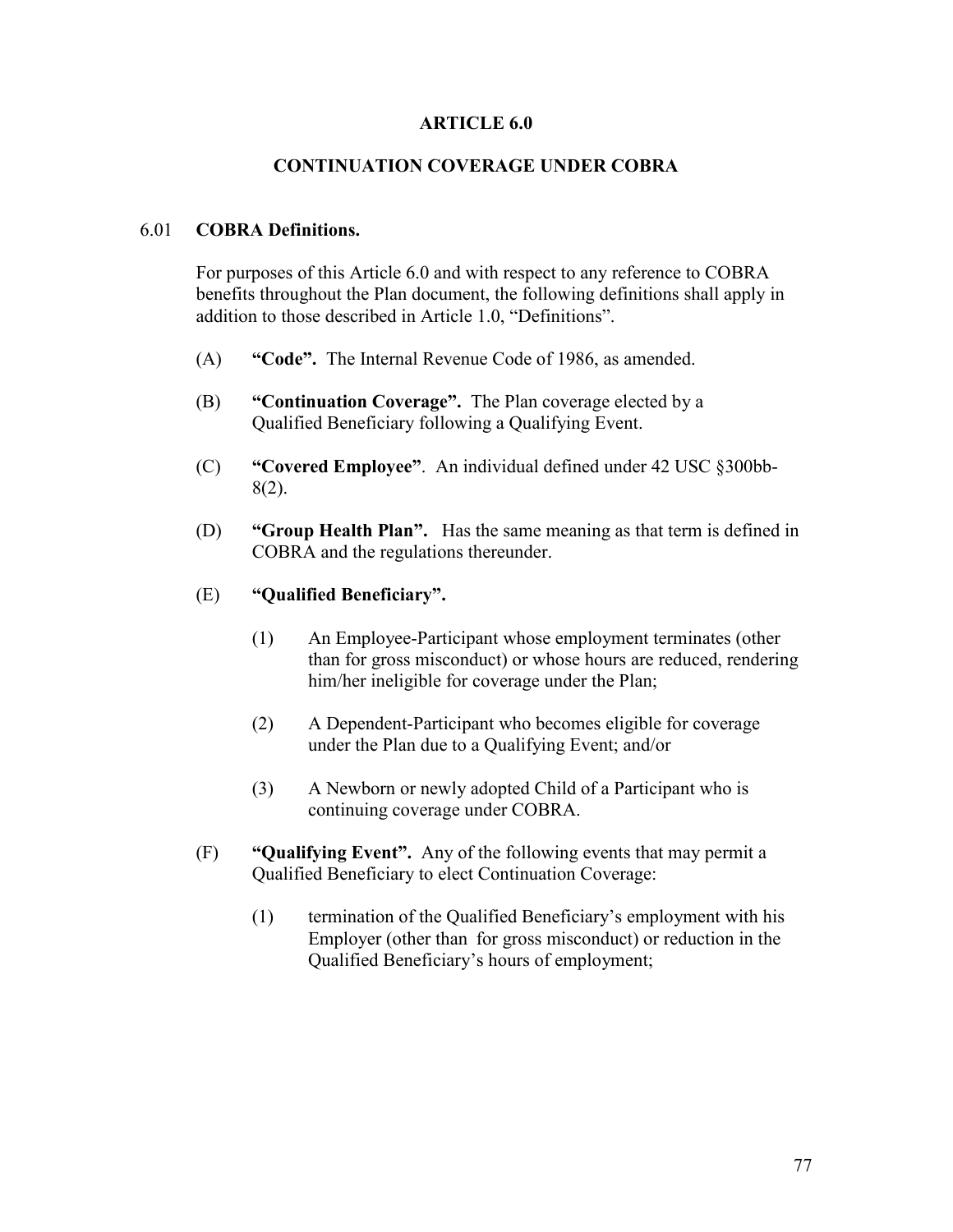# ARTICLE 6.0

## CONTINUATION COVERAGE UNDER COBRA

6.01 **COBRA Definitions.**

For purposes of this Article 6.0 and with respect to any reference to COBRA benefits throughout the Plan document, the following definitions shall apply in addition to those described in Article 1.0, "Definitions".

(A) **"Code".** The Internal Revenue Code of 1986, as amended.

(B) **"Continuation Coverage".** The Plan coverage elected by a Qualified Beneficiary following a Qualifying Event.

(C) **"Covered Employee"**. An individual defined under 42 USC §300bb-8(2).

(D) **"Group Health Plan".** Has the same meaning as that term is defined in COBRA and the regulations thereunder.

(E) **"Qualified Beneficiary".**

(1) An Employee-Participant whose employment terminates (other than for gross misconduct) or whose hours are reduced, rendering him/her ineligible for coverage under the Plan;

(2) A Dependent-Participant who becomes eligible for coverage under the Plan due to a Qualifying Event; and/or

(3) A Newborn or newly adopted Child of a Participant who is continuing coverage under COBRA.

(F) **"Qualifying Event".** Any of the following events that may permit a Qualified Beneficiary to elect Continuation Coverage:

(1) termination of the Qualified Beneficiary's employment with his Employer (other than for gross misconduct) or reduction in the Qualified Beneficiary's hours of employment;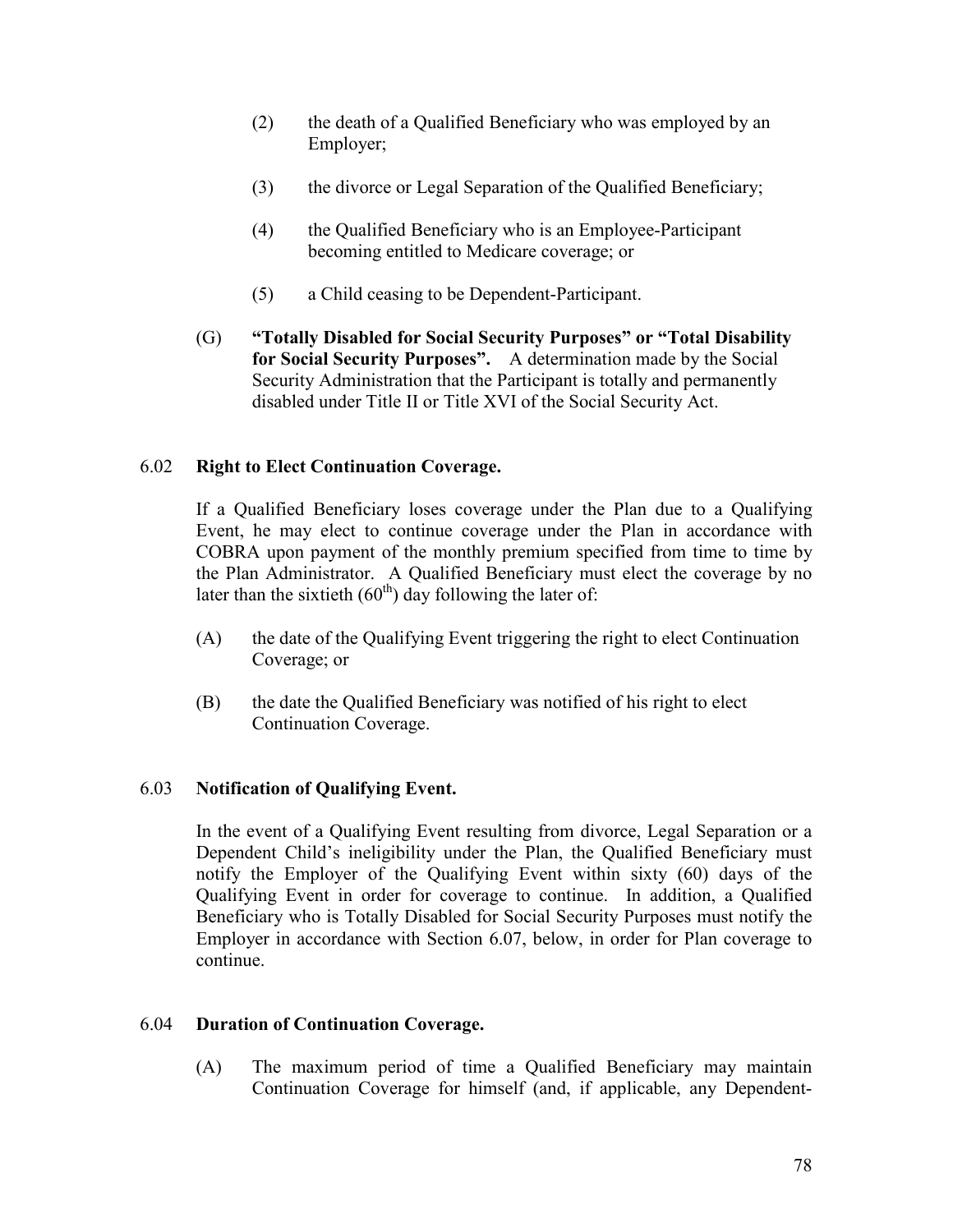(2) the death of a Qualified Beneficiary who was employed by an Employer;

(3) the divorce or Legal Separation of the Qualified Beneficiary;

(4) the Qualified Beneficiary who is an Employee-Participant becoming entitled to Medicare coverage; or

(5) a Child ceasing to be Dependent-Participant.

(G) **"Totally Disabled for Social Security Purposes" or "Total Disability for Social Security Purposes".** A determination made by the Social Security Administration that the Participant is totally and permanently disabled under Title II or Title XVI of the Social Security Act.

### 6.02 Right to Elect Continuation Coverage.

If a Qualified Beneficiary loses coverage under the Plan due to a Qualifying Event, he may elect to continue coverage under the Plan in accordance with COBRA upon payment of the monthly premium specified from time to time by the Plan Administrator. A Qualified Beneficiary must elect the coverage by no later than the sixtieth ($60^{th}$) day following the later of:

(A) the date of the Qualifying Event triggering the right to elect Continuation Coverage; or

(B) the date the Qualified Beneficiary was notified of his right to elect Continuation Coverage.

### 6.03 Notification of Qualifying Event.

In the event of a Qualifying Event resulting from divorce, Legal Separation or a Dependent Child's ineligibility under the Plan, the Qualified Beneficiary must notify the Employer of the Qualifying Event within sixty (60) days of the Qualifying Event in order for coverage to continue. In addition, a Qualified Beneficiary who is Totally Disabled for Social Security Purposes must notify the Employer in accordance with Section 6.07, below, in order for Plan coverage to continue.

### 6.04 Duration of Continuation Coverage.

(A) The maximum period of time a Qualified Beneficiary may maintain Continuation Coverage for himself (and, if applicable, any Dependent-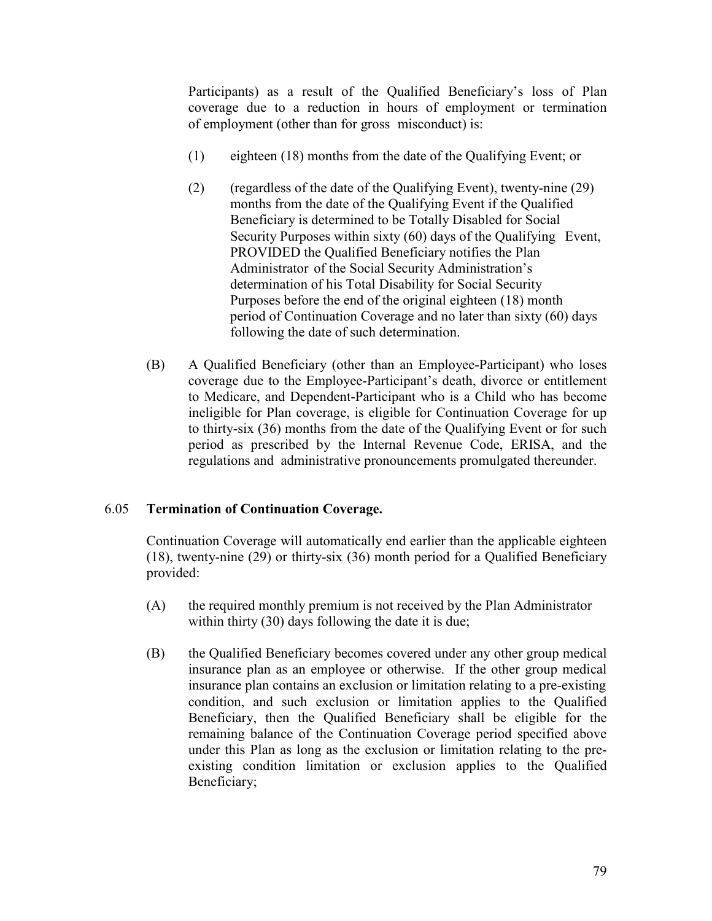Participants) as a result of the Qualified Beneficiary's loss of Plan coverage due to a reduction in hours of employment or termination of employment (other than for gross misconduct) is:

(1) eighteen (18) months from the date of the Qualifying Event; or

(2) (regardless of the date of the Qualifying Event), twenty-nine (29) months from the date of the Qualifying Event if the Qualified Beneficiary is determined to be Totally Disabled for Social Security Purposes within sixty (60) days of the Qualifying Event, PROVIDED the Qualified Beneficiary notifies the Plan Administrator of the Social Security Administration's determination of his Total Disability for Social Security Purposes before the end of the original eighteen (18) month period of Continuation Coverage and no later than sixty (60) days following the date of such determination.

(B) A Qualified Beneficiary (other than an Employee-Participant) who loses coverage due to the Employee-Participant's death, divorce or entitlement to Medicare, and Dependent-Participant who is a Child who has become ineligible for Plan coverage, is eligible for Continuation Coverage for up to thirty-six (36) months from the date of the Qualifying Event or for such period as prescribed by the Internal Revenue Code, ERISA, and the regulations and administrative pronouncements promulgated thereunder.

### 6.05 **Termination of Continuation Coverage.**

Continuation Coverage will automatically end earlier than the applicable eighteen (18), twenty-nine (29) or thirty-six (36) month period for a Qualified Beneficiary provided:

(A) the required monthly premium is not received by the Plan Administrator within thirty (30) days following the date it is due;

(B) the Qualified Beneficiary becomes covered under any other group medical insurance plan as an employee or otherwise. If the other group medical insurance plan contains an exclusion or limitation relating to a pre-existing condition, and such exclusion or limitation applies to the Qualified Beneficiary, then the Qualified Beneficiary shall be eligible for the remaining balance of the Continuation Coverage period specified above under this Plan as long as the exclusion or limitation relating to the pre-existing condition limitation or exclusion applies to the Qualified Beneficiary;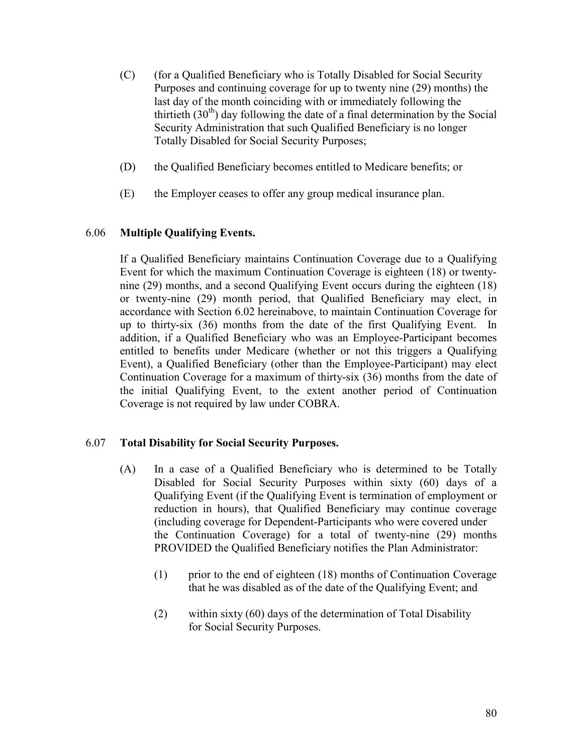(C) (for a Qualified Beneficiary who is Totally Disabled for Social Security Purposes and continuing coverage for up to twenty nine (29) months) the last day of the month coinciding with or immediately following the thirtieth (30th) day following the date of a final determination by the Social Security Administration that such Qualified Beneficiary is no longer Totally Disabled for Social Security Purposes;

(D) the Qualified Beneficiary becomes entitled to Medicare benefits; or

(E) the Employer ceases to offer any group medical insurance plan.

### 6.06 **Multiple Qualifying Events.**

If a Qualified Beneficiary maintains Continuation Coverage due to a Qualifying Event for which the maximum Continuation Coverage is eighteen (18) or twenty-nine (29) months, and a second Qualifying Event occurs during the eighteen (18) or twenty-nine (29) month period, that Qualified Beneficiary may elect, in accordance with Section 6.02 hereinabove, to maintain Continuation Coverage for up to thirty-six (36) months from the date of the first Qualifying Event. In addition, if a Qualified Beneficiary who was an Employee-Participant becomes entitled to benefits under Medicare (whether or not this triggers a Qualifying Event), a Qualified Beneficiary (other than the Employee-Participant) may elect Continuation Coverage for a maximum of thirty-six (36) months from the date of the initial Qualifying Event, to the extent another period of Continuation Coverage is not required by law under COBRA.

### 6.07 **Total Disability for Social Security Purposes.**

(A) In a case of a Qualified Beneficiary who is determined to be Totally Disabled for Social Security Purposes within sixty (60) days of a Qualifying Event (if the Qualifying Event is termination of employment or reduction in hours), that Qualified Beneficiary may continue coverage (including coverage for Dependent-Participants who were covered under the Continuation Coverage) for a total of twenty-nine (29) months PROVIDED the Qualified Beneficiary notifies the Plan Administrator:

(1) prior to the end of eighteen (18) months of Continuation Coverage that he was disabled as of the date of the Qualifying Event; and

(2) within sixty (60) days of the determination of Total Disability for Social Security Purposes.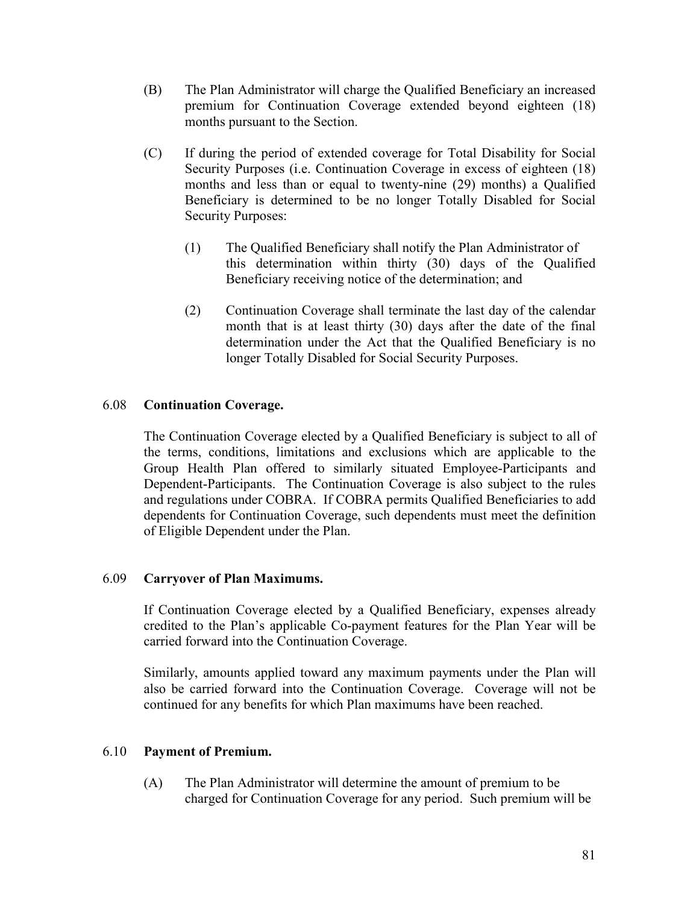(B) The Plan Administrator will charge the Qualified Beneficiary an increased premium for Continuation Coverage extended beyond eighteen (18) months pursuant to the Section.

(C) If during the period of extended coverage for Total Disability for Social Security Purposes (i.e. Continuation Coverage in excess of eighteen (18) months and less than or equal to twenty-nine (29) months) a Qualified Beneficiary is determined to be no longer Totally Disabled for Social Security Purposes:

(1) The Qualified Beneficiary shall notify the Plan Administrator of this determination within thirty (30) days of the Qualified Beneficiary receiving notice of the determination; and

(2) Continuation Coverage shall terminate the last day of the calendar month that is at least thirty (30) days after the date of the final determination under the Act that the Qualified Beneficiary is no longer Totally Disabled for Social Security Purposes.

### 6.08 **Continuation Coverage.**

The Continuation Coverage elected by a Qualified Beneficiary is subject to all of the terms, conditions, limitations and exclusions which are applicable to the Group Health Plan offered to similarly situated Employee-Participants and Dependent-Participants. The Continuation Coverage is also subject to the rules and regulations under COBRA. If COBRA permits Qualified Beneficiaries to add dependents for Continuation Coverage, such dependents must meet the definition of Eligible Dependent under the Plan.

### 6.09 **Carryover of Plan Maximums.**

If Continuation Coverage elected by a Qualified Beneficiary, expenses already credited to the Plan's applicable Co-payment features for the Plan Year will be carried forward into the Continuation Coverage.

Similarly, amounts applied toward any maximum payments under the Plan will also be carried forward into the Continuation Coverage. Coverage will not be continued for any benefits for which Plan maximums have been reached.

### 6.10 **Payment of Premium.**

(A) The Plan Administrator will determine the amount of premium to be charged for Continuation Coverage for any period. Such premium will be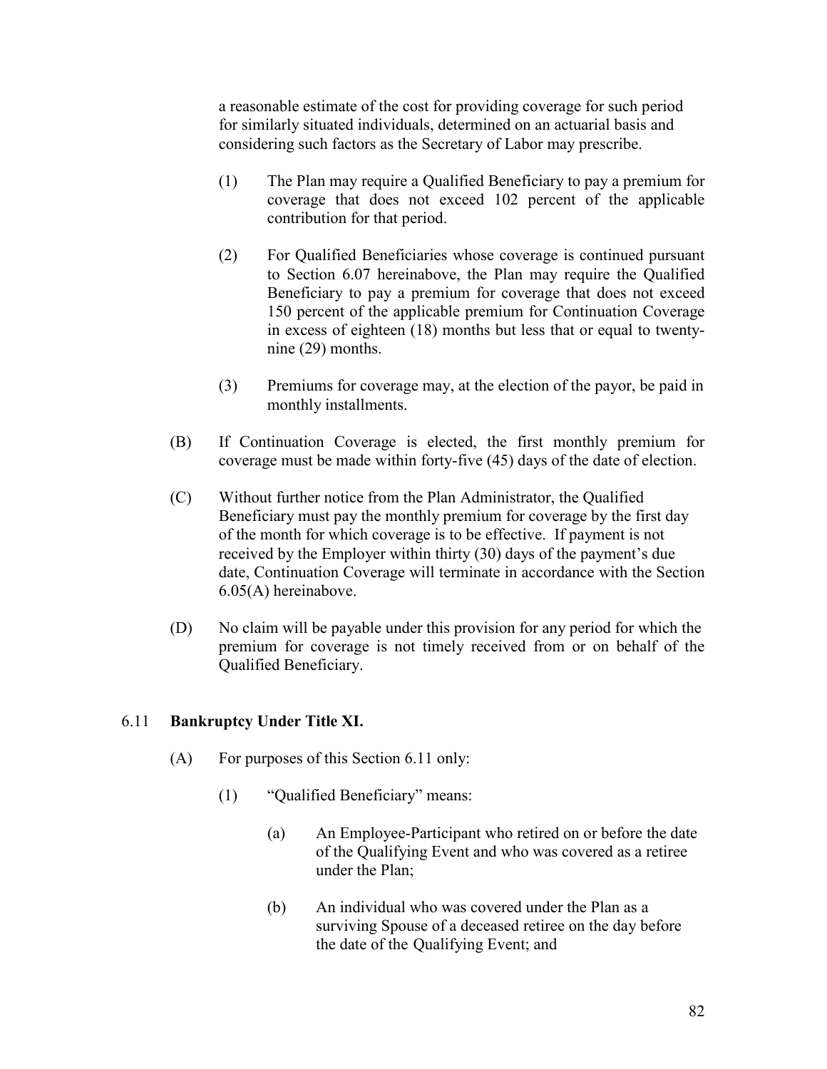a reasonable estimate of the cost for providing coverage for such period for similarly situated individuals, determined on an actuarial basis and considering such factors as the Secretary of Labor may prescribe.

(1) The Plan may require a Qualified Beneficiary to pay a premium for coverage that does not exceed 102 percent of the applicable contribution for that period.

(2) For Qualified Beneficiaries whose coverage is continued pursuant to Section 6.07 hereinabove, the Plan may require the Qualified Beneficiary to pay a premium for coverage that does not exceed 150 percent of the applicable premium for Continuation Coverage in excess of eighteen (18) months but less that or equal to twenty-nine (29) months.

(3) Premiums for coverage may, at the election of the payor, be paid in monthly installments.

(B) If Continuation Coverage is elected, the first monthly premium for coverage must be made within forty-five (45) days of the date of election.

(C) Without further notice from the Plan Administrator, the Qualified Beneficiary must pay the monthly premium for coverage by the first day of the month for which coverage is to be effective. If payment is not received by the Employer within thirty (30) days of the payment's due date, Continuation Coverage will terminate in accordance with the Section 6.05(A) hereinabove.

(D) No claim will be payable under this provision for any period for which the premium for coverage is not timely received from or on behalf of the Qualified Beneficiary.

## 6.11 **Bankruptcy Under Title XI.**

(A) For purposes of this Section 6.11 only:

(1) "Qualified Beneficiary" means:

(a) An Employee-Participant who retired on or before the date of the Qualifying Event and who was covered as a retiree under the Plan;

(b) An individual who was covered under the Plan as a surviving Spouse of a deceased retiree on the day before the date of the Qualifying Event; and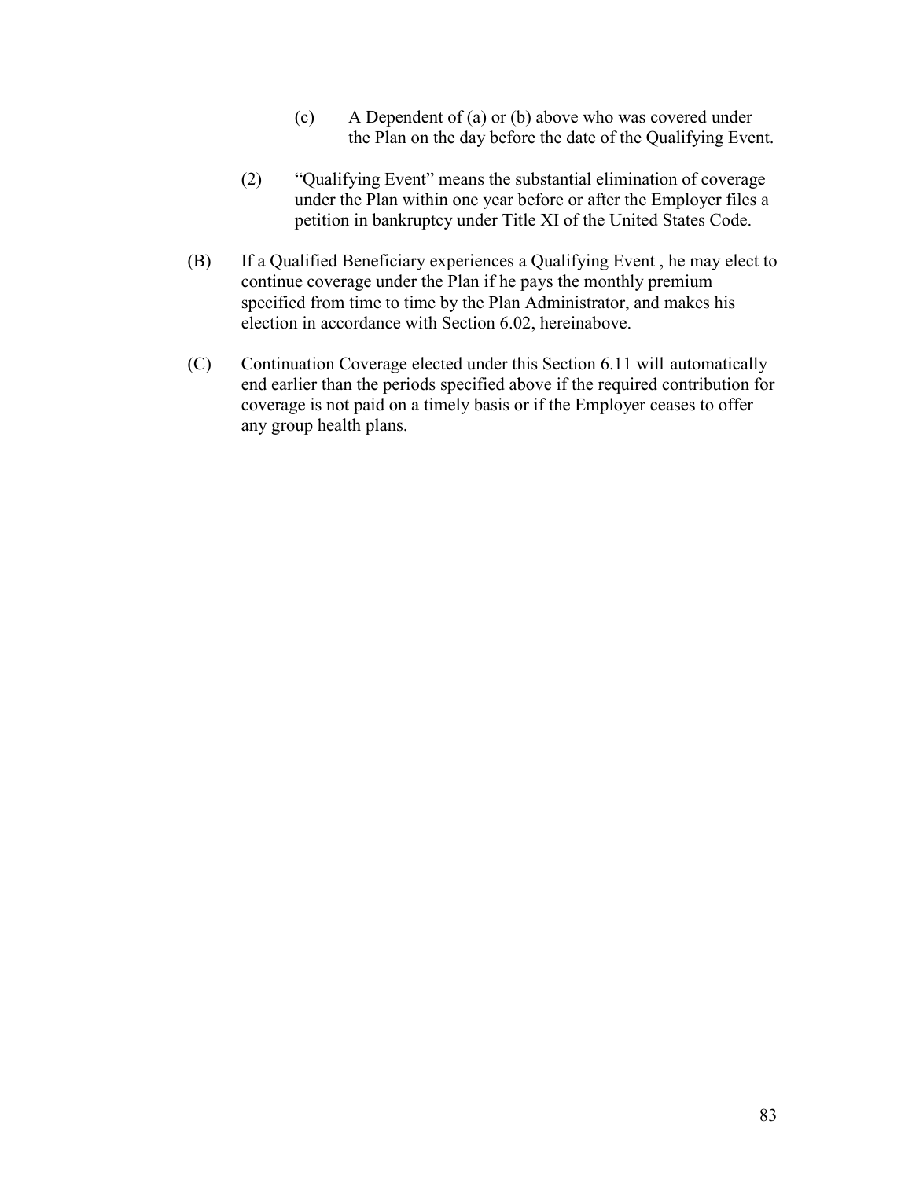(c) A Dependent of (a) or (b) above who was covered under the Plan on the day before the date of the Qualifying Event.

(2) "Qualifying Event" means the substantial elimination of coverage under the Plan within one year before or after the Employer files a petition in bankruptcy under Title XI of the United States Code.

(B) If a Qualified Beneficiary experiences a Qualifying Event , he may elect to continue coverage under the Plan if he pays the monthly premium specified from time to time by the Plan Administrator, and makes his election in accordance with Section 6.02, hereinabove.

(C) Continuation Coverage elected under this Section 6.11 will automatically end earlier than the periods specified above if the required contribution for coverage is not paid on a timely basis or if the Employer ceases to offer any group health plans.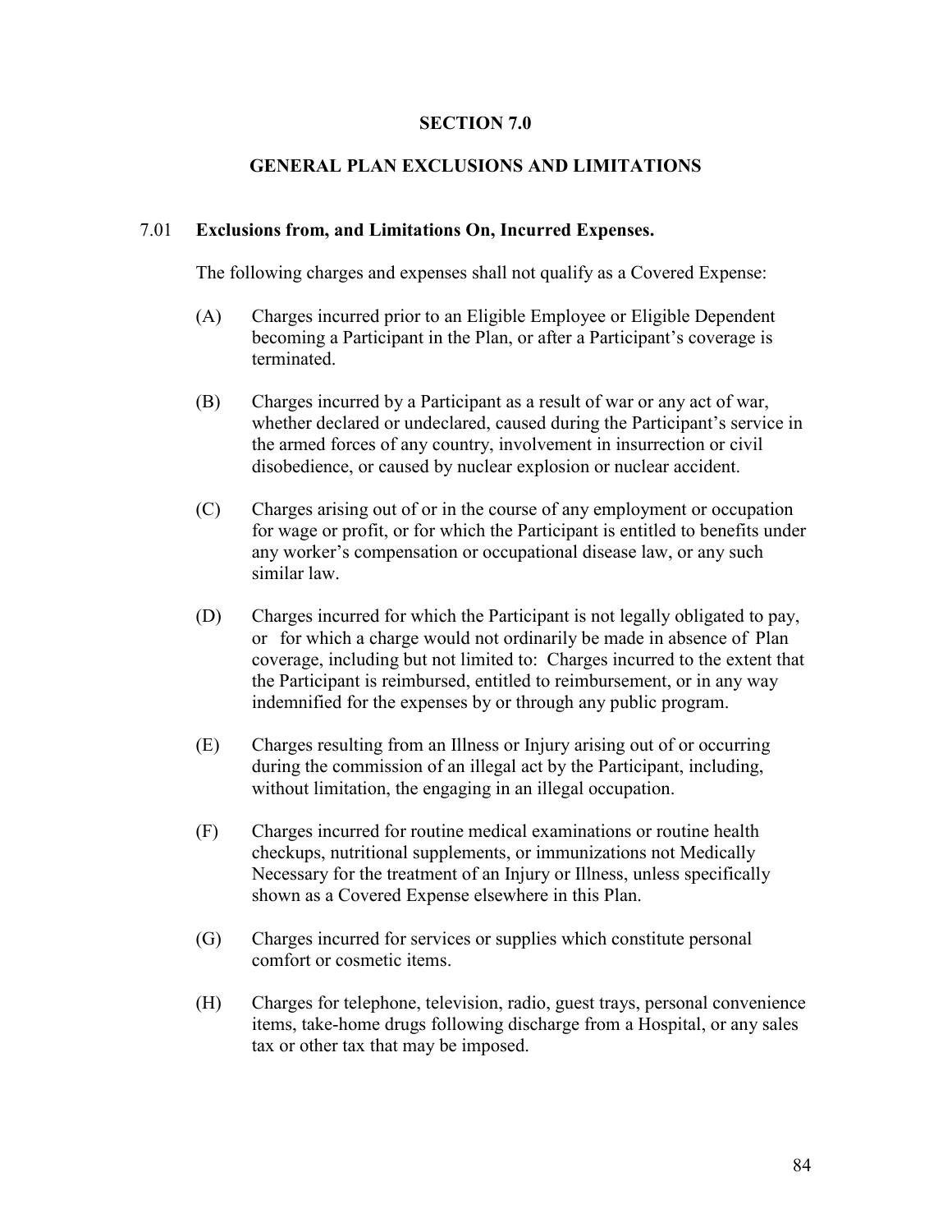# SECTION 7.0

# GENERAL PLAN EXCLUSIONS AND LIMITATIONS

## 7.01 Exclusions from, and Limitations On, Incurred Expenses.

The following charges and expenses shall not qualify as a Covered Expense:

(A) Charges incurred prior to an Eligible Employee or Eligible Dependent becoming a Participant in the Plan, or after a Participant's coverage is terminated.

(B) Charges incurred by a Participant as a result of war or any act of war, whether declared or undeclared, caused during the Participant's service in the armed forces of any country, involvement in insurrection or civil disobedience, or caused by nuclear explosion or nuclear accident.

(C) Charges arising out of or in the course of any employment or occupation for wage or profit, or for which the Participant is entitled to benefits under any worker's compensation or occupational disease law, or any such similar law.

(D) Charges incurred for which the Participant is not legally obligated to pay, or for which a charge would not ordinarily be made in absence of Plan coverage, including but not limited to: Charges incurred to the extent that the Participant is reimbursed, entitled to reimbursement, or in any way indemnified for the expenses by or through any public program.

(E) Charges resulting from an Illness or Injury arising out of or occurring during the commission of an illegal act by the Participant, including, without limitation, the engaging in an illegal occupation.

(F) Charges incurred for routine medical examinations or routine health checkups, nutritional supplements, or immunizations not Medically Necessary for the treatment of an Injury or Illness, unless specifically shown as a Covered Expense elsewhere in this Plan.

(G) Charges incurred for services or supplies which constitute personal comfort or cosmetic items.

(H) Charges for telephone, television, radio, guest trays, personal convenience items, take-home drugs following discharge from a Hospital, or any sales tax or other tax that may be imposed.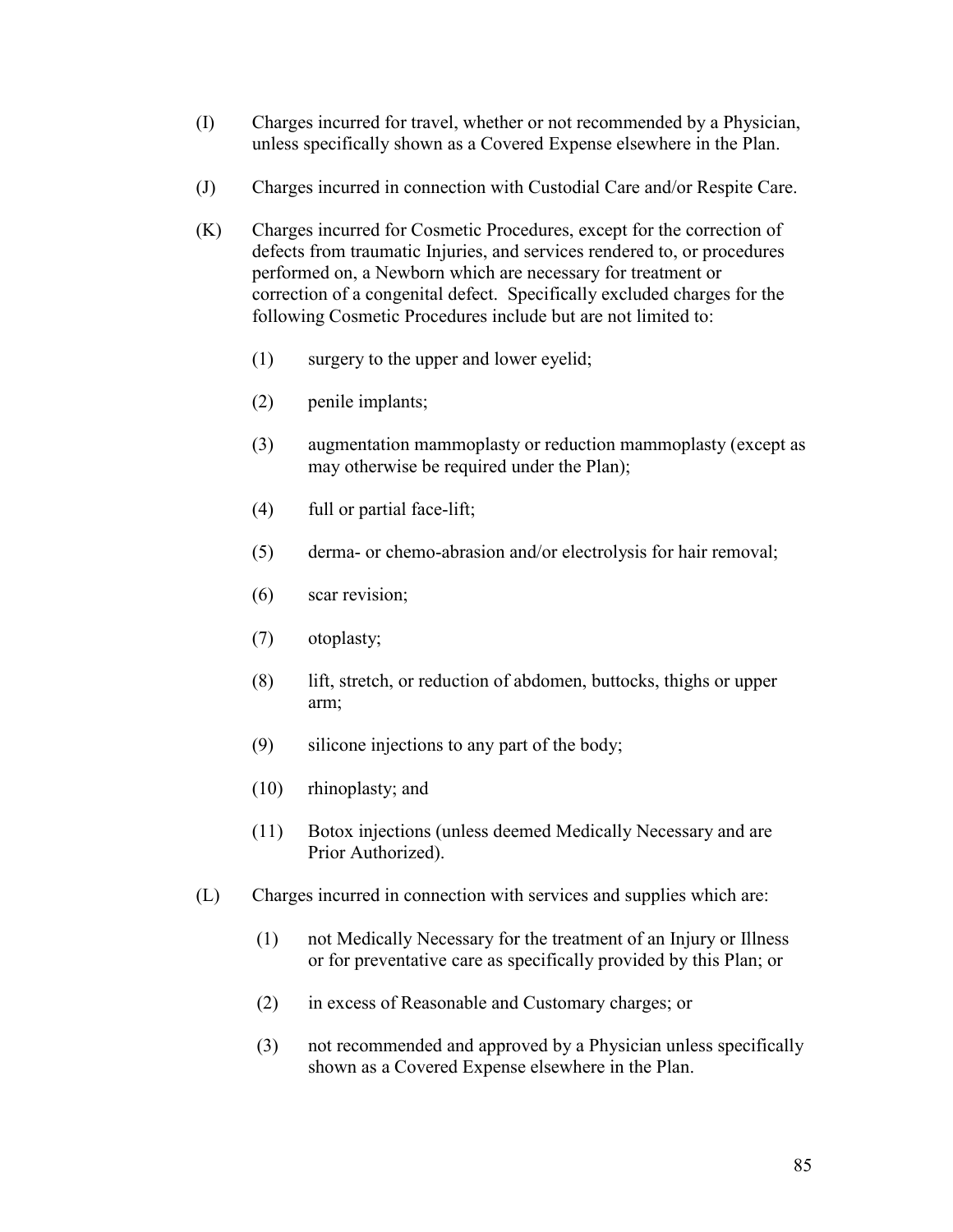(I) Charges incurred for travel, whether or not recommended by a Physician, unless specifically shown as a Covered Expense elsewhere in the Plan.

(J) Charges incurred in connection with Custodial Care and/or Respite Care.

(K) Charges incurred for Cosmetic Procedures, except for the correction of defects from traumatic Injuries, and services rendered to, or procedures performed on, a Newborn which are necessary for treatment or correction of a congenital defect. Specifically excluded charges for the following Cosmetic Procedures include but are not limited to:

   (1) surgery to the upper and lower eyelid;

   (2) penile implants;

   (3) augmentation mammoplasty or reduction mammoplasty (except as may otherwise be required under the Plan);

   (4) full or partial face-lift;

   (5) derma- or chemo-abrasion and/or electrolysis for hair removal;

   (6) scar revision;

   (7) otoplasty;

   (8) lift, stretch, or reduction of abdomen, buttocks, thighs or upper arm;

   (9) silicone injections to any part of the body;

   (10) rhinoplasty; and

   (11) Botox injections (unless deemed Medically Necessary and are Prior Authorized).

(L) Charges incurred in connection with services and supplies which are:

   (1) not Medically Necessary for the treatment of an Injury or Illness or for preventative care as specifically provided by this Plan; or

   (2) in excess of Reasonable and Customary charges; or

   (3) not recommended and approved by a Physician unless specifically shown as a Covered Expense elsewhere in the Plan.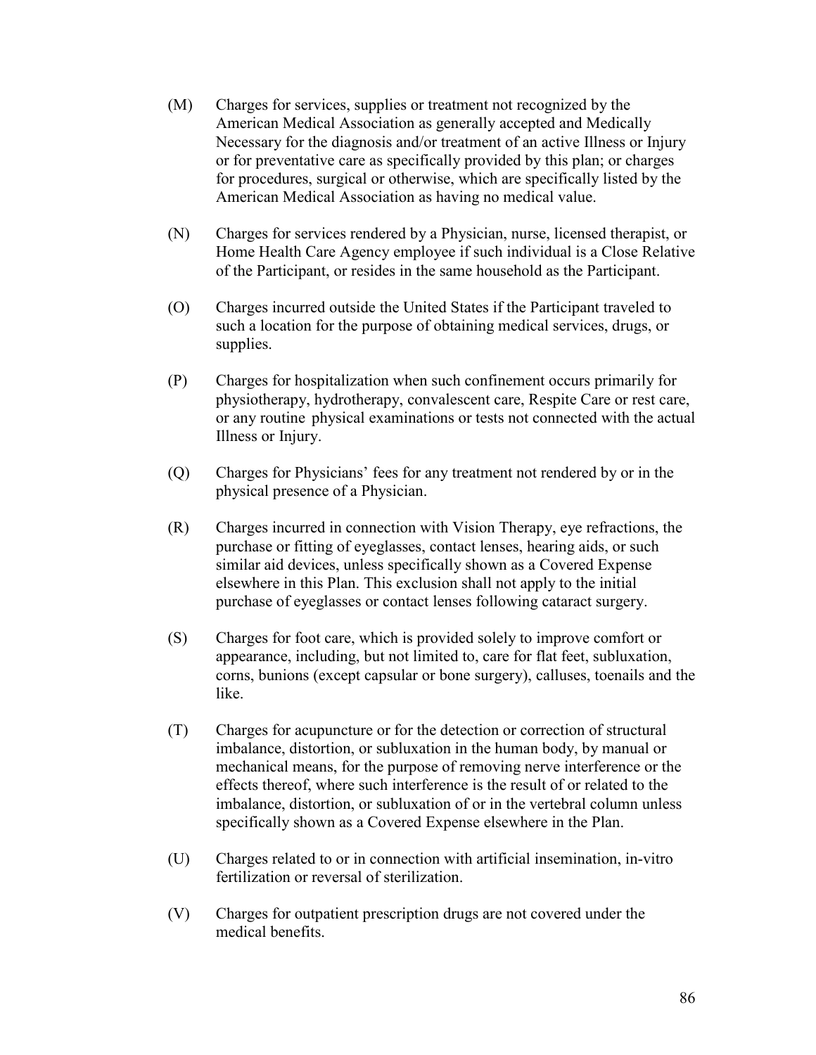(M) Charges for services, supplies or treatment not recognized by the American Medical Association as generally accepted and Medically Necessary for the diagnosis and/or treatment of an active Illness or Injury or for preventative care as specifically provided by this plan; or charges for procedures, surgical or otherwise, which are specifically listed the American Medical Association as having no medical value.

(N) Charges for services rendered by a Physician, nurse, licensed therapist, or Home Health Care Agency employee if such individual is a Close Relative of the Participant, or resides in the same household as the Participant.

(O) Charges incurred outside the United States if the Participant traveled to such a location for the purpose of obtaining medical services, drugs, or supplies.

(P) Charges for hospitalization when such confinement occurs primarily for physiotherapy, hydrotherapy, convalescent care, Respite Care or rest care, or any routine physical examinations or tests not connected with the actual Illness or Injury.

(Q) Charges for Physicians' fees for any treatment not rendered by or in the physical presence of a Physician.

(R) Charges incurred in connection with Vision Therapy, eye refractions, the purchase or fitting of eyeglasses, contact lenses, hearing aids, or such similar aid devices, unless specifically shown as a Covered Expense elsewhere in this Plan. This exclusion shall not apply to the initial purchase of eyeglasses or contact lenses following cataract surgery.

(S) Charges for foot care, which is provided solely to improve comfort or appearance, including, but not limited to, care for flat feet, subluxation, corns, bunions (except capsular or bone surgery), calluses, toenails and the like.

(T) Charges for acupuncture or for the detection or correction of structural imbalance, distortion, or subluxation in the human body, by manual or mechanical means, for the purpose of removing nerve interference or the effects thereof, where such interference is the result of or related to the imbalance, distortion, or subluxation of or in the vertebral column unless specifically shown as a Covered Expense elsewhere in the Plan.

(U) Charges related to or in connection with artificial insemination, in-vitro fertilization or reversal of sterilization.

(V) Charges for outpatient prescription drugs are not covered under the medical benefits.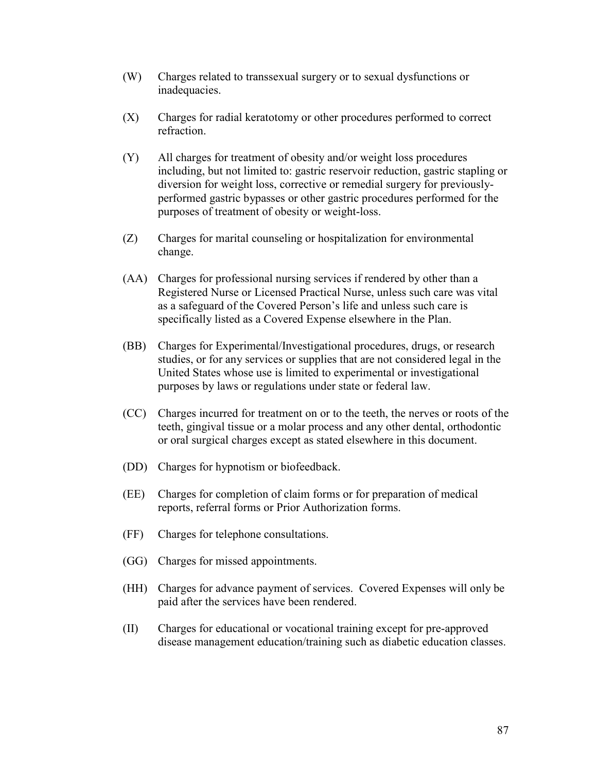(W) Charges related to transsexual surgery or to sexual dysfunctions or inadequacies.

(X) Charges for radial keratotomy or other procedures performed to correct refraction.

(Y) All charges for treatment of obesity and/or weight loss procedures including, but not limited to: gastric reservoir reduction, gastric stapling or diversion for weight loss, corrective or remedial surgery for previously-performed gastric bypasses or other gastric procedures performed for the purposes of treatment of obesity or weight-loss.

(Z) Charges for marital counseling or hospitalization for environmental change.

(AA) Charges for professional nursing services if rendered by other than a Registered Nurse or Licensed Practical Nurse, unless such care was vital as a safeguard of the Covered Person's life and unless such care is specifically listed as a Covered Expense elsewhere in the Plan.

(BB) Charges for Experimental/Investigational procedures, drugs, or research studies, or for any services or supplies that are not considered legal in the United States whose use is limited to experimental or investigational purposes by laws or regulations under state or federal law.

(CC) Charges incurred for treatment on or to the teeth, the nerves or roots of the teeth, gingival tissue or a molar process and any other dental, orthodontic or oral surgical charges except as stated elsewhere in this document.

(DD) Charges for hypnotism or biofeedback.

(EE) Charges for completion of claim forms or for preparation of medical reports, referral forms or Prior Authorization forms.

(FF) Charges for telephone consultations.

(GG) Charges for missed appointments.

(HH) Charges for advance payment of services. Covered Expenses will only be paid after the services have been rendered.

(II) Charges for educational or vocational training except for pre-approved disease management education/training such as diabetic education classes.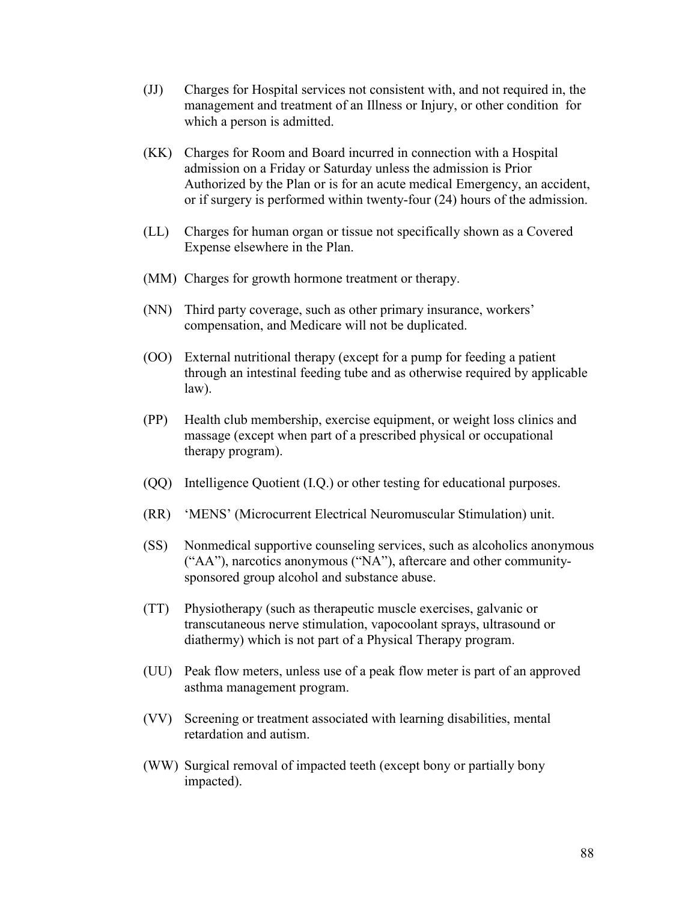(JJ) Charges for Hospital services not consistent with, and not required in, the management and treatment of an Illness or Injury, or other condition for which a person is admitted.

(KK) Charges for Room and Board incurred in connection with a Hospital admission on a Friday or Saturday unless the admission is Prior Authorized by the Plan or is for an acute medical Emergency, an accident, or if surgery is performed within twenty-four (24) hours of the admission.

(LL) Charges for human organ or tissue not specifically shown as a Covered Expense elsewhere in the Plan.

(MM) Charges for growth hormone treatment or therapy.

(NN) Third party coverage, such as other primary insurance, workers' compensation, and Medicare will not be duplicated.

(OO) External nutritional therapy (except for a pump for feeding a patient through an intestinal feeding tube and as otherwise required by applicable law).

(PP) Health club membership, exercise equipment, or weight loss clinics and massage (except when part of a prescribed physical or occupational therapy program).

(QQ) Intelligence Quotient (I.Q.) or other testing for educational purposes.

(RR) 'MENS' (Microcurrent Electrical Neuromuscular Stimulation) unit.

(SS) Nonmedical supportive counseling services, such as alcoholics anonymous ("AA"), narcotics anonymous ("NA"), aftercare and other community-sponsored group alcohol and substance abuse.

(TT) Physiotherapy (such as therapeutic muscle exercises, galvanic or transcutaneous nerve stimulation, vapocoolant sprays, ultrasound or diathermy) which is not part of a Physical Therapy program.

(UU) Peak flow meters, unless use of a peak flow meter is part of an approved asthma management program.

(VV) Screening or treatment associated with learning disabilities, mental retardation and autism.

(WW) Surgical removal of impacted teeth (except bony or partially bony impacted).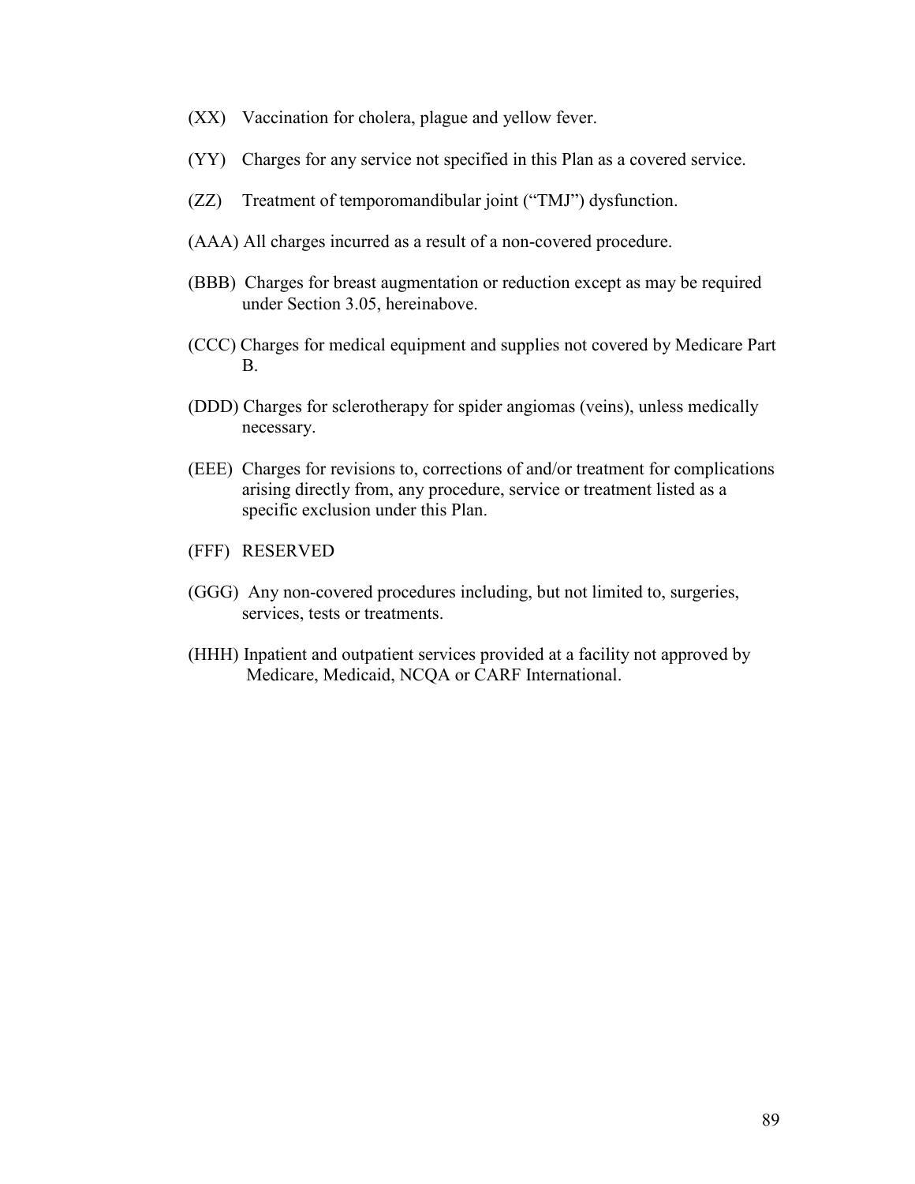(XX) Vaccination for cholera, plague and yellow fever.

(YY) Charges for any service not specified in this Plan as a covered service.

(ZZ) Treatment of temporomandibular joint (“TMJ”) dysfunction.

(AAA) All charges incurred as a result of a non-covered procedure.

(BBB) Charges for breast augmentation or reduction except as may be required under Section 3.05, hereinabove.

(CCC) Charges for medical equipment and supplies not covered by Medicare Part B.

(DDD) Charges for sclerotherapy for spider angiomas (veins), unless medically necessary.

(EEE) Charges for revisions to, corrections of and/or treatment for complications arising directly from, any procedure, service or treatment listed as a specific exclusion under this Plan.

(FFF) RESERVED

(GGG) Any non-covered procedures including, but not limited to, surgeries, services, tests or treatments.

(HHH) Inpatient and outpatient services provided at a facility not approved by Medicare, Medicaid, NCQA or CARF International.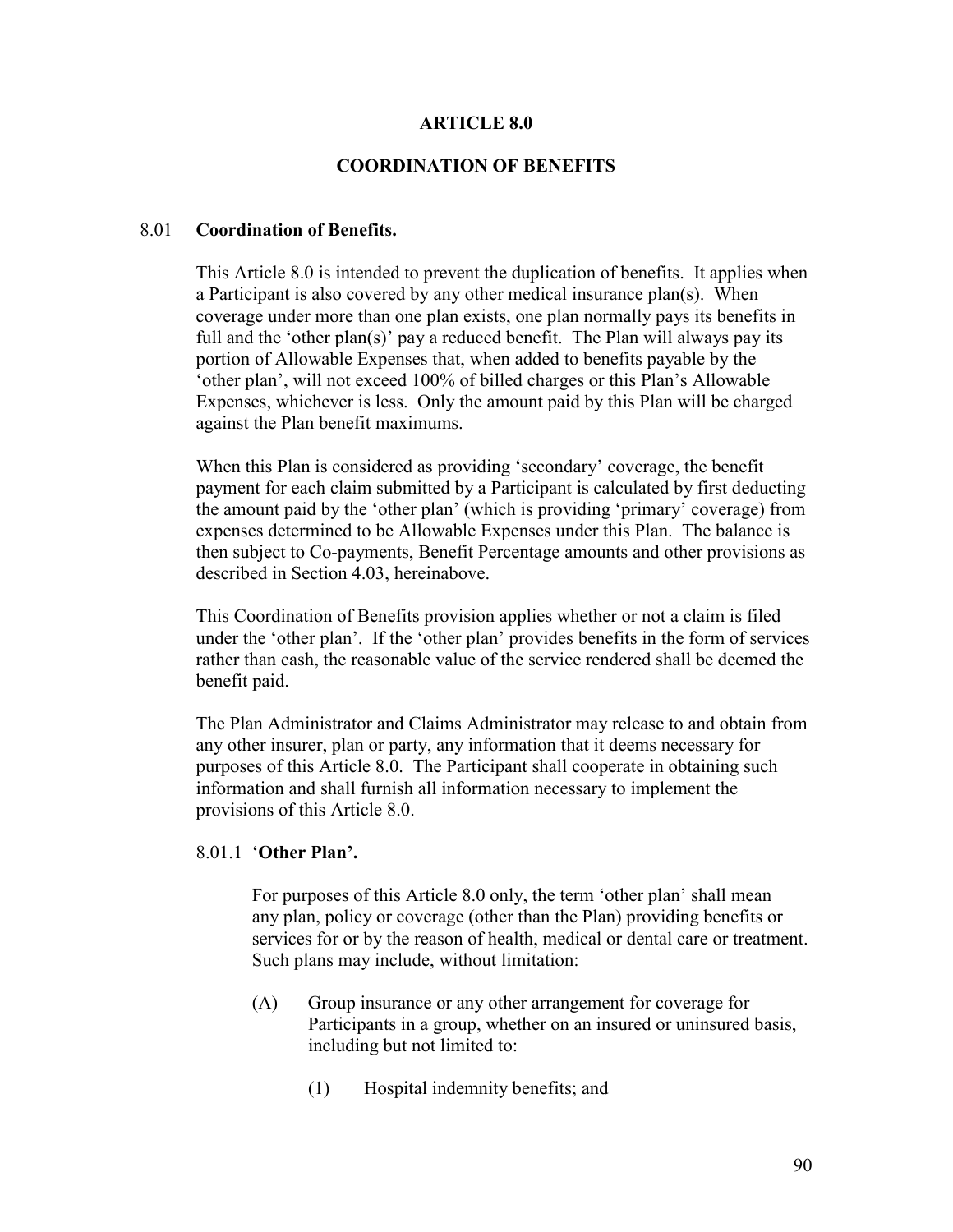# ARTICLE 8.0

## COORDINATION OF BENEFITS

### 8.01 **Coordination of Benefits.**

This Article 8.0 is intended to prevent the duplication of benefits. It applies when a Participant is also covered by any other medical insurance plan(s). When coverage under more than one plan exists, one plan normally pays its benefits in full and the 'other plan(s)' pay a reduced benefit. The Plan will always pay its portion of Allowable Expenses that, when added to benefits payable by the 'other plan', will not exceed 100% of billed charges or this Plan's Allowable Expenses, whichever is less. Only the amount paid by this Plan will be charged against the Plan benefit maximums.

When this Plan is considered as providing 'secondary' coverage, the benefit payment for each claim submitted by a Participant is calculated by first deducting the amount paid by the 'other plan' (which is providing 'primary' coverage) from expenses determined to be Allowable Expenses under this Plan. The balance is then subject to Co-payments, Benefit Percentage amounts and other provisions as described in Section 4.03, hereinabove.

This Coordination of Benefits provision applies whether or not a claim is filed under the 'other plan'. If the 'other plan' provides benefits in the form of services rather than cash, the reasonable value of the service rendered shall be deemed the benefit paid.

The Plan Administrator and Claims Administrator may release to and obtain from any other insurer, plan or party, any information that it deems necessary for purposes of this Article 8.0. The Participant shall cooperate in obtaining such information and shall furnish all information necessary to implement the provisions of this Article 8.0.

#### 8.01.1 '**Other Plan'.**

For purposes of this Article 8.0 only, the term 'other plan' shall mean any plan, policy or coverage (other than the Plan) providing benefits or services for or by the reason of health, medical or dental care or treatment. Such plans may include, without limitation:

(A) Group insurance or any other arrangement for coverage for Participants in a group, whether on an insured or uninsured basis, including but not limited to:

(1) Hospital indemnity benefits; and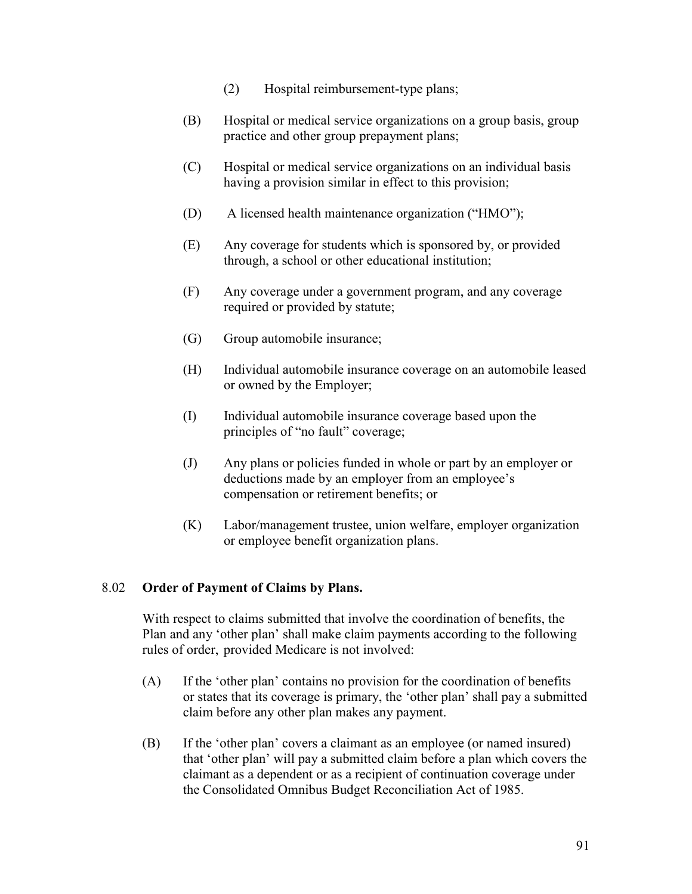(2) Hospital reimbursement-type plans;

(B) Hospital or medical service organizations on a group basis, group practice and other group prepayment plans;

(C) Hospital or medical service organizations on an individual basis having a provision similar in effect to this provision;

(D) A licensed health maintenance organization ("HMO");

(E) Any coverage for students which is sponsored by, or provided through, a school or other educational institution;

(F) Any coverage under a government program, and any coverage required or provided by statute;

(G) Group automobile insurance;

(H) Individual automobile insurance coverage on an automobile leased or owned by the Employer;

(I) Individual automobile insurance coverage based upon the principles of "no fault" coverage;

(J) Any plans or policies funded in whole or part by an employer or deductions made by an employer from an employee's compensation or retirement benefits; or

(K) Labor/management trustee, union welfare, employer organization or employee benefit organization plans.

8.02 **Order of Payment of Claims by Plans.**

With respect to claims submitted that involve the coordination of benefits, the Plan and any 'other plan' shall make claim payments according to the following rules of order, provided Medicare is not involved:

(A) If the 'other plan' contains no provision for the coordination of benefits or states that its coverage is primary, the 'other plan' shall pay a submitted claim before any other plan makes any payment.

(B) If the 'other plan' covers a claimant as an employee (or named insured) that 'other plan' will pay a submitted claim before a plan which covers the claimant as a dependent or as a recipient of continuation coverage under the Consolidated Omnibus Budget Reconciliation Act of 1985.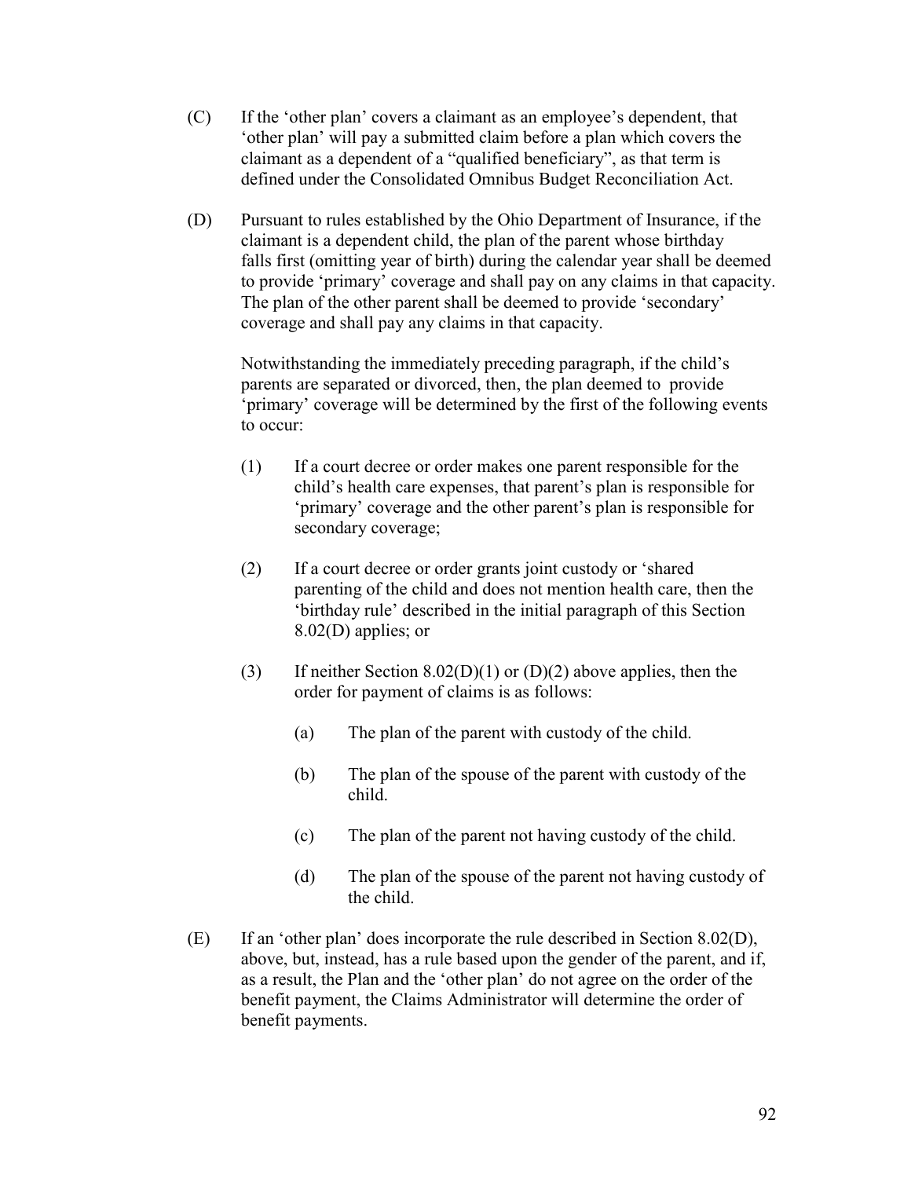(C) If the 'other plan' covers a claimant as an employee's dependent, that 'other plan' will pay a submitted claim before a plan which covers the claimant as a dependent of a "qualified beneficiary", as that term is defined under the Consolidated Omnibus Budget Reconciliation Act.

(D) Pursuant to rules established by the Ohio Department of Insurance, if the claimant is a dependent child, the plan of the parent whose birthday falls first (omitting year of birth) during the calendar year shall be deemed to provide 'primary' coverage and shall pay on any claims in that capacity. The plan of the other parent shall be deemed to provide 'secondary' coverage and shall pay any claims in that capacity.

Notwithstanding the immediately preceding paragraph, if the child's parents are separated or divorced, then, the plan deemed to provide 'primary' coverage will be determined by the first of the following events to occur:

(1) If a court decree or order makes one parent responsible for the child's health care expenses, that parent's plan is responsible for 'primary' coverage and the other parent's plan is responsible for secondary coverage;

(2) If a court decree or order grants joint custody or 'shared parenting of the child and does not mention health care, then the 'birthday rule' described in the initial paragraph of this Section 8.02(D) applies; or

(3) If neither Section 8.02(D)(1) or (D)(2) above applies, then the order for payment of claims is as follows:

(a) The plan of the parent with custody of the child.

(b) The plan of the spouse of the parent with custody of the child.

(c) The plan of the parent not having custody of the child.

(d) The plan of the spouse of the parent not having custody of the child.

(E) If an 'other plan' does incorporate the rule described in Section 8.02(D), above, but, instead, has a rule based upon the gender of the parent, and if, as a result, the Plan and the 'other plan' do not agree on the order of the benefit payment, the Claims Administrator will determine the order of benefit payments.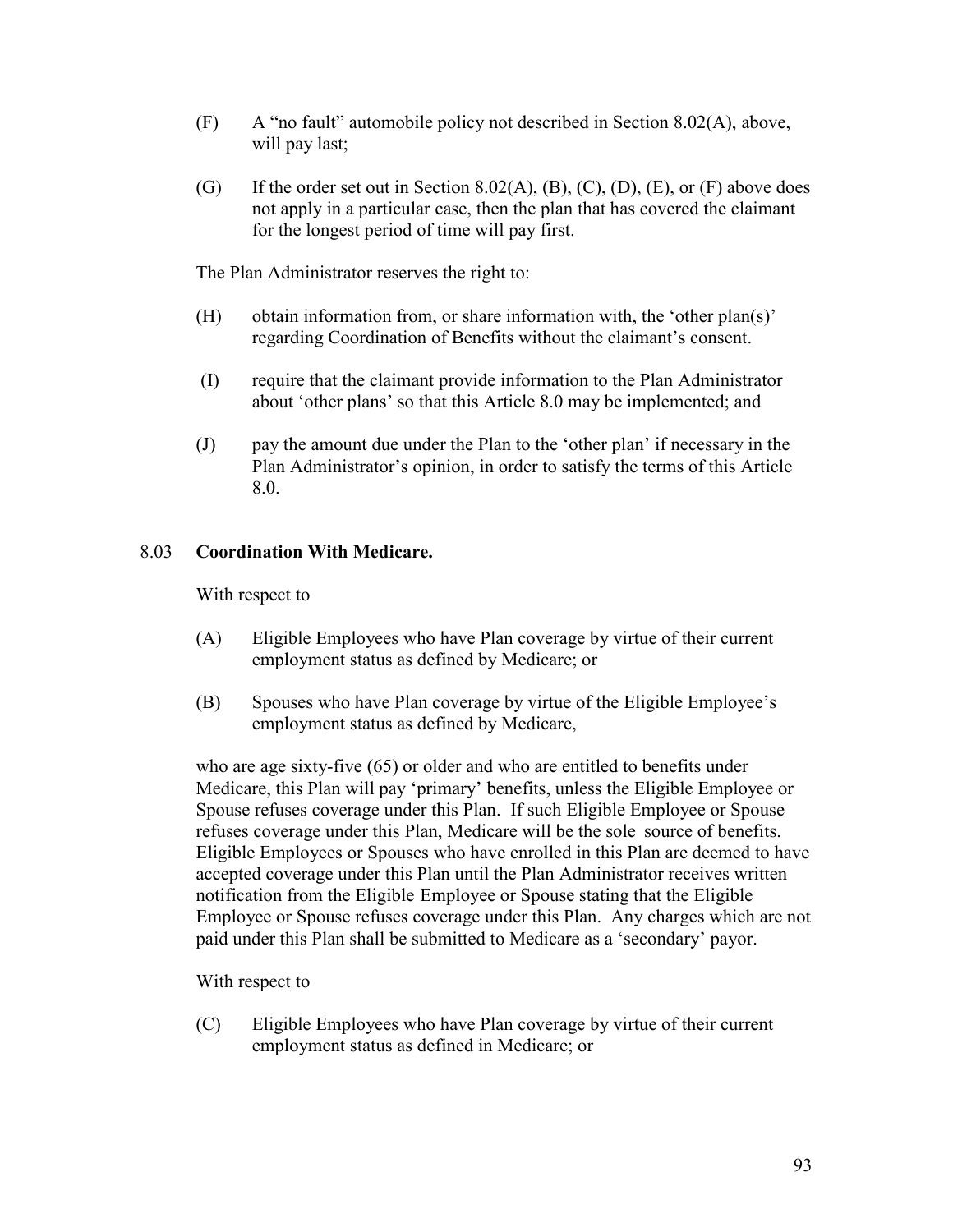(F) A "no fault" automobile policy not described in Section 8.02(A), above, will pay last;

(G) If the order set out in Section 8.02(A), (B), (C), (D), (E), or (F) above does not apply in a particular case, then the plan that has covered the claimant for the longest period of time will pay first.

The Plan Administrator reserves the right to:

(H) obtain information from, or share information with, the 'other plan(s)' regarding Coordination of Benefits without the claimant's consent.

(I) require that the claimant provide information to the Plan Administrator about 'other plans' so that this Article 8.0 may be implemented; and

(J) pay the amount due under the Plan to the 'other plan' if necessary in the Plan Administrator's opinion, in order to satisfy the terms of this Article 8.0.

8.03 **Coordination With Medicare.**

With respect to

(A) Eligible Employees who have Plan coverage by virtue of their current employment status as defined by Medicare; or

(B) Spouses who have Plan coverage by virtue of the Eligible Employee's employment status as defined by Medicare,

who are age sixty-five (65) or older and who are entitled to benefits under Medicare, this Plan will pay 'primary' benefits, unless the Eligible Employee or Spouse refuses coverage under this Plan. If such Eligible Employee or Spouse refuses coverage under this Plan, Medicare will be the sole source of benefits. Eligible Employees or Spouses who have enrolled in this Plan are deemed to have accepted coverage under this Plan until the Plan Administrator receives written notification from the Eligible Employee or Spouse stating that the Eligible Employee or Spouse refuses coverage under this Plan. Any charges which are not paid under this Plan shall be submitted to Medicare as a 'secondary' payor.

With respect to

(C) Eligible Employees who have Plan coverage by virtue of their current employment status as defined in Medicare; or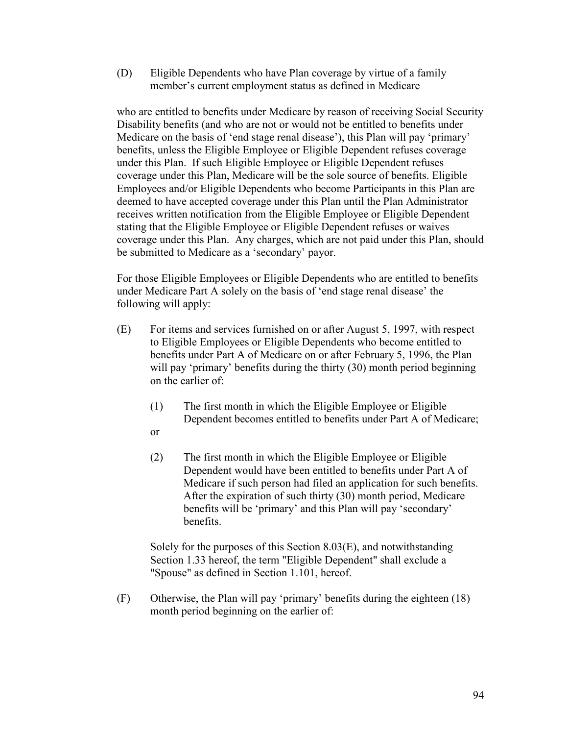(D) Eligible Dependents who have Plan coverage by virtue of a family member's current employment status as defined in Medicare

who are entitled to benefits under Medicare by reason of receiving Social Security Disability benefits (and who are not or would not be entitled to benefits under Medicare on the basis of 'end stage renal disease'), this Plan will pay 'primary' benefits, unless the Eligible Employee or Eligible Dependent refuses coverage under this Plan. If such Eligible Employee or Eligible Dependent refuses coverage under this Plan, Medicare will be the sole source of benefits. Eligible Employees and/or Eligible Dependents who become Participants in this Plan are deemed to have accepted coverage under this Plan until the Plan Administrator receives written notification from the Eligible Employee or Eligible Dependent stating that the Eligible Employee or Eligible Dependent refuses or waives coverage under this Plan. Any charges, which are not paid under this Plan, should be submitted to Medicare as a 'secondary' payor.

For those Eligible Employees or Eligible Dependents who are entitled to benefits under Medicare Part A solely on the basis of 'end stage renal disease' the following will apply:

(E) For items and services furnished on or after August 5, 1997, with respect to Eligible Employees or Eligible Dependents who become entitled to benefits under Part A of Medicare on or after February 5, 1996, the Plan will pay 'primary' benefits during the thirty (30) month period beginning on the earlier of:

 (1) The first month in which the Eligible Employee or Eligible Dependent becomes entitled to benefits under Part A of Medicare;

 or

 (2) The first month in which the Eligible Employee or Eligible Dependent would have been entitled to benefits under Part A of Medicare if such person had filed an application for such benefits. After the expiration of such thirty (30) month period, Medicare benefits will be 'primary' and this Plan will pay 'secondary' benefits.

 Solely for the purposes of this Section 8.03(E), and notwithstanding Section 1.33 hereof, the term "Eligible Dependent" shall exclude a "Spouse" as defined in Section 1.101, hereof.

(F) Otherwise, the Plan will pay 'primary' benefits during the eighteen (18) month period beginning on the earlier of: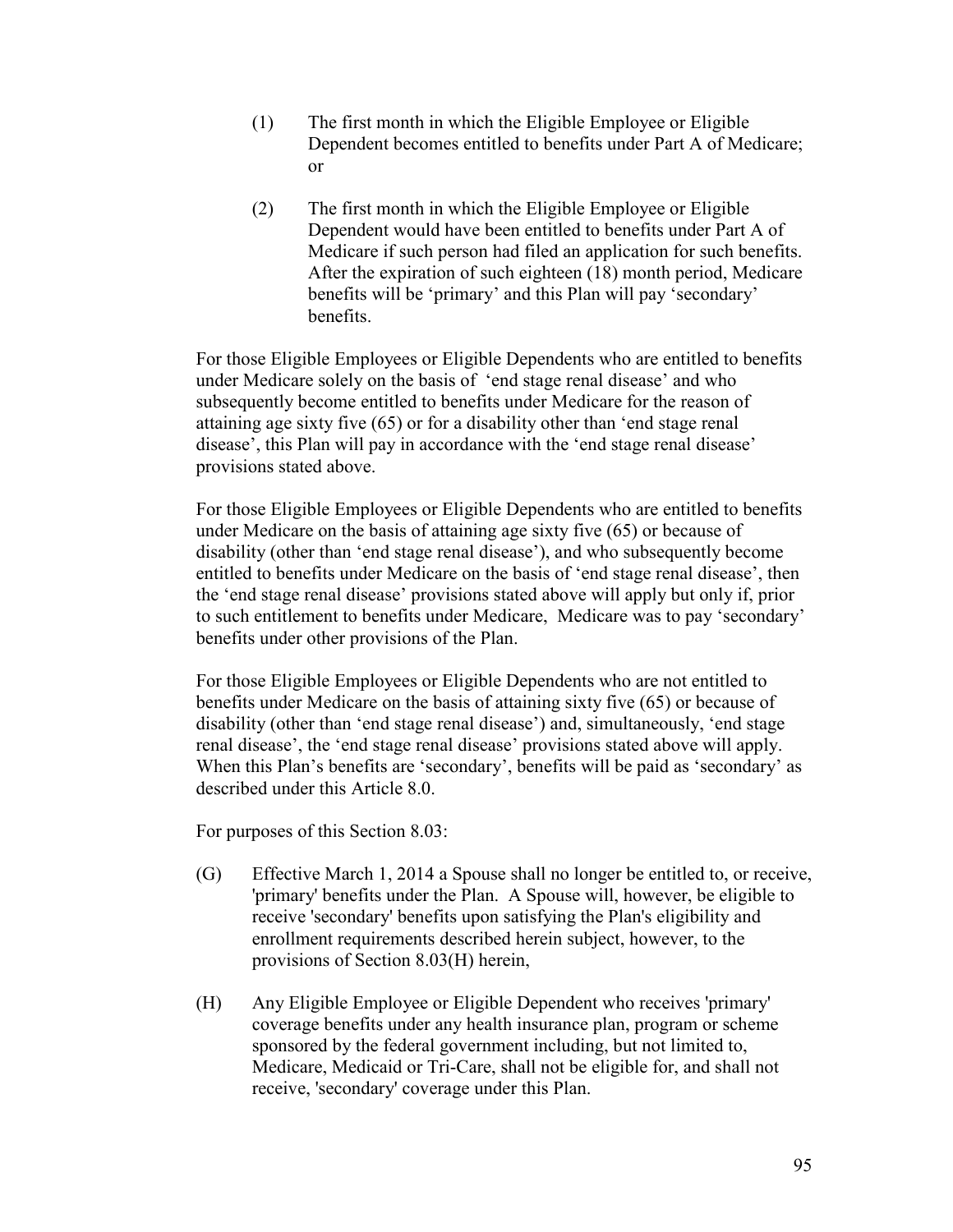(1) The first month in which the Eligible Employee or Eligible Dependent becomes entitled to benefits under Part A of Medicare; or

(2) The first month in which the Eligible Employee or Eligible Dependent would have been entitled to benefits under Part A of Medicare if such person had filed an application for such benefits. After the expiration of such eighteen (18) month period, Medicare benefits will be 'primary' and this Plan will pay 'secondary' benefits.

For those Eligible Employees or Eligible Dependents who are entitled to benefits under Medicare solely on the basis of 'end stage renal disease' and who subsequently become entitled to benefits under Medicare for the reason of attaining age sixty five (65) or for a disability other than 'end stage renal disease', this Plan will pay in accordance with the 'end stage renal disease' provisions stated above.

For those Eligible Employees or Eligible Dependents who are entitled to benefits under Medicare on the basis of attaining age sixty five (65) or because of disability (other than 'end stage renal disease'), and who subsequently become entitled to benefits under Medicare on the basis of 'end stage renal disease', then the 'end stage renal disease' provisions stated above will apply but only if, prior to such entitlement to benefits under Medicare, Medicare was to pay 'secondary' benefits under other provisions of the Plan.

For those Eligible Employees or Eligible Dependents who are not entitled to benefits under Medicare on the basis of attaining sixty five (65) or because of disability (other than 'end stage renal disease') and, simultaneously, 'end stage renal disease', the 'end stage renal disease' provisions stated above will apply. When this Plan's benefits are 'secondary', benefits will be paid as 'secondary' as described under this Article 8.0.

For purposes of this Section 8.03:

(G) Effective March 1, 2014 a Spouse shall no longer be entitled to, or receive, 'primary' benefits under the Plan. A Spouse will, however, be eligible to receive 'secondary' benefits upon satisfying the Plan's eligibility and enrollment requirements described herein subject, however, to the provisions of Section 8.03(H) herein,

(H) Any Eligible Employee or Eligible Dependent who receives 'primary' coverage benefits under any health insurance plan, program or scheme sponsored by the federal government including, but not limited to, Medicare, Medicaid or Tri-Care, shall not be eligible for, and shall not receive, 'secondary' coverage under this Plan.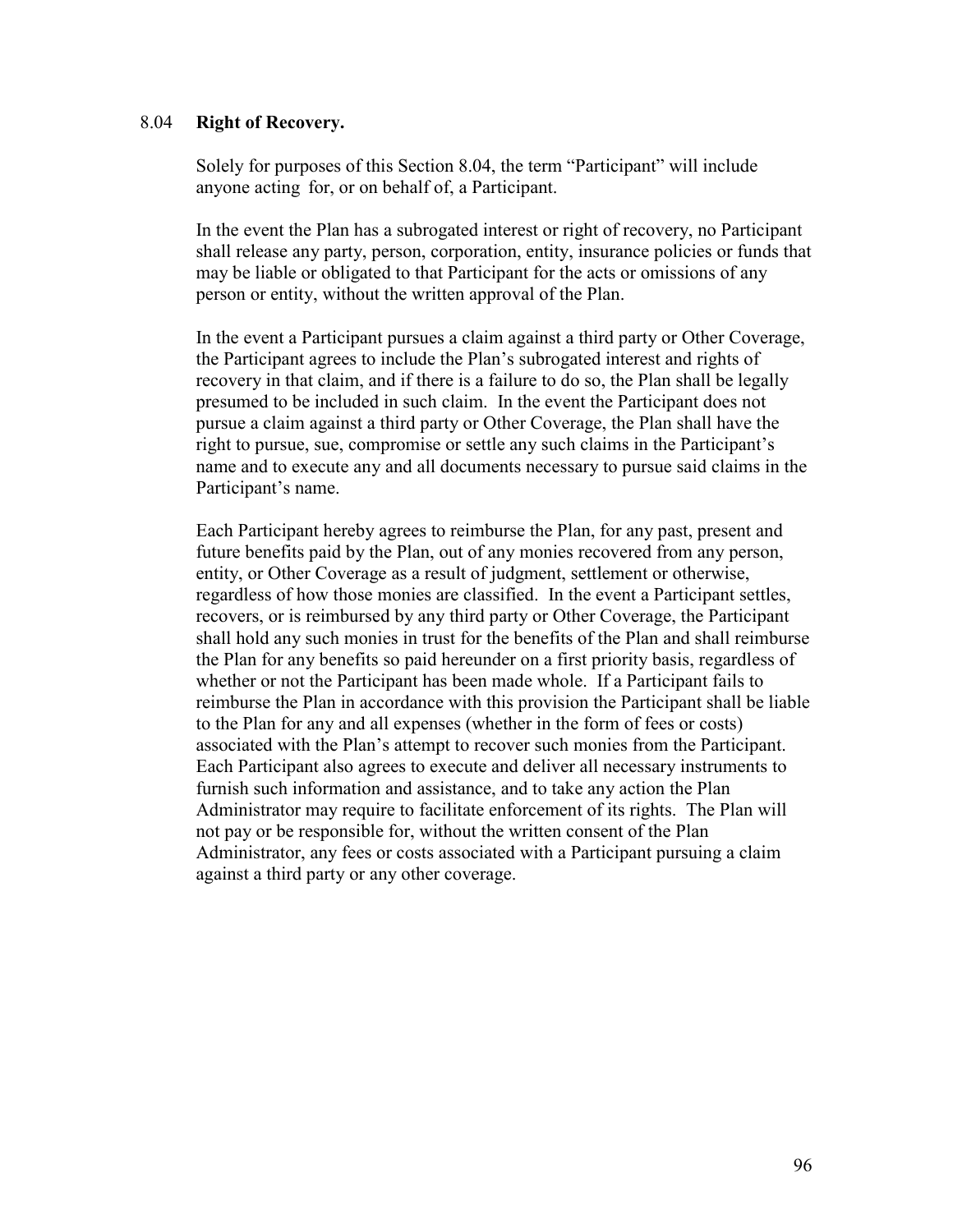## 8.04 **Right of Recovery.**

Solely for purposes of this Section 8.04, the term "Participant" will include anyone acting for, or on behalf of, a Participant.

In the event the Plan has a subrogated interest or right of recovery, no Participant shall release any party, person, corporation, entity, insurance policies or funds that may be liable or obligated to that Participant for the acts or omissions of any person or entity, without the written approval of the Plan.

In the event a Participant pursues a claim against a third party or Other Coverage, the Participant agrees to include the Plan's subrogated interest and rights of recovery in that claim, and if there is a failure to do so, the Plan shall be legally presumed to be included in such claim. In the event the Participant does not pursue a claim against a third party or Other Coverage, the Plan shall have the right to pursue, sue, compromise or settle any such claims in the Participant's name and to execute any and all documents necessary to pursue said claims in the Participant's name.

Each Participant hereby agrees to reimburse the Plan, for any past, present and future benefits paid by the Plan, out of any monies recovered from any person, entity, or Other Coverage as a result of judgment, settlement or otherwise, regardless of how those monies are classified. In the event a Participant settles, recovers, or is reimbursed by any third party or Other Coverage, the Participant shall hold any such monies in trust for the benefits of the Plan and shall reimburse the Plan for any benefits so paid hereunder on a first priority basis, regardless of whether or not the Participant has been made whole. If a Participant fails to reimburse the Plan in accordance with this provision the Participant shall be liable to the Plan for any and all expenses (whether in the form of fees or costs) associated with the Plan's attempt to recover such monies from the Participant. Each Participant also agrees to execute and deliver all necessary instruments to furnish such information and assistance, and to take any action the Plan Administrator may require to facilitate enforcement of its rights. The Plan will not pay or be responsible for, without the written consent of the Plan Administrator, any fees or costs associated with a Participant pursuing a claim against a third party or any other coverage.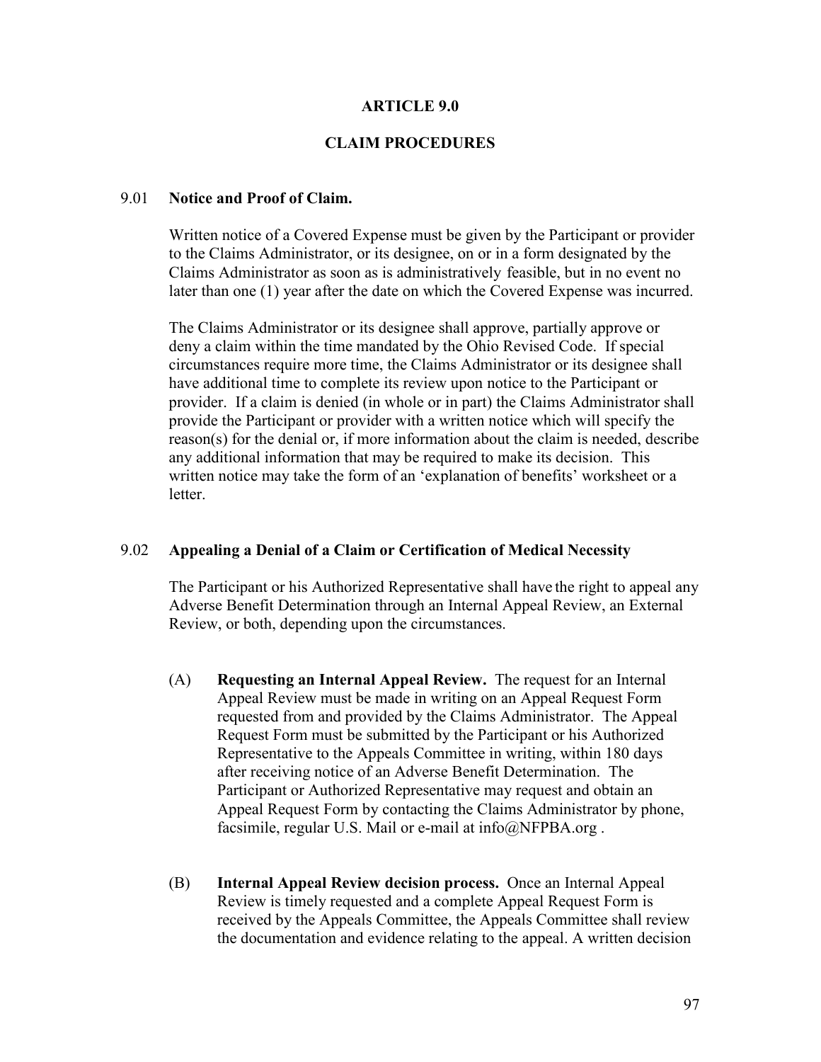# ARTICLE 9.0

# CLAIM PROCEDURES

## 9.01 Notice and Proof of Claim.

Written notice of a Covered Expense must be given by the Participant or provider to the Claims Administrator, or its designee, on or in a form designated by the Claims Administrator as soon as is administratively feasible, but in no event no later than one (1) year after the date on which the Covered Expense was incurred.

The Claims Administrator or its designee shall approve, partially approve or deny a claim within the time mandated by the Ohio Revised Code. If special circumstances require more time, the Claims Administrator or its designee shall have additional time to complete its review upon notice to the Participant or provider. If a claim is denied (in whole or in part) the Claims Administrator shall provide the Participant or provider with a written notice which will specify the reason(s) for the denial or, if more information about the claim is needed, describe any additional information that may be required to make its decision. This written notice may take the form of an 'explanation of benefits' worksheet or a letter.

## 9.02 Appealing a Denial of a Claim or Certification of Medical Necessity

The Participant or his Authorized Representative shall have the right to appeal any Adverse Benefit Determination through an Internal Appeal Review, an External Review, or both, depending upon the circumstances.

(A) **Requesting an Internal Appeal Review.** The request for an Internal Appeal Review must be made in writing on an Appeal Request Form requested from and provided by the Claims Administrator. The Appeal Request Form must be submitted by the Participant or his Authorized Representative to the Appeals Committee in writing, within 180 days after receiving notice of an Adverse Benefit Determination. The Participant or Authorized Representative may request and obtain an Appeal Request Form by contacting the Claims Administrator by phone, facsimile, regular U.S. Mail or e-mail at info@NFPBA.org .

(B) **Internal Appeal Review decision process.** Once an Internal Appeal Review is timely requested and a complete Appeal Request Form is received by the Appeals Committee, the Appeals Committee shall review the documentation and evidence relating to the appeal. A written decision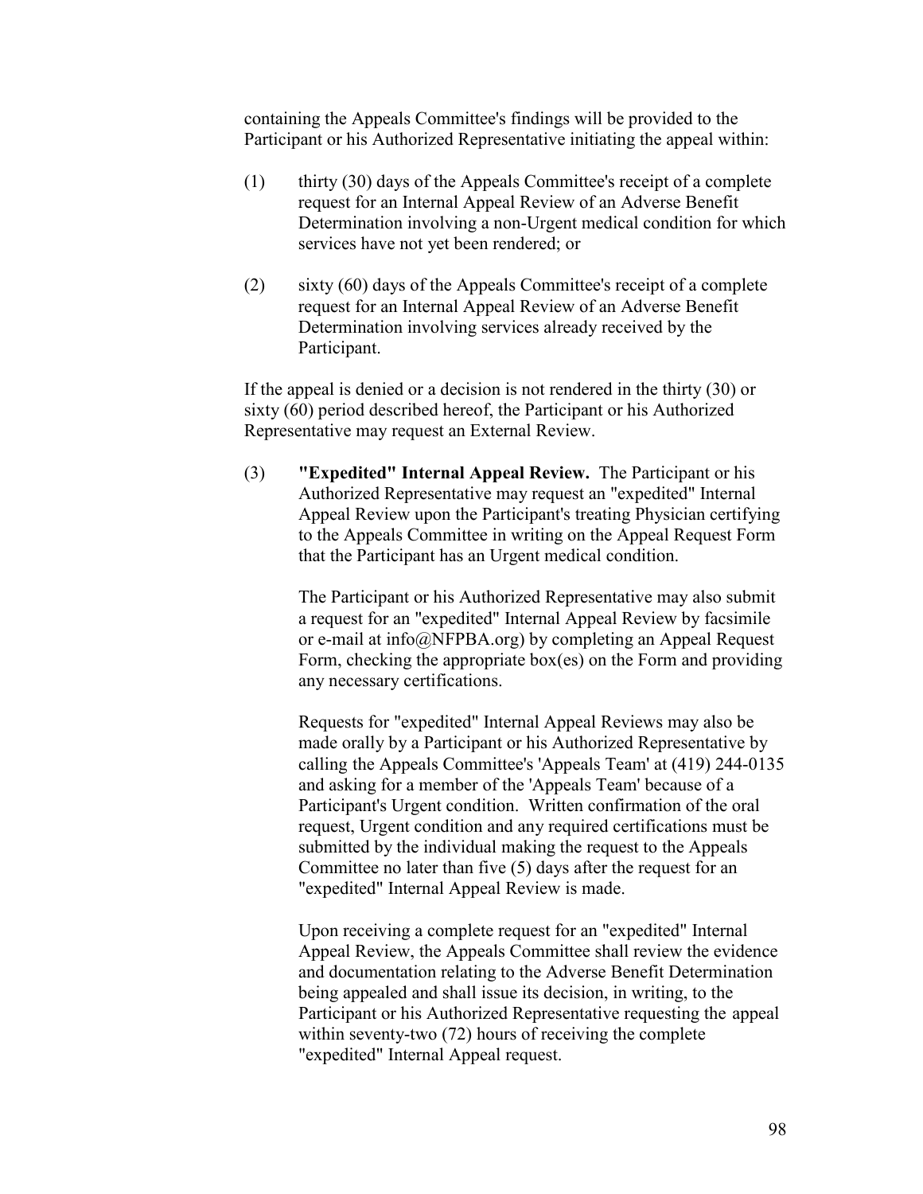containing the Appeals Committee's findings will be provided to the Participant or his Authorized Representative initiating the appeal within:

(1) thirty (30) days of the Appeals Committee's receipt of a complete request for an Internal Appeal Review of an Adverse Benefit Determination involving a non-Urgent medical condition for which services have not yet been rendered; or

(2) sixty (60) days of the Appeals Committee's receipt of a complete request for an Internal Appeal Review of an Adverse Benefit Determination involving services already received by the Participant.

If the appeal is denied or a decision is not rendered in the thirty (30) or sixty (60) period described hereof, the Participant or his Authorized Representative may request an External Review.

(3) **"Expedited" Internal Appeal Review.** The Participant or his Authorized Representative may request an "expedited" Internal Appeal Review upon the Participant's treating Physician certifying to the Appeals Committee in writing on the Appeal Request Form that the Participant has an Urgent medical condition.

The Participant or his Authorized Representative may also submit a request for an "expedited" Internal Appeal Review by facsimile or e-mail at info@NFPBA.org) by completing an Appeal Request Form, checking the appropriate box(es) on the Form and providing any necessary certifications.

Requests for "expedited" Internal Appeal Reviews may also be made orally by a Participant or his Authorized Representative by calling the Appeals Committee's 'Appeals Team' at (419) 244-0135 and asking for a member of the 'Appeals Team' because of a Participant's Urgent condition. Written confirmation of the oral request, Urgent condition and any required certifications must be submitted by the individual making the request to the Appeals Committee no later than five (5) days after the request for an "expedited" Internal Appeal Review is made.

Upon receiving a complete request for an "expedited" Internal Appeal Review, the Appeals Committee shall review the evidence and documentation relating to the Adverse Benefit Determination being appealed and shall issue its decision, in writing, to the Participant or his Authorized Representative requesting the appeal within seventy-two (72) hours of receiving the complete "expedited" Internal Appeal request.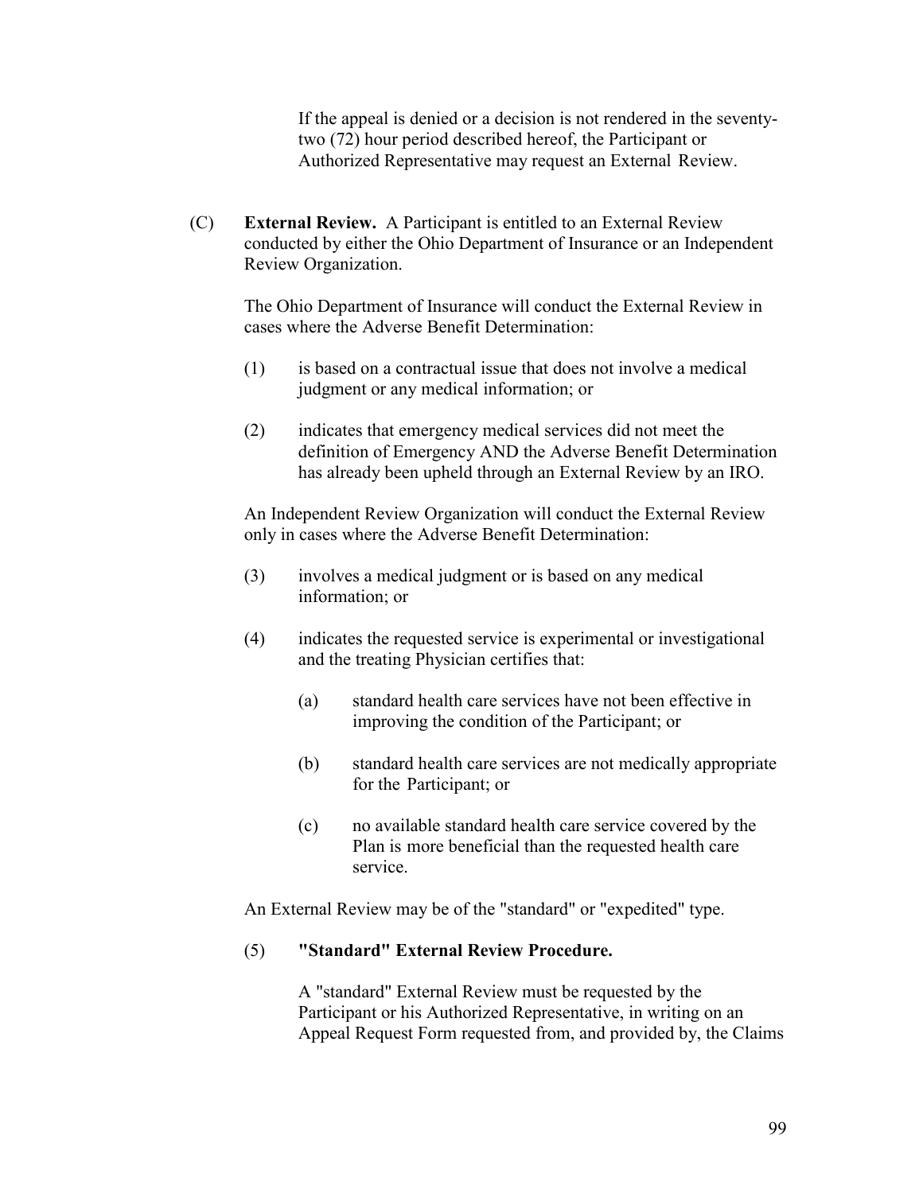If the appeal is denied or a decision is not rendered in the seventy-two (72) hour period described hereof, the Participant or Authorized Representative may request an External Review.

(C) **External Review.** A Participant is entitled to an External Review conducted by either the Ohio Department of Insurance or an Independent Review Organization.

The Ohio Department of Insurance will conduct the External Review in cases where the Adverse Benefit Determination:

(1) is based on a contractual issue that does not involve a medical judgment or any medical information; or

(2) indicates that emergency medical services did not meet the definition of Emergency AND the Adverse Benefit Determination has already been upheld through an External Review by an IRO.

An Independent Review Organization will conduct the External Review only in cases where the Adverse Benefit Determination:

(3) involves a medical judgment or is based on any medical information; or

(4) indicates the requested service is experimental or investigational and the treating Physician certifies that:

(a) standard health care services have not been effective in improving the condition of the Participant; or

(b) standard health care services are not medically appropriate for the Participant; or

(c) no available standard health care service covered by the Plan is more beneficial than the requested health care service.

An External Review may be of the "standard" or "expedited" type.

(5) **"Standard" External Review Procedure.**

A "standard" External Review must be requested by the Participant or his Authorized Representative, in writing on an Appeal Request Form requested from, and provided by, the Claims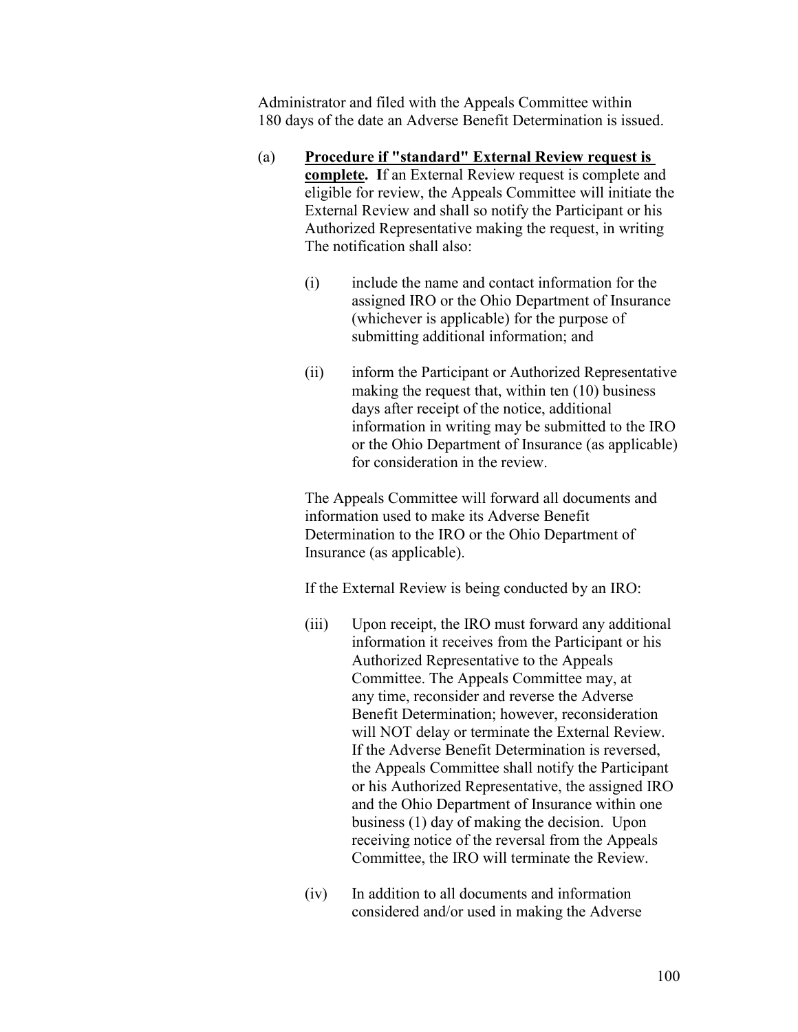Administrator and filed with the Appeals Committee within 180 days of the date an Adverse Benefit Determination is issued.

(a) **Procedure if "standard" External Review request is complete.** **I**f an External Review request is complete and eligible for review, the Appeals Committee will initiate the External Review and shall so notify the Participant or his Authorized Representative making the request, in writing The notification shall also:

(i) include the name and contact information for the assigned IRO or the Ohio Department of Insurance (whichever is applicable) for the purpose of submitting additional information; and

(ii) inform the Participant or Authorized Representative making the request that, within ten (10) business days after receipt of the notice, additional information in writing may be submitted to the IRO or the Ohio Department of Insurance (as applicable) for consideration in the review.

The Appeals Committee will forward all documents and information used to make its Adverse Benefit Determination to the IRO or the Ohio Department of Insurance (as applicable).

If the External Review is being conducted by an IRO:

(iii) Upon receipt, the IRO must forward any additional information it receives from the Participant or his Authorized Representative to the Appeals Committee. The Appeals Committee may, at any time, reconsider and reverse the Adverse Benefit Determination; however, reconsideration will NOT delay or terminate the External Review. If the Adverse Benefit Determination is reversed, the Appeals Committee shall notify the Participant or his Authorized Representative, the assigned IRO and the Ohio Department of Insurance within one business (1) day of making the decision. Upon receiving notice of the reversal from the Appeals Committee, the IRO will terminate the Review.

(iv) In addition to all documents and information considered and/or used in making the Adverse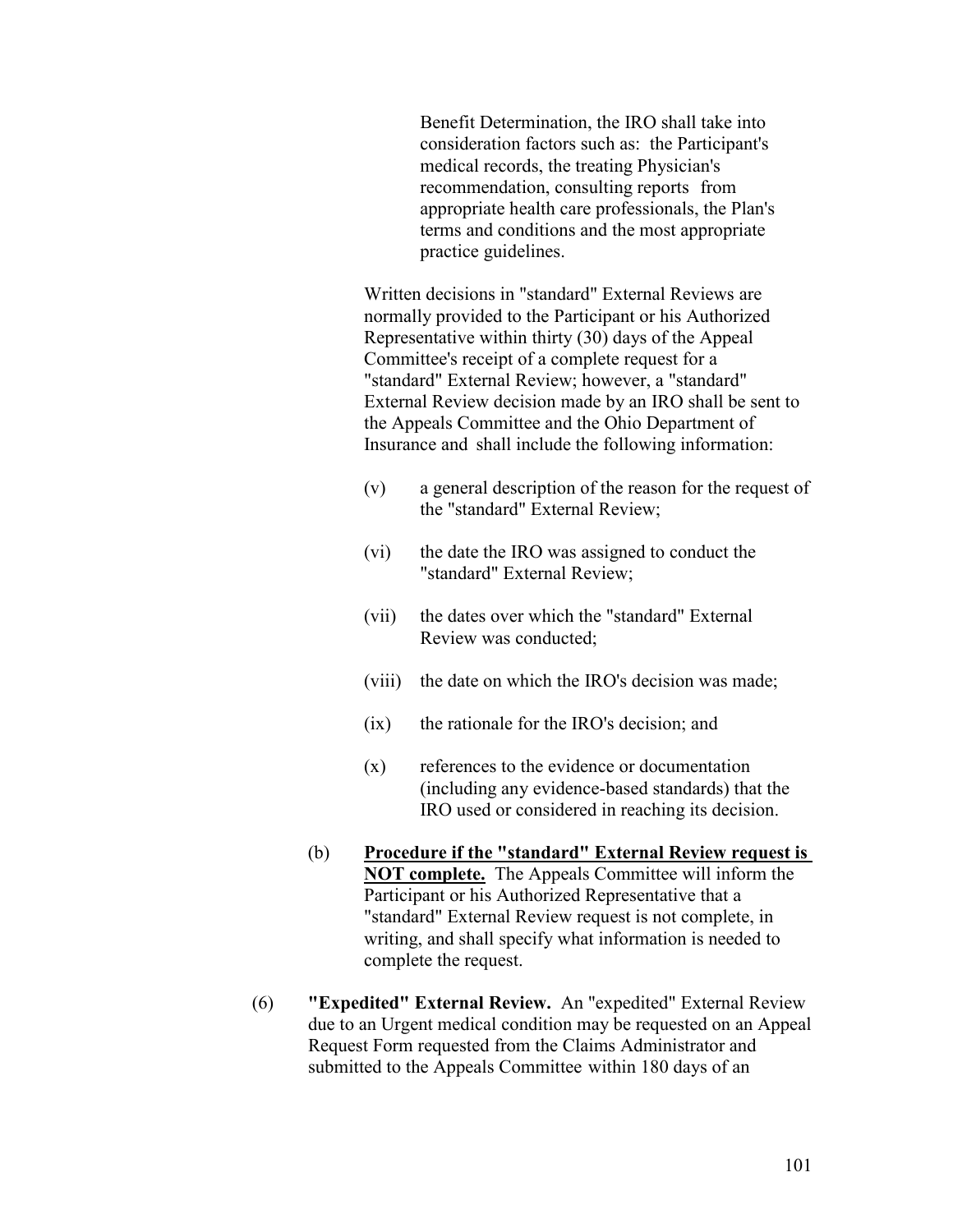Benefit Determination, the IRO shall take into consideration factors such as: the Participant's medical records, the treating Physician's recommendation, consulting reports from appropriate health care professionals, the Plan's terms and conditions and the most appropriate practice guidelines.

Written decisions in "standard" External Reviews are normally provided to the Participant or his Authorized Representative within thirty (30) days of the Appeal Committee's receipt of a complete request for a "standard" External Review; however, a "standard" External Review decision made by an IRO shall be sent to the Appeals Committee and the Ohio Department of Insurance and shall include the following information:

(v) a general description of the reason for the request of the "standard" External Review;

(vi) the date the IRO was assigned to conduct the "standard" External Review;

(vii) the dates over which the "standard" External Review was conducted;

(viii) the date on which the IRO's decision was made;

(ix) the rationale for the IRO's decision; and

(x) references to the evidence or documentation (including any evidence-based standards) that the IRO used or considered in reaching its decision.

(b) **Procedure if the "standard" External Review request is NOT complete.** The Appeals Committee will inform the Participant or his Authorized Representative that a "standard" External Review request is not complete, in writing, and shall specify what information is needed to complete the request.

(6) **"Expedited" External Review.** An "expedited" External Review due to an Urgent medical condition may be requested on an Appeal Request Form requested from the Claims Administrator and submitted to the Appeals Committee within 180 days of an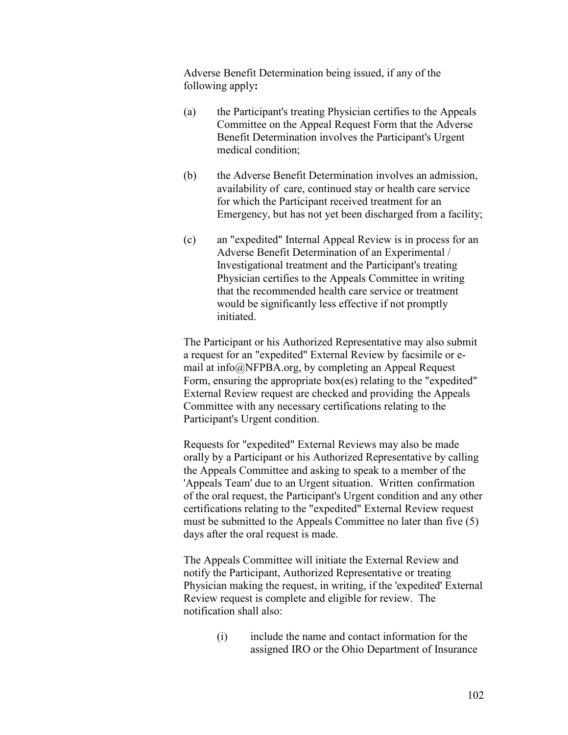Adverse Benefit Determination being issued, if any of the following apply**:**

(a) the Participant's treating Physician certifies to the Appeals Committee on the Appeal Request Form that the Adverse Benefit Determination involves the Participant's Urgent medical condition;

(b) the Adverse Benefit Determination involves an admission, availability of care, continued stay or health care service for which the Participant received treatment for an Emergency, but has not yet been discharged from a facility;

(c) an "expedited" Internal Appeal Review is in process for an Adverse Benefit Determination of an Experimental / Investigational treatment and the Participant's treating Physician certifies to the Appeals Committee in writing that the recommended health care service or treatment would be significantly less effective if not promptly initiated.

The Participant or his Authorized Representative may also submit a request for an "expedited" External Review by facsimile or e-mail at info@NFPBA.org, by completing an Appeal Request Form, ensuring the appropriate box(es) relating to the "expedited" External Review request are checked and providing the Appeals Committee with any necessary certifications relating to the Participant's Urgent condition.

Requests for "expedited" External Reviews may also be made orally by a Participant or his Authorized Representative by calling the Appeals Committee and asking to speak to a member of the 'Appeals Team' due to an Urgent situation. Written confirmation of the oral request, the Participant's Urgent condition and any other certifications relating to the "expedited" External Review request must be submitted to the Appeals Committee no later than five (5) days after the oral request is made.

The Appeals Committee will initiate the External Review and notify the Participant, Authorized Representative or treating Physician making the request, in writing, if the 'expedited' External Review request is complete and eligible for review. The notification shall also:

(i) include the name and contact information for the assigned IRO or the Ohio Department of Insurance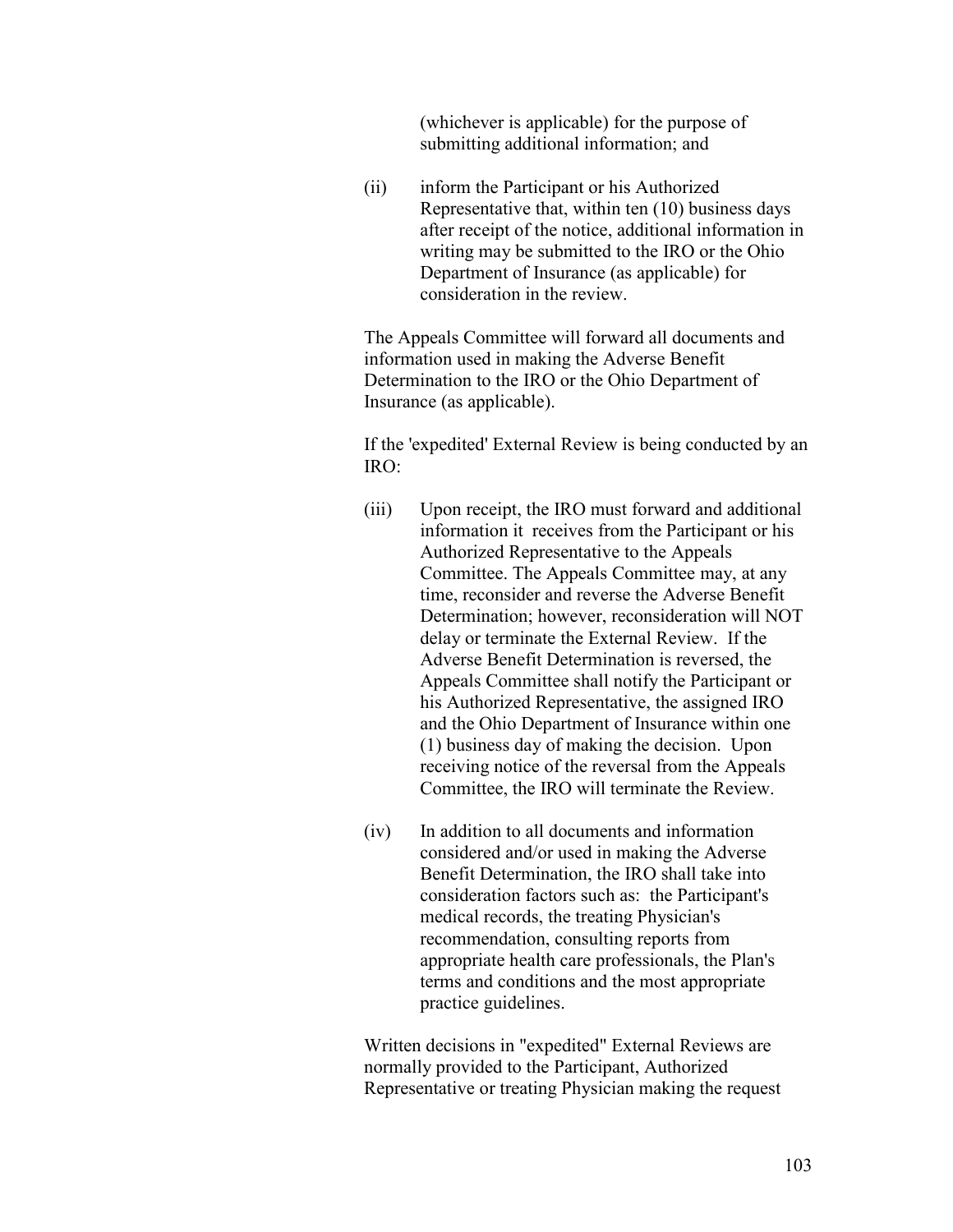(whichever is applicable) for the purpose of submitting additional information; and

(ii) inform the Participant or his Authorized Representative that, within ten (10) business days after receipt of the notice, additional information in writing may be submitted to the IRO or the Ohio Department of Insurance (as applicable) for consideration in the review.

The Appeals Committee will forward all documents and information used in making the Adverse Benefit Determination to the IRO or the Ohio Department of Insurance (as applicable).

If the 'expedited' External Review is being conducted by an IRO:

(iii) Upon receipt, the IRO must forward and additional information it receives from the Participant or his Authorized Representative to the Appeals Committee. The Appeals Committee may, at any time, reconsider and reverse the Adverse Benefit Determination; however, reconsideration will NOT delay or terminate the External Review. If the Adverse Benefit Determination is reversed, the Appeals Committee shall notify the Participant or his Authorized Representative, the assigned IRO and the Ohio Department of Insurance within one (1) business day of making the decision. Upon receiving notice of the reversal from the Appeals Committee, the IRO will terminate the Review.

(iv) In addition to all documents and information considered and/or used in making the Adverse Benefit Determination, the IRO shall take into consideration factors such as: the Participant's medical records, the treating Physician's recommendation, consulting reports from appropriate health care professionals, the Plan's terms and conditions and the most appropriate practice guidelines.

Written decisions in "expedited" External Reviews are normally provided to the Participant, Authorized Representative or treating Physician making the request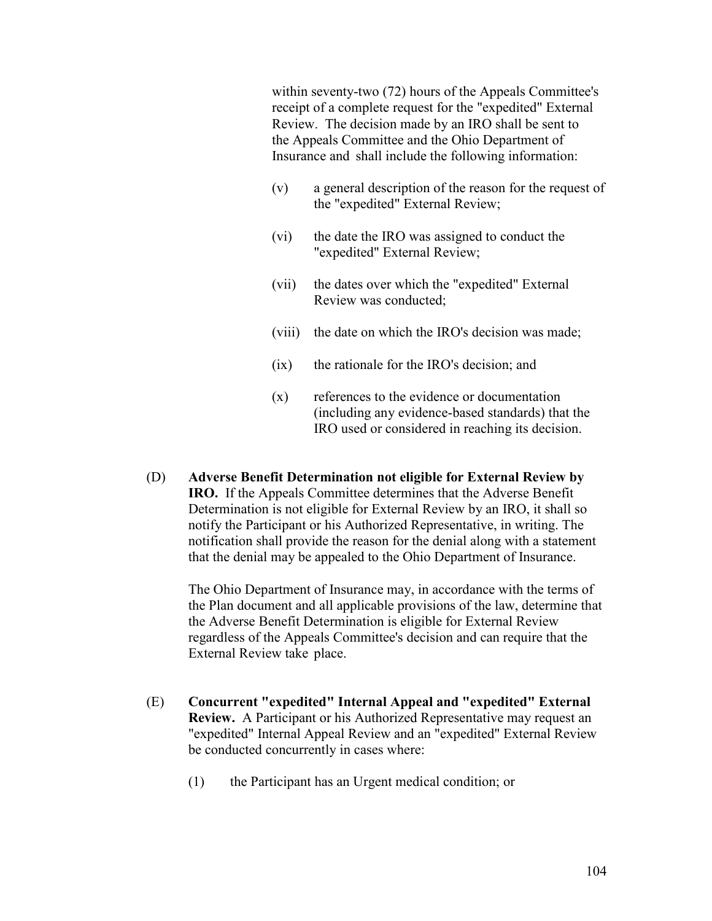within seventy-two (72) hours of the Appeals Committee's receipt of a complete request for the "expedited" External Review. The decision made by an IRO shall be sent to the Appeals Committee and the Ohio Department of Insurance and shall include the following information:

(v) a general description of the reason for the request of the "expedited" External Review;

(vi) the date the IRO was assigned to conduct the "expedited" External Review;

(vii) the dates over which the "expedited" External Review was conducted;

(viii) the date on which the IRO's decision was made;

(ix) the rationale for the IRO's decision; and

(x) references to the evidence or documentation (including any evidence-based standards) that the IRO used or considered in reaching its decision.

(D) **Adverse Benefit Determination not eligible for External Review by IRO.** If the Appeals Committee determines that the Adverse Benefit Determination is not eligible for External Review by an IRO, it shall so notify the Participant or his Authorized Representative, in writing. The notification shall provide the reason for the denial along with a statement that the denial may be appealed to the Ohio Department of Insurance.

The Ohio Department of Insurance may, in accordance with the terms of the Plan document and all applicable provisions of the law, determine that the Adverse Benefit Determination is eligible for External Review regardless of the Appeals Committee's decision and can require that the External Review take place.

(E) **Concurrent "expedited" Internal Appeal and "expedited" External Review.** A Participant or his Authorized Representative may request an "expedited" Internal Appeal Review and an "expedited" External Review be conducted concurrently in cases where:

(1) the Participant has an Urgent medical condition; or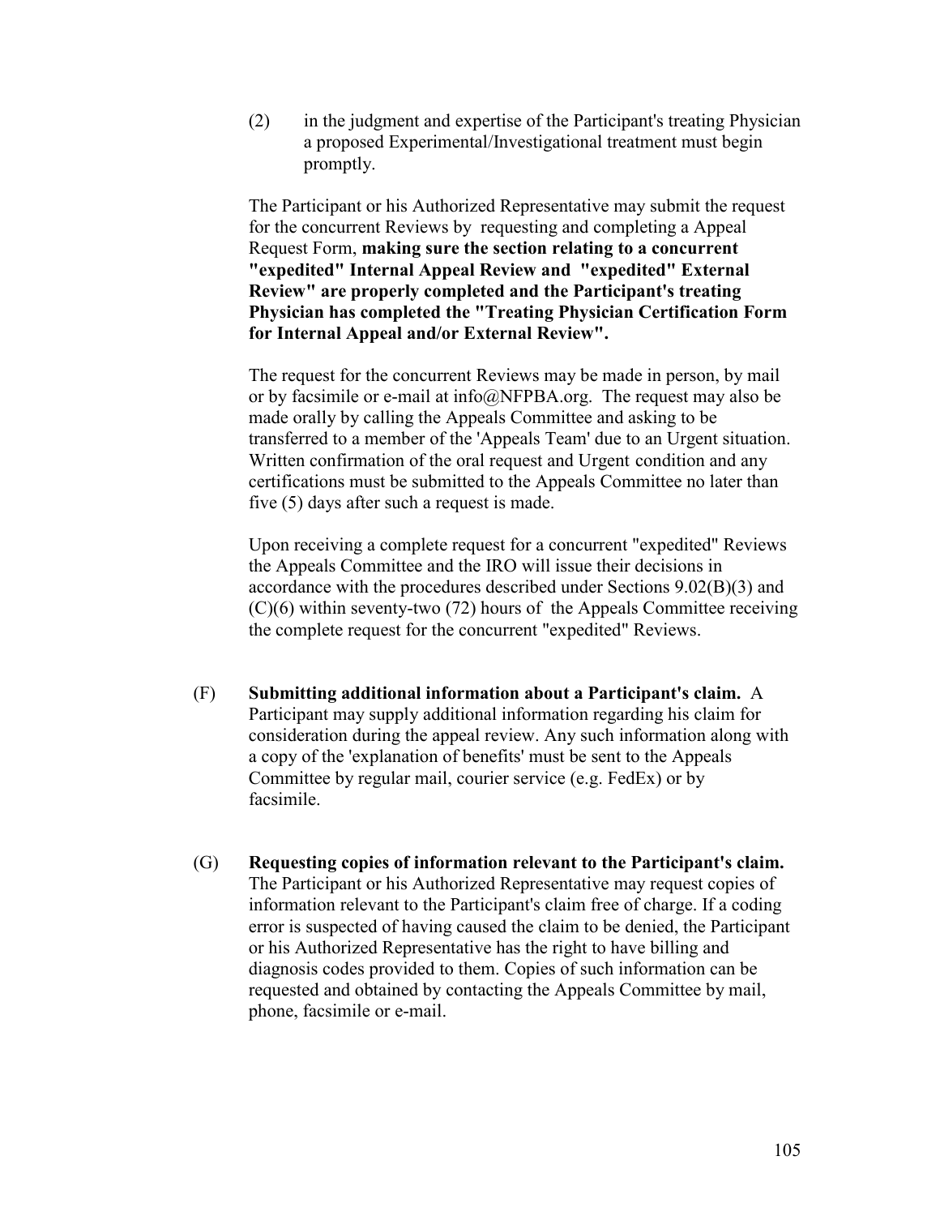(2) in the judgment and expertise of the Participant's treating Physician a proposed Experimental/Investigational treatment must begin promptly.

The Participant or his Authorized Representative may submit the request for the concurrent Reviews by requesting and completing a Appeal Request Form, **making sure the section relating to a concurrent "expedited" Internal Appeal Review and "expedited" External Review" are properly completed and the Participant's treating Physician has completed the "Treating Physician Certification Form for Internal Appeal and/or External Review".**

The request for the concurrent Reviews may be made in person, by mail or by facsimile or e-mail at info@NFPBA.org. The request may also be made orally by calling the Appeals Committee and asking to be transferred to a member of the 'Appeals Team' due to an Urgent situation. Written confirmation of the oral request and Urgent condition and any certifications must be submitted to the Appeals Committee no later than five (5) days after such a request is made.

Upon receiving a complete request for a concurrent "expedited" Reviews the Appeals Committee and the IRO will issue their decisions in accordance with the procedures described under Sections 9.02(B)(3) and (C)(6) within seventy-two (72) hours of the Appeals Committee receiving the complete request for the concurrent "expedited" Reviews.

(F) **Submitting additional information about a Participant's claim.** A Participant may supply additional information regarding his claim for consideration during the appeal review. Any such information along with a copy of the 'explanation of benefits' must be sent to the Appeals Committee by regular mail, courier service (e.g. FedEx) or by facsimile.

(G) **Requesting copies of information relevant to the Participant's claim.** The Participant or his Authorized Representative may request copies of information relevant to the Participant's claim free of charge. If a coding error is suspected of having caused the claim to be denied, the Participant or his Authorized Representative has the right to have billing and diagnosis codes provided to them. Copies of such information can be requested and obtained by contacting the Appeals Committee by mail, phone, facsimile or e-mail.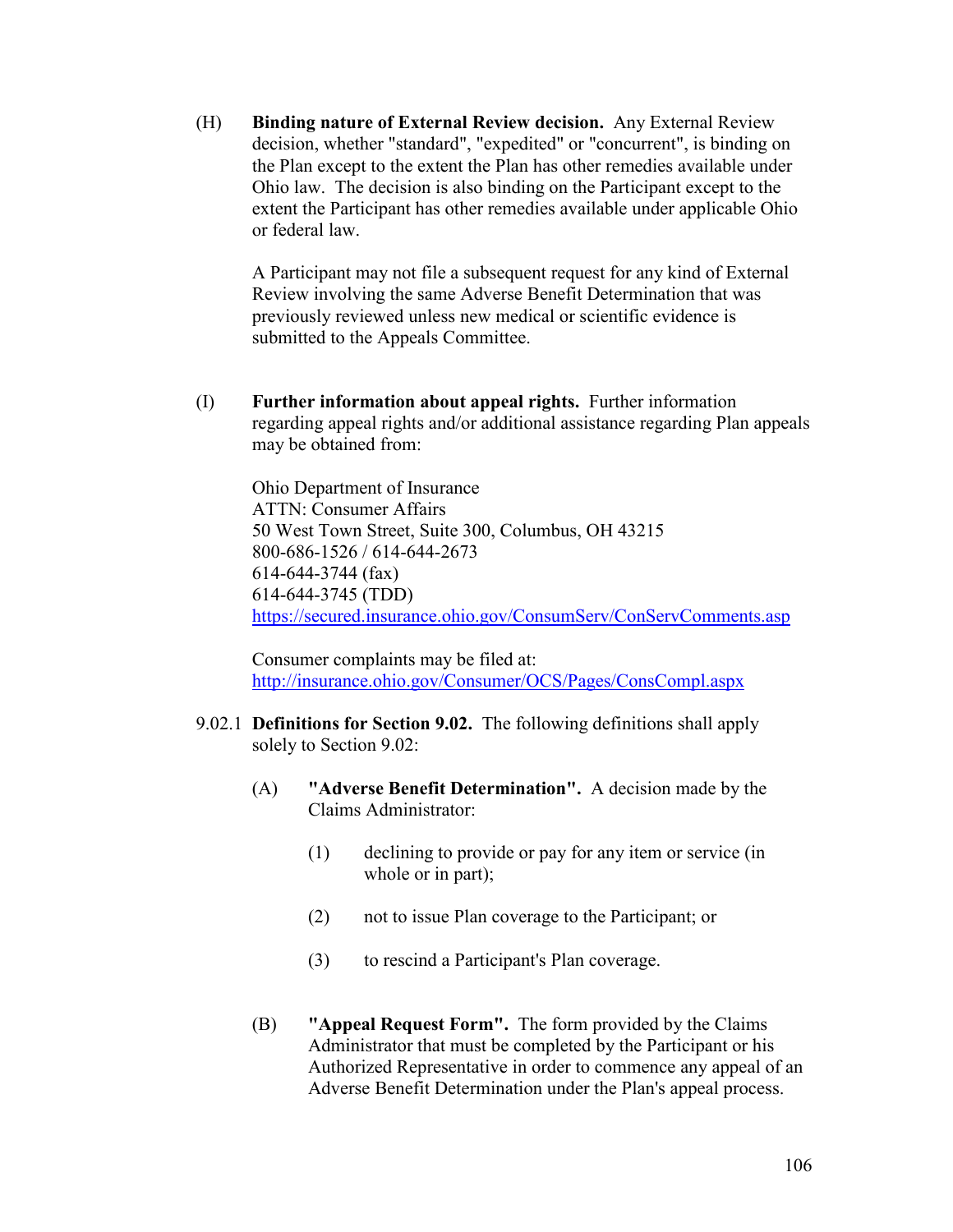(H) **Binding nature of External Review decision.** Any External Review decision, whether "standard", "expedited" or "concurrent", is binding on the Plan except to the extent the Plan has other remedies available under Ohio law. The decision is also binding on the Participant except to the extent the Participant has other remedies available under applicable Ohio or federal law.

A Participant may not file a subsequent request for any kind of External Review involving the same Adverse Benefit Determination that was previously reviewed unless new medical or scientific evidence is submitted to the Appeals Committee.

(I) **Further information about appeal rights.** Further information regarding appeal rights and/or additional assistance regarding Plan appeals may be obtained from:

Ohio Department of Insurance
ATTN: Consumer Affairs
50 West Town Street, Suite 300, Columbus, OH 43215
800-686-1526 / 614-644-2673
614-644-3744 (fax)
614-644-3745 (TDD)
https://secured.insurance.ohio.gov/ConsumServ/ConServComments.asp

Consumer complaints may be filed at:
http://insurance.ohio.gov/Consumer/OCS/Pages/ConsCompl.aspx

9.02.1 **Definitions for Section 9.02.** The following definitions shall apply solely to Section 9.02:

(A) **"Adverse Benefit Determination".** A decision made by the Claims Administrator:

(1) declining to provide or pay for any item or service (in whole or in part);

(2) not to issue Plan coverage to the Participant; or

(3) to rescind a Participant's Plan coverage.

(B) **"Appeal Request Form".** The form provided by the Claims Administrator that must be completed by the Participant or his Authorized Representative in order to commence any appeal of an Adverse Benefit Determination under the Plan's appeal process.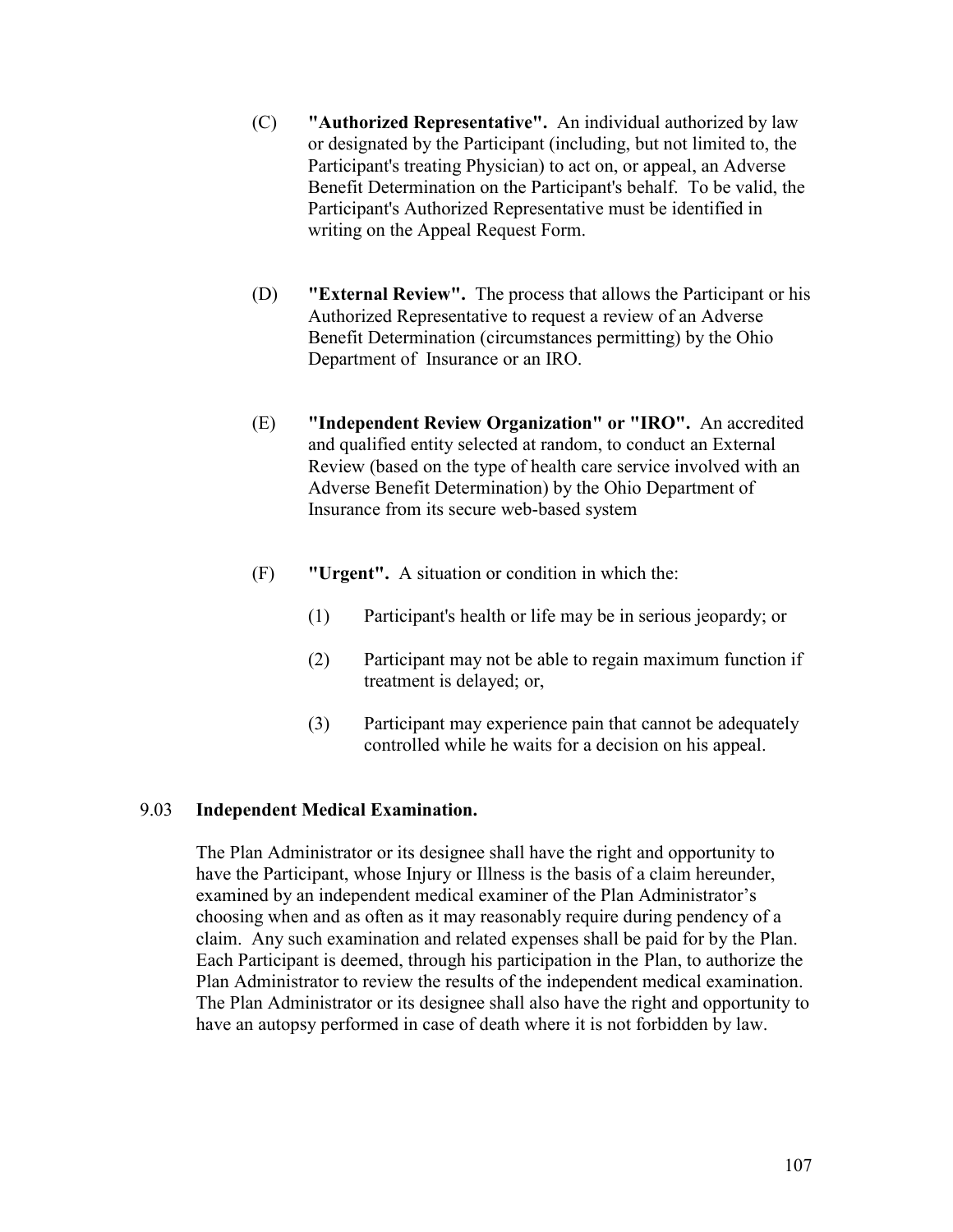(C) **"Authorized Representative".** An individual authorized by law or designated by the Participant (including, but not limited to, the Participant's treating Physician) to act on, or appeal, an Adverse Benefit Determination on the Participant's behalf. To be valid, the Participant's Authorized Representative must be identified in writing on the Appeal Request Form.

(D) **"External Review".** The process that allows the Participant or his Authorized Representative to request a review of an Adverse Benefit Determination (circumstances permitting) by the Ohio Department of Insurance or an IRO.

(E) **"Independent Review Organization" or "IRO".** An accredited and qualified entity selected at random, to conduct an External Review (based on the type of health care service involved with an Adverse Benefit Determination) by the Ohio Department of Insurance from its secure web-based system

(F) **"Urgent".** A situation or condition in which the:

(1) Participant's health or life may be in serious jeopardy; or

(2) Participant may not be able to regain maximum function if treatment is delayed; or,

(3) Participant may experience pain that cannot be adequately controlled while he waits for a decision on his appeal.

### 9.03 Independent Medical Examination.

The Plan Administrator or its designee shall have the right and opportunity to have the Participant, whose Injury or Illness is the basis of a claim hereunder, examined by an independent medical examiner of the Plan Administrator's choosing when and as often as it may reasonably require during pendency of a claim. Any such examination and related expenses shall be paid for by the Plan. Each Participant is deemed, through his participation in the Plan, to authorize the Plan Administrator to review the results of the independent medical examination. The Plan Administrator or its designee shall also have the right and opportunity to have an autopsy performed in case of death where it is not forbidden by law.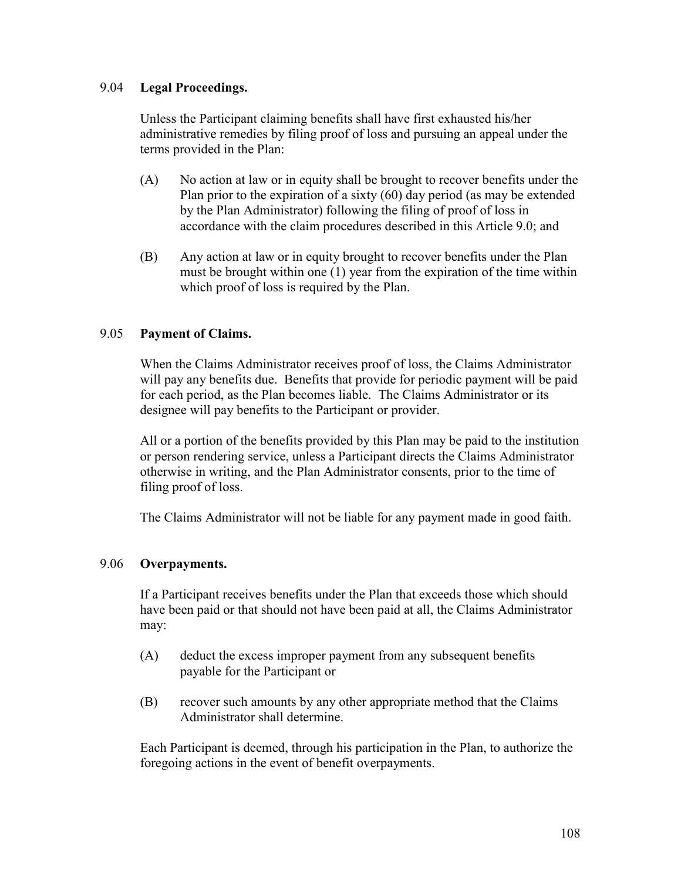### 9.04 **Legal Proceedings.**

Unless the Participant claiming benefits shall have first exhausted his/her administrative remedies by filing proof of loss and pursuing an appeal under the terms provided in the Plan:

(A) No action at law or in equity shall be brought to recover benefits under the Plan prior to the expiration of a sixty (60) day period (as may be extended by the Plan Administrator) following the filing of proof of loss in accordance with the claim procedures described in this Article 9.0; and

(B) Any action at law or in equity brought to recover benefits under the Plan must be brought within one (1) year from the expiration of the time within which proof of loss is required by the Plan.

### 9.05 **Payment of Claims.**

When the Claims Administrator receives proof of loss, the Claims Administrator will pay any benefits due. Benefits that provide for periodic payment will be paid for each period, as the Plan becomes liable. The Claims Administrator or its designee will pay benefits to the Participant or provider.

All or a portion of the benefits provided by this Plan may be paid to the institution or person rendering service, unless a Participant directs the Claims Administrator otherwise in writing, and the Plan Administrator consents, prior to the time of filing proof of loss.

The Claims Administrator will not be liable for any payment made in good faith.

### 9.06 **Overpayments.**

If a Participant receives benefits under the Plan that exceeds those which should have been paid or that should not have been paid at all, the Claims Administrator may:

(A) deduct the excess improper payment from any subsequent benefits payable for the Participant or

(B) recover such amounts by any other appropriate method that the Claims Administrator shall determine.

Each Participant is deemed, through his participation in the Plan, to authorize the foregoing actions in the event of benefit overpayments.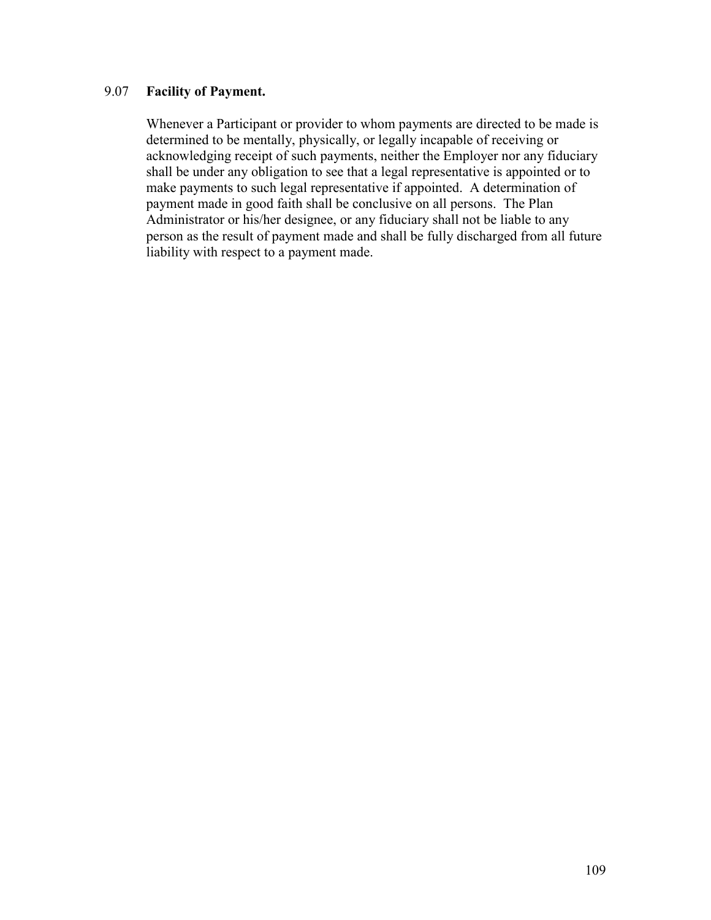### 9.07 **Facility of Payment.**

Whenever a Participant or provider to whom payments are directed to be made is determined to be mentally, physically, or legally incapable of receiving or acknowledging receipt of such payments, neither the Employer nor any fiduciary shall be under any obligation to see that a legal representative is appointed or to make payments to such legal representative if appointed. A determination of payment made in good faith shall be conclusive on all persons. The Plan Administrator or his/her designee, or any fiduciary shall not be liable to any person as the result of payment made and shall be fully discharged from all future liability with respect to a payment made.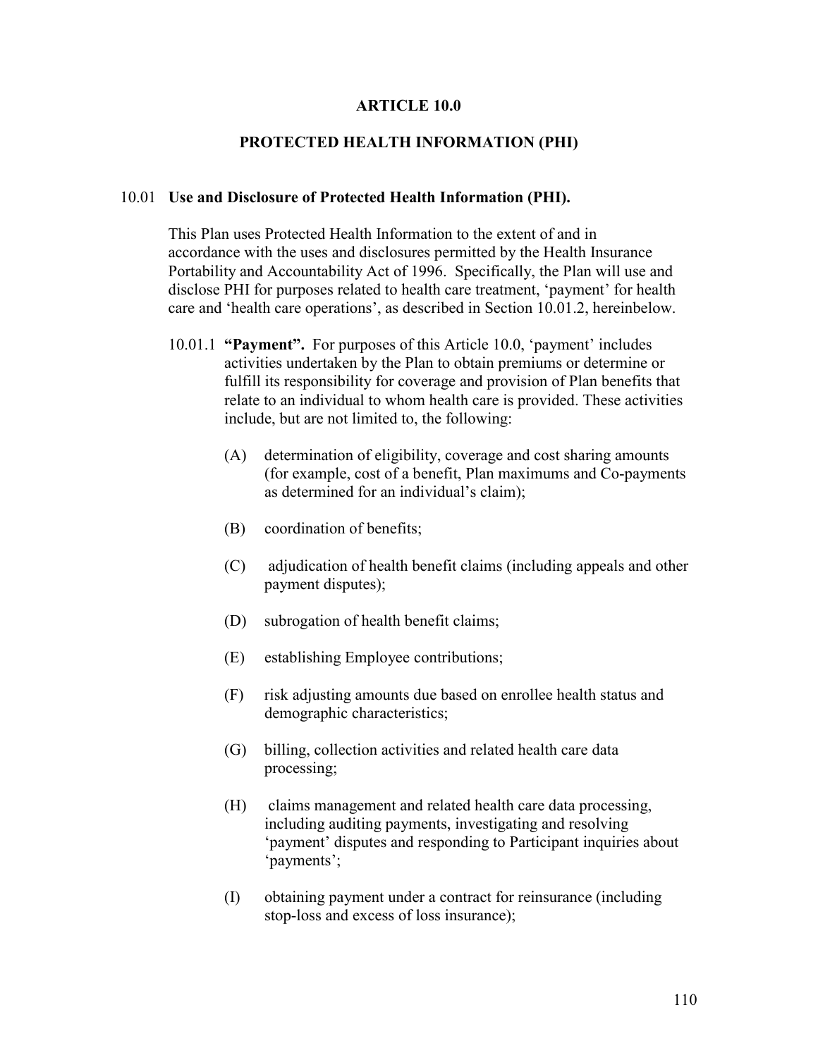# ARTICLE 10.0

## PROTECTED HEALTH INFORMATION (PHI)

### 10.01 Use and Disclosure of Protected Health Information (PHI).

This Plan uses Protected Health Information to the extent of and in accordance with the uses and disclosures permitted by the Health Insurance Portability and Accountability Act of 1996. Specifically, the Plan will use and disclose PHI for purposes related to health care treatment, 'payment' for health care and 'health care operations', as described in Section 10.01.2, hereinbelow.

10.01.1 **"Payment".** For purposes of this Article 10.0, 'payment' includes activities undertaken by the Plan to obtain premiums or determine or fulfill its responsibility for coverage and provision of Plan benefits that relate to an individual to whom health care is provided. These activities include, but are not limited to, the following:

(A) determination of eligibility, coverage and cost sharing amounts (for example, cost of a benefit, Plan maximums and Co-payments as determined for an individual's claim);

(B) coordination of benefits;

(C) adjudication of health benefit claims (including appeals and other payment disputes);

(D) subrogation of health benefit claims;

(E) establishing Employee contributions;

(F) risk adjusting amounts due based on enrollee health status and demographic characteristics;

(G) billing, collection activities and related health care data processing;

(H) claims management and related health care data processing, including auditing payments, investigating and resolving 'payment' disputes and responding to Participant inquiries about 'payments';

(I) obtaining payment under a contract for reinsurance (including stop-loss and excess of loss insurance);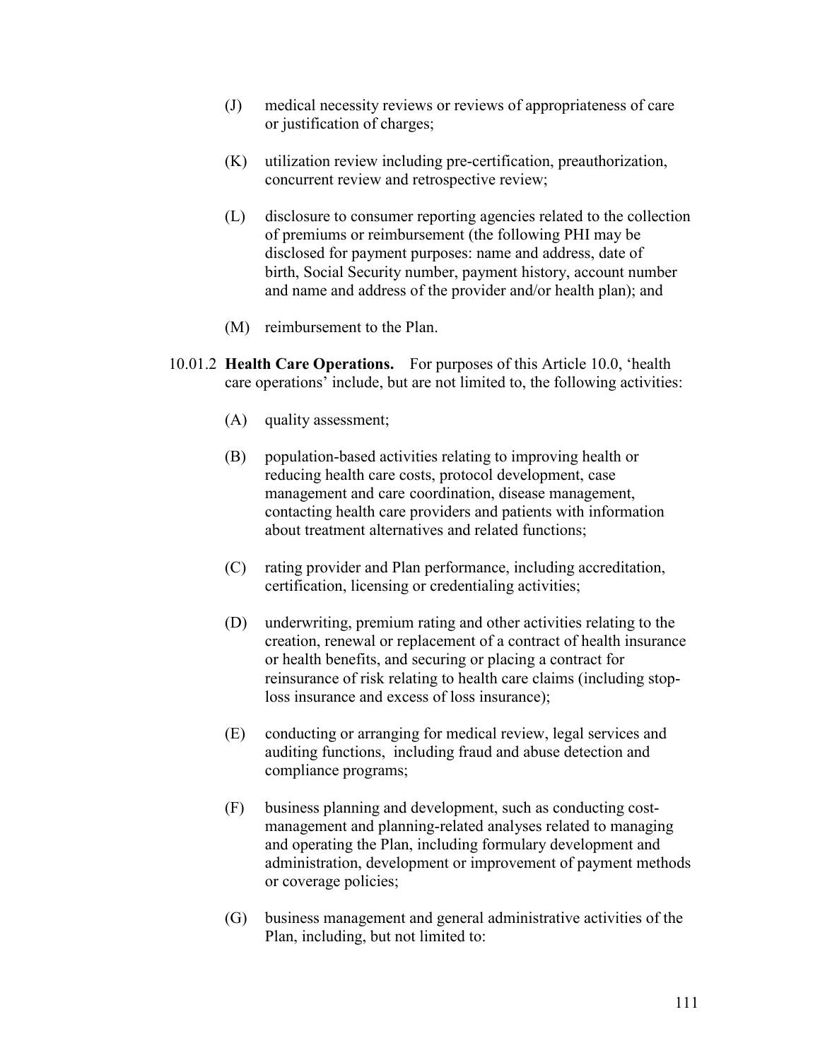(J) medical necessity reviews or reviews of appropriateness of care or justification of charges;

(K) utilization review including pre-certification, preauthorization, concurrent review and retrospective review;

(L) disclosure to consumer reporting agencies related to the collection of premiums or reimbursement (the following PHI may be disclosed for payment purposes: name and address, date of birth, Social Security number, payment history, account number and name and address of the provider and/or health plan); and

(M) reimbursement to the Plan.

10.01.2 **Health Care Operations.** For purposes of this Article 10.0, 'health care operations' include, but are not limited to, the following activities:

(A) quality assessment;

(B) population-based activities relating to improving health or reducing health care costs, protocol development, case management and care coordination, disease management, contacting health care providers and patients with information about treatment alternatives and related functions;

(C) rating provider and Plan performance, including accreditation, certification, licensing or credentialing activities;

(D) underwriting, premium rating and other activities relating to the creation, renewal or replacement of a contract of health insurance or health benefits, and securing or placing a contract for reinsurance of risk relating to health care claims (including stop-loss insurance and excess of loss insurance);

(E) conducting or arranging for medical review, legal services and auditing functions, including fraud and abuse detection and compliance programs;

(F) business planning and development, such as conducting cost-management and planning-related analyses related to managing and operating the Plan, including formulary development and administration, development or improvement of payment methods or coverage policies;

(G) business management and general administrative activities of the Plan, including, but not limited to: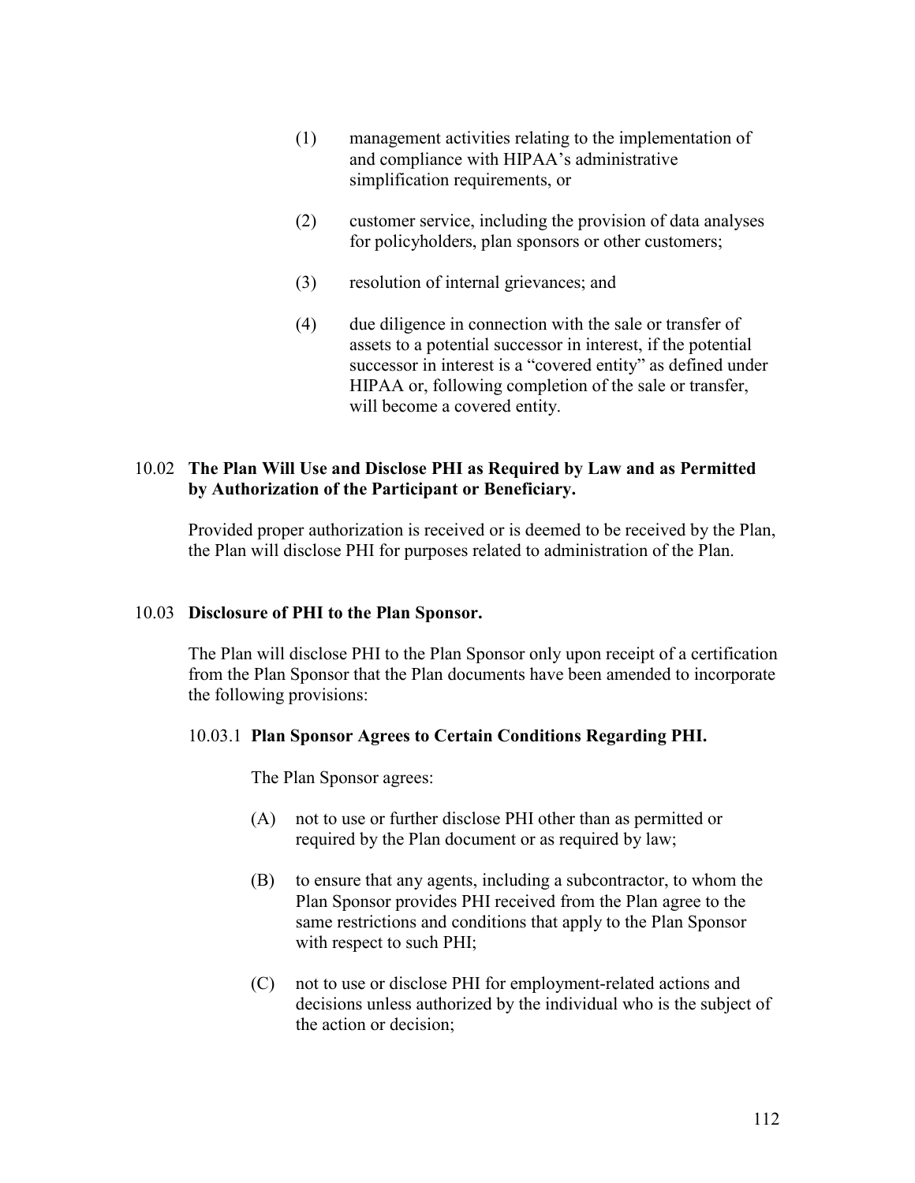(1) management activities relating to the implementation of and compliance with HIPAA's administrative simplification requirements, or

(2) customer service, including the provision of data analyses for policyholders, plan sponsors or other customers;

(3) resolution of internal grievances; and

(4) due diligence in connection with the sale or transfer of assets to a potential successor in interest, if the potential successor in interest is a "covered entity" as defined under HIPAA or, following completion of the sale or transfer, will become a covered entity.

### 10.02 The Plan Will Use and Disclose PHI as Required by Law and as Permitted by Authorization of the Participant or Beneficiary.

Provided proper authorization is received or is deemed to be received by the Plan, the Plan will disclose PHI for purposes related to administration of the Plan.

### 10.03 Disclosure of PHI to the Plan Sponsor.

The Plan will disclose PHI to the Plan Sponsor only upon receipt of a certification from the Plan Sponsor that the Plan documents have been amended to incorporate the following provisions:

#### 10.03.1 Plan Sponsor Agrees to Certain Conditions Regarding PHI.

The Plan Sponsor agrees:

(A) not to use or further disclose PHI other than as permitted or required by the Plan document or as required by law;

(B) to ensure that any agents, including a subcontractor, to whom the Plan Sponsor provides PHI received from the Plan agree to the same restrictions and conditions that apply to the Plan Sponsor with respect to such PHI;

(C) not to use or disclose PHI for employment-related actions and decisions unless authorized by the individual who is the subject of the action or decision;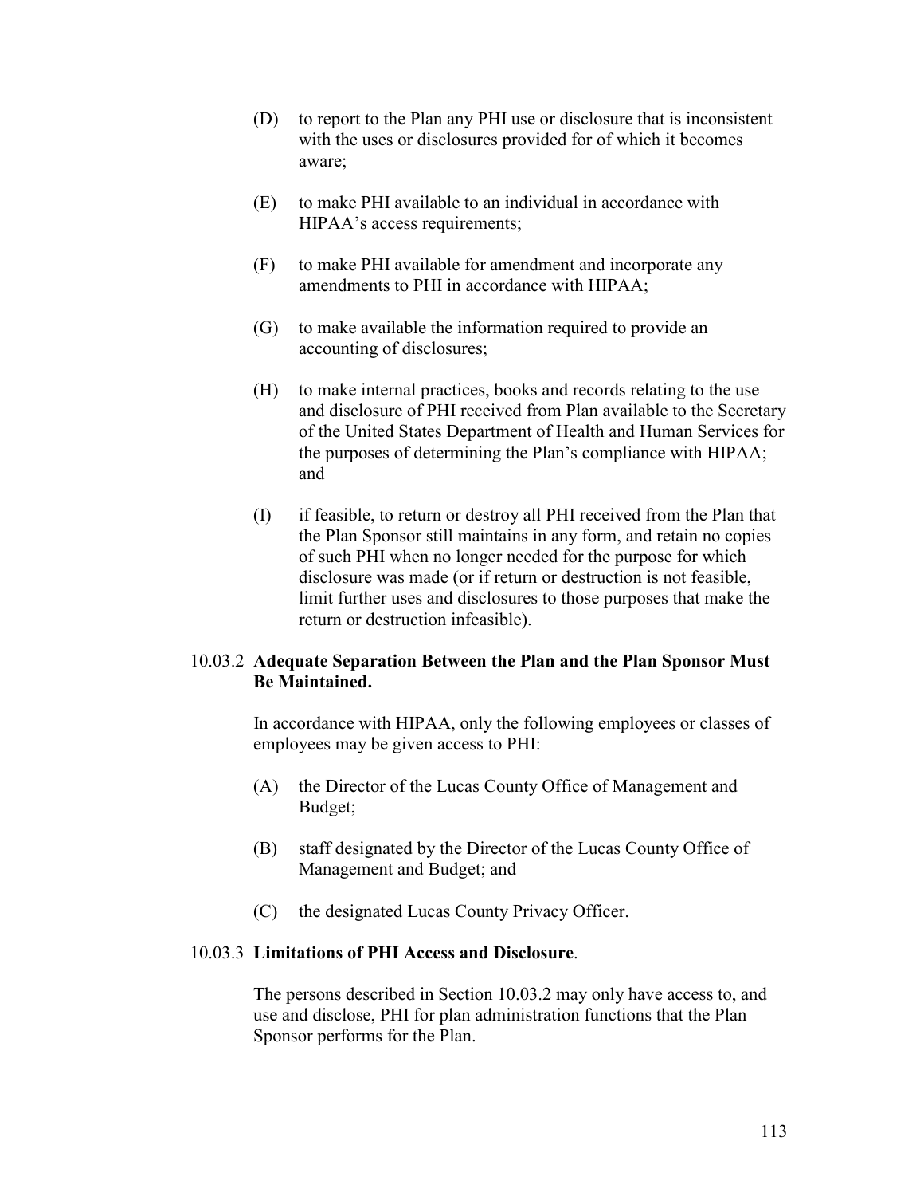(D) to report to the Plan any PHI use or disclosure that is inconsistent with the uses or disclosures provided for of which it becomes aware;

(E) to make PHI available to an individual in accordance with HIPAA's access requirements;

(F) to make PHI available for amendment and incorporate any amendments to PHI in accordance with HIPAA;

(G) to make available the information required to provide an accounting of disclosures;

(H) to make internal practices, books and records relating to the use and disclosure of PHI received from Plan available to the Secretary of the United States Department of Health and Human Services for the purposes of determining the Plan's compliance with HIPAA; and

(I) if feasible, to return or destroy all PHI received from the Plan that the Plan Sponsor still maintains in any form, and retain no copies of such PHI when no longer needed for the purpose for which disclosure was made (or if return or destruction is not feasible, limit further uses and disclosures to those purposes that make the return or destruction infeasible).

10.03.2 **Adequate Separation Between the Plan and the Plan Sponsor Must Be Maintained.**

In accordance with HIPAA, only the following employees or classes of employees may be given access to PHI:

(A) the Director of the Lucas County Office of Management and Budget;

(B) staff designated by the Director of the Lucas County Office of Management and Budget; and

(C) the designated Lucas County Privacy Officer.

10.03.3 **Limitations of PHI Access and Disclosure**.

The persons described in Section 10.03.2 may only have access to, and use and disclose, PHI for plan administration functions that the Plan Sponsor performs for the Plan.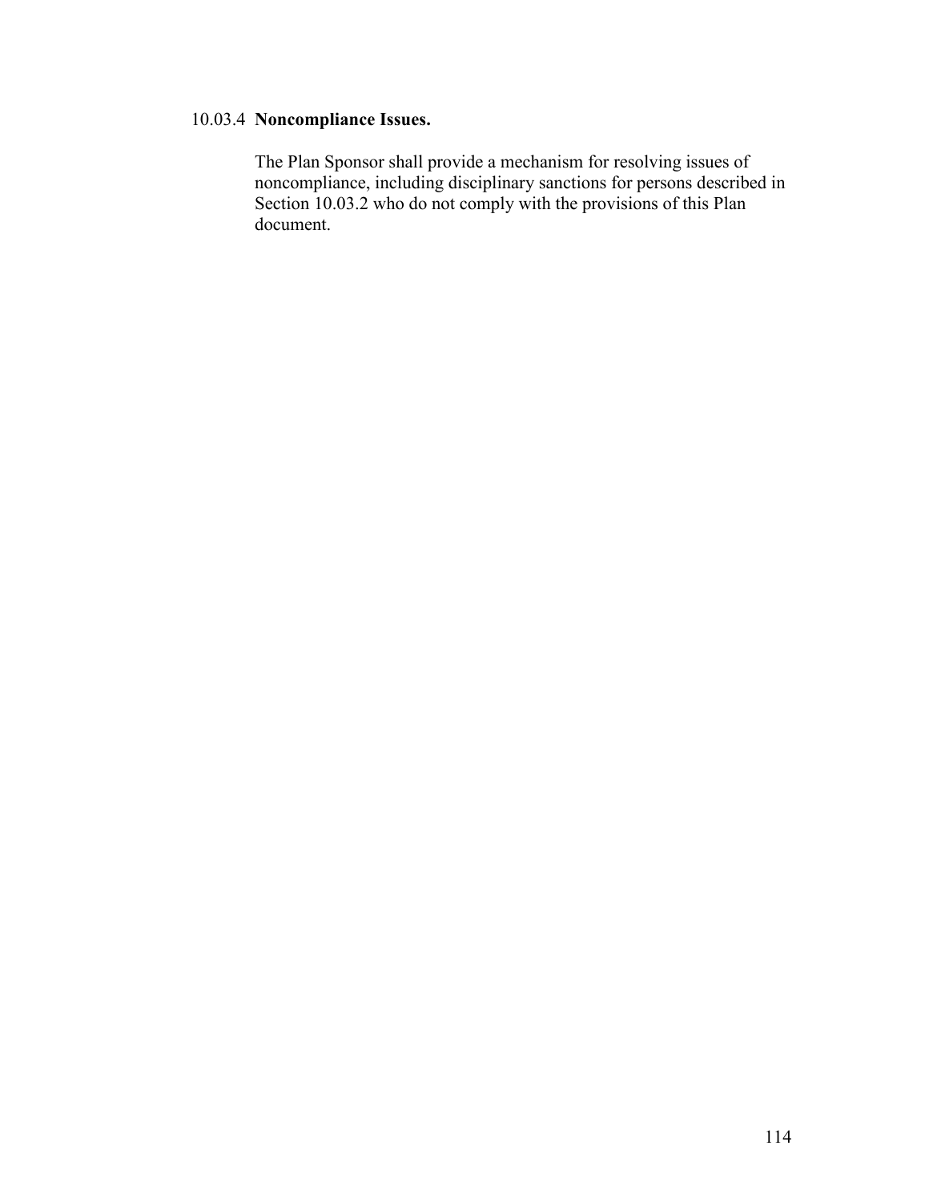#### 10.03.4 **Noncompliance Issues.**

The Plan Sponsor shall provide a mechanism for resolving issues of noncompliance, including disciplinary sanctions for persons described in Section 10.03.2 who do not comply with the provisions of this Plan document.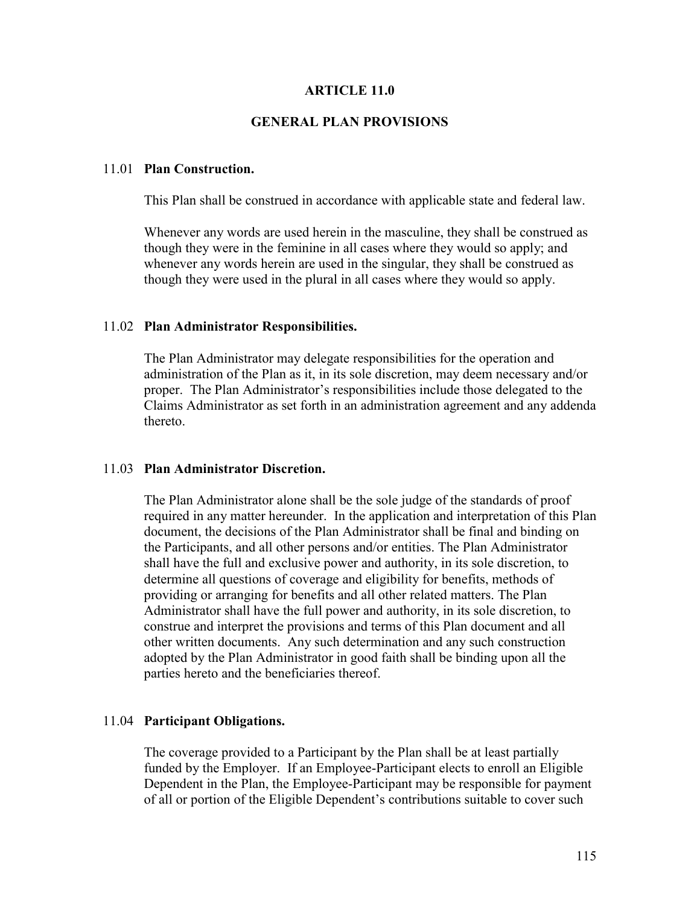# ARTICLE 11.0

## GENERAL PLAN PROVISIONS

### 11.01 Plan Construction.

This Plan shall be construed in accordance with applicable state and federal law.

Whenever any words are used herein in the masculine, they shall be construed as though they were in the feminine in all cases where they would so apply; and whenever any words herein are used in the singular, they shall be construed as though they were used in the plural in all cases where they would so apply.

### 11.02 Plan Administrator Responsibilities.

The Plan Administrator may delegate responsibilities for the operation and administration of the Plan as it, in its sole discretion, may deem necessary and/or proper. The Plan Administrator's responsibilities include those delegated to the Claims Administrator as set forth in an administration agreement and any addenda thereto.

### 11.03 Plan Administrator Discretion.

The Plan Administrator alone shall be the sole judge of the standards of proof required in any matter hereunder. In the application and interpretation of this Plan document, the decisions of the Plan Administrator shall be final and binding on the Participants, and all other persons and/or entities. The Plan Administrator shall have the full and exclusive power and authority, in its sole discretion, to determine all questions of coverage and eligibility for benefits, methods of providing or arranging for benefits and all other related matters. The Plan Administrator shall have the full power and authority, in its sole discretion, to construe and interpret the provisions and terms of this Plan document and all other written documents. Any such determination and any such construction adopted by the Plan Administrator in good faith shall be binding upon all the parties hereto and the beneficiaries thereof.

### 11.04 Participant Obligations.

The coverage provided to a Participant by the Plan shall be at least partially funded by the Employer. If an Employee-Participant elects to enroll an Eligible Dependent in the Plan, the Employee-Participant may be responsible for payment of all or portion of the Eligible Dependent's contributions suitable to cover such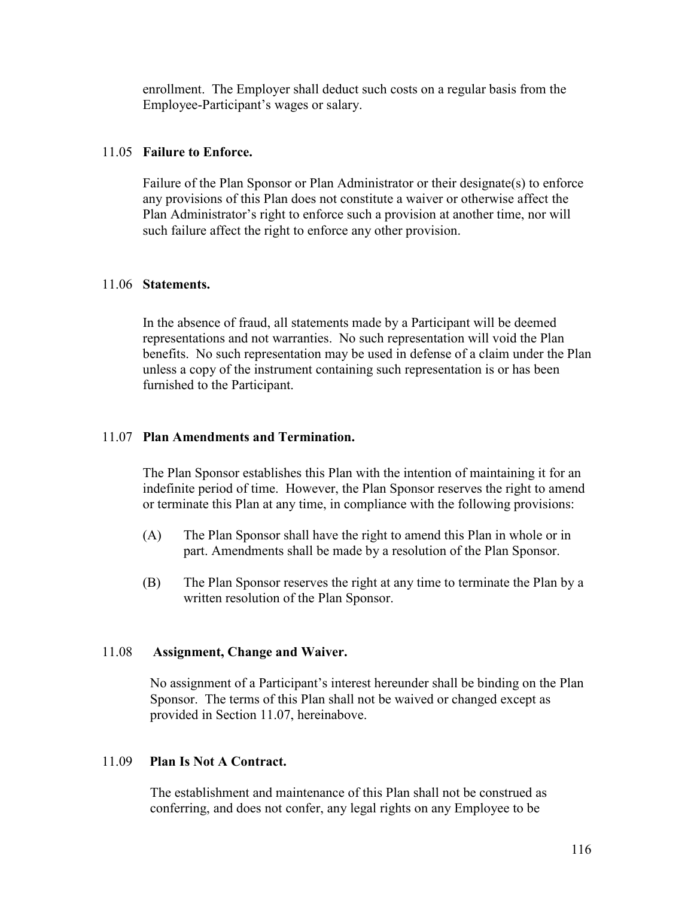enrollment. The Employer shall deduct such costs on a regular basis from the Employee-Participant's wages or salary.

### 11.05 **Failure to Enforce.**

Failure of the Plan Sponsor or Plan Administrator or their designate(s) to enforce any provisions of this Plan does not constitute a waiver or otherwise affect the Plan Administrator's right to enforce such a provision at another time, nor will such failure affect the right to enforce any other provision.

### 11.06 **Statements.**

In the absence of fraud, all statements made by a Participant will be deemed representations and not warranties. No such representation will void the Plan benefits. No such representation may be used in defense of a claim under the Plan unless a copy of the instrument containing such representation is or has been furnished to the Participant.

### 11.07 **Plan Amendments and Termination.**

The Plan Sponsor establishes this Plan with the intention of maintaining it for an indefinite period of time. However, the Plan Sponsor reserves the right to amend or terminate this Plan at any time, in compliance with the following provisions:

(A) The Plan Sponsor shall have the right to amend this Plan in whole or in part. Amendments shall be made by a resolution of the Plan Sponsor.

(B) The Plan Sponsor reserves the right at any time to terminate the Plan by a written resolution of the Plan Sponsor.

### 11.08 **Assignment, Change and Waiver.**

No assignment of a Participant's interest hereunder shall be binding on the Plan Sponsor. The terms of this Plan shall not be waived or changed except as provided in Section 11.07, hereinabove.

### 11.09 **Plan Is Not A Contract.**

The establishment and maintenance of this Plan shall not be construed as conferring, and does not confer, any legal rights on any Employee to be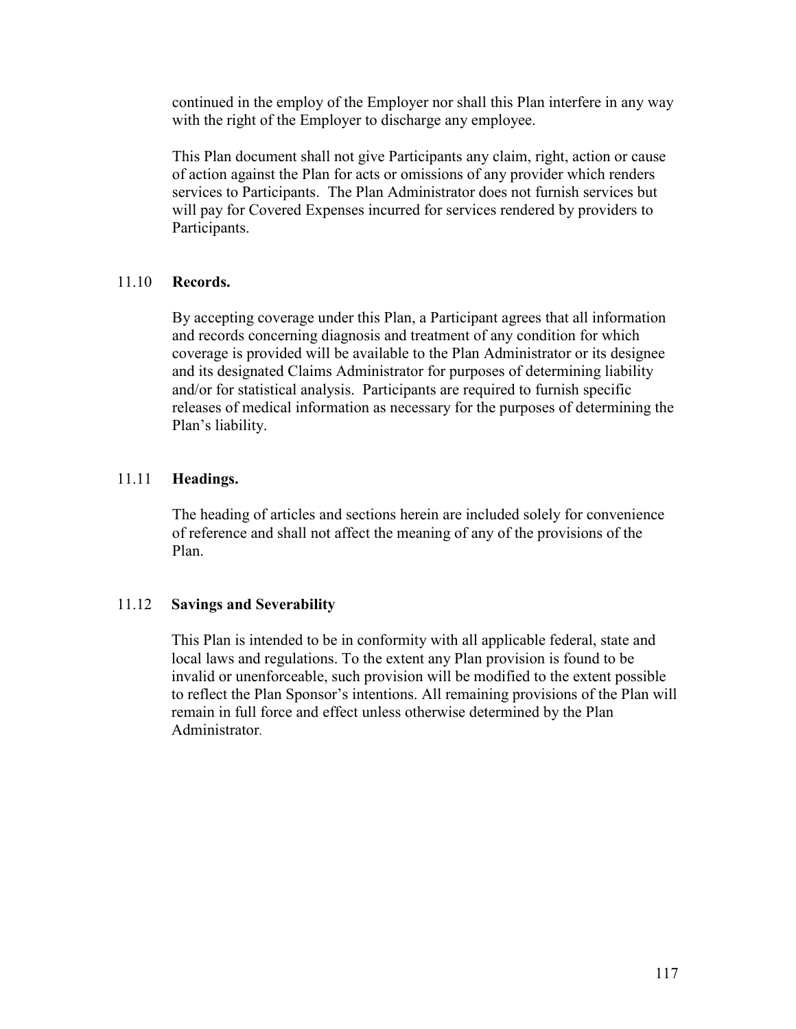continued in the employ of the Employer nor shall this Plan interfere in any way with the right of the Employer to discharge any employee.

This Plan document shall not give Participants any claim, right, action or cause of action against the Plan for acts or omissions of any provider which renders services to Participants. The Plan Administrator does not furnish services but will pay for Covered Expenses incurred for services rendered by providers to Participants.

### 11.10 **Records.**

By accepting coverage under this Plan, a Participant agrees that all information and records concerning diagnosis and treatment of any condition for which coverage is provided will be available to the Plan Administrator or its designee and its designated Claims Administrator for purposes of determining liability and/or for statistical analysis. Participants are required to furnish specific releases of medical information as necessary for the purposes of determining the Plan's liability.

### 11.11 **Headings.**

The heading of articles and sections herein are included solely for convenience of reference and shall not affect the meaning of any of the provisions of the Plan.

### 11.12 **Savings and Severability**

This Plan is intended to be in conformity with all applicable federal, state and local laws and regulations. To the extent any Plan provision is found to be invalid or unenforceable, such provision will be modified to the extent possible to reflect the Plan Sponsor's intentions. All remaining provisions of the Plan will remain in full force and effect unless otherwise determined by the Plan Administrator.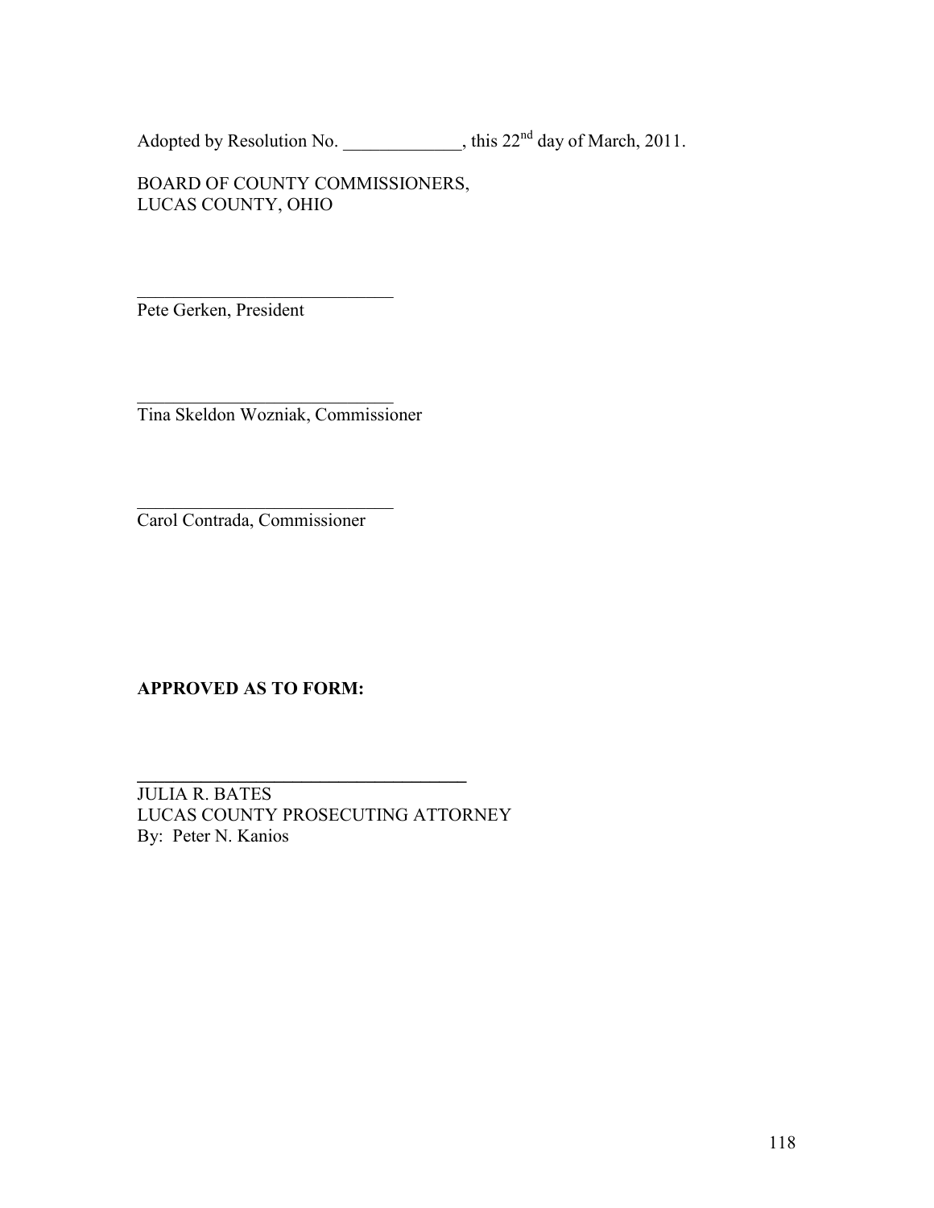Adopted by Resolution No. _____________, this 22nd day of March, 2011.

BOARD OF COUNTY COMMISSIONERS,
LUCAS COUNTY, OHIO

_____________________________
Pete Gerken, President

_____________________________
Tina Skeldon Wozniak, Commissioner

_____________________________
Carol Contrada, Commissioner

**APPROVED AS TO FORM:**

_____________________________________
JULIA R. BATES
LUCAS COUNTY PROSECUTING ATTORNEY
By: Peter N. Kanios